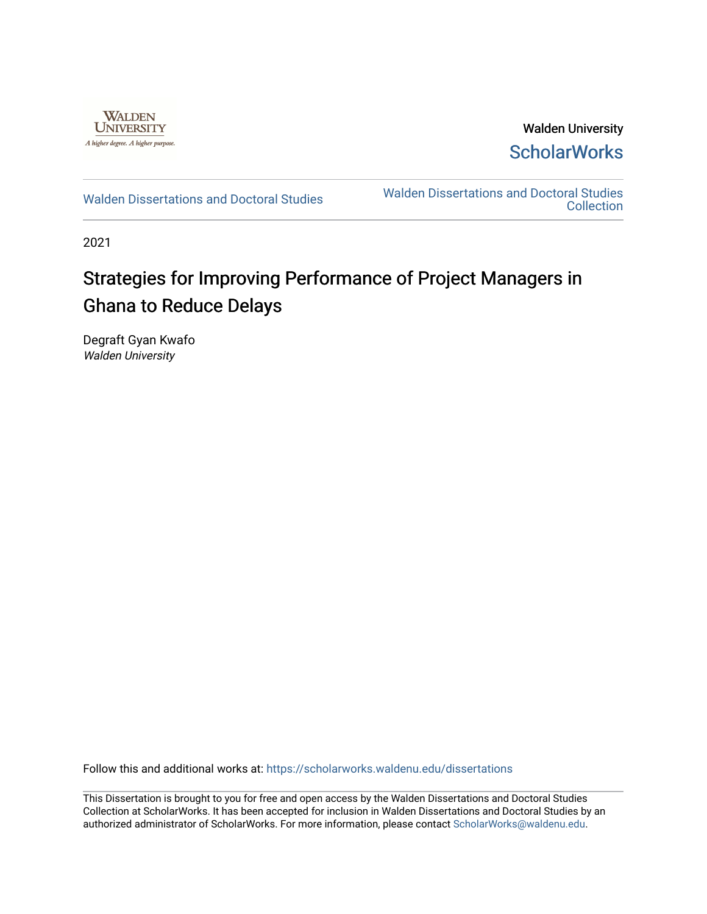Walden University

ScholarWorks

Walden Dissertations and Doctoral Studies

Walden Dissertations and Doctoral Studies Collection

2021

# Strategies for Improving Performance of Project Managers in Ghana to Reduce Delays

Degraft Gyan Kwafo

*Walden University*

Follow this and additional works at: https://scholarworks.waldenu.edu/dissertations

This Dissertation is brought to you for free and open access by the Walden Dissertations and Doctoral Studies Collection at ScholarWorks. It has been accepted for inclusion in Walden Dissertations and Doctoral Studies by an authorized administrator of ScholarWorks. For more information, please contact ScholarWorks@waldenu.edu.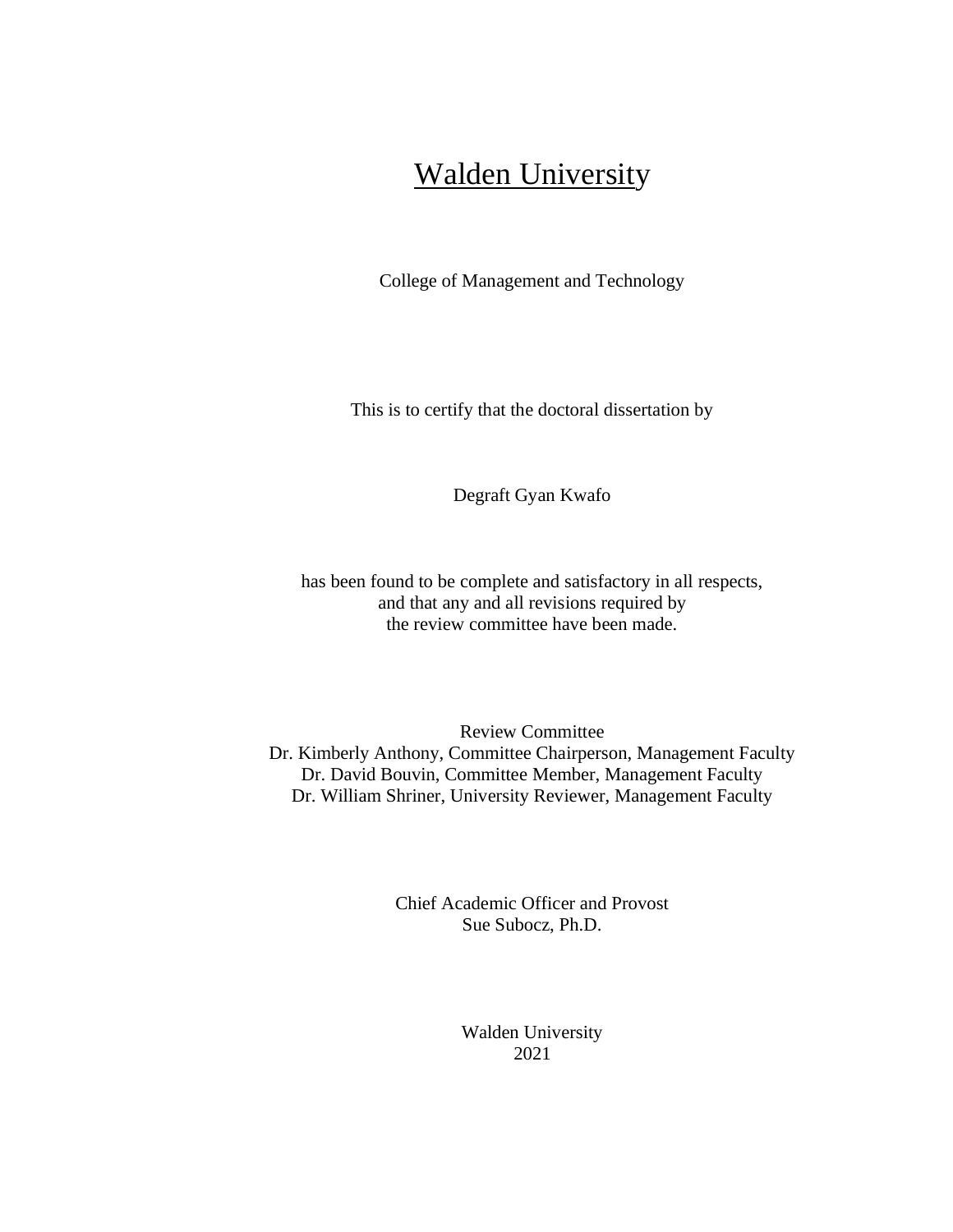# Walden University

College of Management and Technology

This is to certify that the doctoral dissertation by

Degraft Gyan Kwafo

has been found to be complete and satisfactory in all respects,
and that any and all revisions required by
the review committee have been made.

Review Committee
Dr. Kimberly Anthony, Committee Chairperson, Management Faculty
Dr. David Bouvin, Committee Member, Management Faculty
Dr. William Shriner, University Reviewer, Management Faculty

Chief Academic Officer and Provost
Sue Subocz, Ph.D.

Walden University
2021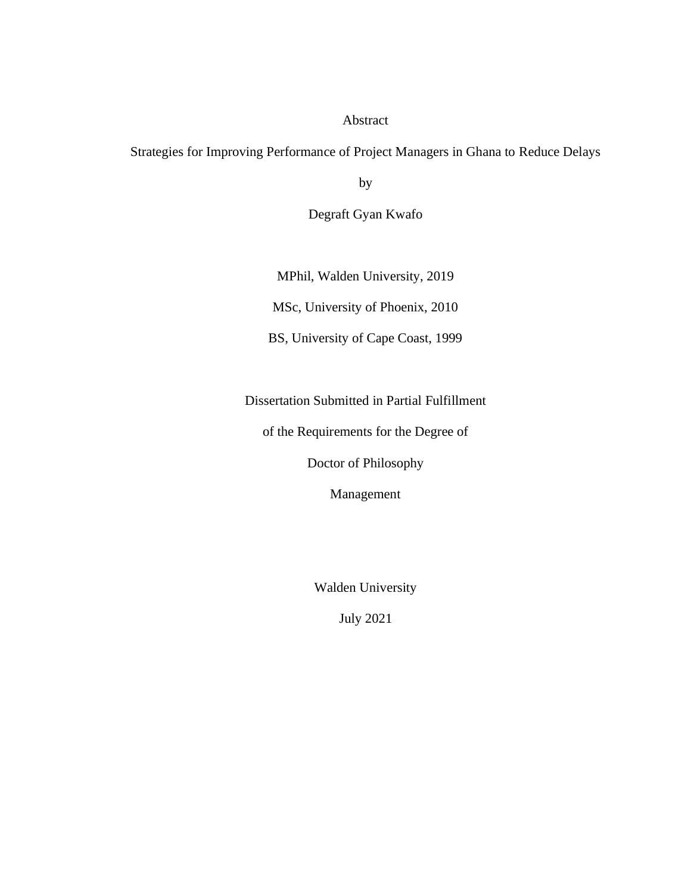Abstract

Strategies for Improving Performance of Project Managers in Ghana to Reduce Delays

by

Degraft Gyan Kwafo

MPhil, Walden University, 2019

MSc, University of Phoenix, 2010

BS, University of Cape Coast, 1999

Dissertation Submitted in Partial Fulfillment

of the Requirements for the Degree of

Doctor of Philosophy

Management

Walden University

July 2021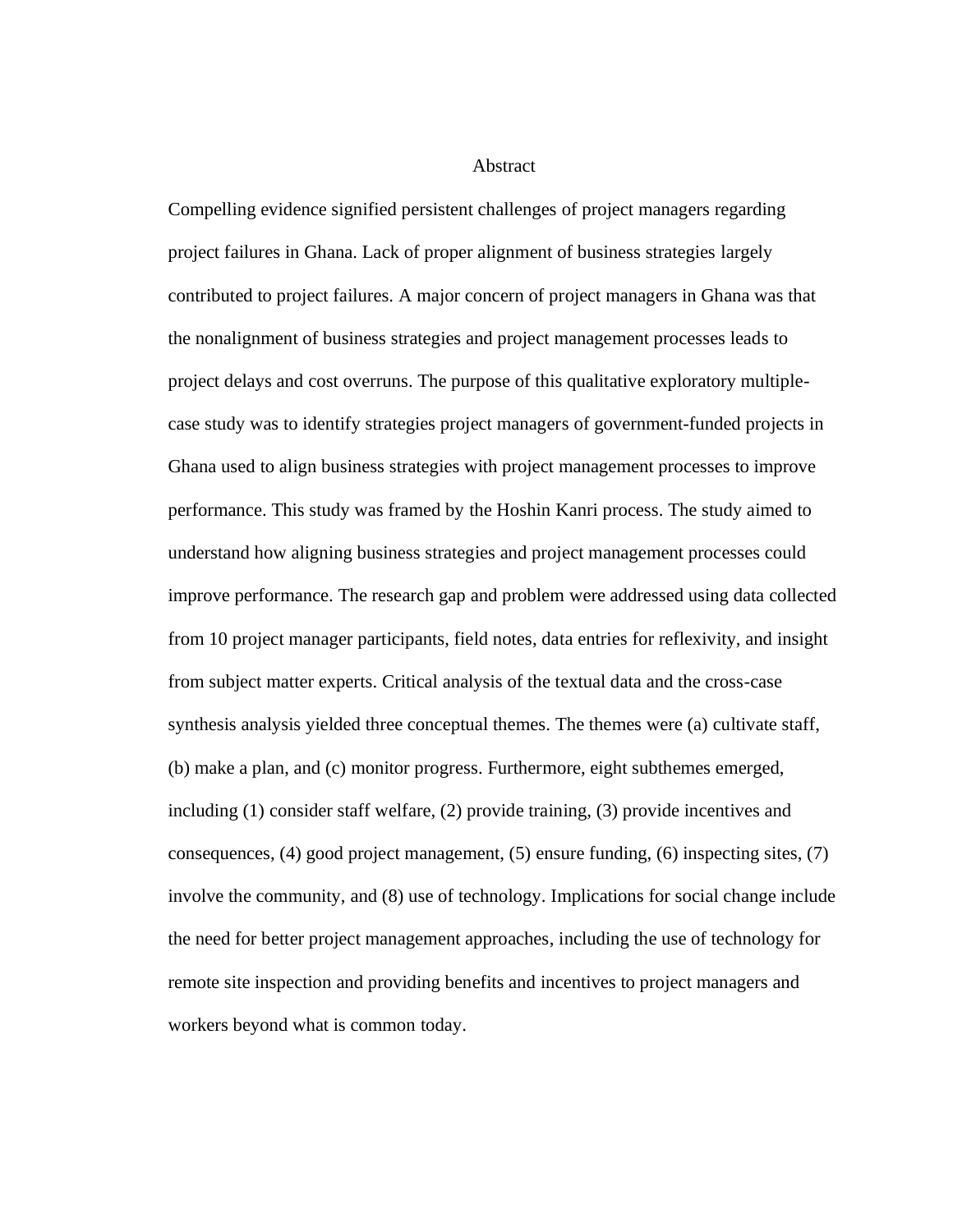# Abstract

Compelling evidence signified persistent challenges of project managers regarding project failures in Ghana. Lack of proper alignment of business strategies largely contributed to project failures. A major concern of project managers in Ghana was that the nonalignment of business strategies and project management processes leads to project delays and cost overruns. The purpose of this qualitative exploratory multiple-case study was to identify strategies project managers of government-funded projects in Ghana used to align business strategies with project management processes to improve performance. This study was framed by the Hoshin Kanri process. The study aimed to understand how aligning business strategies and project management processes could improve performance. The research gap and problem were addressed using data collected from 10 project manager participants, field notes, data entries for reflexivity, and insight from subject matter experts. Critical analysis of the textual data and the cross-case synthesis analysis yielded three conceptual themes. The themes were (a) cultivate staff, (b) make a plan, and (c) monitor progress. Furthermore, eight subthemes emerged, including (1) consider staff welfare, (2) provide training, (3) provide incentives and consequences, (4) good project management, (5) ensure funding, (6) inspecting sites, (7) involve the community, and (8) use of technology. Implications for social change include the need for better project management approaches, including the use of technology for remote site inspection and providing benefits and incentives to project managers and workers beyond what is common today.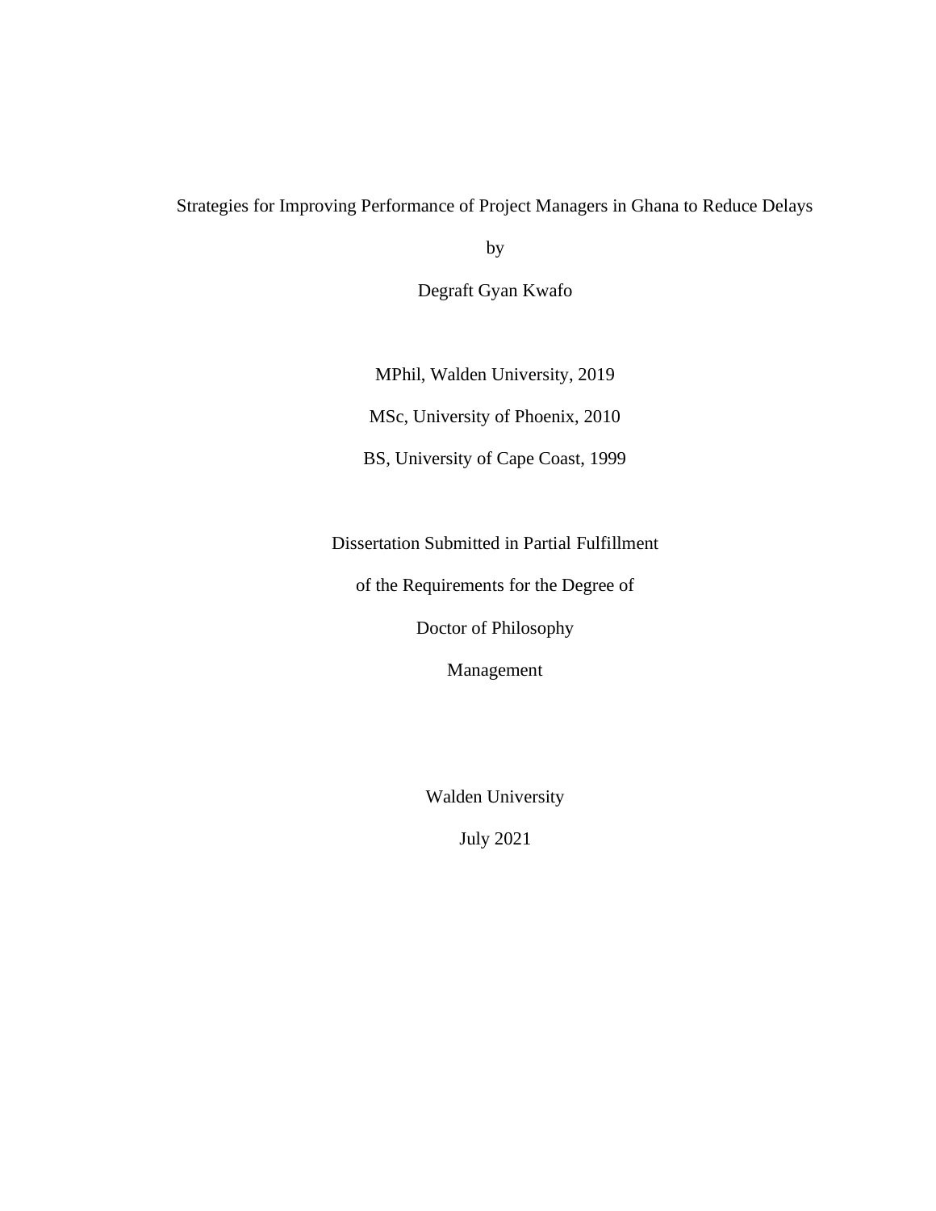Strategies for Improving Performance of Project Managers in Ghana to Reduce Delays

by

Degraft Gyan Kwafo

MPhil, Walden University, 2019

MSc, University of Phoenix, 2010

BS, University of Cape Coast, 1999

Dissertation Submitted in Partial Fulfillment

of the Requirements for the Degree of

Doctor of Philosophy

Management

Walden University

July 2021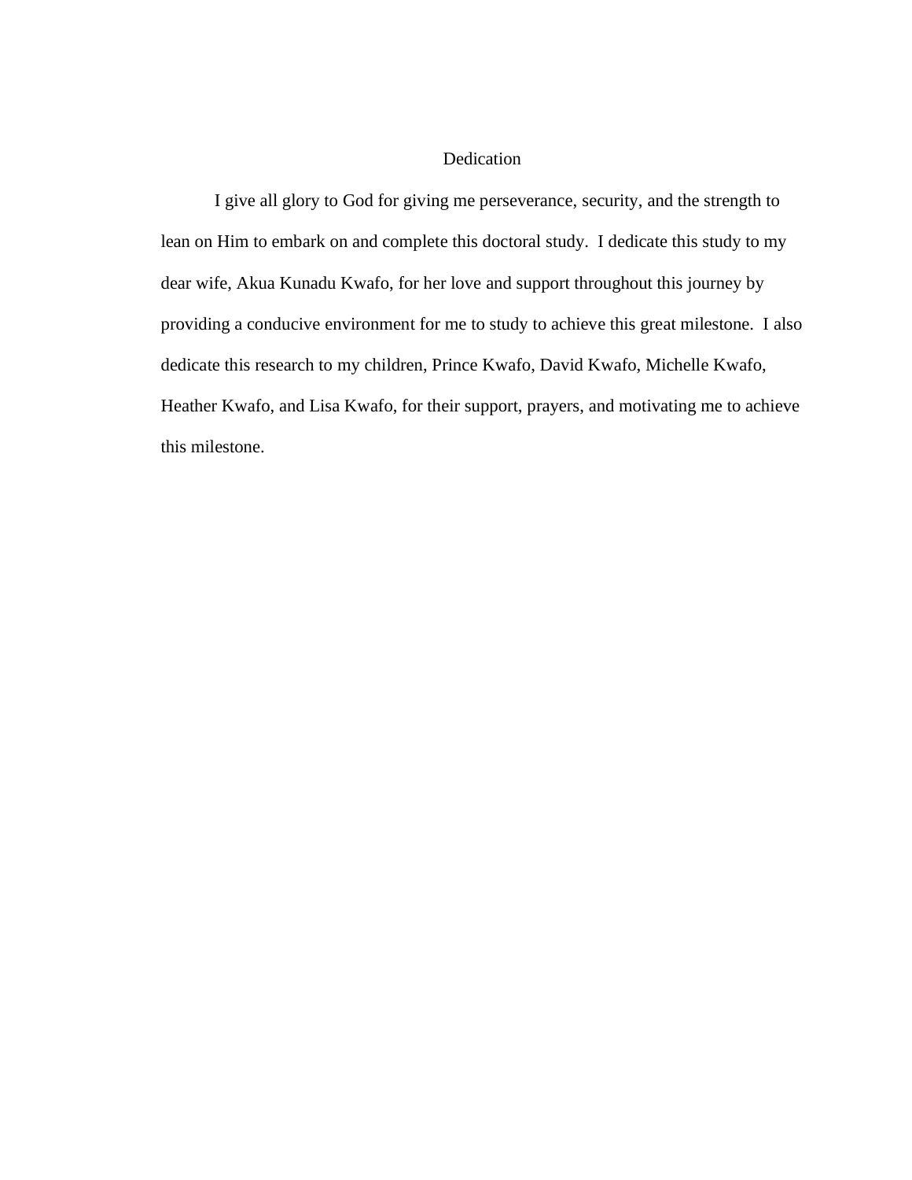# Dedication

I give all glory to God for giving me perseverance, security, and the strength to lean on Him to embark on and complete this doctoral study. I dedicate this study to my dear wife, Akua Kunadu Kwafo, for her love and support throughout this journey by providing a conducive environment for me to study to achieve this great milestone. I also dedicate this research to my children, Prince Kwafo, David Kwafo, Michelle Kwafo, Heather Kwafo, and Lisa Kwafo, for their support, prayers, and motivating me to achieve this milestone.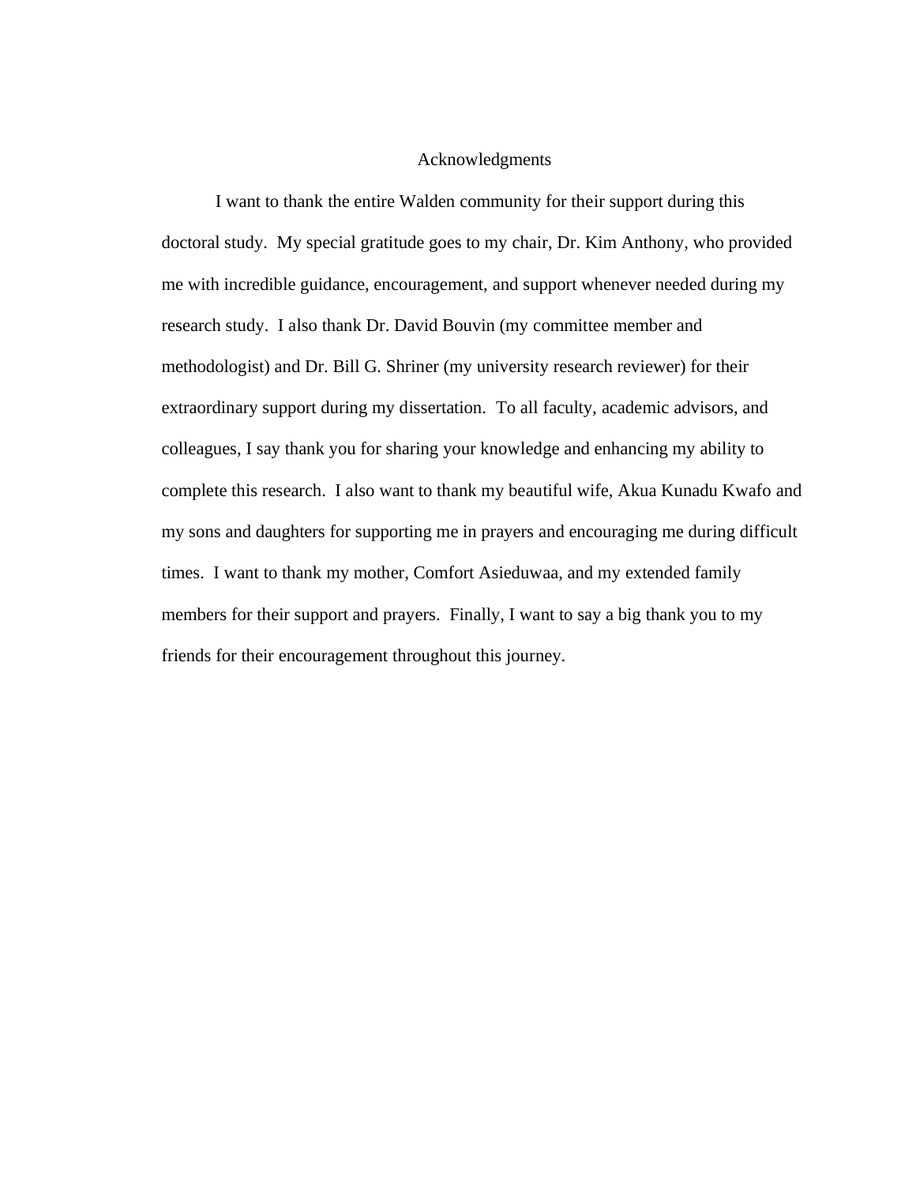# Acknowledgments

I want to thank the entire Walden community for their support during this doctoral study. My special gratitude goes to my chair, Dr. Kim Anthony, who provided me with incredible guidance, encouragement, and support whenever needed during my research study. I also thank Dr. David Bouvin (my committee member and methodologist) and Dr. Bill G. Shriner (my university research reviewer) for their extraordinary support during my dissertation. To all faculty, academic advisors, and colleagues, I say thank you for sharing your knowledge and enhancing my ability to complete this research. I also want to thank my beautiful wife, Akua Kunadu Kwafo and my sons and daughters for supporting me in prayers and encouraging me during difficult times. I want to thank my mother, Comfort Asieduwaa, and my extended family members for their support and prayers. Finally, I want to say a big thank you to my friends for their encouragement throughout this journey.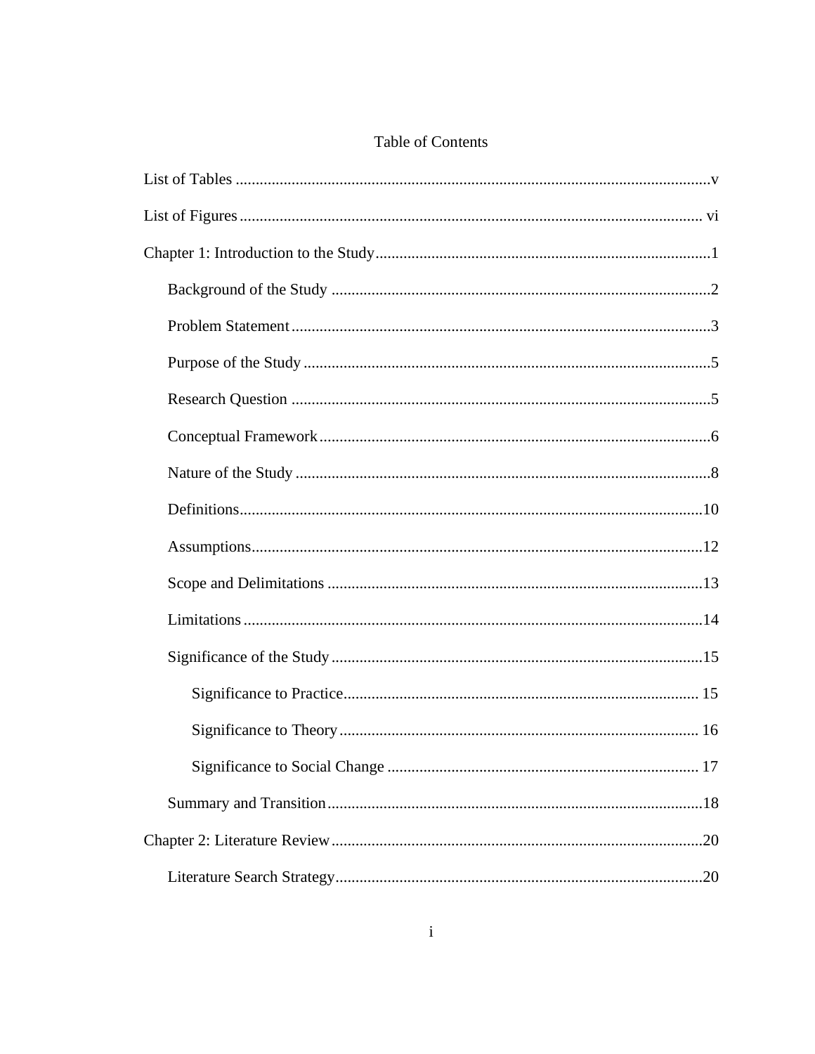# Table of Contents

List of Tables ........................................................................................................................v

List of Figures ..................................................................................................................... vi

Chapter 1: Introduction to the Study ....................................................................................1

- Background of the Study ...............................................................................................2
- Problem Statement .........................................................................................................3
- Purpose of the Study ......................................................................................................5
- Research Question .........................................................................................................5
- Conceptual Framework ..................................................................................................6
- Nature of the Study ........................................................................................................8
- Definitions....................................................................................................................10
- Assumptions.................................................................................................................12
- Scope and Delimitations ..............................................................................................13
- Limitations ...................................................................................................................14
- Significance of the Study .............................................................................................15
  - Significance to Practice......................................................................................... 15
  - Significance to Theory .......................................................................................... 16
  - Significance to Social Change .............................................................................. 17
- Summary and Transition ..............................................................................................18

Chapter 2: Literature Review .............................................................................................20

- Literature Search Strategy ............................................................................................20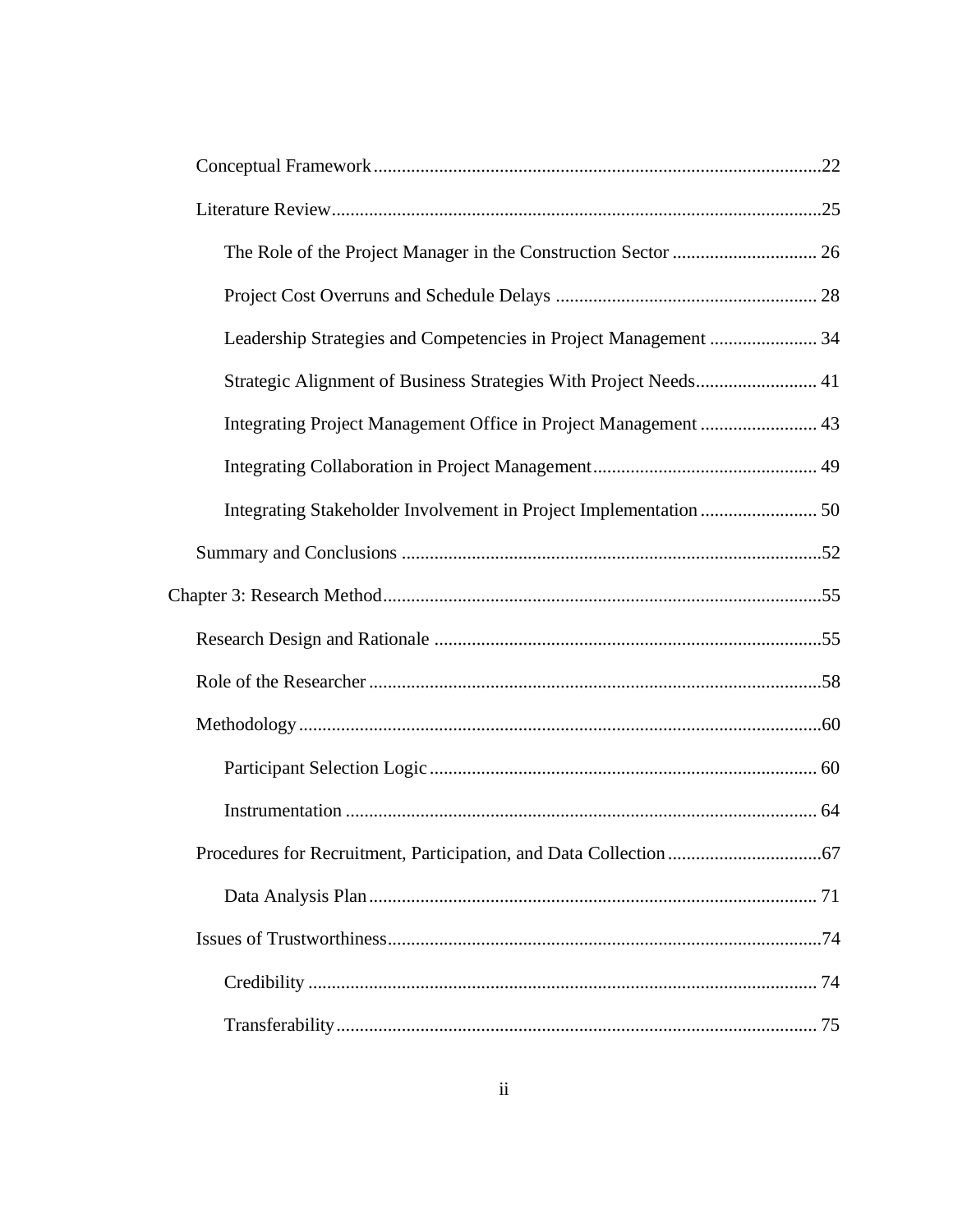Conceptual Framework ........................................................................................22

Literature Review .............................................................................................25

The Role of the Project Manager in the Construction Sector ............................ 26

Project Cost Overruns and Schedule Delays ...................................................... 28

Leadership Strategies and Competencies in Project Management ..................... 34

Strategic Alignment of Business Strategies With Project Needs ......................... 41

Integrating Project Management Office in Project Management ........................ 43

Integrating Collaboration in Project Management .............................................. 49

Integrating Stakeholder Involvement in Project Implementation ........................ 50

Summary and Conclusions ...............................................................................52

Chapter 3: Research Method .................................................................................55

Research Design and Rationale ........................................................................55

Role of the Researcher .....................................................................................58

Methodology .....................................................................................................60

Participant Selection Logic ............................................................................... 60

Instrumentation ................................................................................................ 64

Procedures for Recruitment, Participation, and Data Collection ........................67

Data Analysis Plan ............................................................................................ 71

Issues of Trustworthiness .................................................................................74

Credibility ......................................................................................................... 74

Transferability .................................................................................................. 75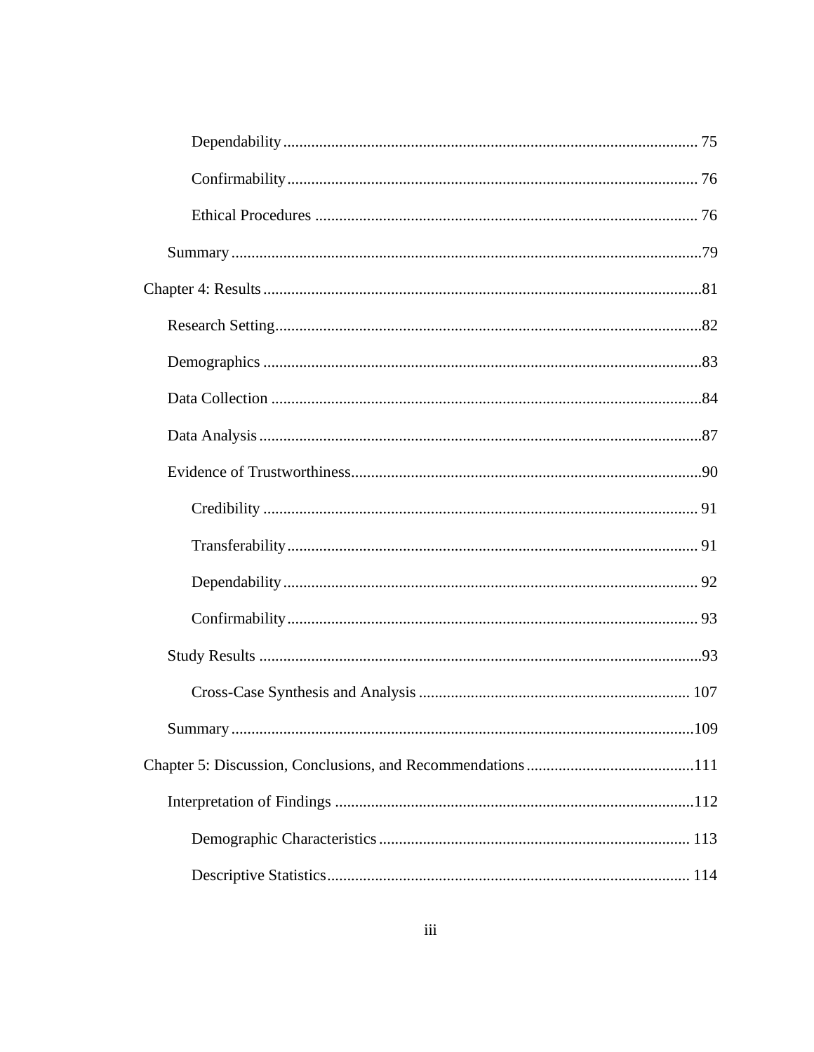Dependability .......................................................................................................... 75

Confirmability ......................................................................................................... 76

Ethical Procedures ................................................................................................... 76

Summary ........................................................................................................................ 79

Chapter 4: Results ............................................................................................................ 81

Research Setting ............................................................................................................. 82

Demographics ................................................................................................................. 83

Data Collection ............................................................................................................... 84

Data Analysis .................................................................................................................. 87

Evidence of Trustworthiness .......................................................................................... 90

Credibility ............................................................................................................... 91

Transferability ......................................................................................................... 91

Dependability .......................................................................................................... 92

Confirmability ......................................................................................................... 93

Study Results .................................................................................................................. 93

Cross-Case Synthesis and Analysis ...................................................................... 107

Summary ...................................................................................................................... 109

Chapter 5: Discussion, Conclusions, and Recommendations ......................................... 111

Interpretation of Findings ............................................................................................ 112

Demographic Characteristics ................................................................................. 113

Descriptive Statistics .............................................................................................. 114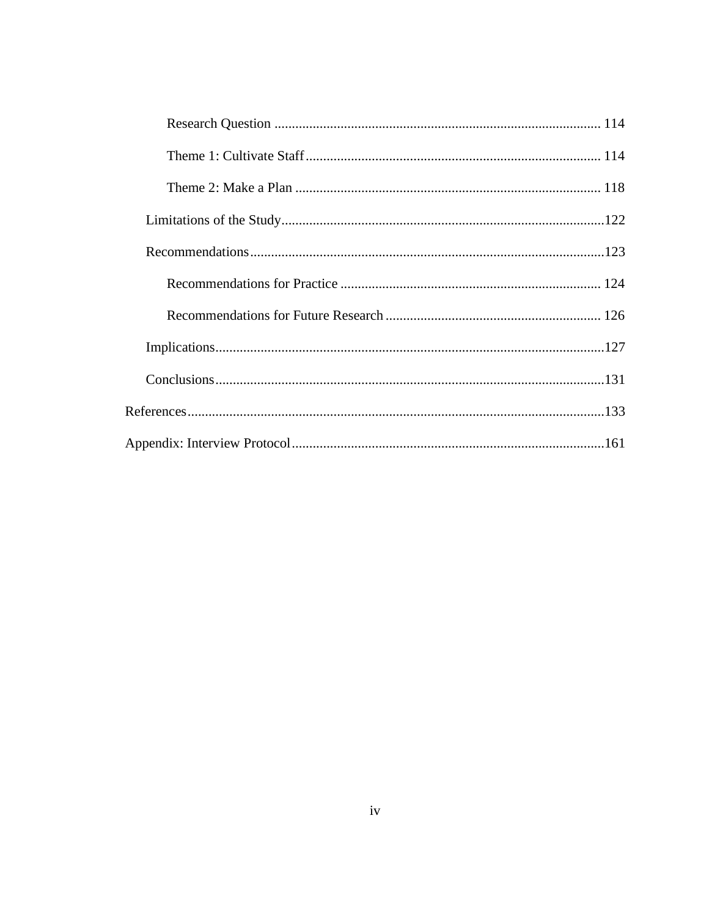Research Question ........................................................................................ 114

Theme 1: Cultivate Staff ................................................................................ 114

Theme 2: Make a Plan ................................................................................... 118

Limitations of the Study ......................................................................................... 122

Recommendations ................................................................................................... 123

Recommendations for Practice ...................................................................... 124

Recommendations for Future Research ......................................................... 126

Implications ............................................................................................................ 127

Conclusions ............................................................................................................ 131

References ....................................................................................................................... 133

Appendix: Interview Protocol ........................................................................................ 161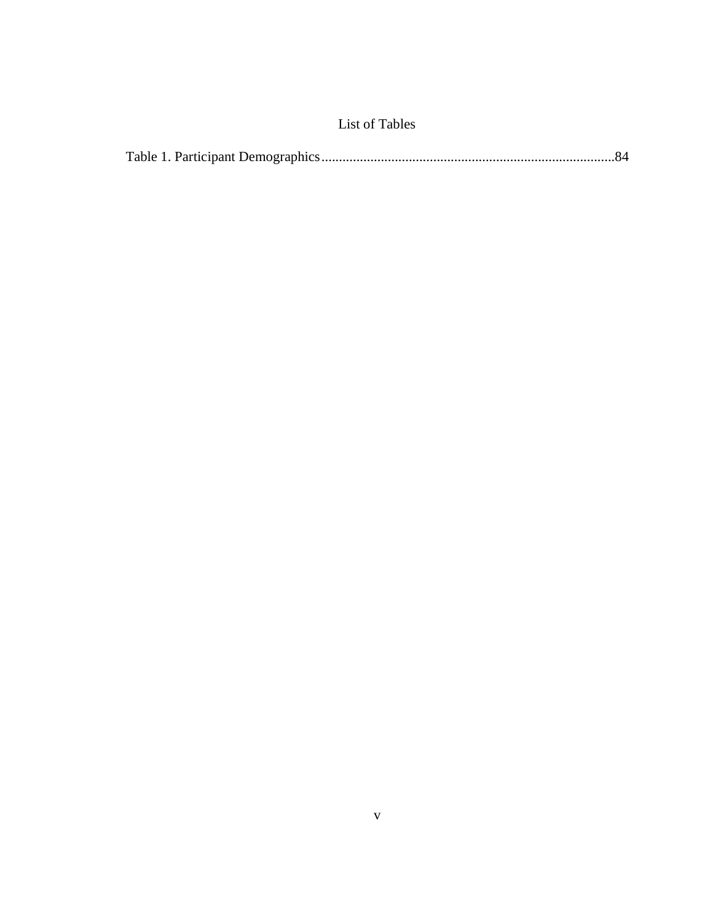# List of Tables

Table 1. Participant Demographics....................................................................................84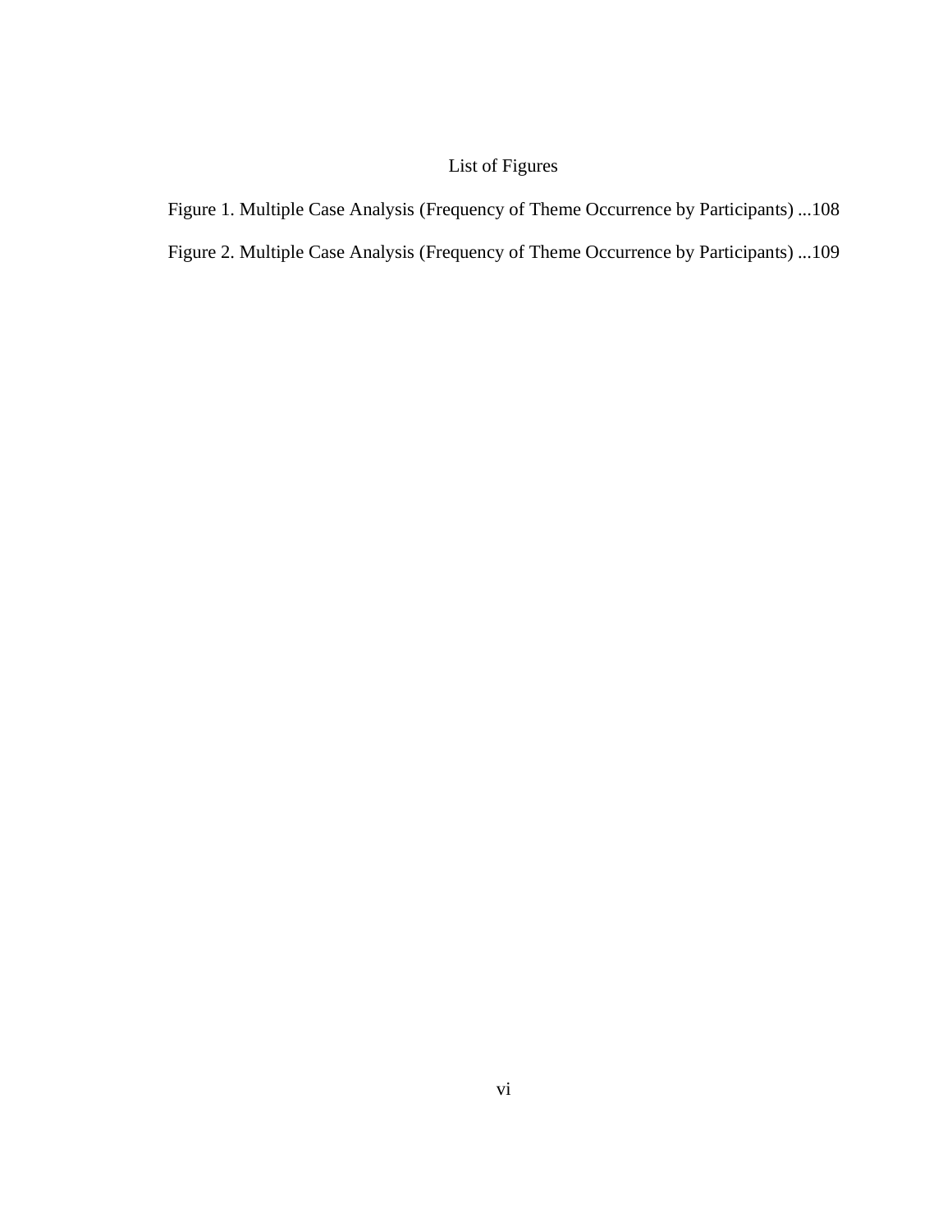# List of Figures

Figure 1. Multiple Case Analysis (Frequency of Theme Occurrence by Participants) ...108

Figure 2. Multiple Case Analysis (Frequency of Theme Occurrence by Participants) ...109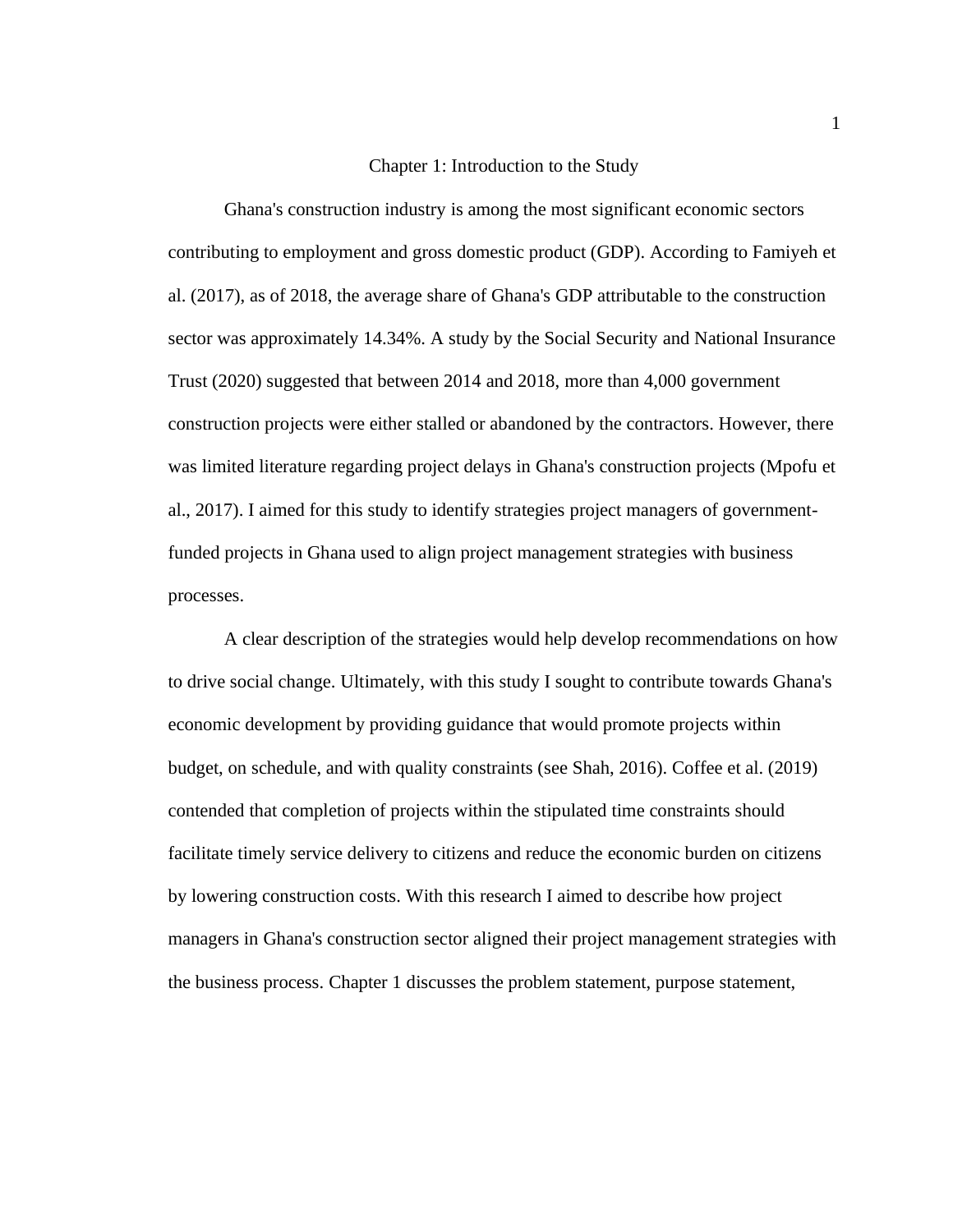# Chapter 1: Introduction to the Study

Ghana's construction industry is among the most significant economic sectors contributing to employment and gross domestic product (GDP). According to Famiyeh et al. (2017), as of 2018, the average share of Ghana's GDP attributable to the construction sector was approximately 14.34%. A study by the Social Security and National Insurance Trust (2020) suggested that between 2014 and 2018, more than 4,000 government construction projects were either stalled or abandoned by the contractors. However, there was limited literature regarding project delays in Ghana's construction projects (Mpofu et al., 2017). I aimed for this study to identify strategies project managers of government-funded projects in Ghana used to align project management strategies with business processes.

A clear description of the strategies would help develop recommendations on how to drive social change. Ultimately, with this study I sought to contribute towards Ghana's economic development by providing guidance that would promote projects within budget, on schedule, and with quality constraints (see Shah, 2016). Coffee et al. (2019) contended that completion of projects within the stipulated time constraints should facilitate timely service delivery to citizens and reduce the economic burden on citizens by lowering construction costs. With this research I aimed to describe how project managers in Ghana's construction sector aligned their project management strategies with the business process. Chapter 1 discusses the problem statement, purpose statement,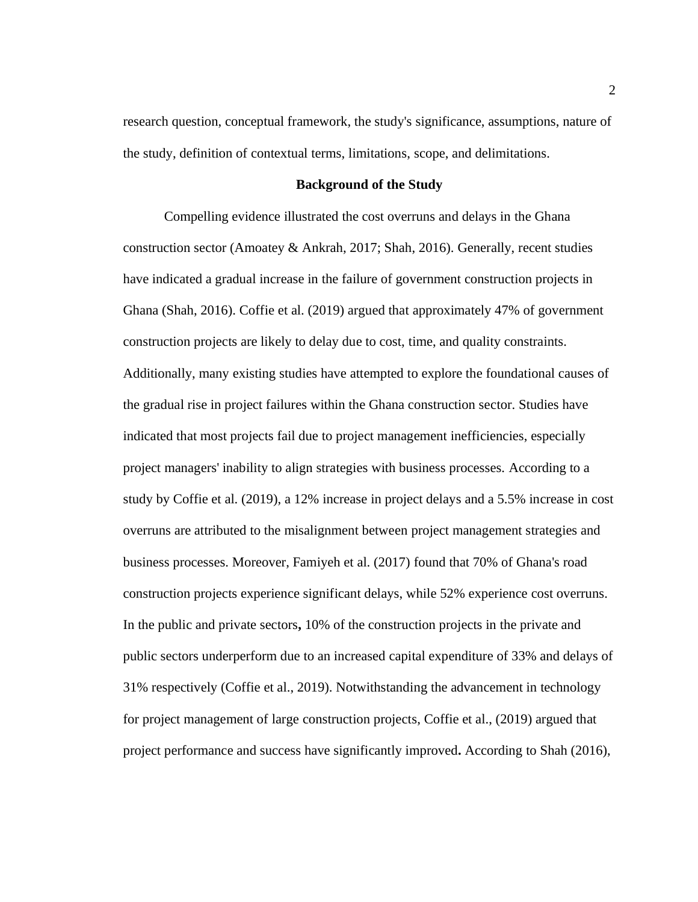research question, conceptual framework, the study's significance, assumptions, nature of the study, definition of contextual terms, limitations, scope, and delimitations.

## Background of the Study

Compelling evidence illustrated the cost overruns and delays in the Ghana construction sector (Amoatey & Ankrah, 2017; Shah, 2016). Generally, recent studies have indicated a gradual increase in the failure of government construction projects in Ghana (Shah, 2016). Coffie et al. (2019) argued that approximately 47% of government construction projects are likely to delay due to cost, time, and quality constraints. Additionally, many existing studies have attempted to explore the foundational causes of the gradual rise in project failures within the Ghana construction sector. Studies have indicated that most projects fail due to project management inefficiencies, especially project managers' inability to align strategies with business processes. According to a study by Coffie et al. (2019), a 12% increase in project delays and a 5.5% increase in cost overruns are attributed to the misalignment between project management strategies and business processes. Moreover, Famiyeh et al. (2017) found that 70% of Ghana's road construction projects experience significant delays, while 52% experience cost overruns. In the public and private sectors**,** 10% of the construction projects in the private and public sectors underperform due to an increased capital expenditure of 33% and delays of 31% respectively (Coffie et al., 2019). Notwithstanding the advancement in technology for project management of large construction projects, Coffie et al., (2019) argued that project performance and success have significantly improved**.** According to Shah (2016),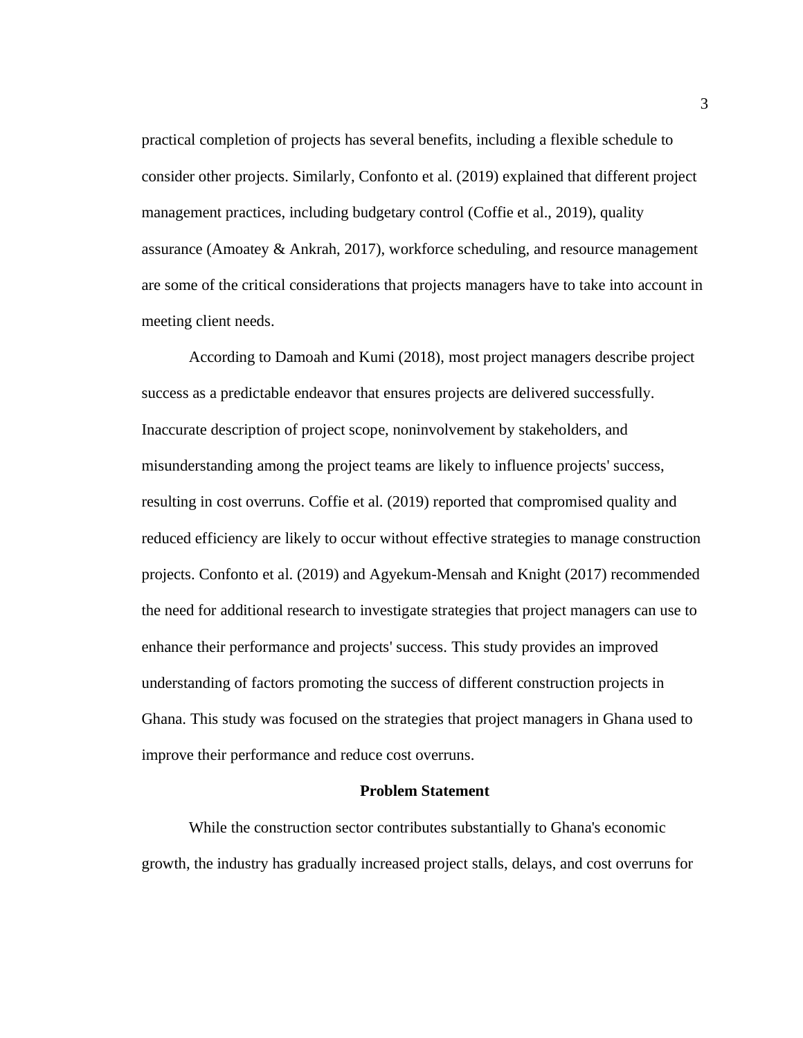practical completion of projects has several benefits, including a flexible schedule to consider other projects. Similarly, Confonto et al. (2019) explained that different project management practices, including budgetary control (Coffie et al., 2019), quality assurance (Amoatey & Ankrah, 2017), workforce scheduling, and resource management are some of the critical considerations that projects managers have to take into account in meeting client needs.

According to Damoah and Kumi (2018), most project managers describe project success as a predictable endeavor that ensures projects are delivered successfully. Inaccurate description of project scope, noninvolvement by stakeholders, and misunderstanding among the project teams are likely to influence projects' success, resulting in cost overruns. Coffie et al. (2019) reported that compromised quality and reduced efficiency are likely to occur without effective strategies to manage construction projects. Confonto et al. (2019) and Agyekum-Mensah and Knight (2017) recommended the need for additional research to investigate strategies that project managers can use to enhance their performance and projects' success. This study provides an improved understanding of factors promoting the success of different construction projects in Ghana. This study was focused on the strategies that project managers in Ghana used to improve their performance and reduce cost overruns.

## Problem Statement

While the construction sector contributes substantially to Ghana's economic growth, the industry has gradually increased project stalls, delays, and cost overruns for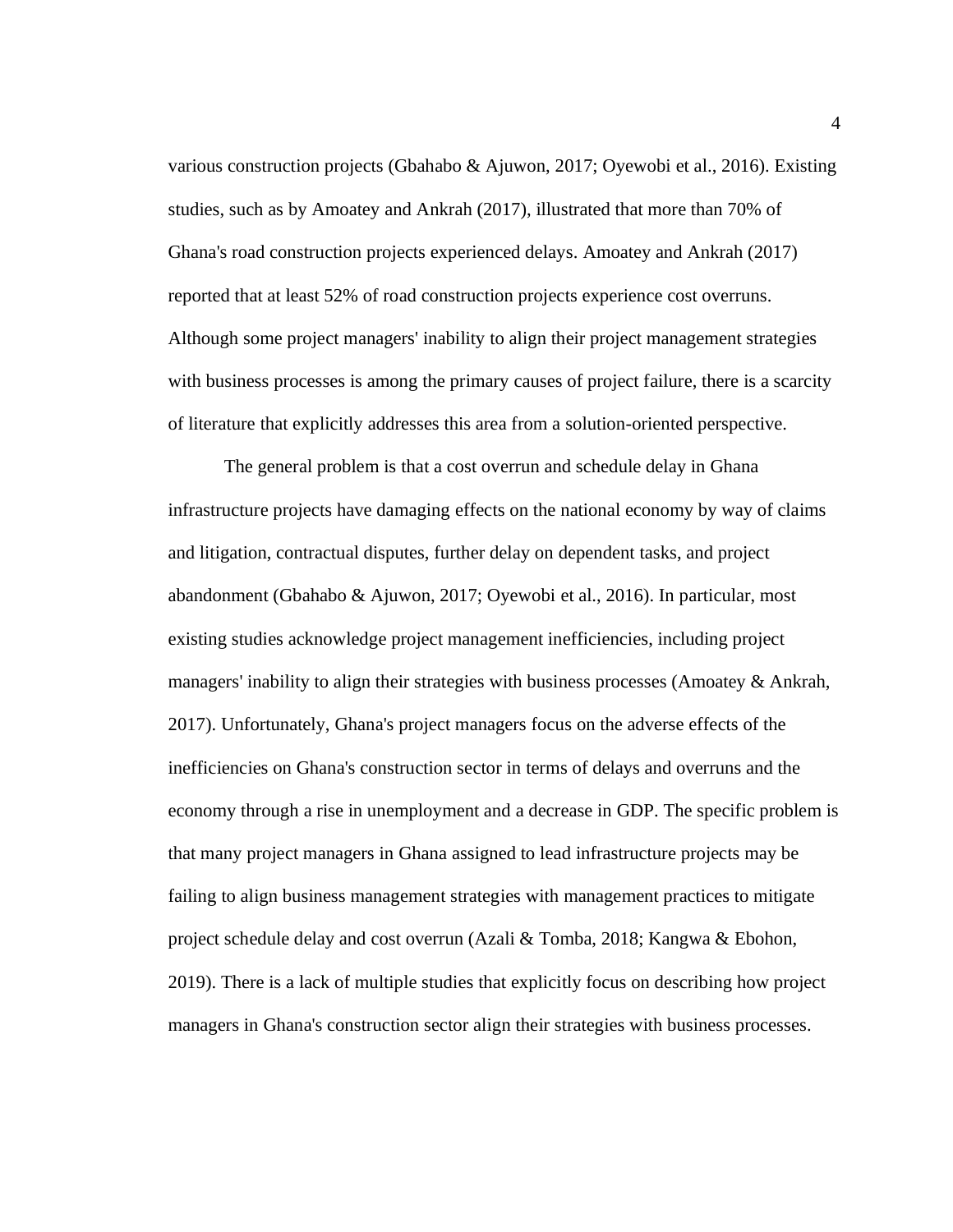various construction projects (Gbahabo & Ajuwon, 2017; Oyewobi et al., 2016). Existing studies, such as by Amoatey and Ankrah (2017), illustrated that more than 70% of Ghana's road construction projects experienced delays. Amoatey and Ankrah (2017) reported that at least 52% of road construction projects experience cost overruns. Although some project managers' inability to align their project management strategies with business processes is among the primary causes of project failure, there is a scarcity of literature that explicitly addresses this area from a solution-oriented perspective.

The general problem is that a cost overrun and schedule delay in Ghana infrastructure projects have damaging effects on the national economy by way of claims and litigation, contractual disputes, further delay on dependent tasks, and project abandonment (Gbahabo & Ajuwon, 2017; Oyewobi et al., 2016). In particular, most existing studies acknowledge project management inefficiencies, including project managers' inability to align their strategies with business processes (Amoatey & Ankrah, 2017). Unfortunately, Ghana's project managers focus on the adverse effects of the inefficiencies on Ghana's construction sector in terms of delays and overruns and the economy through a rise in unemployment and a decrease in GDP. The specific problem is that many project managers in Ghana assigned to lead infrastructure projects may be failing to align business management strategies with management practices to mitigate project schedule delay and cost overrun (Azali & Tomba, 2018; Kangwa & Ebohon, 2019). There is a lack of multiple studies that explicitly focus on describing how project managers in Ghana's construction sector align their strategies with business processes.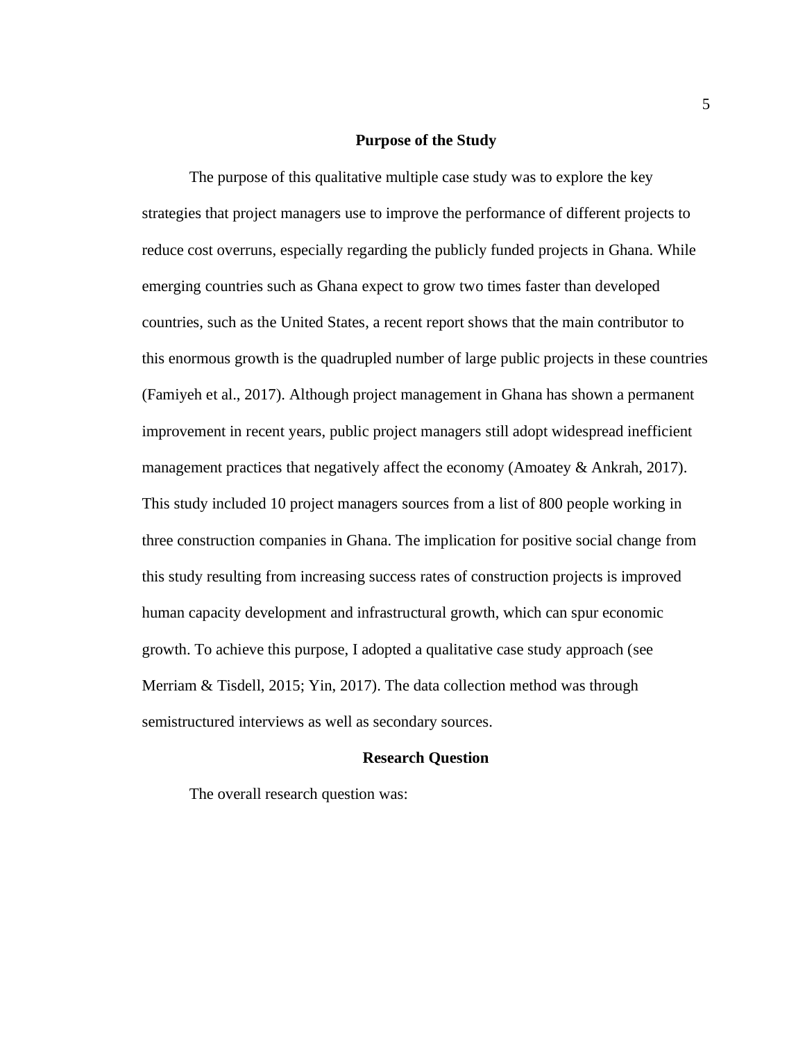## Purpose of the Study

The purpose of this qualitative multiple case study was to explore the key strategies that project managers use to improve the performance of different projects to reduce cost overruns, especially regarding the publicly funded projects in Ghana. While emerging countries such as Ghana expect to grow two times faster than developed countries, such as the United States, a recent report shows that the main contributor to this enormous growth is the quadrupled number of large public projects in these countries (Famiyeh et al., 2017). Although project management in Ghana has shown a permanent improvement in recent years, public project managers still adopt widespread inefficient management practices that negatively affect the economy (Amoatey & Ankrah, 2017). This study included 10 project managers sources from a list of 800 people working in three construction companies in Ghana. The implication for positive social change from this study resulting from increasing success rates of construction projects is improved human capacity development and infrastructural growth, which can spur economic growth. To achieve this purpose, I adopted a qualitative case study approach (see Merriam & Tisdell, 2015; Yin, 2017). The data collection method was through semistructured interviews as well as secondary sources.

## Research Question

The overall research question was: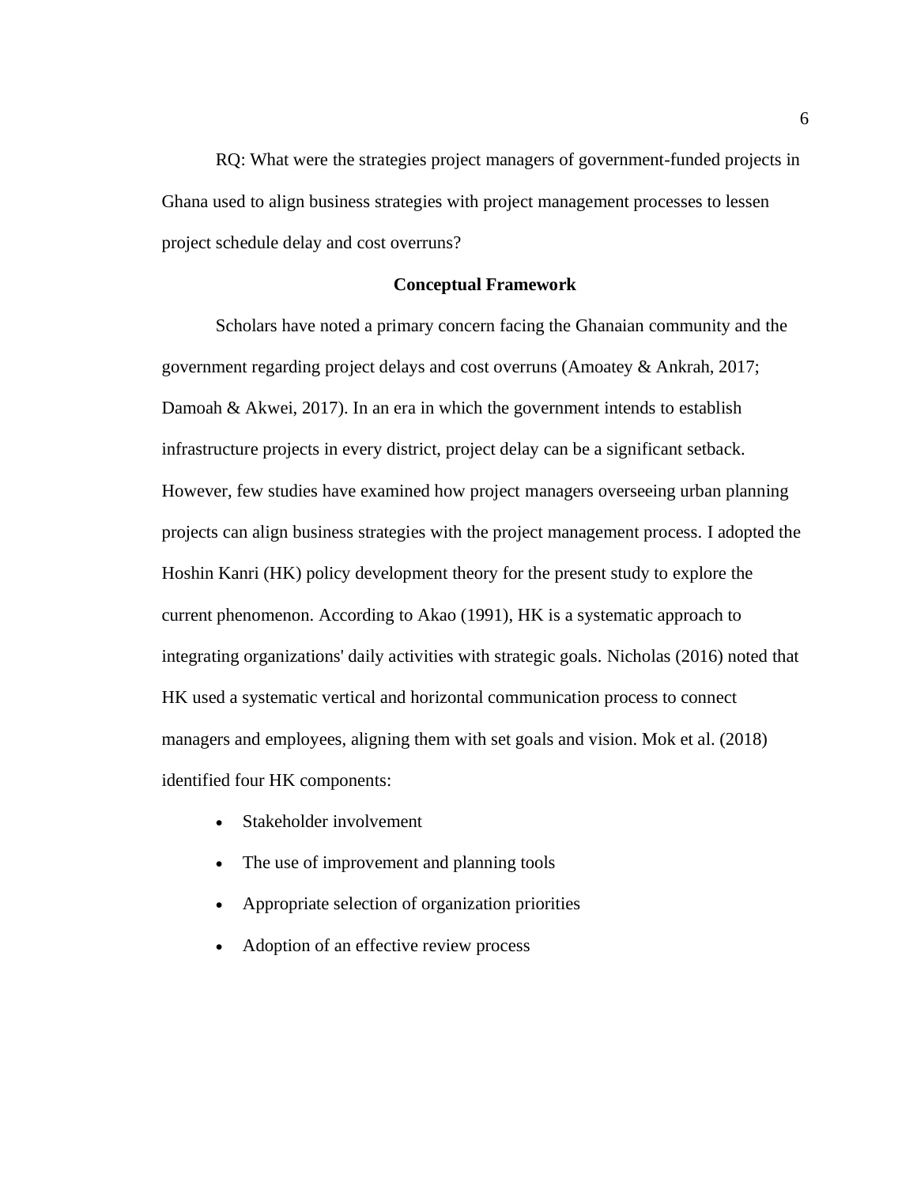RQ: What were the strategies project managers of government-funded projects in Ghana used to align business strategies with project management processes to lessen project schedule delay and cost overruns?

## Conceptual Framework

Scholars have noted a primary concern facing the Ghanaian community and the government regarding project delays and cost overruns (Amoatey & Ankrah, 2017; Damoah & Akwei, 2017). In an era in which the government intends to establish infrastructure projects in every district, project delay can be a significant setback. However, few studies have examined how project managers overseeing urban planning projects can align business strategies with the project management process. I adopted the Hoshin Kanri (HK) policy development theory for the present study to explore the current phenomenon. According to Akao (1991), HK is a systematic approach to integrating organizations' daily activities with strategic goals. Nicholas (2016) noted that HK used a systematic vertical and horizontal communication process to connect managers and employees, aligning them with set goals and vision. Mok et al. (2018) identified four HK components:

- Stakeholder involvement
- The use of improvement and planning tools
- Appropriate selection of organization priorities
- Adoption of an effective review process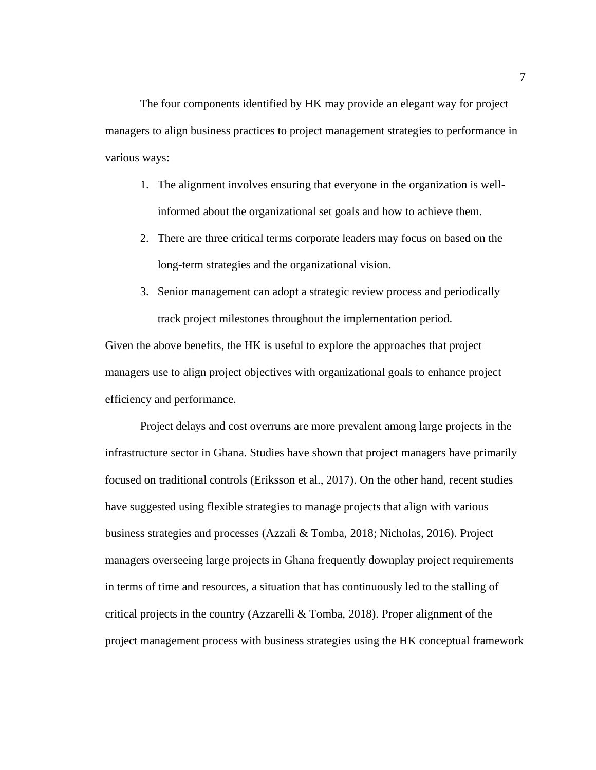The four components identified by HK may provide an elegant way for project managers to align business practices to project management strategies to performance in various ways:

1. The alignment involves ensuring that everyone in the organization is well-informed about the organizational set goals and how to achieve them.
2. There are three critical terms corporate leaders may focus on based on the long-term strategies and the organizational vision.
3. Senior management can adopt a strategic review process and periodically track project milestones throughout the implementation period.

Given the above benefits, the HK is useful to explore the approaches that project managers use to align project objectives with organizational goals to enhance project efficiency and performance.

Project delays and cost overruns are more prevalent among large projects in the infrastructure sector in Ghana. Studies have shown that project managers have primarily focused on traditional controls (Eriksson et al., 2017). On the other hand, recent studies have suggested using flexible strategies to manage projects that align with various business strategies and processes (Azzali & Tomba, 2018; Nicholas, 2016). Project managers overseeing large projects in Ghana frequently downplay project requirements in terms of time and resources, a situation that has continuously led to the stalling of critical projects in the country (Azzarelli & Tomba, 2018). Proper alignment of the project management process with business strategies using the HK conceptual framework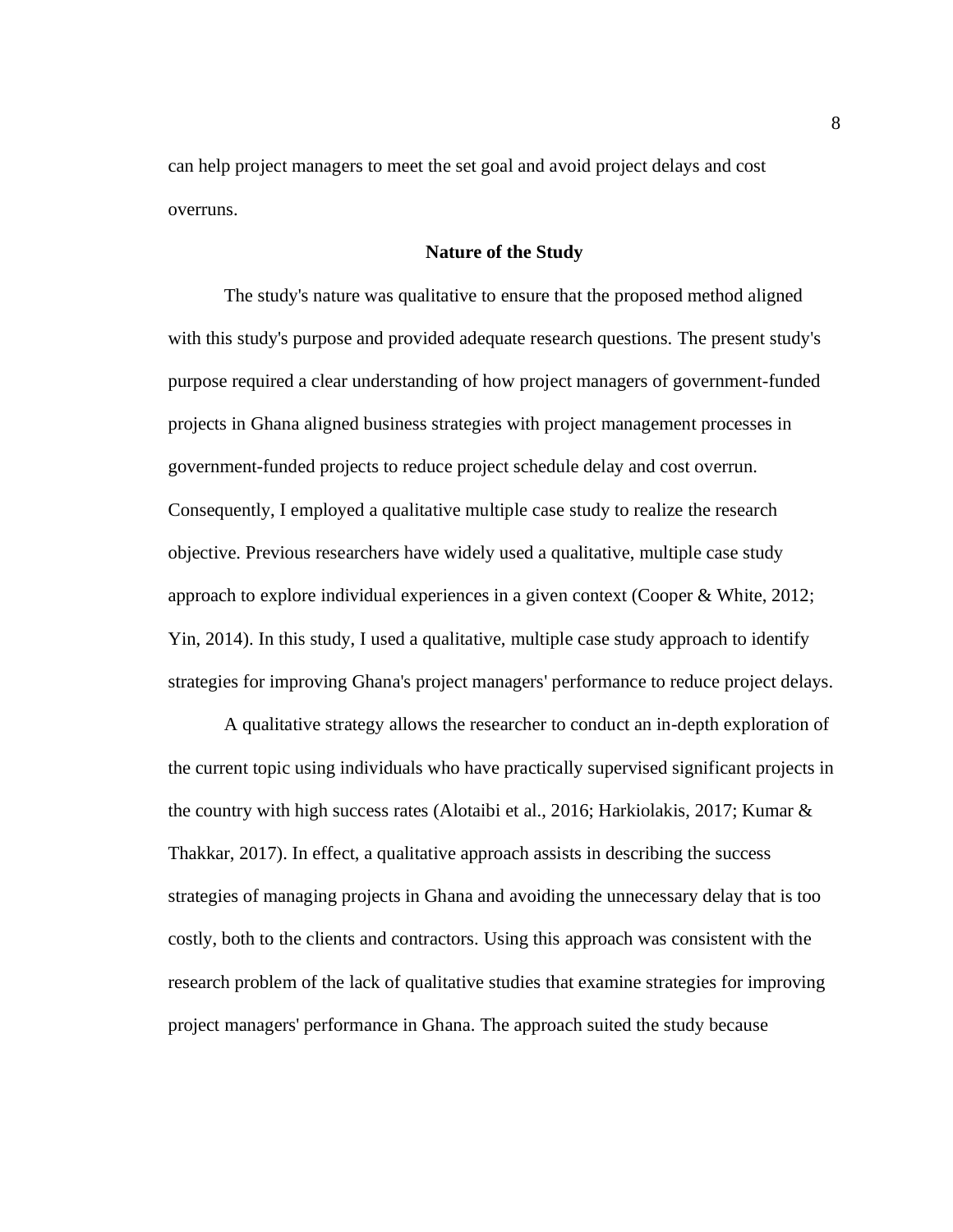can help project managers to meet the set goal and avoid project delays and cost overruns.

## Nature of the Study

The study's nature was qualitative to ensure that the proposed method aligned with this study's purpose and provided adequate research questions. The present study's purpose required a clear understanding of how project managers of government-funded projects in Ghana aligned business strategies with project management processes in government-funded projects to reduce project schedule delay and cost overrun. Consequently, I employed a qualitative multiple case study to realize the research objective. Previous researchers have widely used a qualitative, multiple case study approach to explore individual experiences in a given context (Cooper & White, 2012; Yin, 2014). In this study, I used a qualitative, multiple case study approach to identify strategies for improving Ghana's project managers' performance to reduce project delays.

A qualitative strategy allows the researcher to conduct an in-depth exploration of the current topic using individuals who have practically supervised significant projects in the country with high success rates (Alotaibi et al., 2016; Harkiolakis, 2017; Kumar & Thakkar, 2017). In effect, a qualitative approach assists in describing the success strategies of managing projects in Ghana and avoiding the unnecessary delay that is too costly, both to the clients and contractors. Using this approach was consistent with the research problem of the lack of qualitative studies that examine strategies for improving project managers' performance in Ghana. The approach suited the study because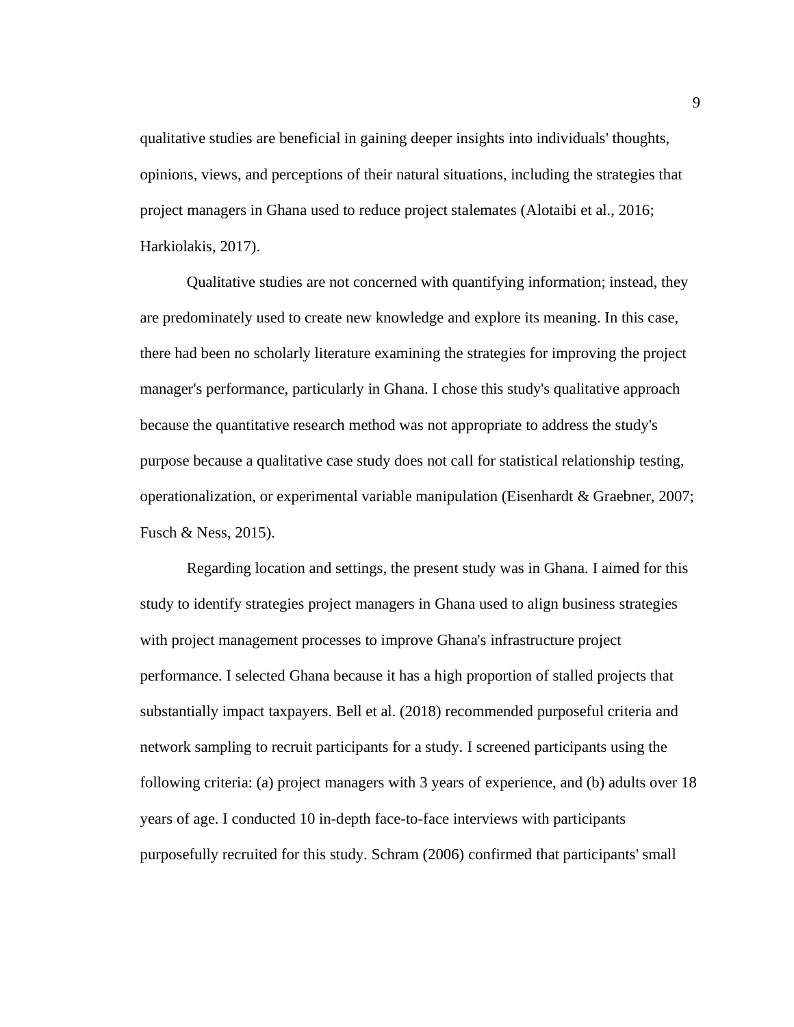qualitative studies are beneficial in gaining deeper insights into individuals' thoughts, opinions, views, and perceptions of their natural situations, including the strategies that project managers in Ghana used to reduce project stalemates (Alotaibi et al., 2016; Harkiolakis, 2017).

Qualitative studies are not concerned with quantifying information; instead, they are predominately used to create new knowledge and explore its meaning. In this case, there had been no scholarly literature examining the strategies for improving the project manager's performance, particularly in Ghana. I chose this study's qualitative approach because the quantitative research method was not appropriate to address the study's purpose because a qualitative case study does not call for statistical relationship testing, operationalization, or experimental variable manipulation (Eisenhardt & Graebner, 2007; Fusch & Ness, 2015).

Regarding location and settings, the present study was in Ghana. I aimed for this study to identify strategies project managers in Ghana used to align business strategies with project management processes to improve Ghana's infrastructure project performance. I selected Ghana because it has a high proportion of stalled projects that substantially impact taxpayers. Bell et al. (2018) recommended purposeful criteria and network sampling to recruit participants for a study. I screened participants using the following criteria: (a) project managers with 3 years of experience, and (b) adults over 18 years of age. I conducted 10 in-depth face-to-face interviews with participants purposefully recruited for this study. Schram (2006) confirmed that participants' small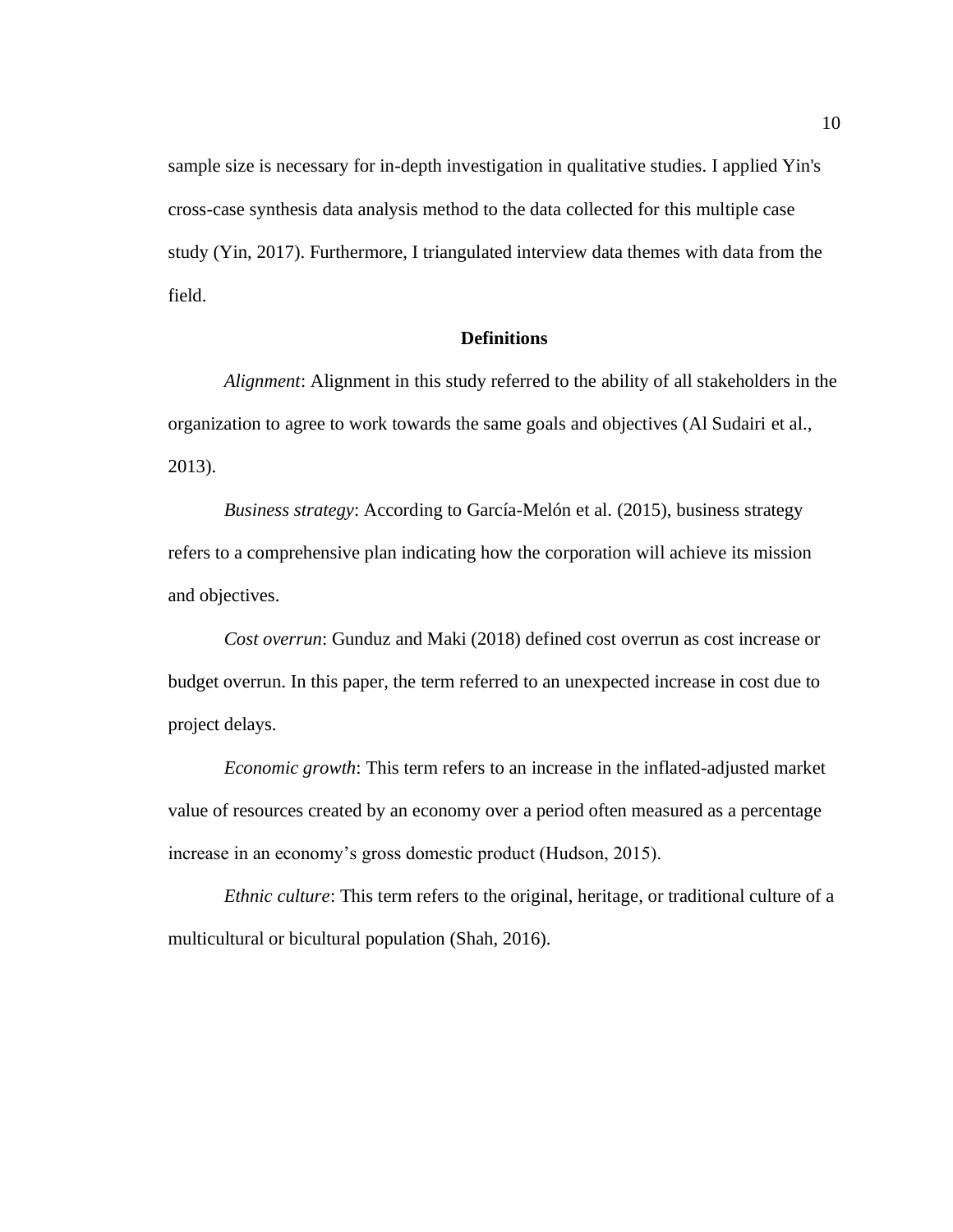sample size is necessary for in-depth investigation in qualitative studies. I applied Yin's cross-case synthesis data analysis method to the data collected for this multiple case study (Yin, 2017). Furthermore, I triangulated interview data themes with data from the field.

## Definitions

*Alignment*: Alignment in this study referred to the ability of all stakeholders in the organization to agree to work towards the same goals and objectives (Al Sudairi et al., 2013).

*Business strategy*: According to García-Melón et al. (2015), business strategy refers to a comprehensive plan indicating how the corporation will achieve its mission and objectives.

*Cost overrun*: Gunduz and Maki (2018) defined cost overrun as cost increase or budget overrun. In this paper, the term referred to an unexpected increase in cost due to project delays.

*Economic growth*: This term refers to an increase in the inflated-adjusted market value of resources created by an economy over a period often measured as a percentage increase in an economy's gross domestic product (Hudson, 2015).

*Ethnic culture*: This term refers to the original, heritage, or traditional culture of a multicultural or bicultural population (Shah, 2016).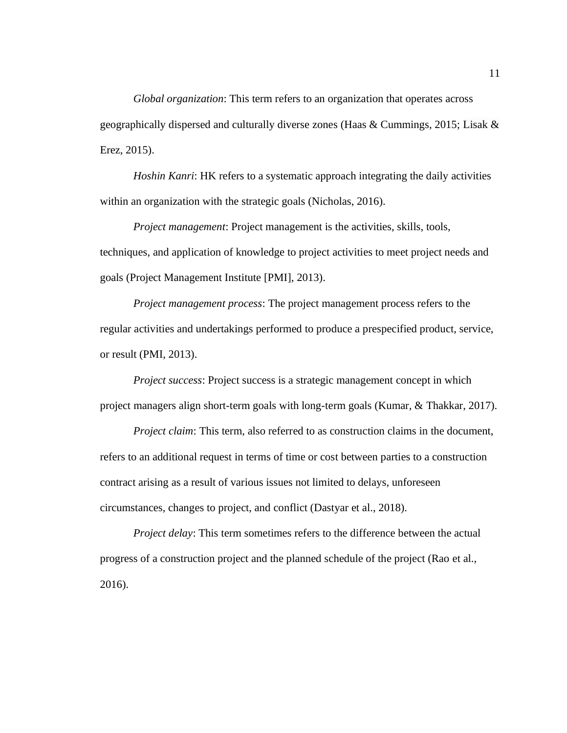*Global organization*: This term refers to an organization that operates across geographically dispersed and culturally diverse zones (Haas & Cummings, 2015; Lisak & Erez, 2015).

*Hoshin Kanri*: HK refers to a systematic approach integrating the daily activities within an organization with the strategic goals (Nicholas, 2016).

*Project management*: Project management is the activities, skills, tools, techniques, and application of knowledge to project activities to meet project needs and goals (Project Management Institute [PMI], 2013).

*Project management process*: The project management process refers to the regular activities and undertakings performed to produce a prespecified product, service, or result (PMI, 2013).

*Project success*: Project success is a strategic management concept in which project managers align short-term goals with long-term goals (Kumar, & Thakkar, 2017).

*Project claim*: This term, also referred to as construction claims in the document, refers to an additional request in terms of time or cost between parties to a construction contract arising as a result of various issues not limited to delays, unforeseen circumstances, changes to project, and conflict (Dastyar et al., 2018).

*Project delay*: This term sometimes refers to the difference between the actual progress of a construction project and the planned schedule of the project (Rao et al., 2016).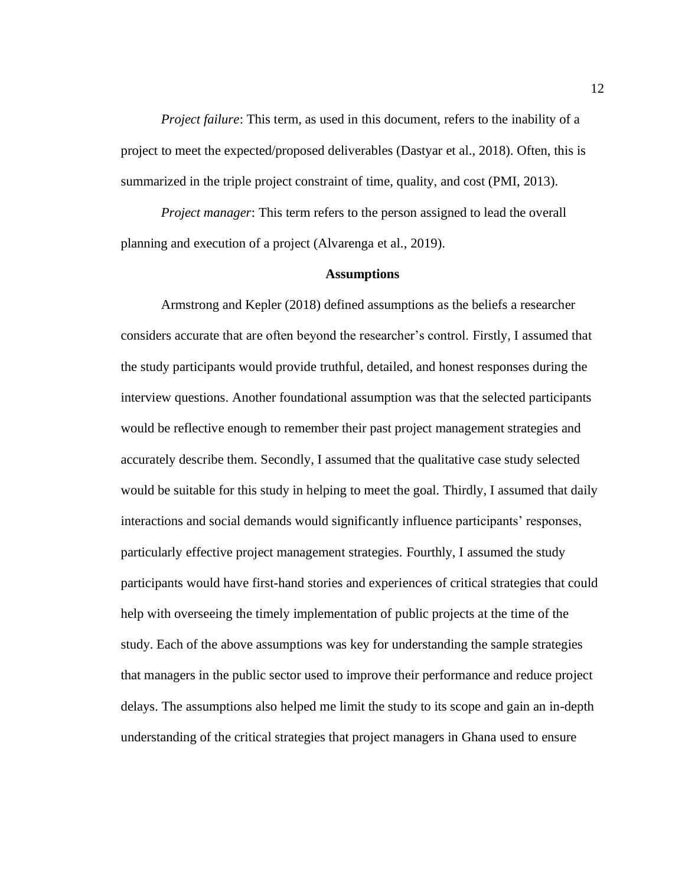*Project failure*: This term, as used in this document, refers to the inability of a project to meet the expected/proposed deliverables (Dastyar et al., 2018). Often, this is summarized in the triple project constraint of time, quality, and cost (PMI, 2013).

*Project manager*: This term refers to the person assigned to lead the overall planning and execution of a project (Alvarenga et al., 2019).

## Assumptions

Armstrong and Kepler (2018) defined assumptions as the beliefs a researcher considers accurate that are often beyond the researcher's control. Firstly, I assumed that the study participants would provide truthful, detailed, and honest responses during the interview questions. Another foundational assumption was that the selected participants would be reflective enough to remember their past project management strategies and accurately describe them. Secondly, I assumed that the qualitative case study selected would be suitable for this study in helping to meet the goal. Thirdly, I assumed that daily interactions and social demands would significantly influence participants' responses, particularly effective project management strategies. Fourthly, I assumed the study participants would have first-hand stories and experiences of critical strategies that could help with overseeing the timely implementation of public projects at the time of the study. Each of the above assumptions was key for understanding the sample strategies that managers in the public sector used to improve their performance and reduce project delays. The assumptions also helped me limit the study to its scope and gain an in-depth understanding of the critical strategies that project managers in Ghana used to ensure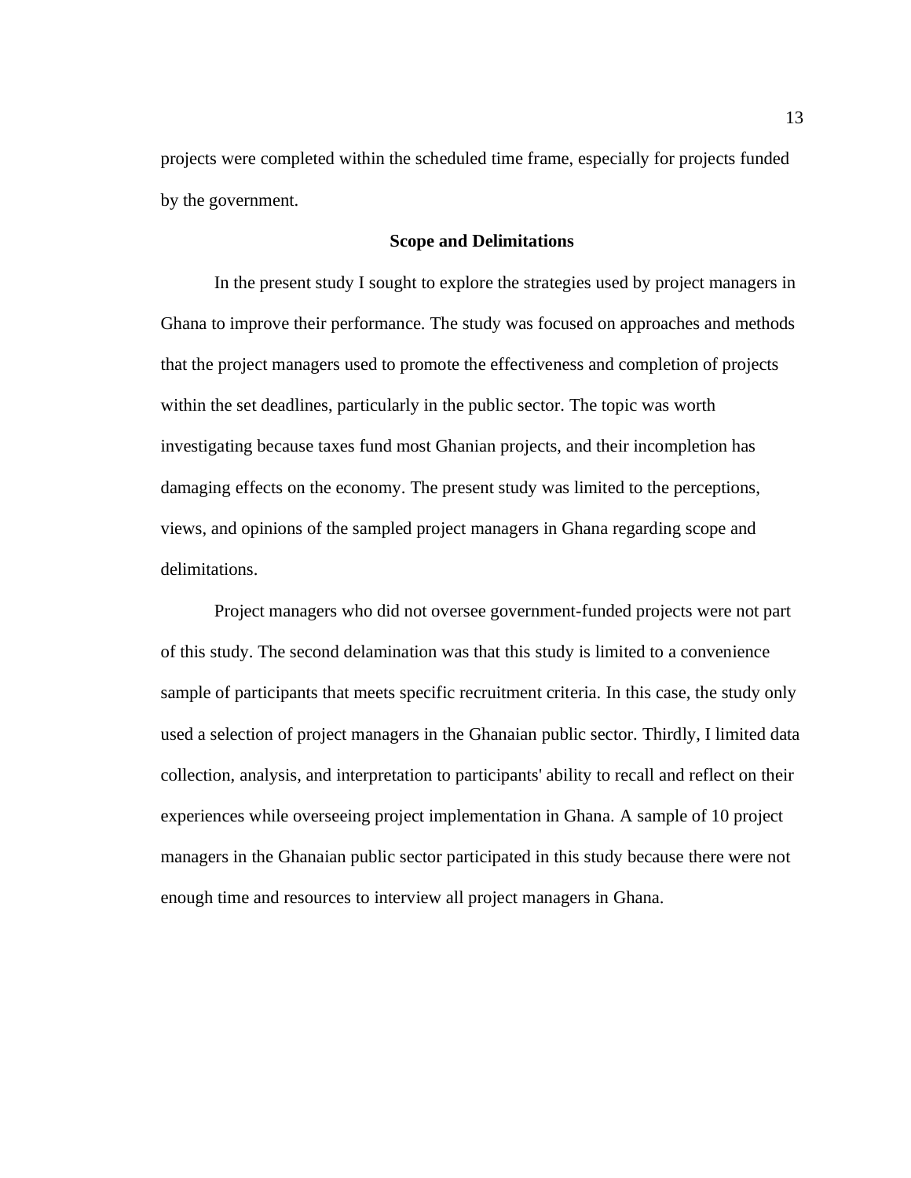projects were completed within the scheduled time frame, especially for projects funded by the government.

## Scope and Delimitations

In the present study I sought to explore the strategies used by project managers in Ghana to improve their performance. The study was focused on approaches and methods that the project managers used to promote the effectiveness and completion of projects within the set deadlines, particularly in the public sector. The topic was worth investigating because taxes fund most Ghanian projects, and their incompletion has damaging effects on the economy. The present study was limited to the perceptions, views, and opinions of the sampled project managers in Ghana regarding scope and delimitations.

Project managers who did not oversee government-funded projects were not part of this study. The second delamination was that this study is limited to a convenience sample of participants that meets specific recruitment criteria. In this case, the study only used a selection of project managers in the Ghanaian public sector. Thirdly, I limited data collection, analysis, and interpretation to participants' ability to recall and reflect on their experiences while overseeing project implementation in Ghana. A sample of 10 project managers in the Ghanaian public sector participated in this study because there were not enough time and resources to interview all project managers in Ghana.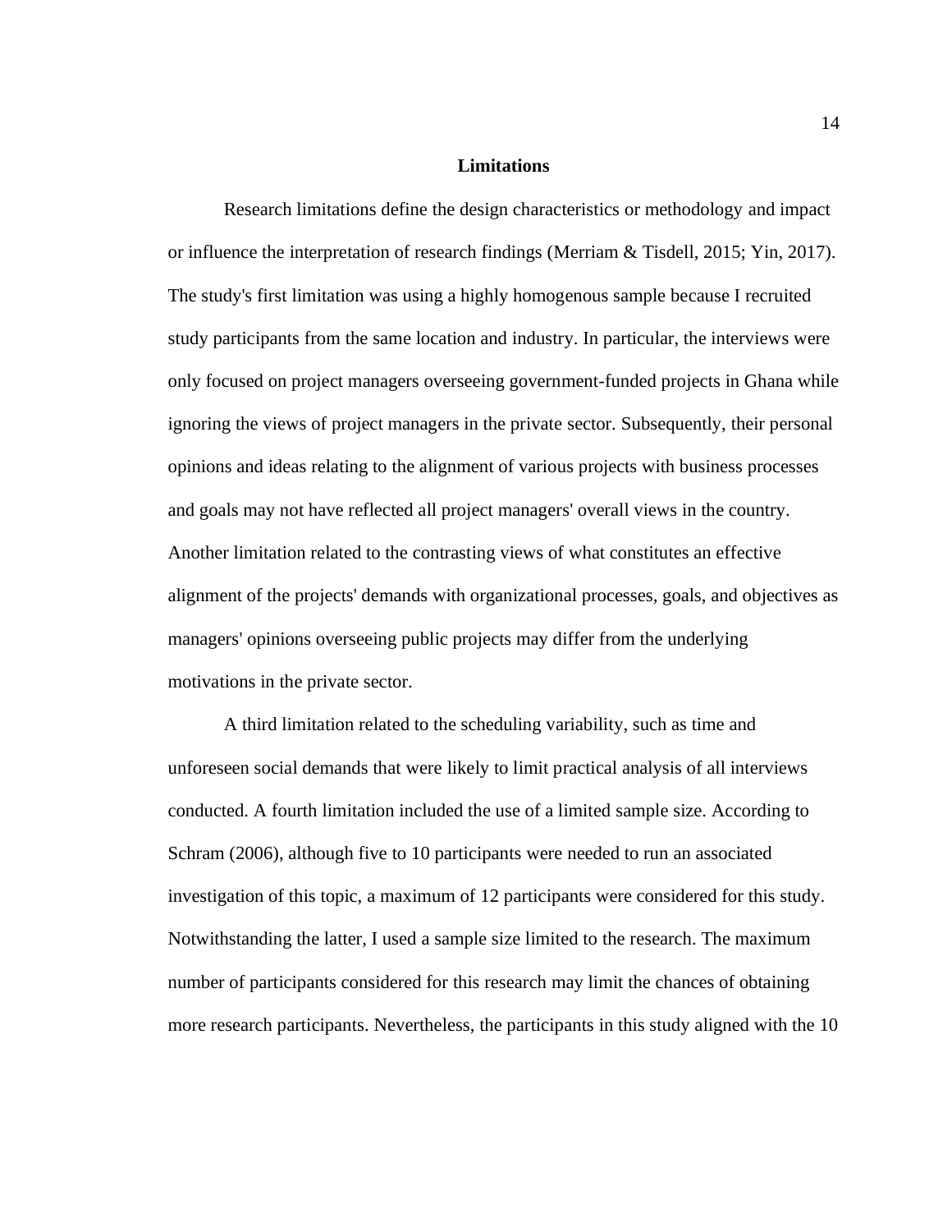## Limitations

Research limitations define the design characteristics or methodology and impact or influence the interpretation of research findings (Merriam & Tisdell, 2015; Yin, 2017). The study's first limitation was using a highly homogenous sample because I recruited study participants from the same location and industry. In particular, the interviews were only focused on project managers overseeing government-funded projects in Ghana while ignoring the views of project managers in the private sector. Subsequently, their personal opinions and ideas relating to the alignment of various projects with business processes and goals may not have reflected all project managers' overall views in the country. Another limitation related to the contrasting views of what constitutes an effective alignment of the projects' demands with organizational processes, goals, and objectives as managers' opinions overseeing public projects may differ from the underlying motivations in the private sector.

A third limitation related to the scheduling variability, such as time and unforeseen social demands that were likely to limit practical analysis of all interviews conducted. A fourth limitation included the use of a limited sample size. According to Schram (2006), although five to 10 participants were needed to run an associated investigation of this topic, a maximum of 12 participants were considered for this study. Notwithstanding the latter, I used a sample size limited to the research. The maximum number of participants considered for this research may limit the chances of obtaining more research participants. Nevertheless, the participants in this study aligned with the 10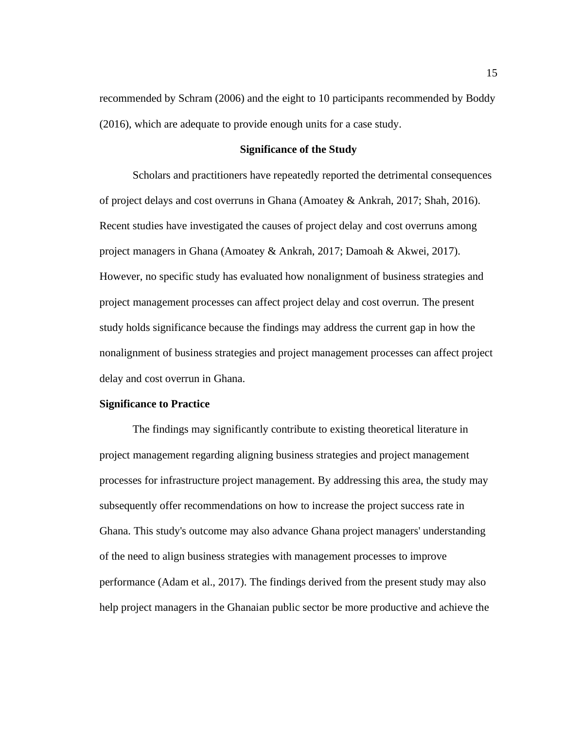recommended by Schram (2006) and the eight to 10 participants recommended by Boddy (2016), which are adequate to provide enough units for a case study.

## Significance of the Study

Scholars and practitioners have repeatedly reported the detrimental consequences of project delays and cost overruns in Ghana (Amoatey & Ankrah, 2017; Shah, 2016). Recent studies have investigated the causes of project delay and cost overruns among project managers in Ghana (Amoatey & Ankrah, 2017; Damoah & Akwei, 2017). However, no specific study has evaluated how nonalignment of business strategies and project management processes can affect project delay and cost overrun. The present study holds significance because the findings may address the current gap in how the nonalignment of business strategies and project management processes can affect project delay and cost overrun in Ghana.

### Significance to Practice

The findings may significantly contribute to existing theoretical literature in project management regarding aligning business strategies and project management processes for infrastructure project management. By addressing this area, the study may subsequently offer recommendations on how to increase the project success rate in Ghana. This study's outcome may also advance Ghana project managers' understanding of the need to align business strategies with management processes to improve performance (Adam et al., 2017). The findings derived from the present study may also help project managers in the Ghanaian public sector be more productive and achieve the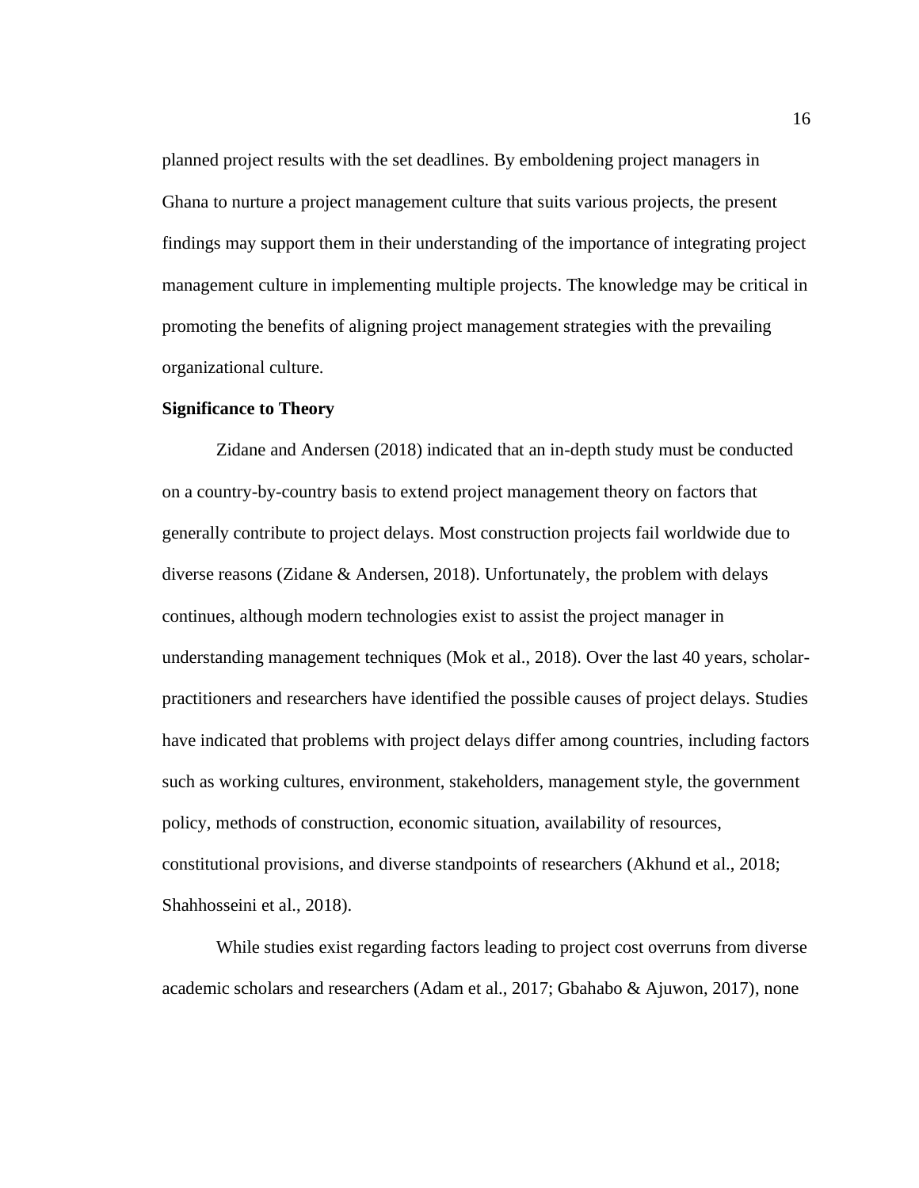planned project results with the set deadlines. By emboldening project managers in Ghana to nurture a project management culture that suits various projects, the present findings may support them in their understanding of the importance of integrating project management culture in implementing multiple projects. The knowledge may be critical in promoting the benefits of aligning project management strategies with the prevailing organizational culture.

**Significance to Theory**

Zidane and Andersen (2018) indicated that an in-depth study must be conducted on a country-by-country basis to extend project management theory on factors that generally contribute to project delays. Most construction projects fail worldwide due to diverse reasons (Zidane & Andersen, 2018). Unfortunately, the problem with delays continues, although modern technologies exist to assist the project manager in understanding management techniques (Mok et al., 2018). Over the last 40 years, scholar-practitioners and researchers have identified the possible causes of project delays. Studies have indicated that problems with project delays differ among countries, including factors such as working cultures, environment, stakeholders, management style, the government policy, methods of construction, economic situation, availability of resources, constitutional provisions, and diverse standpoints of researchers (Akhund et al., 2018; Shahhosseini et al., 2018).

While studies exist regarding factors leading to project cost overruns from diverse academic scholars and researchers (Adam et al., 2017; Gbahabo & Ajuwon, 2017), none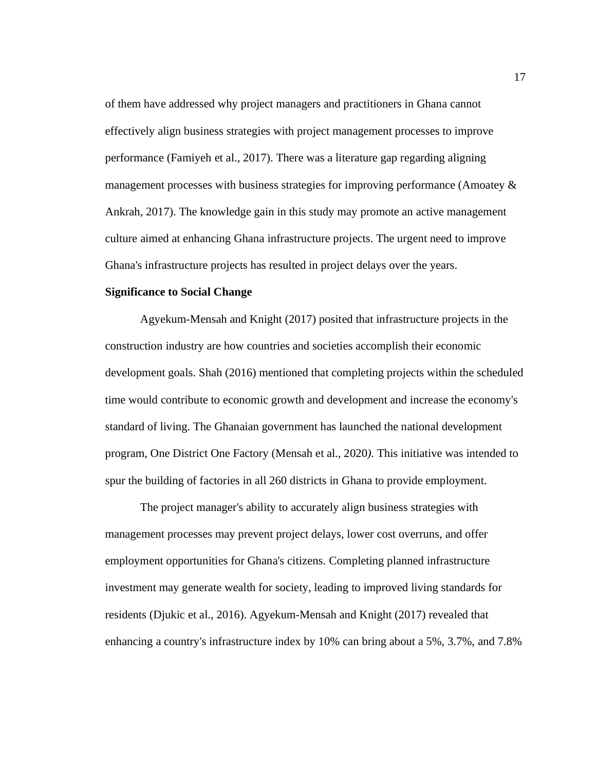of them have addressed why project managers and practitioners in Ghana cannot effectively align business strategies with project management processes to improve performance (Famiyeh et al., 2017). There was a literature gap regarding aligning management processes with business strategies for improving performance (Amoatey & Ankrah, 2017). The knowledge gain in this study may promote an active management culture aimed at enhancing Ghana infrastructure projects. The urgent need to improve Ghana's infrastructure projects has resulted in project delays over the years.

**Significance to Social Change**

Agyekum-Mensah and Knight (2017) posited that infrastructure projects in the construction industry are how countries and societies accomplish their economic development goals. Shah (2016) mentioned that completing projects within the scheduled time would contribute to economic growth and development and increase the economy's standard of living. The Ghanaian government has launched the national development program, One District One Factory (Mensah et al., 2020*).* This initiative was intended to spur the building of factories in all 260 districts in Ghana to provide employment.

The project manager's ability to accurately align business strategies with management processes may prevent project delays, lower cost overruns, and offer employment opportunities for Ghana's citizens. Completing planned infrastructure investment may generate wealth for society, leading to improved living standards for residents (Djukic et al., 2016). Agyekum-Mensah and Knight (2017) revealed that enhancing a country's infrastructure index by 10% can bring about a 5%, 3.7%, and 7.8%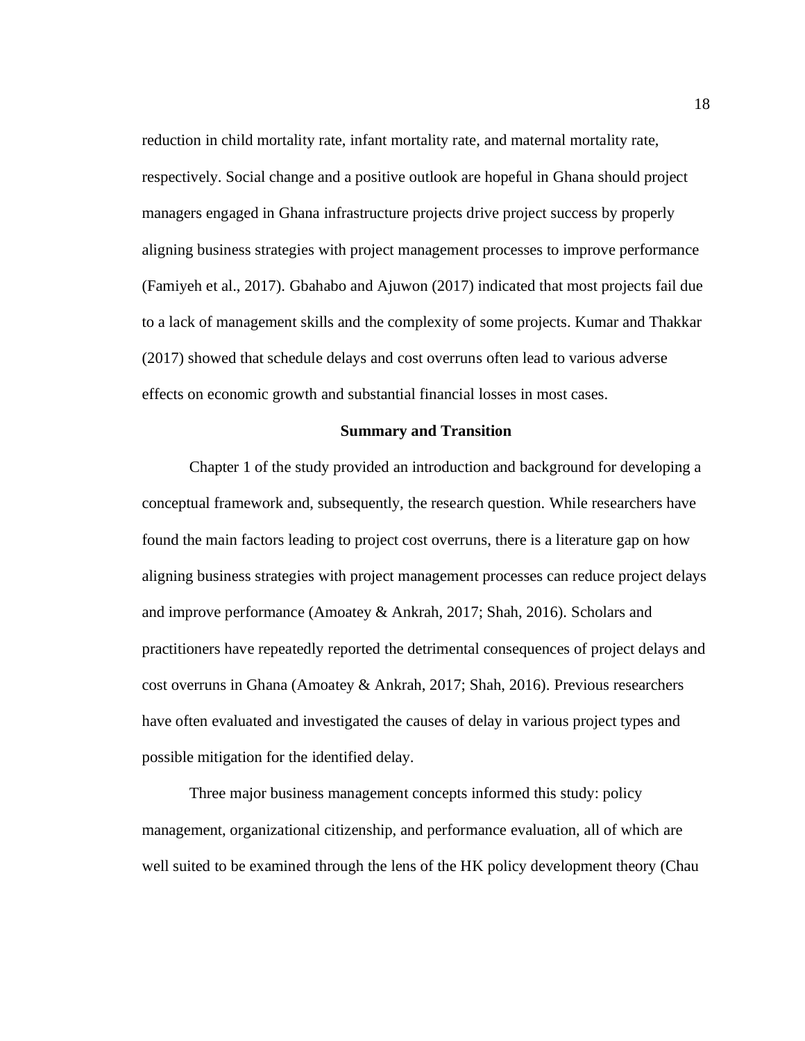reduction in child mortality rate, infant mortality rate, and maternal mortality rate, respectively. Social change and a positive outlook are hopeful in Ghana should project managers engaged in Ghana infrastructure projects drive project success by properly aligning business strategies with project management processes to improve performance (Famiyeh et al., 2017). Gbahabo and Ajuwon (2017) indicated that most projects fail due to a lack of management skills and the complexity of some projects. Kumar and Thakkar (2017) showed that schedule delays and cost overruns often lead to various adverse effects on economic growth and substantial financial losses in most cases.

## Summary and Transition

Chapter 1 of the study provided an introduction and background for developing a conceptual framework and, subsequently, the research question. While researchers have found the main factors leading to project cost overruns, there is a literature gap on how aligning business strategies with project management processes can reduce project delays and improve performance (Amoatey & Ankrah, 2017; Shah, 2016). Scholars and practitioners have repeatedly reported the detrimental consequences of project delays and cost overruns in Ghana (Amoatey & Ankrah, 2017; Shah, 2016). Previous researchers have often evaluated and investigated the causes of delay in various project types and possible mitigation for the identified delay.

Three major business management concepts informed this study: policy management, organizational citizenship, and performance evaluation, all of which are well suited to be examined through the lens of the HK policy development theory (Chau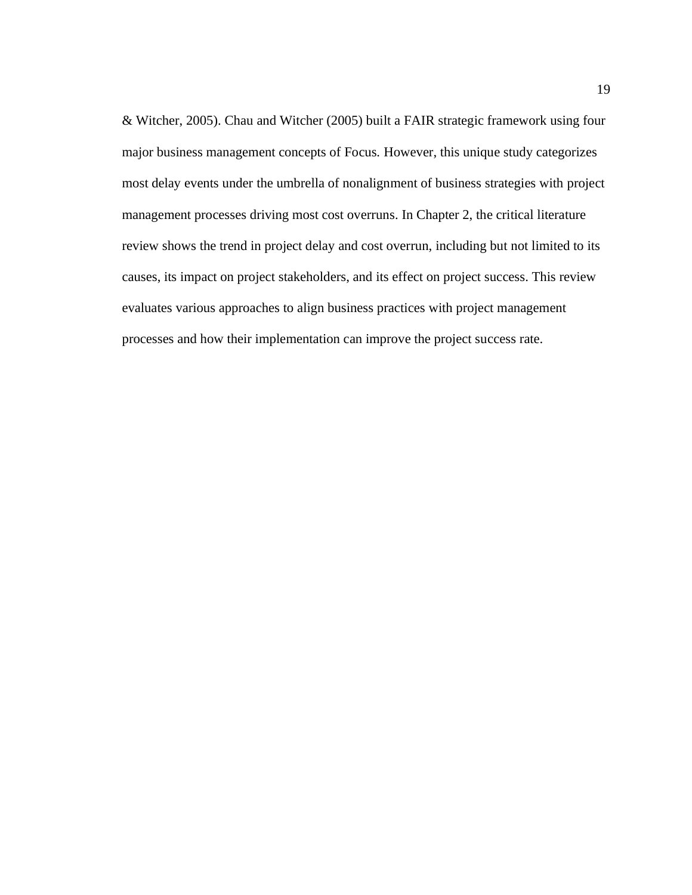& Witcher, 2005). Chau and Witcher (2005) built a FAIR strategic framework using four major business management concepts of Focus. However, this unique study categorizes most delay events under the umbrella of nonalignment of business strategies with project management processes driving most cost overruns. In Chapter 2, the critical literature review shows the trend in project delay and cost overrun, including but not limited to its causes, its impact on project stakeholders, and its effect on project success. This review evaluates various approaches to align business practices with project management processes and how their implementation can improve the project success rate.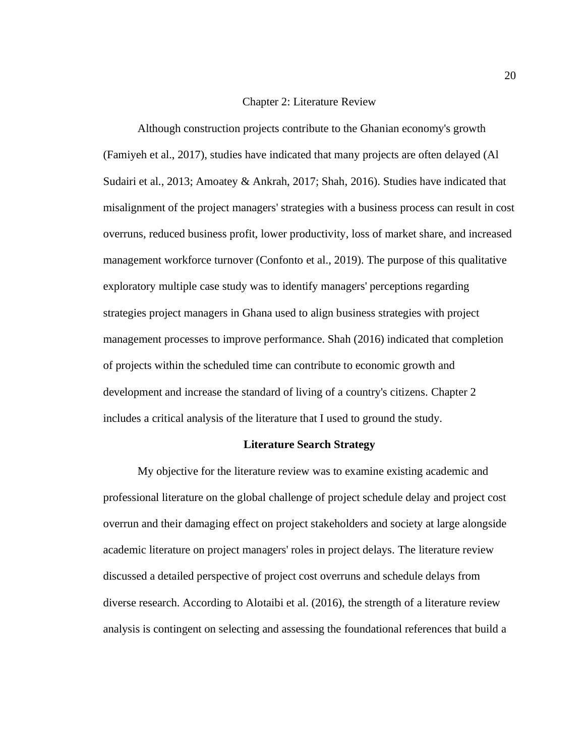# Chapter 2: Literature Review

Although construction projects contribute to the Ghanian economy's growth (Famiyeh et al., 2017), studies have indicated that many projects are often delayed (Al Sudairi et al., 2013; Amoatey & Ankrah, 2017; Shah, 2016). Studies have indicated that misalignment of the project managers' strategies with a business process can result in cost overruns, reduced business profit, lower productivity, loss of market share, and increased management workforce turnover (Confonto et al., 2019). The purpose of this qualitative exploratory multiple case study was to identify managers' perceptions regarding strategies project managers in Ghana used to align business strategies with project management processes to improve performance. Shah (2016) indicated that completion of projects within the scheduled time can contribute to economic growth and development and increase the standard of living of a country's citizens. Chapter 2 includes a critical analysis of the literature that I used to ground the study.

## Literature Search Strategy

My objective for the literature review was to examine existing academic and professional literature on the global challenge of project schedule delay and project cost overrun and their damaging effect on project stakeholders and society at large alongside academic literature on project managers' roles in project delays. The literature review discussed a detailed perspective of project cost overruns and schedule delays from diverse research. According to Alotaibi et al. (2016), the strength of a literature review analysis is contingent on selecting and assessing the foundational references that build a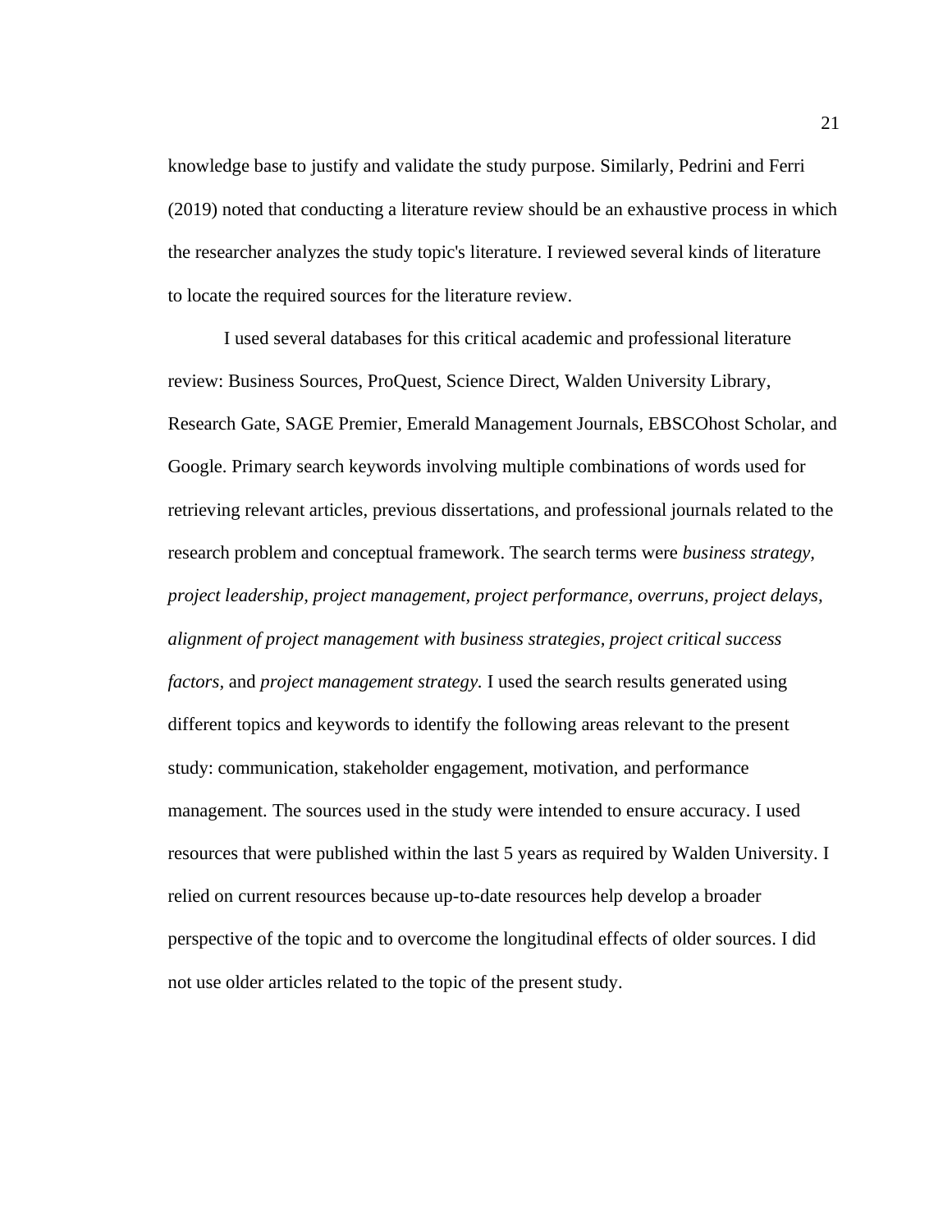knowledge base to justify and validate the study purpose. Similarly, Pedrini and Ferri (2019) noted that conducting a literature review should be an exhaustive process in which the researcher analyzes the study topic's literature. I reviewed several kinds of literature to locate the required sources for the literature review.

I used several databases for this critical academic and professional literature review: Business Sources, ProQuest, Science Direct, Walden University Library, Research Gate, SAGE Premier, Emerald Management Journals, EBSCOhost Scholar, and Google. Primary search keywords involving multiple combinations of words used for retrieving relevant articles, previous dissertations, and professional journals related to the research problem and conceptual framework. The search terms were *business strategy, project leadership, project management, project performance, overruns, project delays, alignment of project management with business strategies, project critical success factors*, and *project management strategy.* I used the search results generated using different topics and keywords to identify the following areas relevant to the present study: communication, stakeholder engagement, motivation, and performance management. The sources used in the study were intended to ensure accuracy. I used resources that were published within the last 5 years as required by Walden University. I relied on current resources because up-to-date resources help develop a broader perspective of the topic and to overcome the longitudinal effects of older sources. I did not use older articles related to the topic of the present study.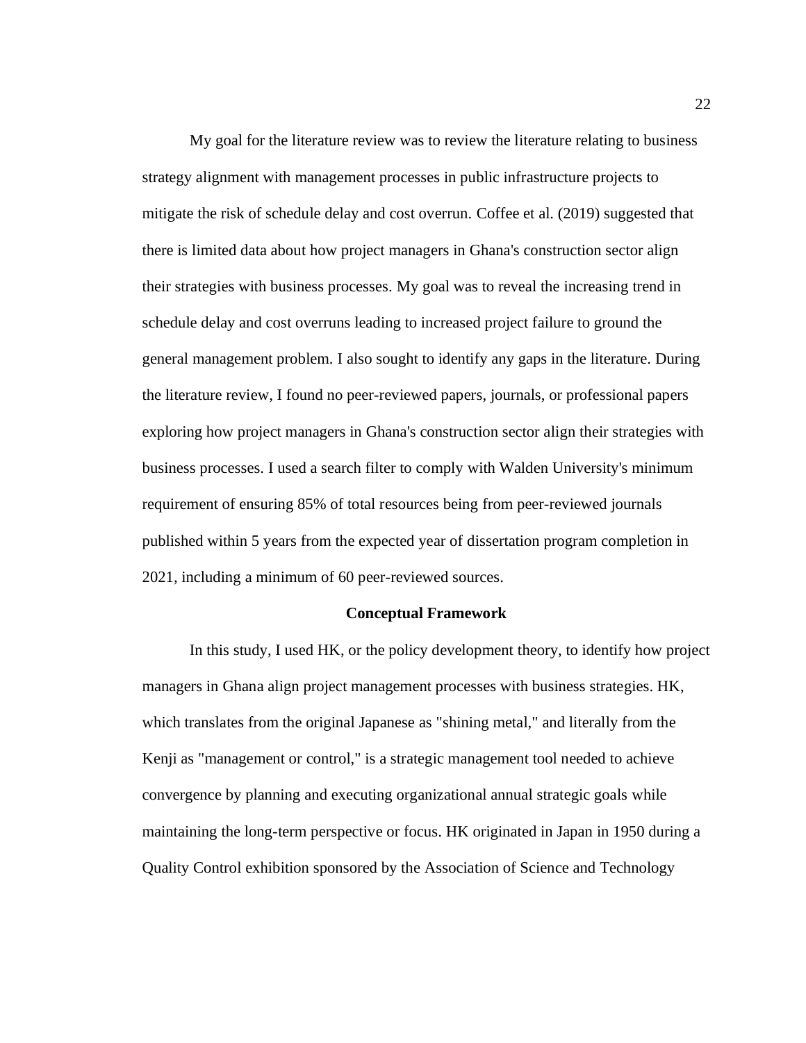My goal for the literature review was to review the literature relating to business strategy alignment with management processes in public infrastructure projects to mitigate the risk of schedule delay and cost overrun. Coffee et al. (2019) suggested that there is limited data about how project managers in Ghana's construction sector align their strategies with business processes. My goal was to reveal the increasing trend in schedule delay and cost overruns leading to increased project failure to ground the general management problem. I also sought to identify any gaps in the literature. During the literature review, I found no peer-reviewed papers, journals, or professional papers exploring how project managers in Ghana's construction sector align their strategies with business processes. I used a search filter to comply with Walden University's minimum requirement of ensuring 85% of total resources being from peer-reviewed journals published within 5 years from the expected year of dissertation program completion in 2021, including a minimum of 60 peer-reviewed sources.

## Conceptual Framework

In this study, I used HK, or the policy development theory, to identify how project managers in Ghana align project management processes with business strategies. HK, which translates from the original Japanese as "shining metal," and literally from the Kenji as "management or control," is a strategic management tool needed to achieve convergence by planning and executing organizational annual strategic goals while maintaining the long-term perspective or focus. HK originated in Japan in 1950 during a Quality Control exhibition sponsored by the Association of Science and Technology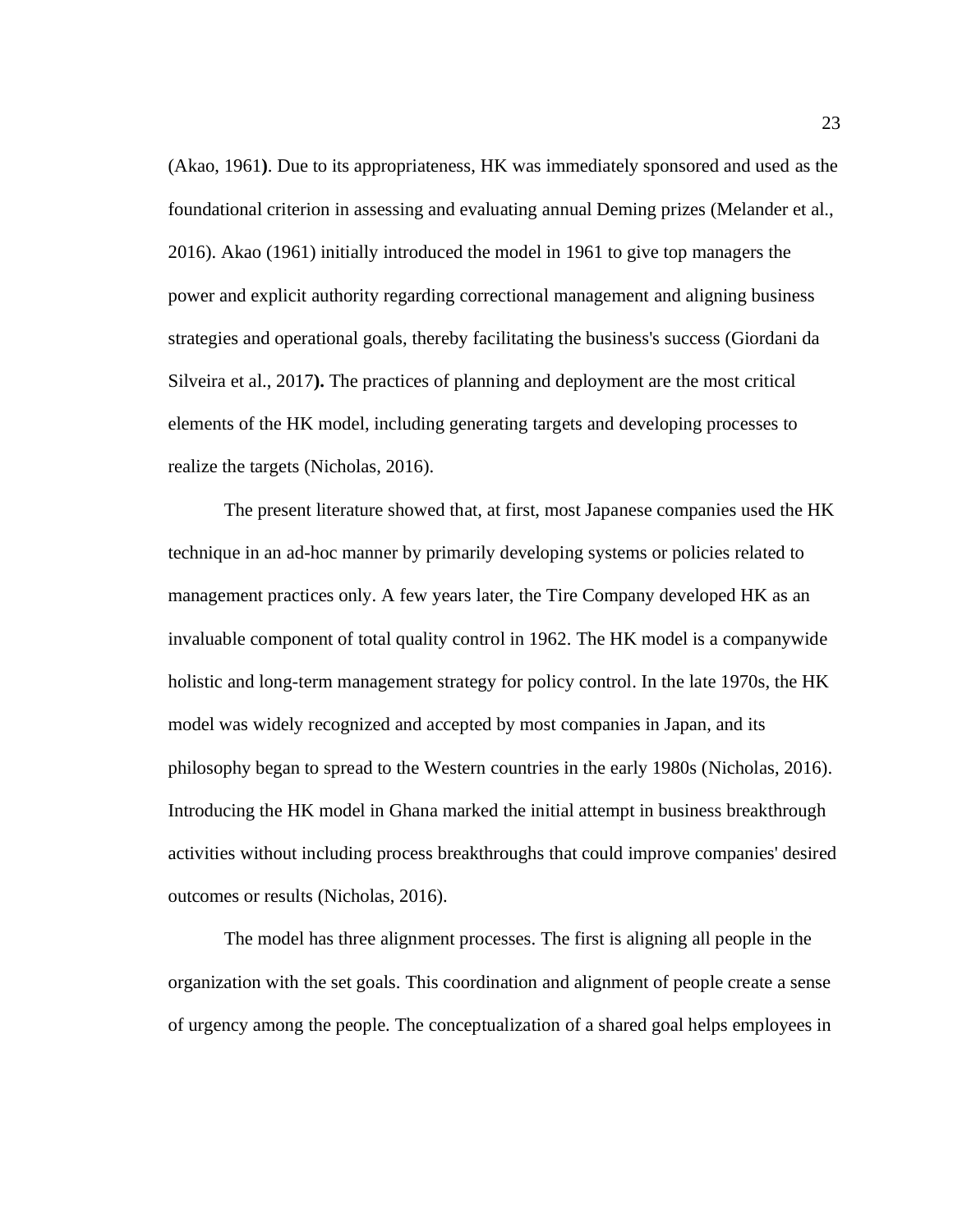(Akao, 1961). Due to its appropriateness, HK was immediately sponsored and used as the foundational criterion in assessing and evaluating annual Deming prizes (Melander et al., 2016). Akao (1961) initially introduced the model in 1961 to give top managers the power and explicit authority regarding correctional management and aligning business strategies and operational goals, thereby facilitating the business's success (Giordani da Silveira et al., 2017). The practices of planning and deployment are the most critical elements of the HK model, including generating targets and developing processes to realize the targets (Nicholas, 2016).

The present literature showed that, at first, most Japanese companies used the HK technique in an ad-hoc manner by primarily developing systems or policies related to management practices only. A few years later, the Tire Company developed HK as an invaluable component of total quality control in 1962. The HK model is a companywide holistic and long-term management strategy for policy control. In the late 1970s, the HK model was widely recognized and accepted by most companies in Japan, and its philosophy began to spread to the Western countries in the early 1980s (Nicholas, 2016). Introducing the HK model in Ghana marked the initial attempt in business breakthrough activities without including process breakthroughs that could improve companies' desired outcomes or results (Nicholas, 2016).

The model has three alignment processes. The first is aligning all people in the organization with the set goals. This coordination and alignment of people create a sense of urgency among the people. The conceptualization of a shared goal helps employees in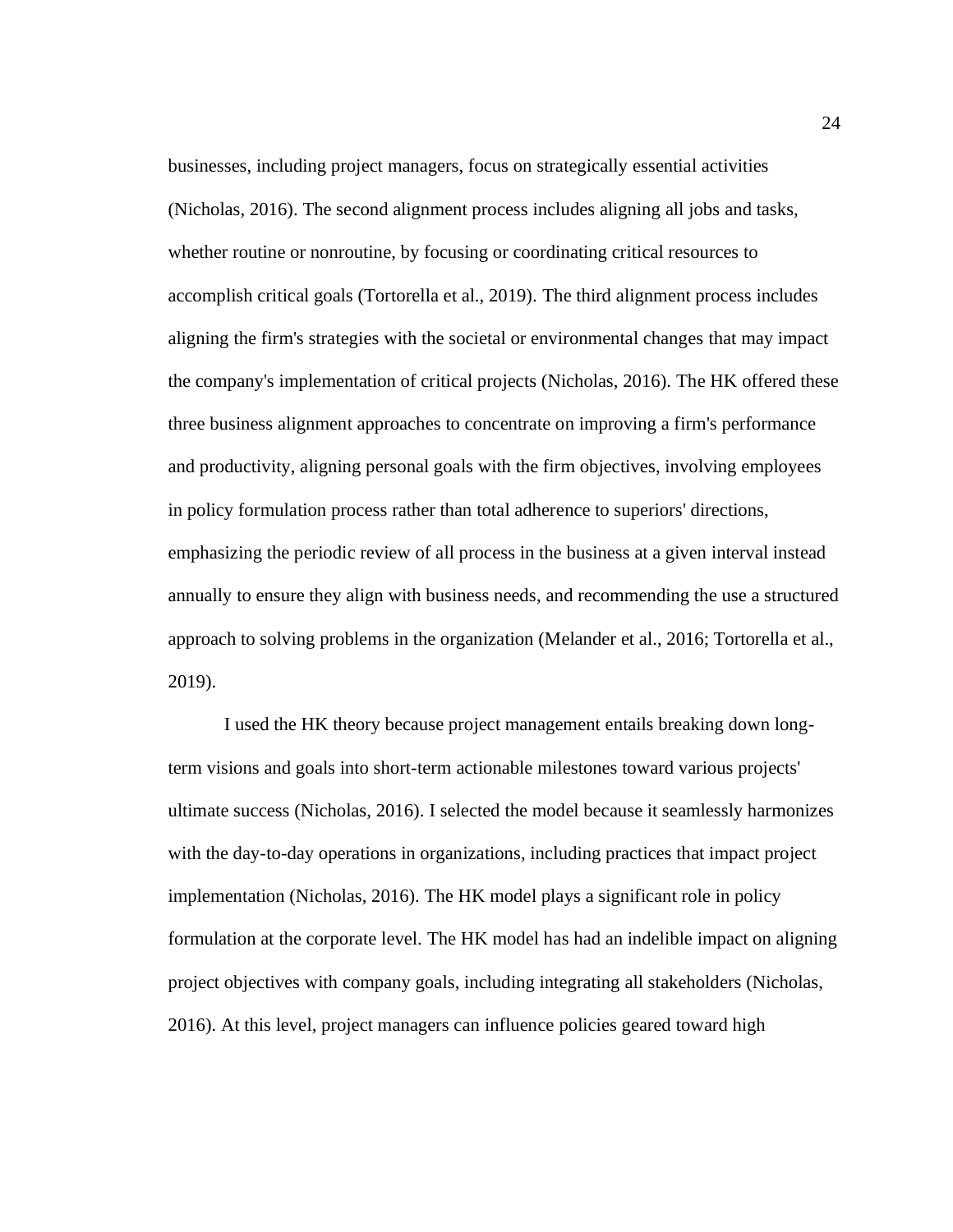businesses, including project managers, focus on strategically essential activities (Nicholas, 2016). The second alignment process includes aligning all jobs and tasks, whether routine or nonroutine, by focusing or coordinating critical resources to accomplish critical goals (Tortorella et al., 2019). The third alignment process includes aligning the firm's strategies with the societal or environmental changes that may impact the company's implementation of critical projects (Nicholas, 2016). The HK offered these three business alignment approaches to concentrate on improving a firm's performance and productivity, aligning personal goals with the firm objectives, involving employees in policy formulation process rather than total adherence to superiors' directions, emphasizing the periodic review of all process in the business at a given interval instead annually to ensure they align with business needs, and recommending the use a structured approach to solving problems in the organization (Melander et al., 2016; Tortorella et al., 2019).

I used the HK theory because project management entails breaking down long-term visions and goals into short-term actionable milestones toward various projects' ultimate success (Nicholas, 2016). I selected the model because it seamlessly harmonizes with the day-to-day operations in organizations, including practices that impact project implementation (Nicholas, 2016). The HK model plays a significant role in policy formulation at the corporate level. The HK model has had an indelible impact on aligning project objectives with company goals, including integrating all stakeholders (Nicholas, 2016). At this level, project managers can influence policies geared toward high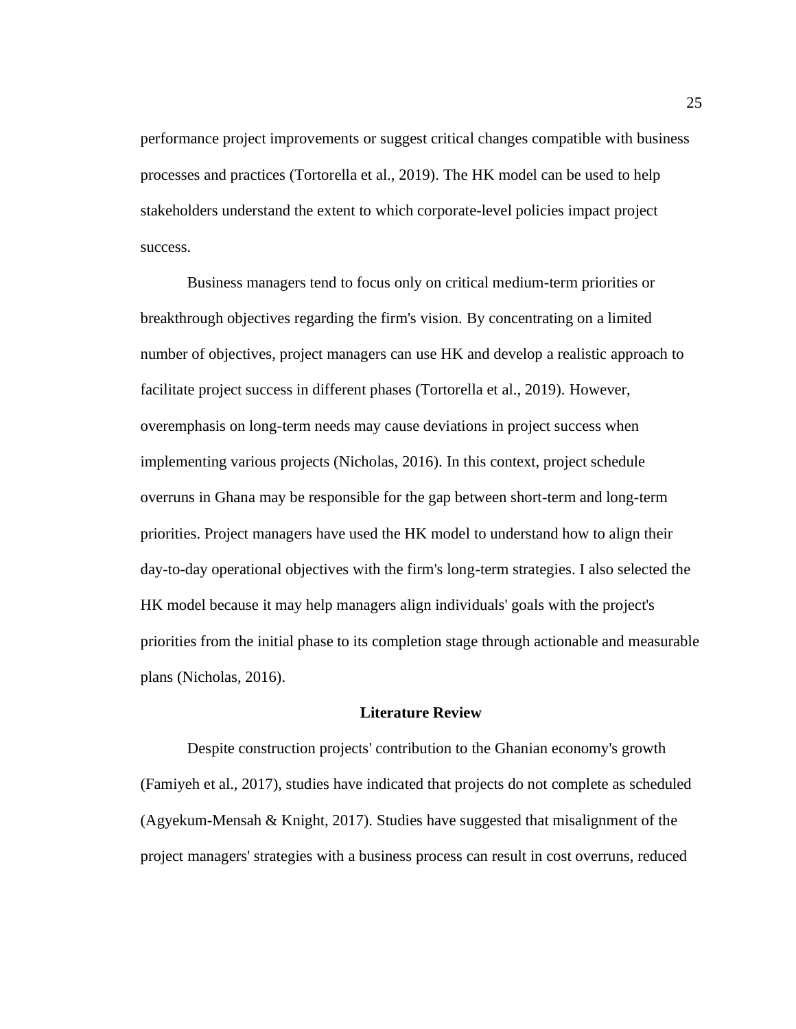performance project improvements or suggest critical changes compatible with business processes and practices (Tortorella et al., 2019). The HK model can be used to help stakeholders understand the extent to which corporate-level policies impact project success.

Business managers tend to focus only on critical medium-term priorities or breakthrough objectives regarding the firm's vision. By concentrating on a limited number of objectives, project managers can use HK and develop a realistic approach to facilitate project success in different phases (Tortorella et al., 2019). However, overemphasis on long-term needs may cause deviations in project success when implementing various projects (Nicholas, 2016). In this context, project schedule overruns in Ghana may be responsible for the gap between short-term and long-term priorities. Project managers have used the HK model to understand how to align their day-to-day operational objectives with the firm's long-term strategies. I also selected the HK model because it may help managers align individuals' goals with the project's priorities from the initial phase to its completion stage through actionable and measurable plans (Nicholas, 2016).

## Literature Review

Despite construction projects' contribution to the Ghanian economy's growth (Famiyeh et al., 2017), studies have indicated that projects do not complete as scheduled (Agyekum-Mensah & Knight, 2017). Studies have suggested that misalignment of the project managers' strategies with a business process can result in cost overruns, reduced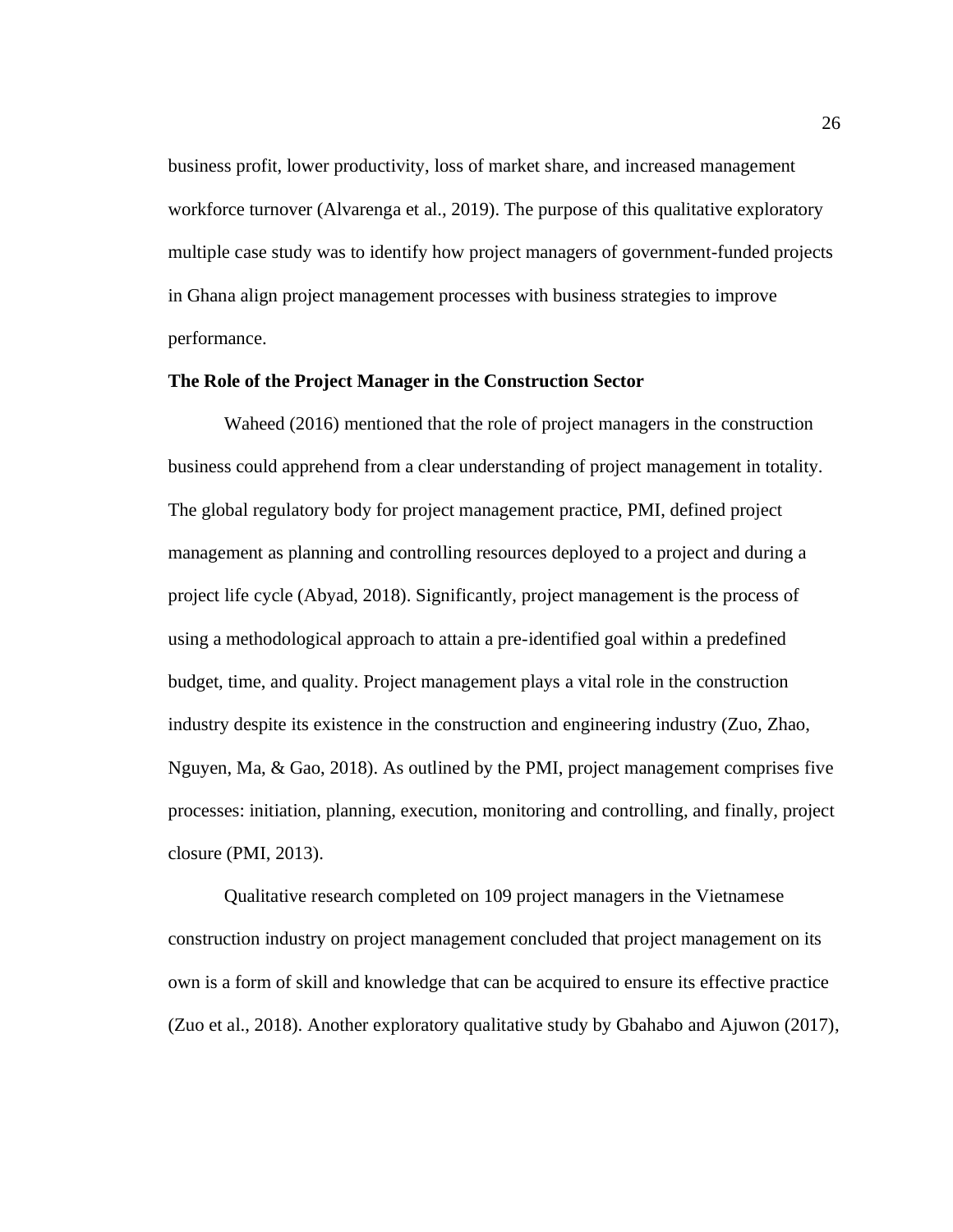business profit, lower productivity, loss of market share, and increased management workforce turnover (Alvarenga et al., 2019). The purpose of this qualitative exploratory multiple case study was to identify how project managers of government-funded projects in Ghana align project management processes with business strategies to improve performance.

## The Role of the Project Manager in the Construction Sector

Waheed (2016) mentioned that the role of project managers in the construction business could apprehend from a clear understanding of project management in totality. The global regulatory body for project management practice, PMI, defined project management as planning and controlling resources deployed to a project and during a project life cycle (Abyad, 2018). Significantly, project management is the process of using a methodological approach to attain a pre-identified goal within a predefined budget, time, and quality. Project management plays a vital role in the construction industry despite its existence in the construction and engineering industry (Zuo, Zhao, Nguyen, Ma, & Gao, 2018). As outlined by the PMI, project management comprises five processes: initiation, planning, execution, monitoring and controlling, and finally, project closure (PMI, 2013).

Qualitative research completed on 109 project managers in the Vietnamese construction industry on project management concluded that project management on its own is a form of skill and knowledge that can be acquired to ensure its effective practice (Zuo et al., 2018). Another exploratory qualitative study by Gbahabo and Ajuwon (2017),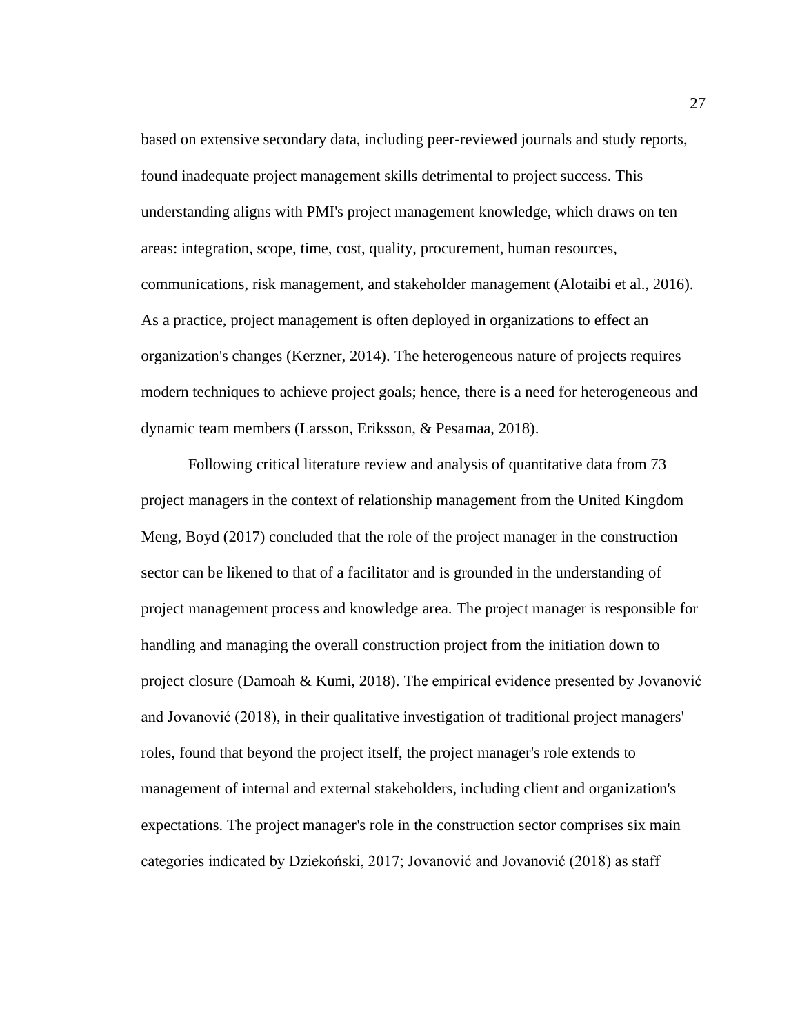based on extensive secondary data, including peer-reviewed journals and study reports, found inadequate project management skills detrimental to project success. This understanding aligns with PMI's project management knowledge, which draws on ten areas: integration, scope, time, cost, quality, procurement, human resources, communications, risk management, and stakeholder management (Alotaibi et al., 2016). As a practice, project management is often deployed in organizations to effect an organization's changes (Kerzner, 2014). The heterogeneous nature of projects requires modern techniques to achieve project goals; hence, there is a need for heterogeneous and dynamic team members (Larsson, Eriksson, & Pesamaa, 2018).

Following critical literature review and analysis of quantitative data from 73 project managers in the context of relationship management from the United Kingdom Meng, Boyd (2017) concluded that the role of the project manager in the construction sector can be likened to that of a facilitator and is grounded in the understanding of project management process and knowledge area. The project manager is responsible for handling and managing the overall construction project from the initiation down to project closure (Damoah & Kumi, 2018). The empirical evidence presented by Jovanović and Jovanović (2018), in their qualitative investigation of traditional project managers' roles, found that beyond the project itself, the project manager's role extends to management of internal and external stakeholders, including client and organization's expectations. The project manager's role in the construction sector comprises six main categories indicated by Dziekoński, 2017; Jovanović and Jovanović (2018) as staff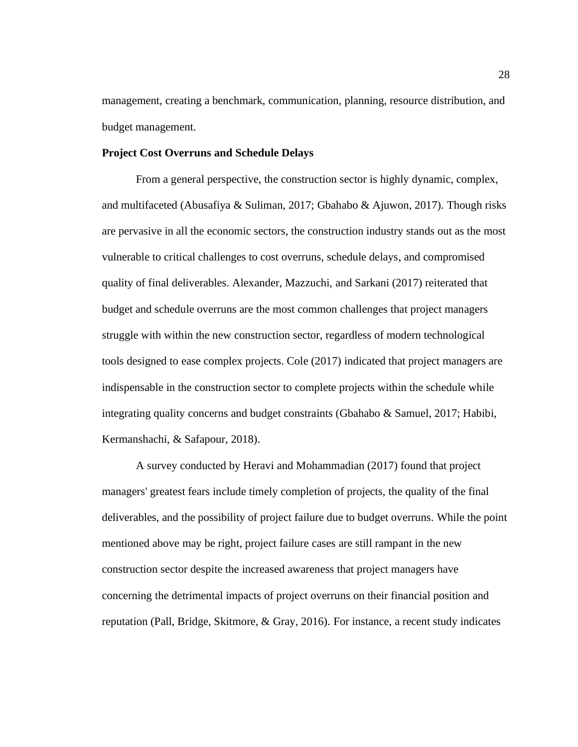management, creating a benchmark, communication, planning, resource distribution, and budget management.

**Project Cost Overruns and Schedule Delays**

From a general perspective, the construction sector is highly dynamic, complex, and multifaceted (Abusafiya & Suliman, 2017; Gbahabo & Ajuwon, 2017). Though risks are pervasive in all the economic sectors, the construction industry stands out as the most vulnerable to critical challenges to cost overruns, schedule delays, and compromised quality of final deliverables. Alexander, Mazzuchi, and Sarkani (2017) reiterated that budget and schedule overruns are the most common challenges that project managers struggle with within the new construction sector, regardless of modern technological tools designed to ease complex projects. Cole (2017) indicated that project managers are indispensable in the construction sector to complete projects within the schedule while integrating quality concerns and budget constraints (Gbahabo & Samuel, 2017; Habibi, Kermanshachi, & Safapour, 2018).

A survey conducted by Heravi and Mohammadian (2017) found that project managers' greatest fears include timely completion of projects, the quality of the final deliverables, and the possibility of project failure due to budget overruns. While the point mentioned above may be right, project failure cases are still rampant in the new construction sector despite the increased awareness that project managers have concerning the detrimental impacts of project overruns on their financial position and reputation (Pall, Bridge, Skitmore, & Gray, 2016). For instance, a recent study indicates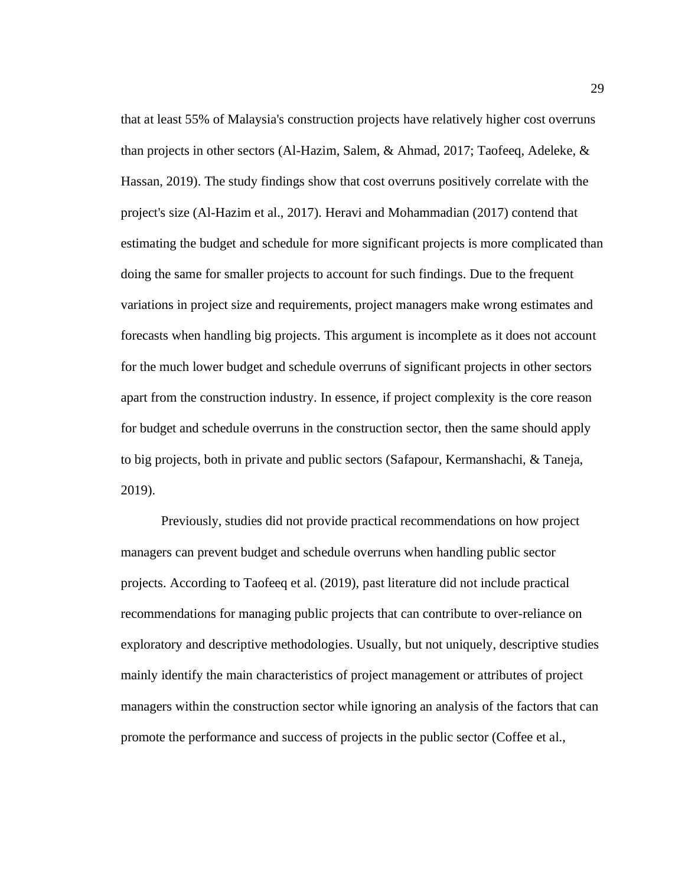that at least 55% of Malaysia's construction projects have relatively higher cost overruns than projects in other sectors (Al-Hazim, Salem, & Ahmad, 2017; Taofeeq, Adeleke, & Hassan, 2019). The study findings show that cost overruns positively correlate with the project's size (Al-Hazim et al., 2017). Heravi and Mohammadian (2017) contend that estimating the budget and schedule for more significant projects is more complicated than doing the same for smaller projects to account for such findings. Due to the frequent variations in project size and requirements, project managers make wrong estimates and forecasts when handling big projects. This argument is incomplete as it does not account for the much lower budget and schedule overruns of significant projects in other sectors apart from the construction industry. In essence, if project complexity is the core reason for budget and schedule overruns in the construction sector, then the same should apply to big projects, both in private and public sectors (Safapour, Kermanshachi, & Taneja, 2019).

Previously, studies did not provide practical recommendations on how project managers can prevent budget and schedule overruns when handling public sector projects. According to Taofeeq et al. (2019), past literature did not include practical recommendations for managing public projects that can contribute to over-reliance on exploratory and descriptive methodologies. Usually, but not uniquely, descriptive studies mainly identify the main characteristics of project management or attributes of project managers within the construction sector while ignoring an analysis of the factors that can promote the performance and success of projects in the public sector (Coffee et al.,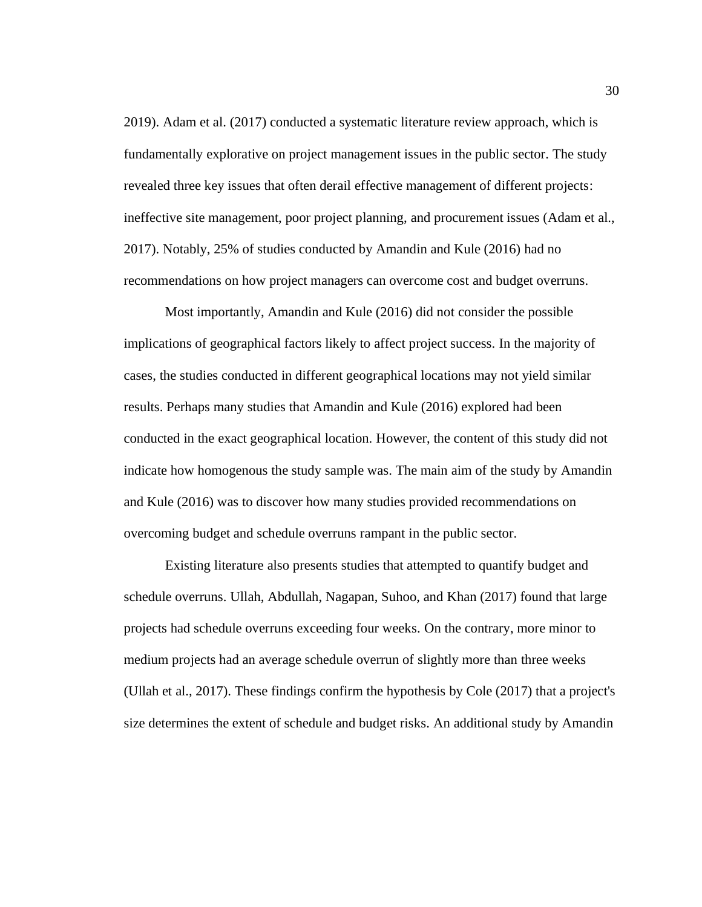2019). Adam et al. (2017) conducted a systematic literature review approach, which is fundamentally explorative on project management issues in the public sector. The study revealed three key issues that often derail effective management of different projects: ineffective site management, poor project planning, and procurement issues (Adam et al., 2017). Notably, 25% of studies conducted by Amandin and Kule (2016) had no recommendations on how project managers can overcome cost and budget overruns.

Most importantly, Amandin and Kule (2016) did not consider the possible implications of geographical factors likely to affect project success. In the majority of cases, the studies conducted in different geographical locations may not yield similar results. Perhaps many studies that Amandin and Kule (2016) explored had been conducted in the exact geographical location. However, the content of this study did not indicate how homogenous the study sample was. The main aim of the study by Amandin and Kule (2016) was to discover how many studies provided recommendations on overcoming budget and schedule overruns rampant in the public sector.

Existing literature also presents studies that attempted to quantify budget and schedule overruns. Ullah, Abdullah, Nagapan, Suhoo, and Khan (2017) found that large projects had schedule overruns exceeding four weeks. On the contrary, more minor to medium projects had an average schedule overrun of slightly more than three weeks (Ullah et al., 2017). These findings confirm the hypothesis by Cole (2017) that a project's size determines the extent of schedule and budget risks. An additional study by Amandin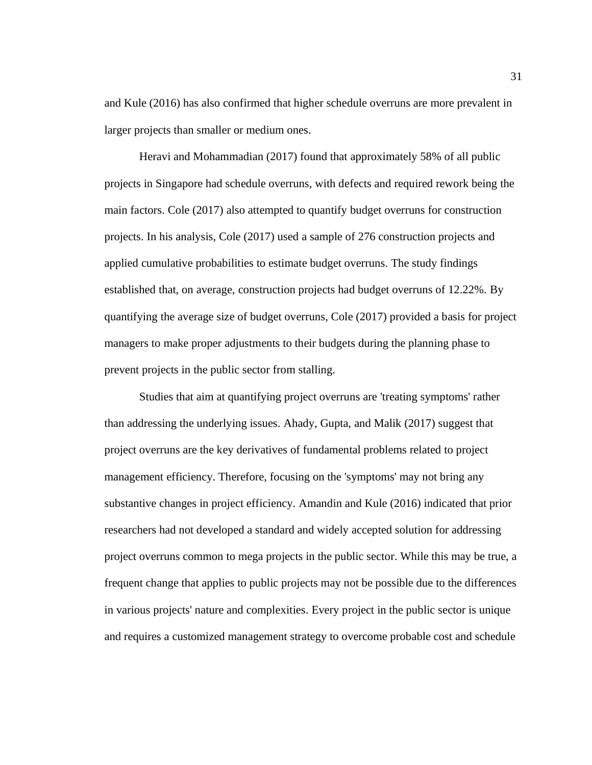and Kule (2016) has also confirmed that higher schedule overruns are more prevalent in larger projects than smaller or medium ones.

Heravi and Mohammadian (2017) found that approximately 58% of all public projects in Singapore had schedule overruns, with defects and required rework being the main factors. Cole (2017) also attempted to quantify budget overruns for construction projects. In his analysis, Cole (2017) used a sample of 276 construction projects and applied cumulative probabilities to estimate budget overruns. The study findings established that, on average, construction projects had budget overruns of 12.22%. By quantifying the average size of budget overruns, Cole (2017) provided a basis for project managers to make proper adjustments to their budgets during the planning phase to prevent projects in the public sector from stalling.

Studies that aim at quantifying project overruns are 'treating symptoms' rather than addressing the underlying issues. Ahady, Gupta, and Malik (2017) suggest that project overruns are the key derivatives of fundamental problems related to project management efficiency. Therefore, focusing on the 'symptoms' may not bring any substantive changes in project efficiency. Amandin and Kule (2016) indicated that prior researchers had not developed a standard and widely accepted solution for addressing project overruns common to mega projects in the public sector. While this may be true, a frequent change that applies to public projects may not be possible due to the differences in various projects' nature and complexities. Every project in the public sector is unique and requires a customized management strategy to overcome probable cost and schedule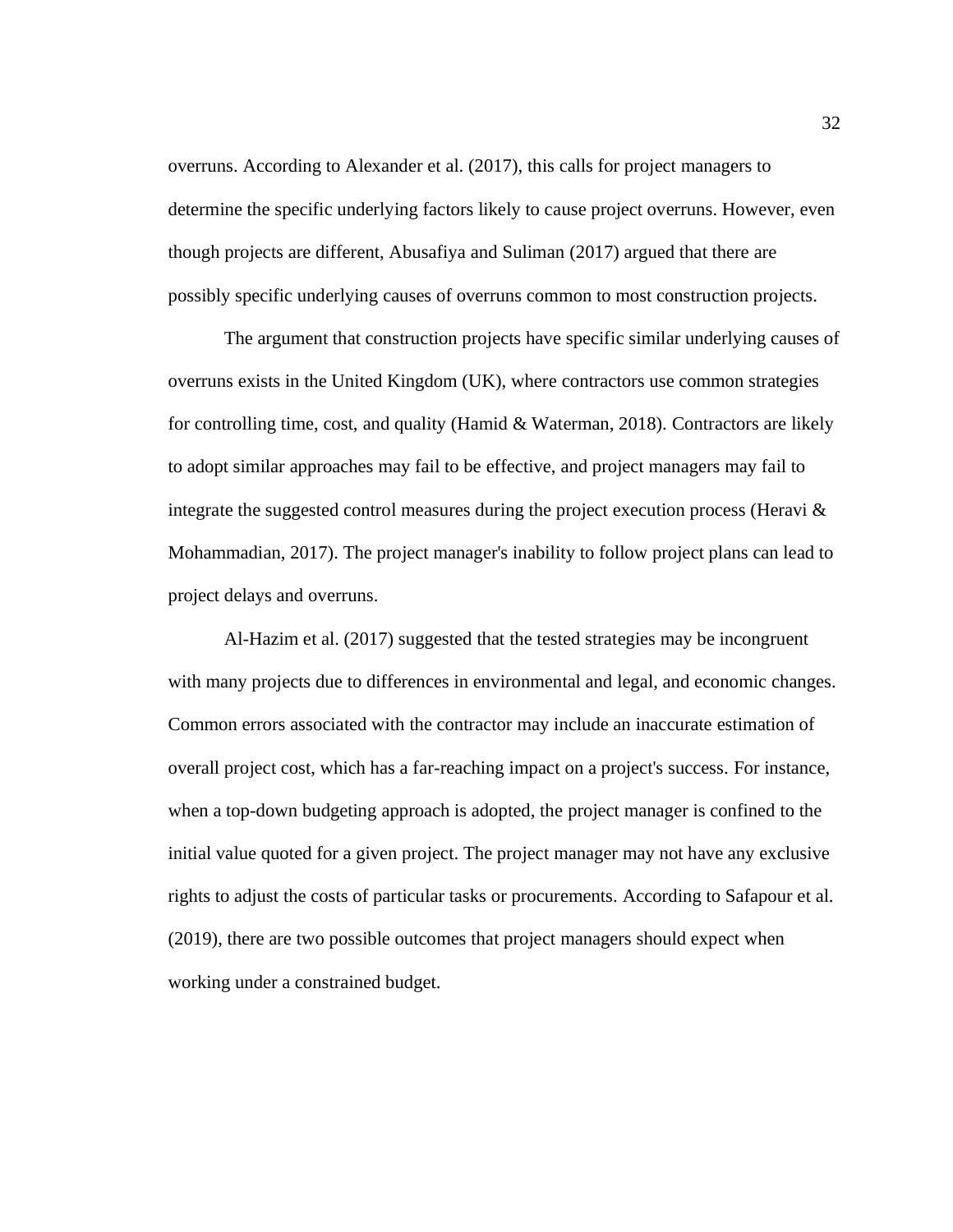overruns. According to Alexander et al. (2017), this calls for project managers to determine the specific underlying factors likely to cause project overruns. However, even though projects are different, Abusafiya and Suliman (2017) argued that there are possibly specific underlying causes of overruns common to most construction projects.

The argument that construction projects have specific similar underlying causes of overruns exists in the United Kingdom (UK), where contractors use common strategies for controlling time, cost, and quality (Hamid & Waterman, 2018). Contractors are likely to adopt similar approaches may fail to be effective, and project managers may fail to integrate the suggested control measures during the project execution process (Heravi & Mohammadian, 2017). The project manager's inability to follow project plans can lead to project delays and overruns.

Al-Hazim et al. (2017) suggested that the tested strategies may be incongruent with many projects due to differences in environmental and legal, and economic changes. Common errors associated with the contractor may include an inaccurate estimation of overall project cost, which has a far-reaching impact on a project's success. For instance, when a top-down budgeting approach is adopted, the project manager is confined to the initial value quoted for a given project. The project manager may not have any exclusive rights to adjust the costs of particular tasks or procurements. According to Safapour et al. (2019), there are two possible outcomes that project managers should expect when working under a constrained budget.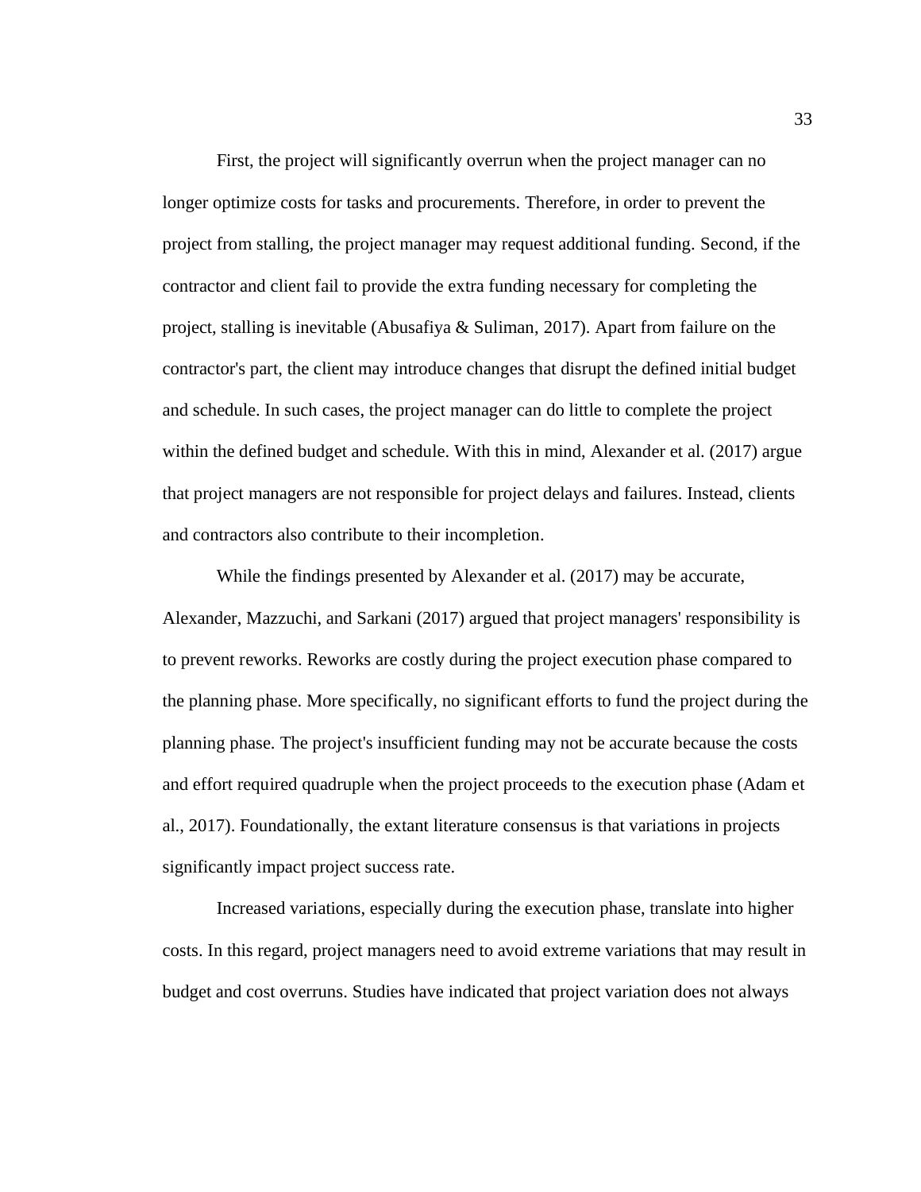First, the project will significantly overrun when the project manager can no longer optimize costs for tasks and procurements. Therefore, in order to prevent the project from stalling, the project manager may request additional funding. Second, if the contractor and client fail to provide the extra funding necessary for completing the project, stalling is inevitable (Abusafiya & Suliman, 2017). Apart from failure on the contractor's part, the client may introduce changes that disrupt the defined initial budget and schedule. In such cases, the project manager can do little to complete the project within the defined budget and schedule. With this in mind, Alexander et al. (2017) argue that project managers are not responsible for project delays and failures. Instead, clients and contractors also contribute to their incompletion.

While the findings presented by Alexander et al. (2017) may be accurate, Alexander, Mazzuchi, and Sarkani (2017) argued that project managers' responsibility is to prevent reworks. Reworks are costly during the project execution phase compared to the planning phase. More specifically, no significant efforts to fund the project during the planning phase. The project's insufficient funding may not be accurate because the costs and effort required quadruple when the project proceeds to the execution phase (Adam et al., 2017). Foundationally, the extant literature consensus is that variations in projects significantly impact project success rate.

Increased variations, especially during the execution phase, translate into higher costs. In this regard, project managers need to avoid extreme variations that may result in budget and cost overruns. Studies have indicated that project variation does not always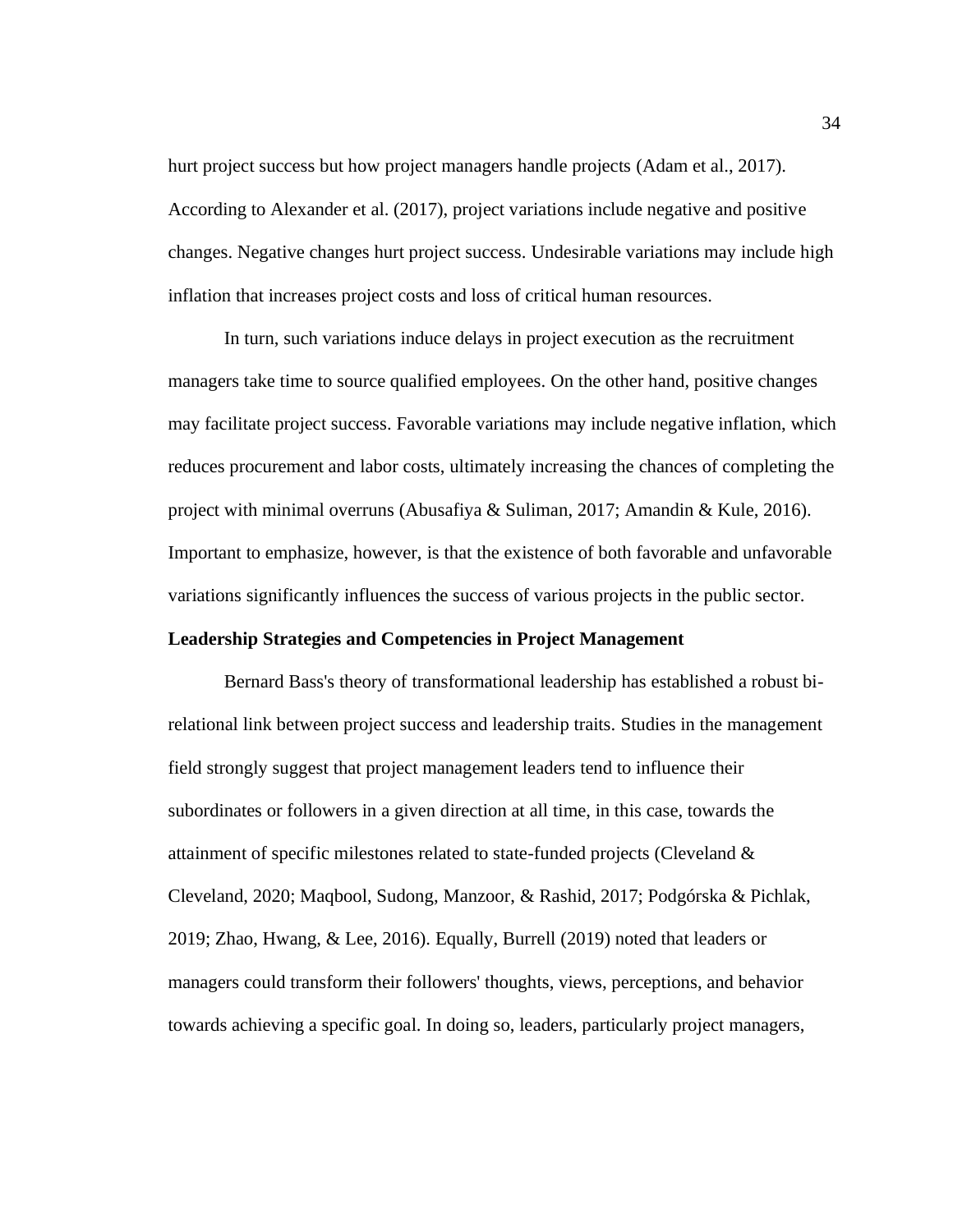hurt project success but how project managers handle projects (Adam et al., 2017). According to Alexander et al. (2017), project variations include negative and positive changes. Negative changes hurt project success. Undesirable variations may include high inflation that increases project costs and loss of critical human resources.

In turn, such variations induce delays in project execution as the recruitment managers take time to source qualified employees. On the other hand, positive changes may facilitate project success. Favorable variations may include negative inflation, which reduces procurement and labor costs, ultimately increasing the chances of completing the project with minimal overruns (Abusafiya & Suliman, 2017; Amandin & Kule, 2016). Important to emphasize, however, is that the existence of both favorable and unfavorable variations significantly influences the success of various projects in the public sector.

**Leadership Strategies and Competencies in Project Management**

Bernard Bass's theory of transformational leadership has established a robust bi-relational link between project success and leadership traits. Studies in the management field strongly suggest that project management leaders tend to influence their subordinates or followers in a given direction at all time, in this case, towards the attainment of specific milestones related to state-funded projects (Cleveland & Cleveland, 2020; Maqbool, Sudong, Manzoor, & Rashid, 2017; Podgórska & Pichlak, 2019; Zhao, Hwang, & Lee, 2016). Equally, Burrell (2019) noted that leaders or managers could transform their followers' thoughts, views, perceptions, and behavior towards achieving a specific goal. In doing so, leaders, particularly project managers,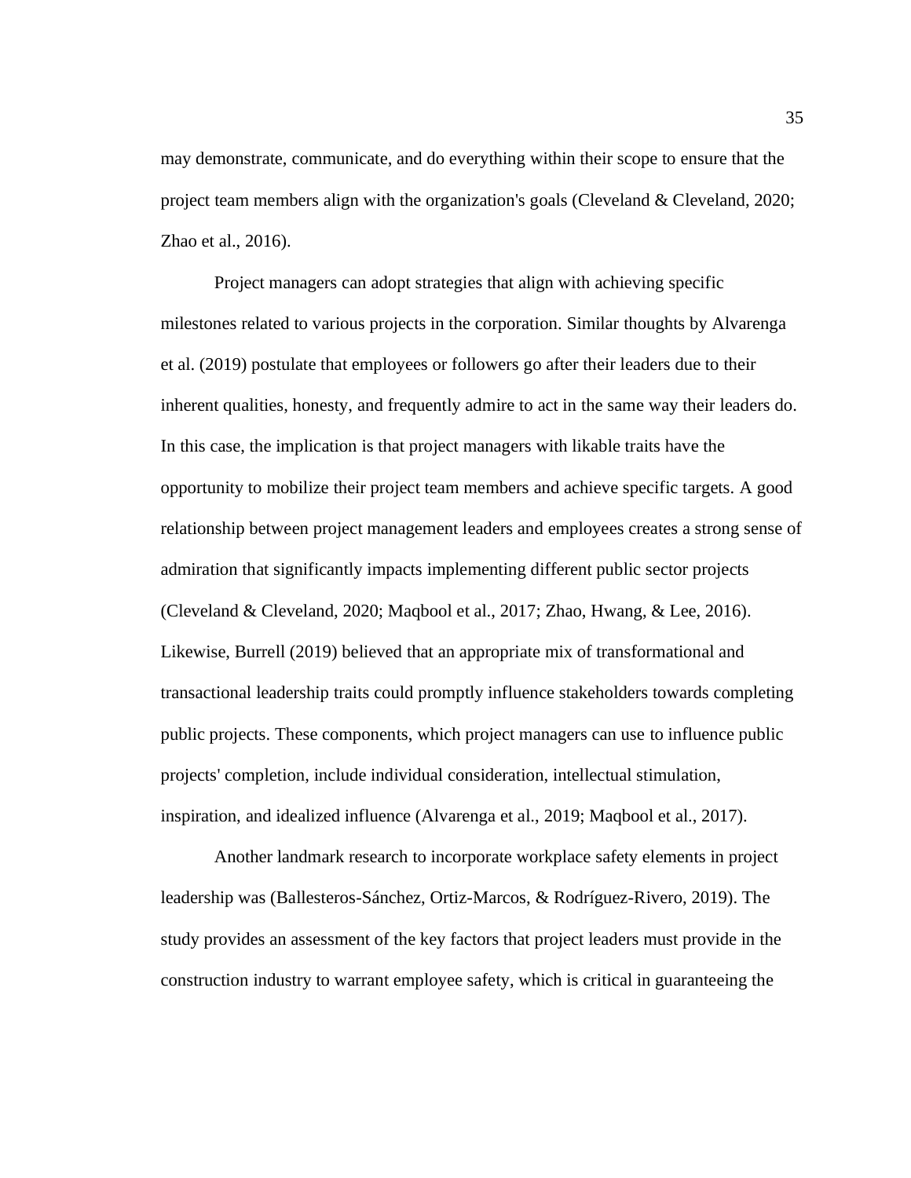may demonstrate, communicate, and do everything within their scope to ensure that the project team members align with the organization's goals (Cleveland & Cleveland, 2020; Zhao et al., 2016).

Project managers can adopt strategies that align with achieving specific milestones related to various projects in the corporation. Similar thoughts by Alvarenga et al. (2019) postulate that employees or followers go after their leaders due to their inherent qualities, honesty, and frequently admire to act in the same way their leaders do. In this case, the implication is that project managers with likable traits have the opportunity to mobilize their project team members and achieve specific targets. A good relationship between project management leaders and employees creates a strong sense of admiration that significantly impacts implementing different public sector projects (Cleveland & Cleveland, 2020; Maqbool et al., 2017; Zhao, Hwang, & Lee, 2016). Likewise, Burrell (2019) believed that an appropriate mix of transformational and transactional leadership traits could promptly influence stakeholders towards completing public projects. These components, which project managers can use to influence public projects' completion, include individual consideration, intellectual stimulation, inspiration, and idealized influence (Alvarenga et al., 2019; Maqbool et al., 2017).

Another landmark research to incorporate workplace safety elements in project leadership was (Ballesteros-Sánchez, Ortiz-Marcos, & Rodríguez-Rivero, 2019). The study provides an assessment of the key factors that project leaders must provide in the construction industry to warrant employee safety, which is critical in guaranteeing the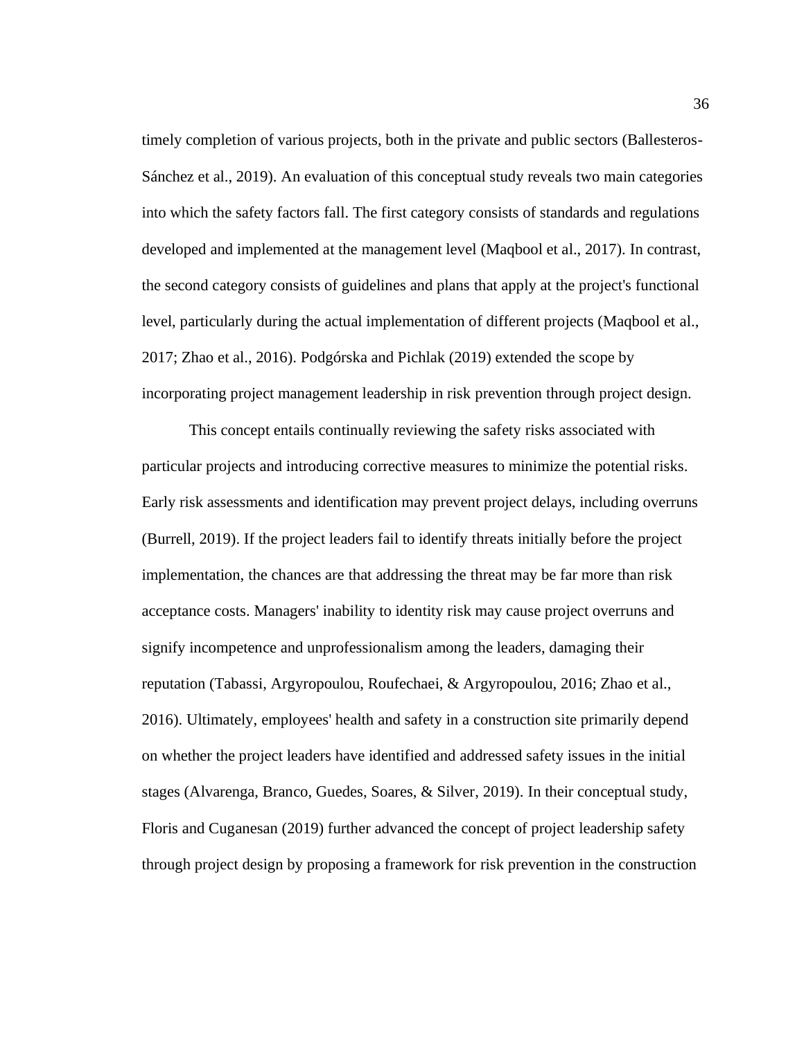timely completion of various projects, both in the private and public sectors (Ballesteros-Sánchez et al., 2019). An evaluation of this conceptual study reveals two main categories into which the safety factors fall. The first category consists of standards and regulations developed and implemented at the management level (Maqbool et al., 2017). In contrast, the second category consists of guidelines and plans that apply at the project's functional level, particularly during the actual implementation of different projects (Maqbool et al., 2017; Zhao et al., 2016). Podgórska and Pichlak (2019) extended the scope by incorporating project management leadership in risk prevention through project design.

This concept entails continually reviewing the safety risks associated with particular projects and introducing corrective measures to minimize the potential risks. Early risk assessments and identification may prevent project delays, including overruns (Burrell, 2019). If the project leaders fail to identify threats initially before the project implementation, the chances are that addressing the threat may be far more than risk acceptance costs. Managers' inability to identity risk may cause project overruns and signify incompetence and unprofessionalism among the leaders, damaging their reputation (Tabassi, Argyropoulou, Roufechaei, & Argyropoulou, 2016; Zhao et al., 2016). Ultimately, employees' health and safety in a construction site primarily depend on whether the project leaders have identified and addressed safety issues in the initial stages (Alvarenga, Branco, Guedes, Soares, & Silver, 2019). In their conceptual study, Floris and Cuganesan (2019) further advanced the concept of project leadership safety through project design by proposing a framework for risk prevention in the construction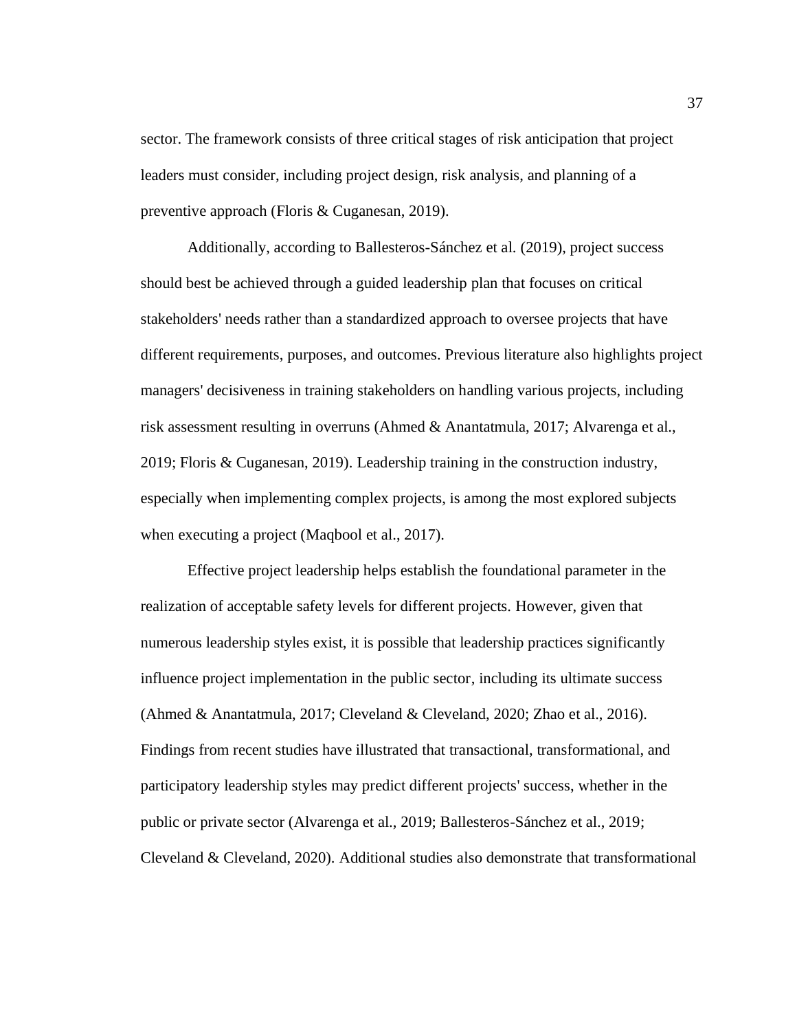sector. The framework consists of three critical stages of risk anticipation that project leaders must consider, including project design, risk analysis, and planning of a preventive approach (Floris & Cuganesan, 2019).

Additionally, according to Ballesteros-Sánchez et al. (2019), project success should best be achieved through a guided leadership plan that focuses on critical stakeholders' needs rather than a standardized approach to oversee projects that have different requirements, purposes, and outcomes. Previous literature also highlights project managers' decisiveness in training stakeholders on handling various projects, including risk assessment resulting in overruns (Ahmed & Anantatmula, 2017; Alvarenga et al., 2019; Floris & Cuganesan, 2019). Leadership training in the construction industry, especially when implementing complex projects, is among the most explored subjects when executing a project (Maqbool et al., 2017).

Effective project leadership helps establish the foundational parameter in the realization of acceptable safety levels for different projects. However, given that numerous leadership styles exist, it is possible that leadership practices significantly influence project implementation in the public sector, including its ultimate success (Ahmed & Anantatmula, 2017; Cleveland & Cleveland, 2020; Zhao et al., 2016). Findings from recent studies have illustrated that transactional, transformational, and participatory leadership styles may predict different projects' success, whether in the public or private sector (Alvarenga et al., 2019; Ballesteros-Sánchez et al., 2019; Cleveland & Cleveland, 2020). Additional studies also demonstrate that transformational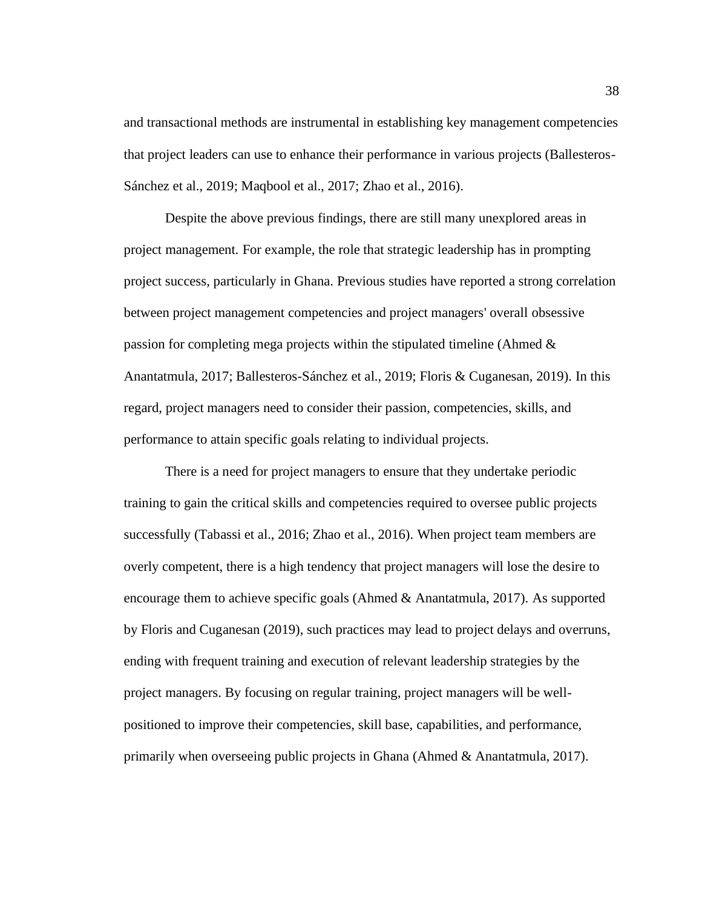and transactional methods are instrumental in establishing key management competencies that project leaders can use to enhance their performance in various projects (Ballesteros-Sánchez et al., 2019; Maqbool et al., 2017; Zhao et al., 2016).

Despite the above previous findings, there are still many unexplored areas in project management. For example, the role that strategic leadership has in prompting project success, particularly in Ghana. Previous studies have reported a strong correlation between project management competencies and project managers' overall obsessive passion for completing mega projects within the stipulated timeline (Ahmed & Anantatmula, 2017; Ballesteros-Sánchez et al., 2019; Floris & Cuganesan, 2019). In this regard, project managers need to consider their passion, competencies, skills, and performance to attain specific goals relating to individual projects.

There is a need for project managers to ensure that they undertake periodic training to gain the critical skills and competencies required to oversee public projects successfully (Tabassi et al., 2016; Zhao et al., 2016). When project team members are overly competent, there is a high tendency that project managers will lose the desire to encourage them to achieve specific goals (Ahmed & Anantatmula, 2017). As supported by Floris and Cuganesan (2019), such practices may lead to project delays and overruns, ending with frequent training and execution of relevant leadership strategies by the project managers. By focusing on regular training, project managers will be well-positioned to improve their competencies, skill base, capabilities, and performance, primarily when overseeing public projects in Ghana (Ahmed & Anantatmula, 2017).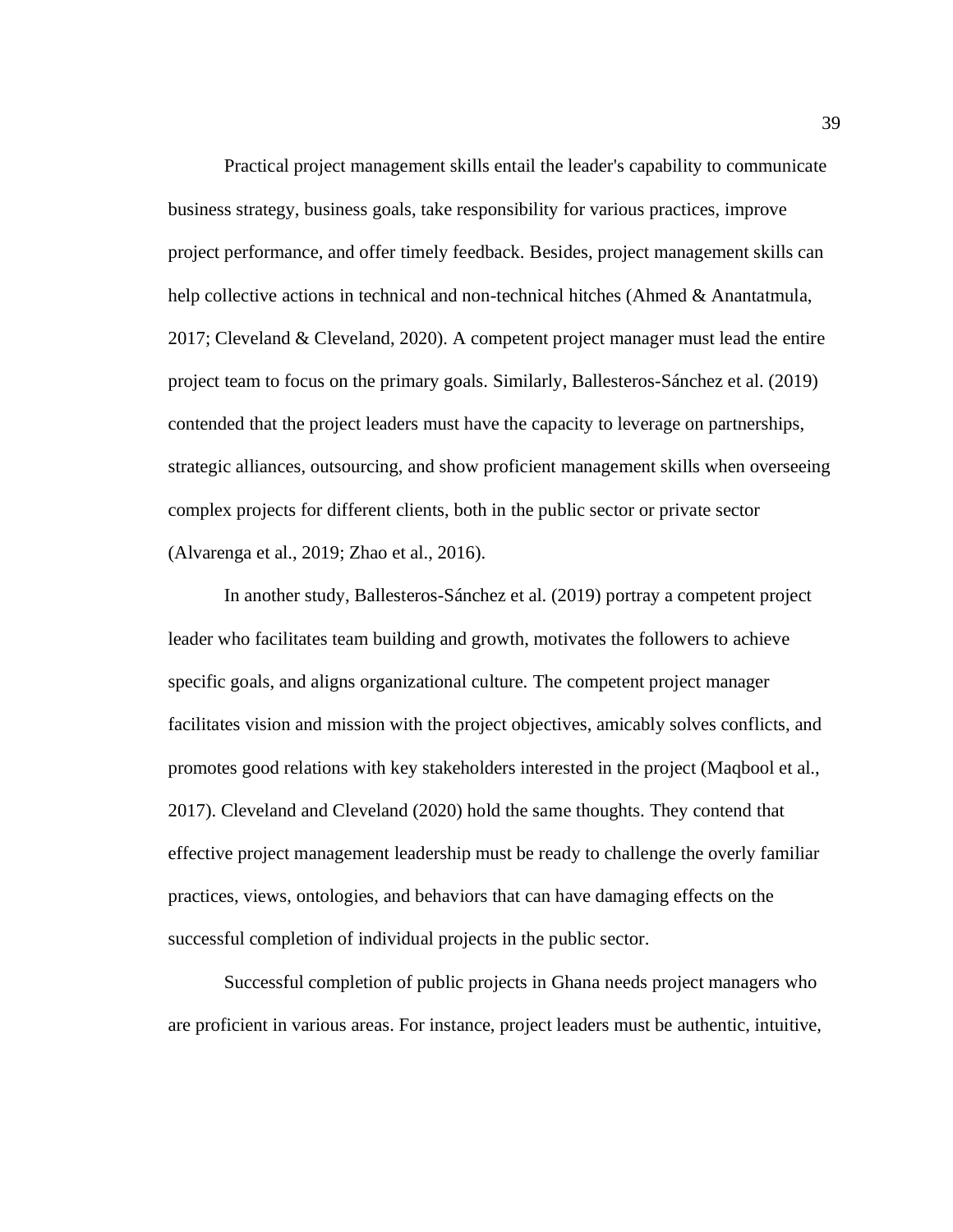Practical project management skills entail the leader's capability to communicate business strategy, business goals, take responsibility for various practices, improve project performance, and offer timely feedback. Besides, project management skills can help collective actions in technical and non-technical hitches (Ahmed & Anantatmula, 2017; Cleveland & Cleveland, 2020). A competent project manager must lead the entire project team to focus on the primary goals. Similarly, Ballesteros-Sánchez et al. (2019) contended that the project leaders must have the capacity to leverage on partnerships, strategic alliances, outsourcing, and show proficient management skills when overseeing complex projects for different clients, both in the public sector or private sector (Alvarenga et al., 2019; Zhao et al., 2016).

In another study, Ballesteros-Sánchez et al. (2019) portray a competent project leader who facilitates team building and growth, motivates the followers to achieve specific goals, and aligns organizational culture. The competent project manager facilitates vision and mission with the project objectives, amicably solves conflicts, and promotes good relations with key stakeholders interested in the project (Maqbool et al., 2017). Cleveland and Cleveland (2020) hold the same thoughts. They contend that effective project management leadership must be ready to challenge the overly familiar practices, views, ontologies, and behaviors that can have damaging effects on the successful completion of individual projects in the public sector.

Successful completion of public projects in Ghana needs project managers who are proficient in various areas. For instance, project leaders must be authentic, intuitive,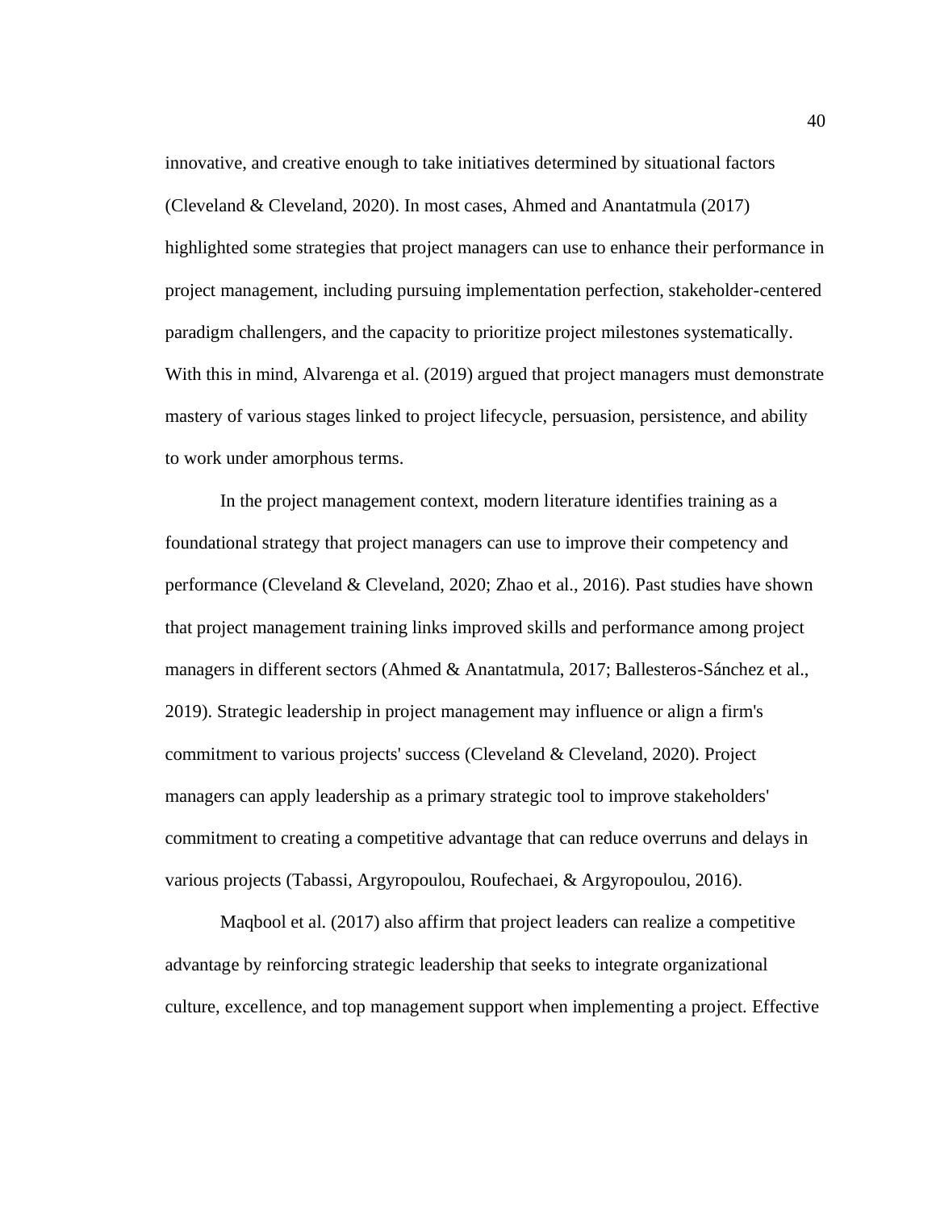innovative, and creative enough to take initiatives determined by situational factors (Cleveland & Cleveland, 2020). In most cases, Ahmed and Anantatmula (2017) highlighted some strategies that project managers can use to enhance their performance in project management, including pursuing implementation perfection, stakeholder-centered paradigm challengers, and the capacity to prioritize project milestones systematically. With this in mind, Alvarenga et al. (2019) argued that project managers must demonstrate mastery of various stages linked to project lifecycle, persuasion, persistence, and ability to work under amorphous terms.

In the project management context, modern literature identifies training as a foundational strategy that project managers can use to improve their competency and performance (Cleveland & Cleveland, 2020; Zhao et al., 2016). Past studies have shown that project management training links improved skills and performance among project managers in different sectors (Ahmed & Anantatmula, 2017; Ballesteros-Sánchez et al., 2019). Strategic leadership in project management may influence or align a firm's commitment to various projects' success (Cleveland & Cleveland, 2020). Project managers can apply leadership as a primary strategic tool to improve stakeholders' commitment to creating a competitive advantage that can reduce overruns and delays in various projects (Tabassi, Argyropoulou, Roufechaei, & Argyropoulou, 2016).

Maqbool et al. (2017) also affirm that project leaders can realize a competitive advantage by reinforcing strategic leadership that seeks to integrate organizational culture, excellence, and top management support when implementing a project. Effective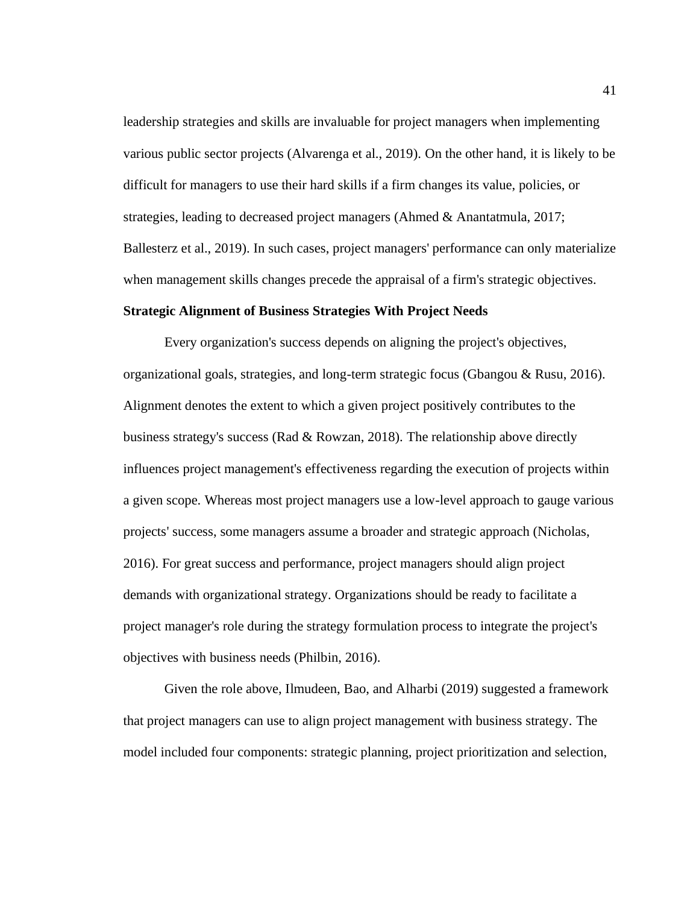leadership strategies and skills are invaluable for project managers when implementing various public sector projects (Alvarenga et al., 2019). On the other hand, it is likely to be difficult for managers to use their hard skills if a firm changes its value, policies, or strategies, leading to decreased project managers (Ahmed & Anantatmula, 2017; Ballesterz et al., 2019). In such cases, project managers' performance can only materialize when management skills changes precede the appraisal of a firm's strategic objectives.

### Strategic Alignment of Business Strategies With Project Needs

Every organization's success depends on aligning the project's objectives, organizational goals, strategies, and long-term strategic focus (Gbangou & Rusu, 2016). Alignment denotes the extent to which a given project positively contributes to the business strategy's success (Rad & Rowzan, 2018). The relationship above directly influences project management's effectiveness regarding the execution of projects within a given scope. Whereas most project managers use a low-level approach to gauge various projects' success, some managers assume a broader and strategic approach (Nicholas, 2016). For great success and performance, project managers should align project demands with organizational strategy. Organizations should be ready to facilitate a project manager's role during the strategy formulation process to integrate the project's objectives with business needs (Philbin, 2016).

Given the role above, Ilmudeen, Bao, and Alharbi (2019) suggested a framework that project managers can use to align project management with business strategy. The model included four components: strategic planning, project prioritization and selection,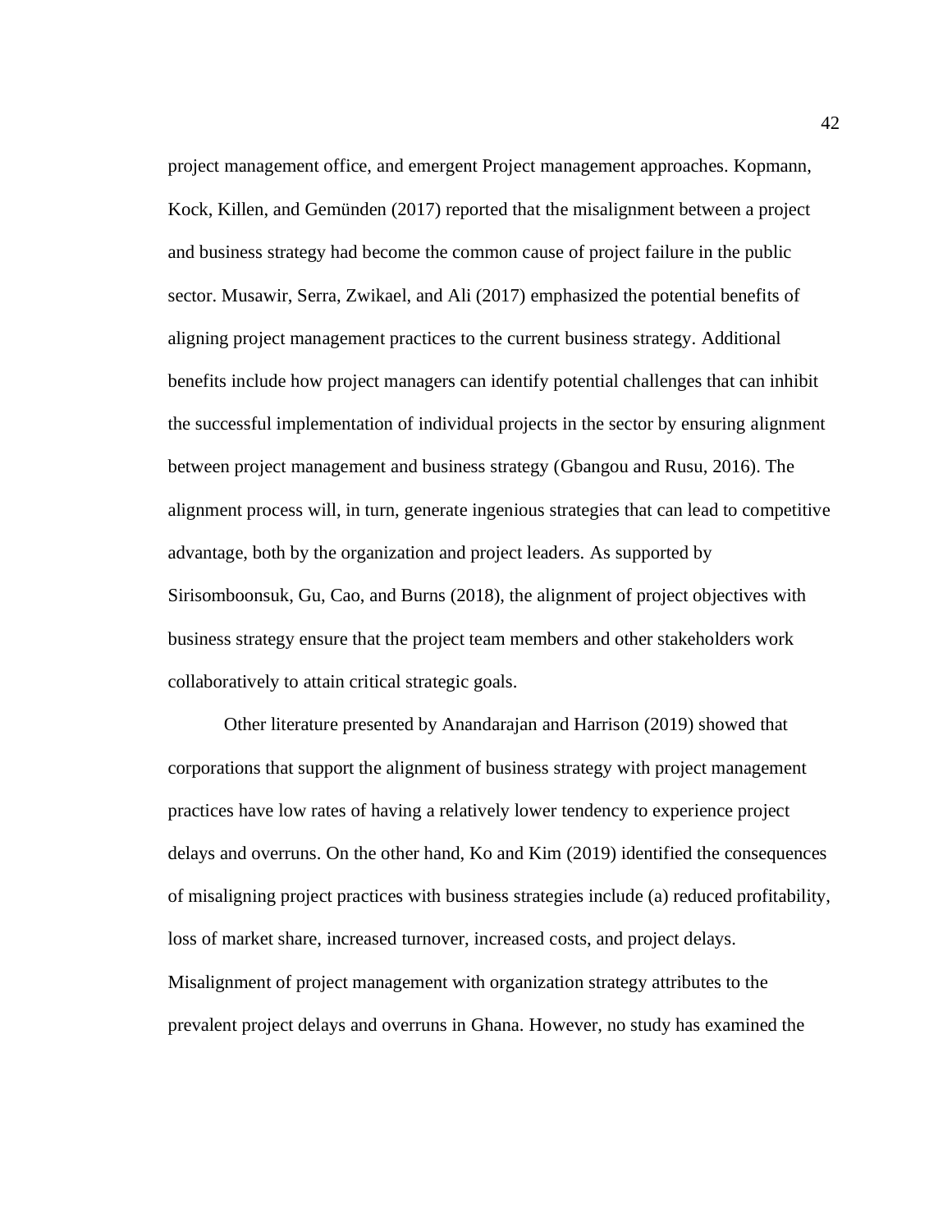project management office, and emergent Project management approaches. Kopmann, Kock, Killen, and Gemünden (2017) reported that the misalignment between a project and business strategy had become the common cause of project failure in the public sector. Musawir, Serra, Zwikael, and Ali (2017) emphasized the potential benefits of aligning project management practices to the current business strategy. Additional benefits include how project managers can identify potential challenges that can inhibit the successful implementation of individual projects in the sector by ensuring alignment between project management and business strategy (Gbangou and Rusu, 2016). The alignment process will, in turn, generate ingenious strategies that can lead to competitive advantage, both by the organization and project leaders. As supported by Sirisomboonsuk, Gu, Cao, and Burns (2018), the alignment of project objectives with business strategy ensure that the project team members and other stakeholders work collaboratively to attain critical strategic goals.

Other literature presented by Anandarajan and Harrison (2019) showed that corporations that support the alignment of business strategy with project management practices have low rates of having a relatively lower tendency to experience project delays and overruns. On the other hand, Ko and Kim (2019) identified the consequences of misaligning project practices with business strategies include (a) reduced profitability, loss of market share, increased turnover, increased costs, and project delays. Misalignment of project management with organization strategy attributes to the prevalent project delays and overruns in Ghana. However, no study has examined the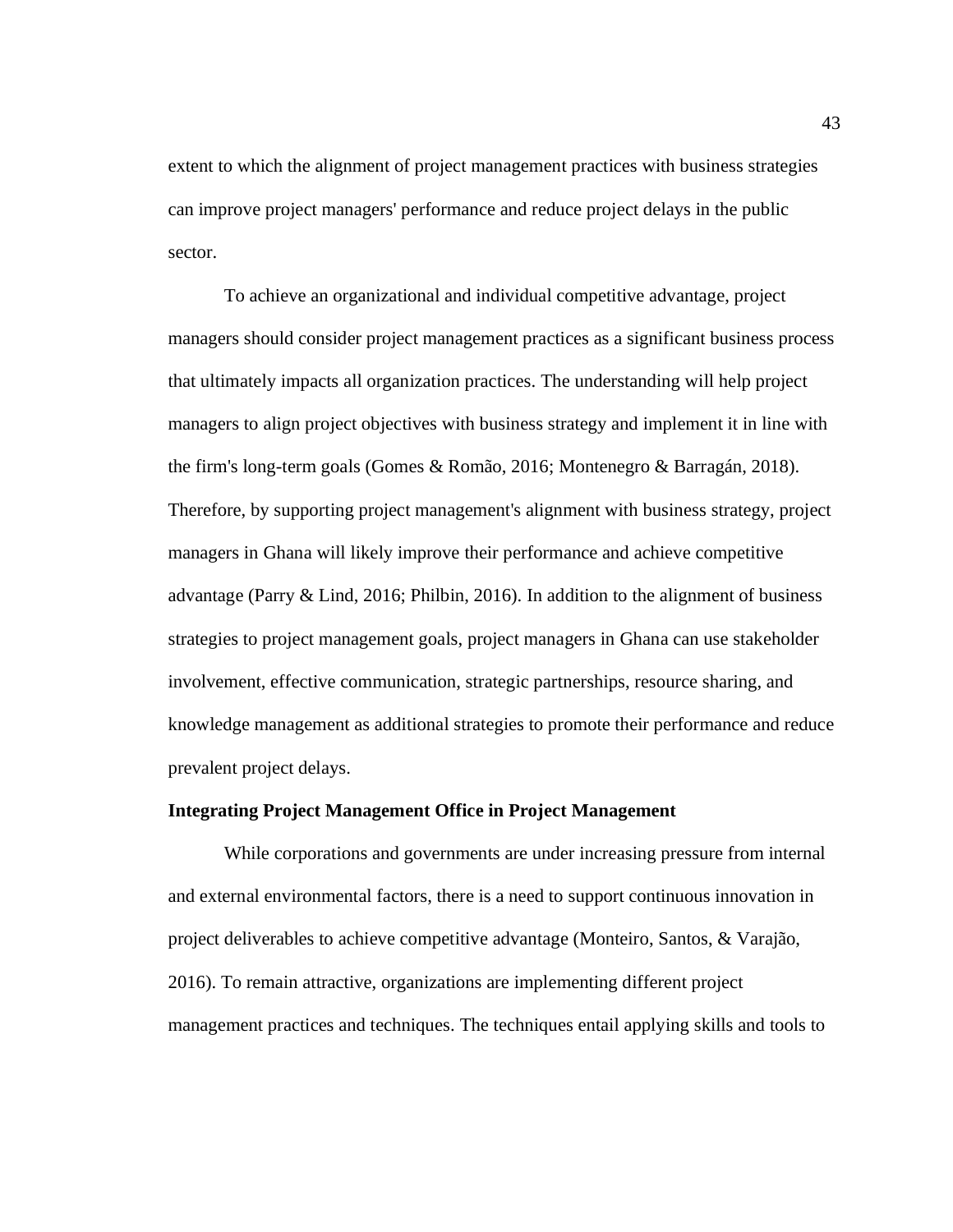extent to which the alignment of project management practices with business strategies can improve project managers' performance and reduce project delays in the public sector.

To achieve an organizational and individual competitive advantage, project managers should consider project management practices as a significant business process that ultimately impacts all organization practices. The understanding will help project managers to align project objectives with business strategy and implement it in line with the firm's long-term goals (Gomes & Romão, 2016; Montenegro & Barragán, 2018). Therefore, by supporting project management's alignment with business strategy, project managers in Ghana will likely improve their performance and achieve competitive advantage (Parry & Lind, 2016; Philbin, 2016). In addition to the alignment of business strategies to project management goals, project managers in Ghana can use stakeholder involvement, effective communication, strategic partnerships, resource sharing, and knowledge management as additional strategies to promote their performance and reduce prevalent project delays.

## Integrating Project Management Office in Project Management

While corporations and governments are under increasing pressure from internal and external environmental factors, there is a need to support continuous innovation in project deliverables to achieve competitive advantage (Monteiro, Santos, & Varajão, 2016). To remain attractive, organizations are implementing different project management practices and techniques. The techniques entail applying skills and tools to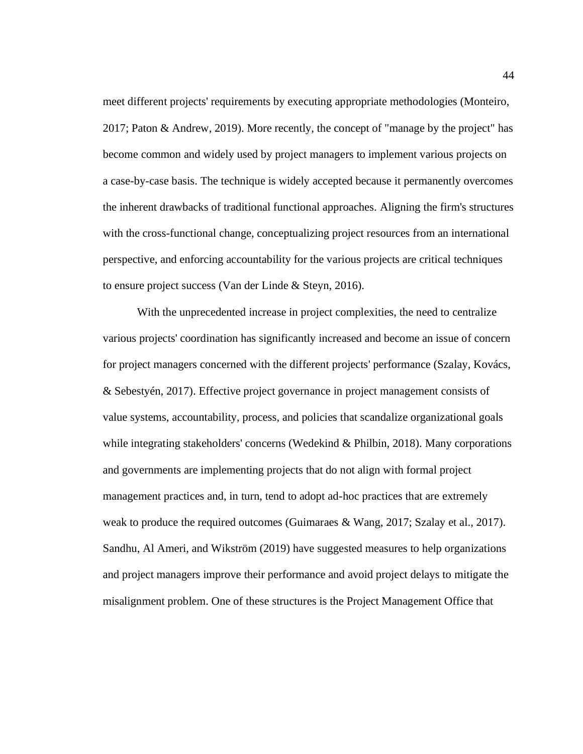meet different projects' requirements by executing appropriate methodologies (Monteiro, 2017; Paton & Andrew, 2019). More recently, the concept of "manage by the project" has become common and widely used by project managers to implement various projects on a case-by-case basis. The technique is widely accepted because it permanently overcomes the inherent drawbacks of traditional functional approaches. Aligning the firm's structures with the cross-functional change, conceptualizing project resources from an international perspective, and enforcing accountability for the various projects are critical techniques to ensure project success (Van der Linde & Steyn, 2016).

With the unprecedented increase in project complexities, the need to centralize various projects' coordination has significantly increased and become an issue of concern for project managers concerned with the different projects' performance (Szalay, Kovács, & Sebestyén, 2017). Effective project governance in project management consists of value systems, accountability, process, and policies that scandalize organizational goals while integrating stakeholders' concerns (Wedekind & Philbin, 2018). Many corporations and governments are implementing projects that do not align with formal project management practices and, in turn, tend to adopt ad-hoc practices that are extremely weak to produce the required outcomes (Guimaraes & Wang, 2017; Szalay et al., 2017). Sandhu, Al Ameri, and Wikström (2019) have suggested measures to help organizations and project managers improve their performance and avoid project delays to mitigate the misalignment problem. One of these structures is the Project Management Office that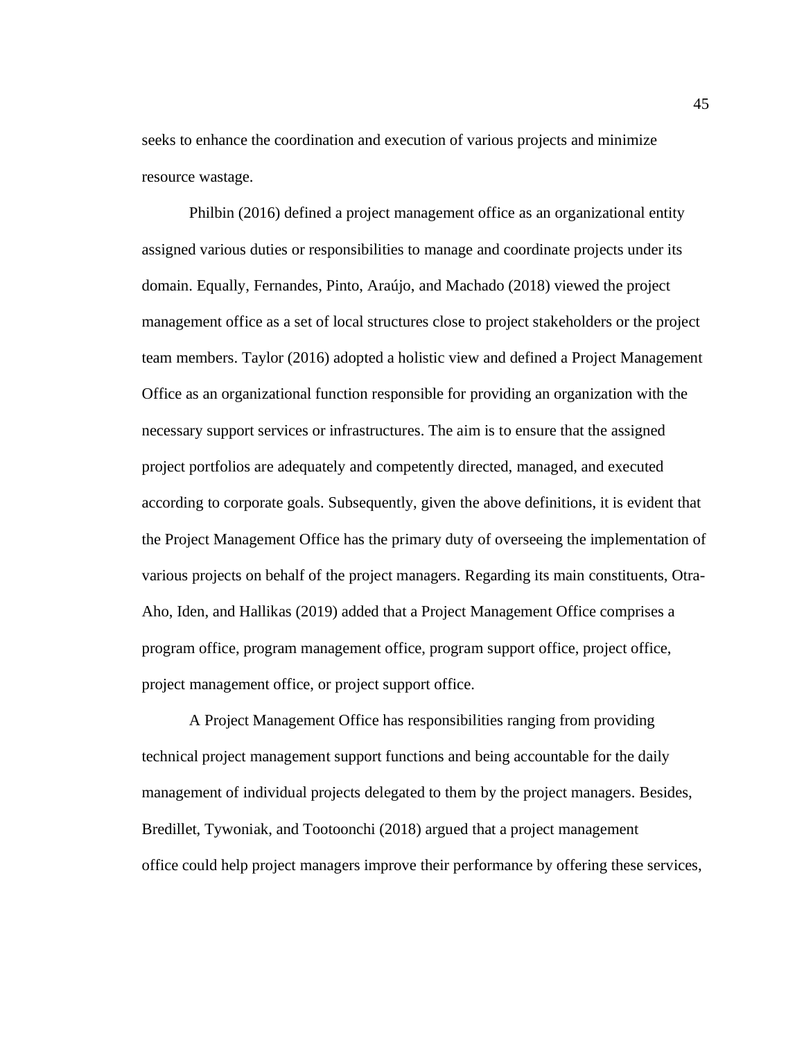seeks to enhance the coordination and execution of various projects and minimize resource wastage.

Philbin (2016) defined a project management office as an organizational entity assigned various duties or responsibilities to manage and coordinate projects under its domain. Equally, Fernandes, Pinto, Araújo, and Machado (2018) viewed the project management office as a set of local structures close to project stakeholders or the project team members. Taylor (2016) adopted a holistic view and defined a Project Management Office as an organizational function responsible for providing an organization with the necessary support services or infrastructures. The aim is to ensure that the assigned project portfolios are adequately and competently directed, managed, and executed according to corporate goals. Subsequently, given the above definitions, it is evident that the Project Management Office has the primary duty of overseeing the implementation of various projects on behalf of the project managers. Regarding its main constituents, Otra-Aho, Iden, and Hallikas (2019) added that a Project Management Office comprises a program office, program management office, program support office, project office, project management office, or project support office.

A Project Management Office has responsibilities ranging from providing technical project management support functions and being accountable for the daily management of individual projects delegated to them by the project managers. Besides, Bredillet, Tywoniak, and Tootoonchi (2018) argued that a project management office could help project managers improve their performance by offering these services,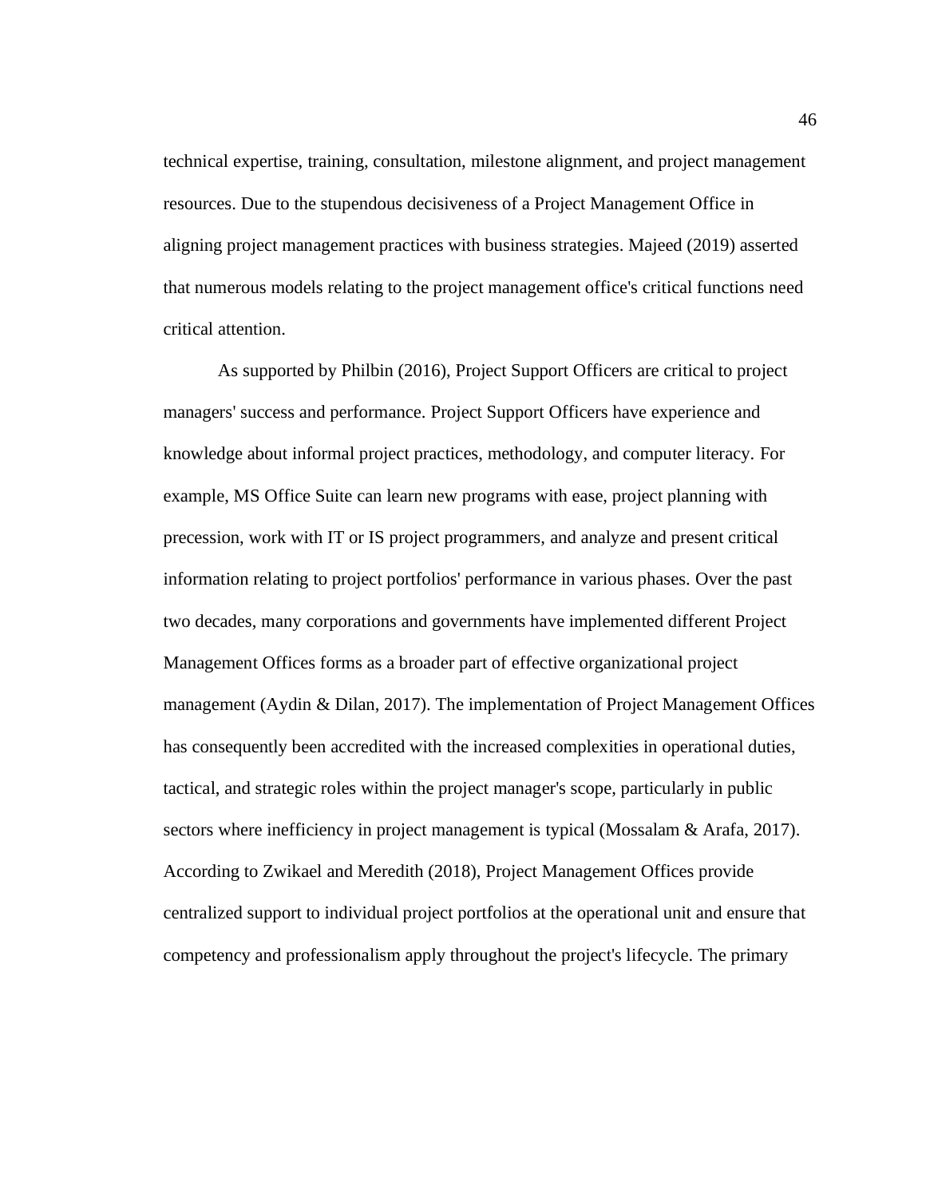technical expertise, training, consultation, milestone alignment, and project management resources. Due to the stupendous decisiveness of a Project Management Office in aligning project management practices with business strategies. Majeed (2019) asserted that numerous models relating to the project management office's critical functions need critical attention.

As supported by Philbin (2016), Project Support Officers are critical to project managers' success and performance. Project Support Officers have experience and knowledge about informal project practices, methodology, and computer literacy. For example, MS Office Suite can learn new programs with ease, project planning with precession, work with IT or IS project programmers, and analyze and present critical information relating to project portfolios' performance in various phases. Over the past two decades, many corporations and governments have implemented different Project Management Offices forms as a broader part of effective organizational project management (Aydin & Dilan, 2017). The implementation of Project Management Offices has consequently been accredited with the increased complexities in operational duties, tactical, and strategic roles within the project manager's scope, particularly in public sectors where inefficiency in project management is typical (Mossalam & Arafa, 2017). According to Zwikael and Meredith (2018), Project Management Offices provide centralized support to individual project portfolios at the operational unit and ensure that competency and professionalism apply throughout the project's lifecycle. The primary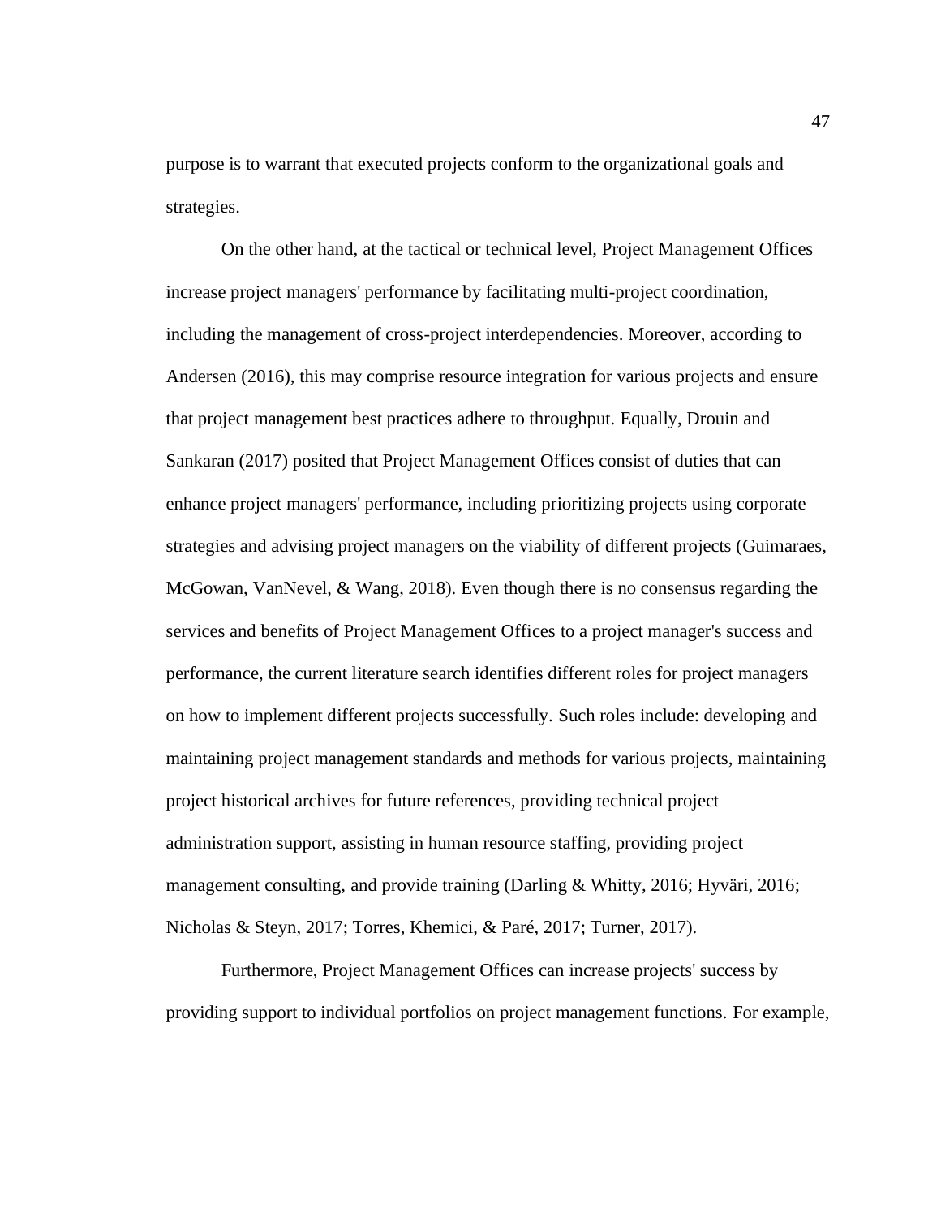purpose is to warrant that executed projects conform to the organizational goals and strategies.

On the other hand, at the tactical or technical level, Project Management Offices increase project managers' performance by facilitating multi-project coordination, including the management of cross-project interdependencies. Moreover, according to Andersen (2016), this may comprise resource integration for various projects and ensure that project management best practices adhere to throughput. Equally, Drouin and Sankaran (2017) posited that Project Management Offices consist of duties that can enhance project managers' performance, including prioritizing projects using corporate strategies and advising project managers on the viability of different projects (Guimaraes, McGowan, VanNevel, & Wang, 2018). Even though there is no consensus regarding the services and benefits of Project Management Offices to a project manager's success and performance, the current literature search identifies different roles for project managers on how to implement different projects successfully. Such roles include: developing and maintaining project management standards and methods for various projects, maintaining project historical archives for future references, providing technical project administration support, assisting in human resource staffing, providing project management consulting, and provide training (Darling & Whitty, 2016; Hyväri, 2016; Nicholas & Steyn, 2017; Torres, Khemici, & Paré, 2017; Turner, 2017).

Furthermore, Project Management Offices can increase projects' success by providing support to individual portfolios on project management functions. For example,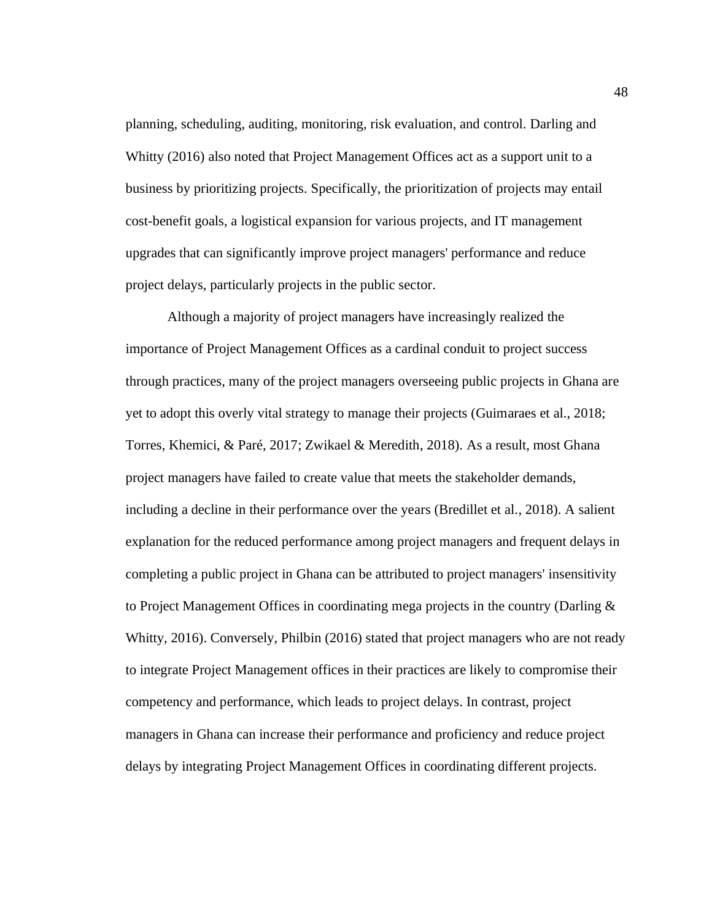planning, scheduling, auditing, monitoring, risk evaluation, and control. Darling and Whitty (2016) also noted that Project Management Offices act as a support unit to a business by prioritizing projects. Specifically, the prioritization of projects may entail cost-benefit goals, a logistical expansion for various projects, and IT management upgrades that can significantly improve project managers' performance and reduce project delays, particularly projects in the public sector.

Although a majority of project managers have increasingly realized the importance of Project Management Offices as a cardinal conduit to project success through practices, many of the project managers overseeing public projects in Ghana are yet to adopt this overly vital strategy to manage their projects (Guimaraes et al., 2018; Torres, Khemici, & Paré, 2017; Zwikael & Meredith, 2018). As a result, most Ghana project managers have failed to create value that meets the stakeholder demands, including a decline in their performance over the years (Bredillet et al., 2018). A salient explanation for the reduced performance among project managers and frequent delays in completing a public project in Ghana can be attributed to project managers' insensitivity to Project Management Offices in coordinating mega projects in the country (Darling & Whitty, 2016). Conversely, Philbin (2016) stated that project managers who are not ready to integrate Project Management offices in their practices are likely to compromise their competency and performance, which leads to project delays. In contrast, project managers in Ghana can increase their performance and proficiency and reduce project delays by integrating Project Management Offices in coordinating different projects.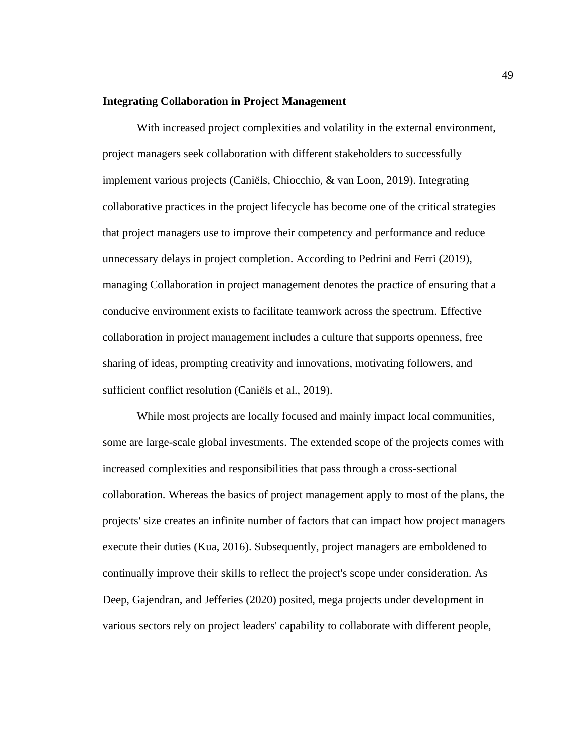**Integrating Collaboration in Project Management**

With increased project complexities and volatility in the external environment, project managers seek collaboration with different stakeholders to successfully implement various projects (Caniëls, Chiocchio, & van Loon, 2019). Integrating collaborative practices in the project lifecycle has become one of the critical strategies that project managers use to improve their competency and performance and reduce unnecessary delays in project completion. According to Pedrini and Ferri (2019), managing Collaboration in project management denotes the practice of ensuring that a conducive environment exists to facilitate teamwork across the spectrum. Effective collaboration in project management includes a culture that supports openness, free sharing of ideas, prompting creativity and innovations, motivating followers, and sufficient conflict resolution (Caniëls et al., 2019).

While most projects are locally focused and mainly impact local communities, some are large-scale global investments. The extended scope of the projects comes with increased complexities and responsibilities that pass through a cross-sectional collaboration. Whereas the basics of project management apply to most of the plans, the projects' size creates an infinite number of factors that can impact how project managers execute their duties (Kua, 2016). Subsequently, project managers are emboldened to continually improve their skills to reflect the project's scope under consideration. As Deep, Gajendran, and Jefferies (2020) posited, mega projects under development in various sectors rely on project leaders' capability to collaborate with different people,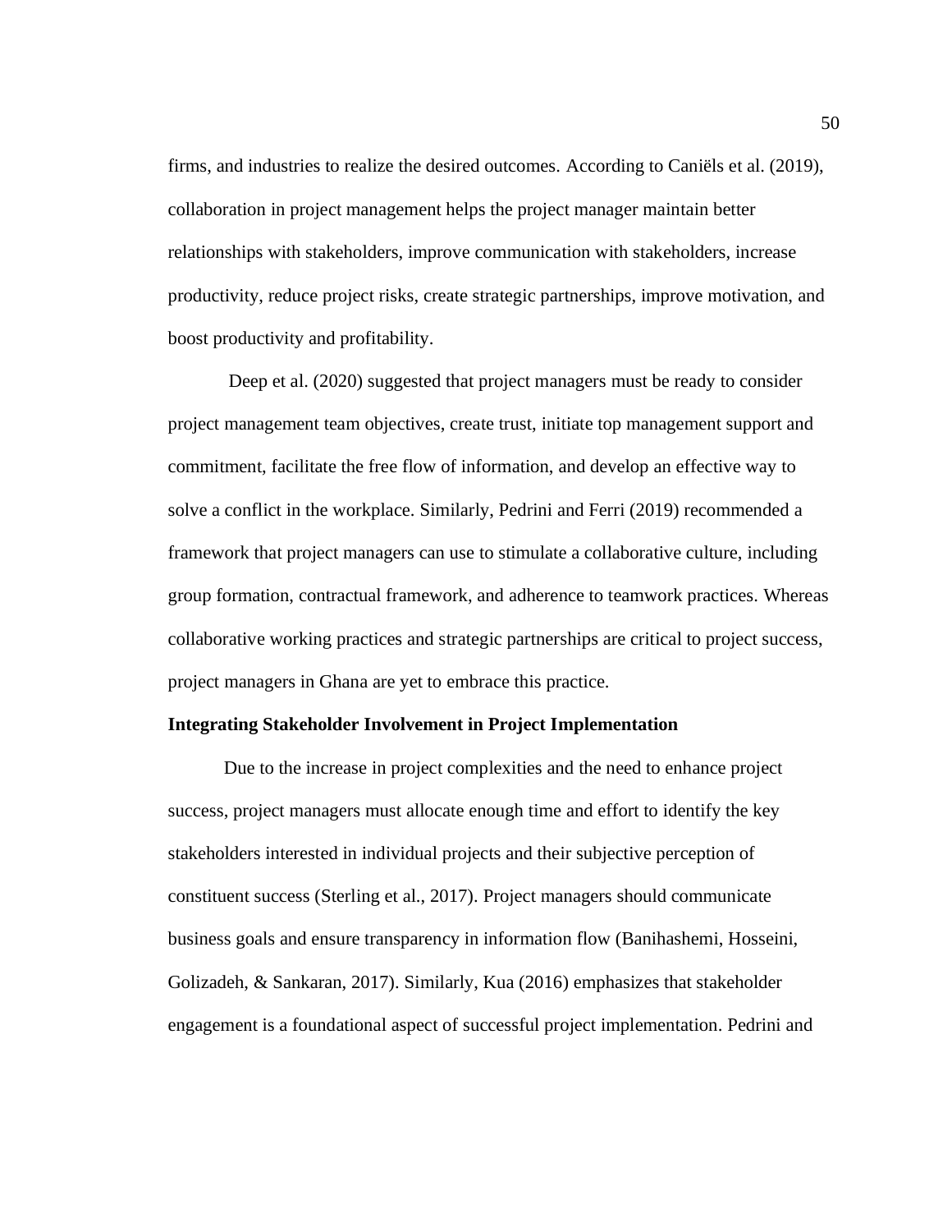firms, and industries to realize the desired outcomes. According to Caniëls et al. (2019), collaboration in project management helps the project manager maintain better relationships with stakeholders, improve communication with stakeholders, increase productivity, reduce project risks, create strategic partnerships, improve motivation, and boost productivity and profitability.

Deep et al. (2020) suggested that project managers must be ready to consider project management team objectives, create trust, initiate top management support and commitment, facilitate the free flow of information, and develop an effective way to solve a conflict in the workplace. Similarly, Pedrini and Ferri (2019) recommended a framework that project managers can use to stimulate a collaborative culture, including group formation, contractual framework, and adherence to teamwork practices. Whereas collaborative working practices and strategic partnerships are critical to project success, project managers in Ghana are yet to embrace this practice.

**Integrating Stakeholder Involvement in Project Implementation**

Due to the increase in project complexities and the need to enhance project success, project managers must allocate enough time and effort to identify the key stakeholders interested in individual projects and their subjective perception of constituent success (Sterling et al., 2017). Project managers should communicate business goals and ensure transparency in information flow (Banihashemi, Hosseini, Golizadeh, & Sankaran, 2017). Similarly, Kua (2016) emphasizes that stakeholder engagement is a foundational aspect of successful project implementation. Pedrini and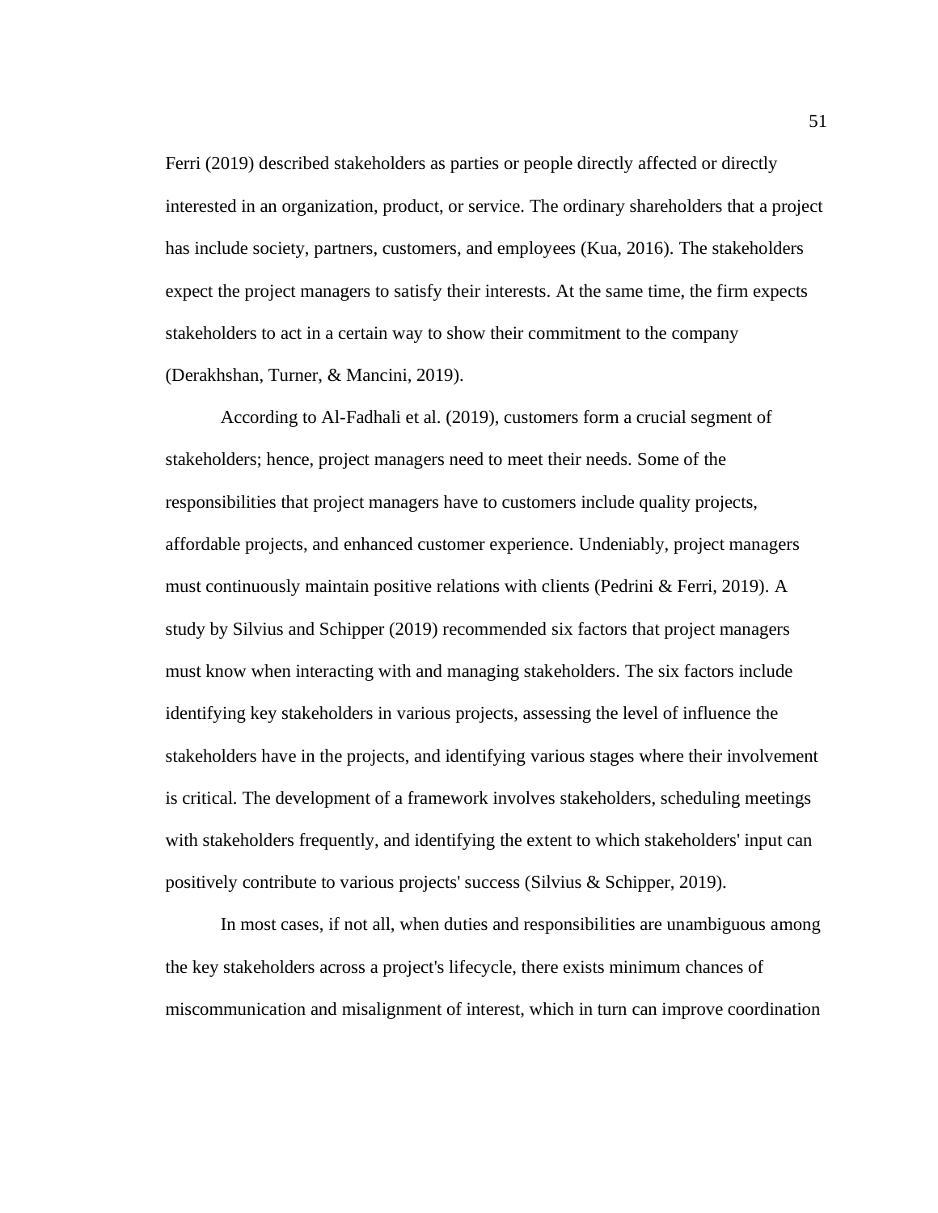Ferri (2019) described stakeholders as parties or people directly affected or directly interested in an organization, product, or service. The ordinary shareholders that a project has include society, partners, customers, and employees (Kua, 2016). The stakeholders expect the project managers to satisfy their interests. At the same time, the firm expects stakeholders to act in a certain way to show their commitment to the company (Derakhshan, Turner, & Mancini, 2019).

According to Al-Fadhali et al. (2019), customers form a crucial segment of stakeholders; hence, project managers need to meet their needs. Some of the responsibilities that project managers have to customers include quality projects, affordable projects, and enhanced customer experience. Undeniably, project managers must continuously maintain positive relations with clients (Pedrini & Ferri, 2019). A study by Silvius and Schipper (2019) recommended six factors that project managers must know when interacting with and managing stakeholders. The six factors include identifying key stakeholders in various projects, assessing the level of influence the stakeholders have in the projects, and identifying various stages where their involvement is critical. The development of a framework involves stakeholders, scheduling meetings with stakeholders frequently, and identifying the extent to which stakeholders' input can positively contribute to various projects' success (Silvius & Schipper, 2019).

In most cases, if not all, when duties and responsibilities are unambiguous among the key stakeholders across a project's lifecycle, there exists minimum chances of miscommunication and misalignment of interest, which in turn can improve coordination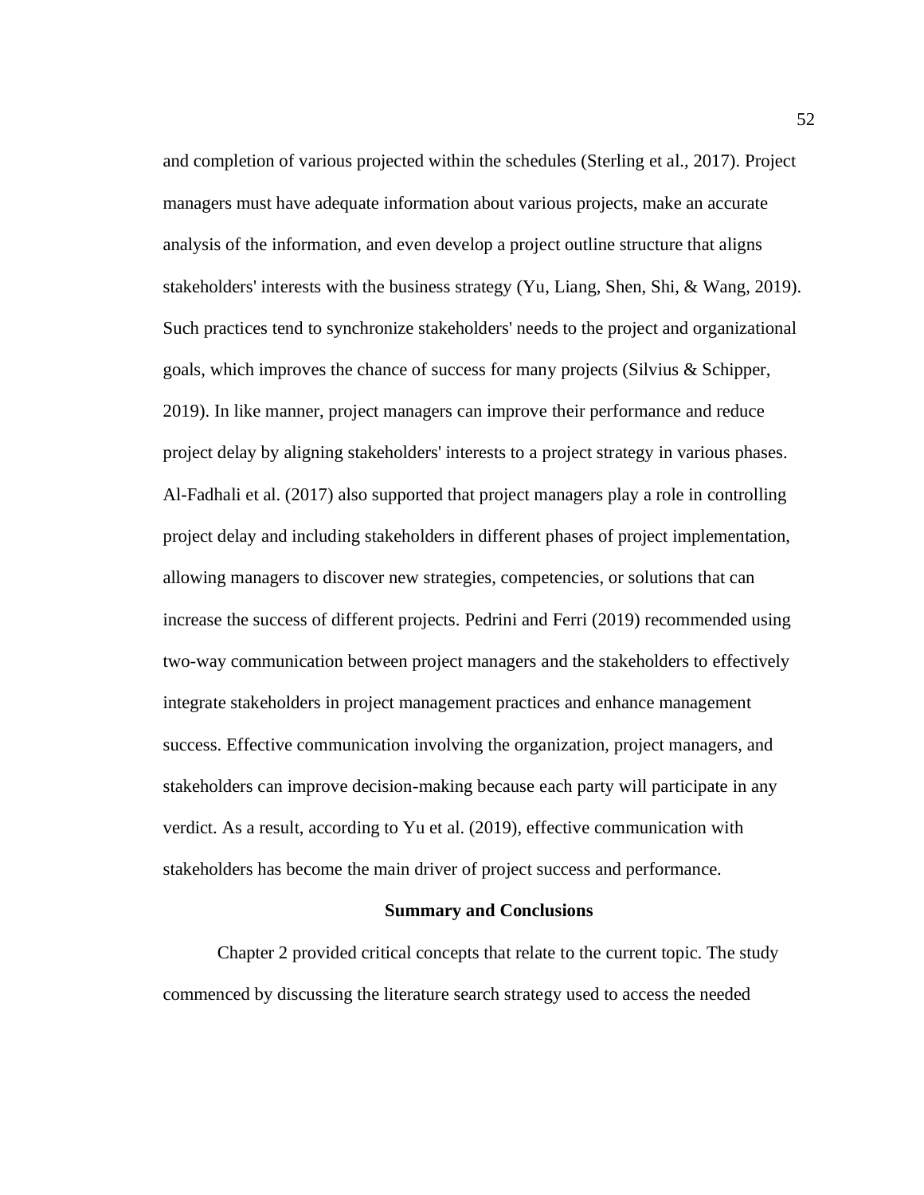and completion of various projected within the schedules (Sterling et al., 2017). Project managers must have adequate information about various projects, make an accurate analysis of the information, and even develop a project outline structure that aligns stakeholders' interests with the business strategy (Yu, Liang, Shen, Shi, & Wang, 2019). Such practices tend to synchronize stakeholders' needs to the project and organizational goals, which improves the chance of success for many projects (Silvius & Schipper, 2019). In like manner, project managers can improve their performance and reduce project delay by aligning stakeholders' interests to a project strategy in various phases. Al-Fadhali et al. (2017) also supported that project managers play a role in controlling project delay and including stakeholders in different phases of project implementation, allowing managers to discover new strategies, competencies, or solutions that can increase the success of different projects. Pedrini and Ferri (2019) recommended using two-way communication between project managers and the stakeholders to effectively integrate stakeholders in project management practices and enhance management success. Effective communication involving the organization, project managers, and stakeholders can improve decision-making because each party will participate in any verdict. As a result, according to Yu et al. (2019), effective communication with stakeholders has become the main driver of project success and performance.

## Summary and Conclusions

Chapter 2 provided critical concepts that relate to the current topic. The study commenced by discussing the literature search strategy used to access the needed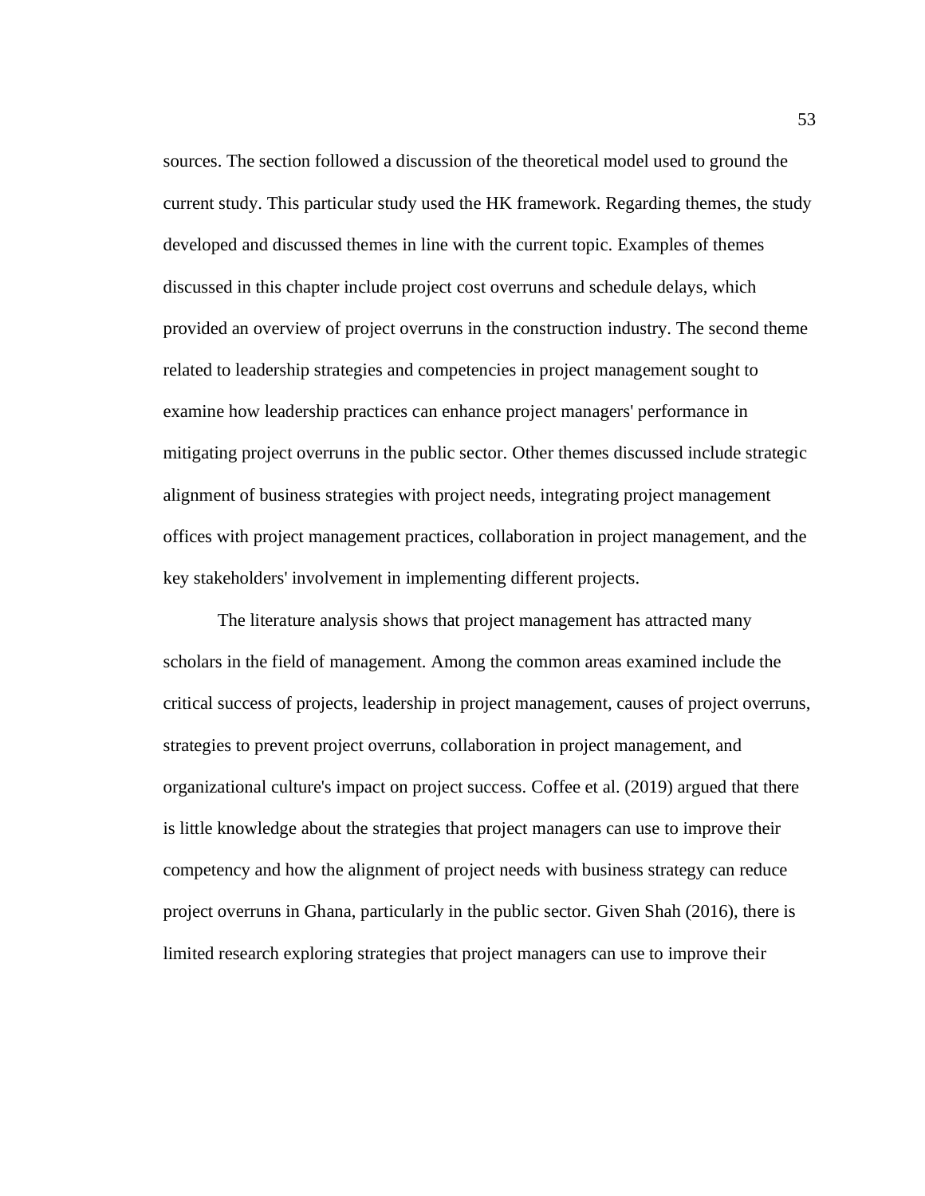sources. The section followed a discussion of the theoretical model used to ground the current study. This particular study used the HK framework. Regarding themes, the study developed and discussed themes in line with the current topic. Examples of themes discussed in this chapter include project cost overruns and schedule delays, which provided an overview of project overruns in the construction industry. The second theme related to leadership strategies and competencies in project management sought to examine how leadership practices can enhance project managers' performance in mitigating project overruns in the public sector. Other themes discussed include strategic alignment of business strategies with project needs, integrating project management offices with project management practices, collaboration in project management, and the key stakeholders' involvement in implementing different projects.

The literature analysis shows that project management has attracted many scholars in the field of management. Among the common areas examined include the critical success of projects, leadership in project management, causes of project overruns, strategies to prevent project overruns, collaboration in project management, and organizational culture's impact on project success. Coffee et al. (2019) argued that there is little knowledge about the strategies that project managers can use to improve their competency and how the alignment of project needs with business strategy can reduce project overruns in Ghana, particularly in the public sector. Given Shah (2016), there is limited research exploring strategies that project managers can use to improve their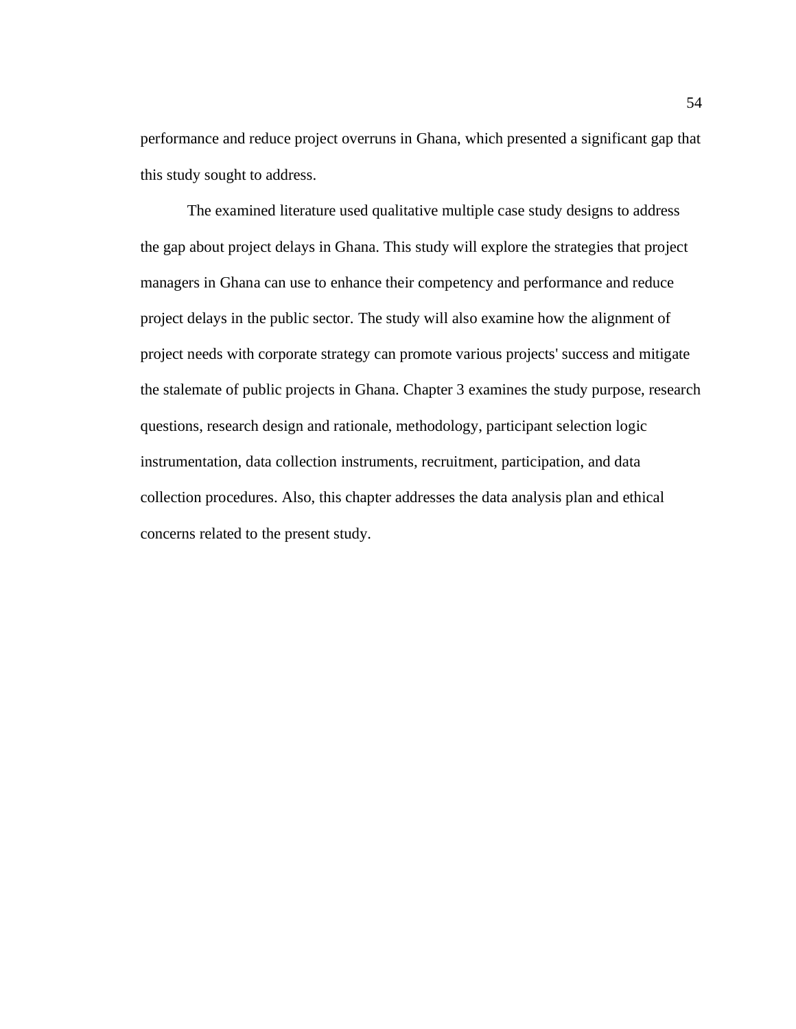performance and reduce project overruns in Ghana, which presented a significant gap that this study sought to address.

The examined literature used qualitative multiple case study designs to address the gap about project delays in Ghana. This study will explore the strategies that project managers in Ghana can use to enhance their competency and performance and reduce project delays in the public sector. The study will also examine how the alignment of project needs with corporate strategy can promote various projects' success and mitigate the stalemate of public projects in Ghana. Chapter 3 examines the study purpose, research questions, research design and rationale, methodology, participant selection logic instrumentation, data collection instruments, recruitment, participation, and data collection procedures. Also, this chapter addresses the data analysis plan and ethical concerns related to the present study.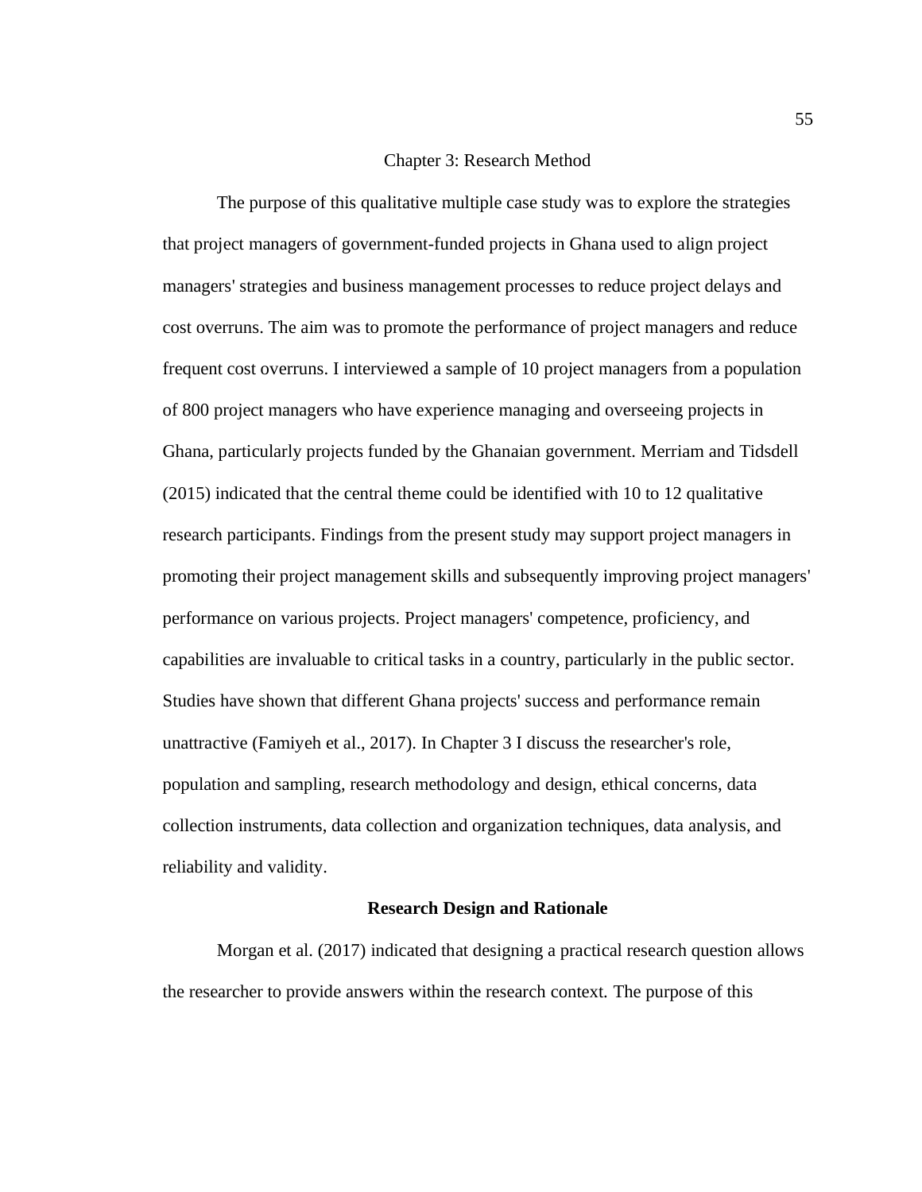# Chapter 3: Research Method

The purpose of this qualitative multiple case study was to explore the strategies that project managers of government-funded projects in Ghana used to align project managers' strategies and business management processes to reduce project delays and cost overruns. The aim was to promote the performance of project managers and reduce frequent cost overruns. I interviewed a sample of 10 project managers from a population of 800 project managers who have experience managing and overseeing projects in Ghana, particularly projects funded by the Ghanaian government. Merriam and Tidsdell (2015) indicated that the central theme could be identified with 10 to 12 qualitative research participants. Findings from the present study may support project managers in promoting their project management skills and subsequently improving project managers' performance on various projects. Project managers' competence, proficiency, and capabilities are invaluable to critical tasks in a country, particularly in the public sector. Studies have shown that different Ghana projects' success and performance remain unattractive (Famiyeh et al., 2017). In Chapter 3 I discuss the researcher's role, population and sampling, research methodology and design, ethical concerns, data collection instruments, data collection and organization techniques, data analysis, and reliability and validity.

## Research Design and Rationale

Morgan et al. (2017) indicated that designing a practical research question allows the researcher to provide answers within the research context. The purpose of this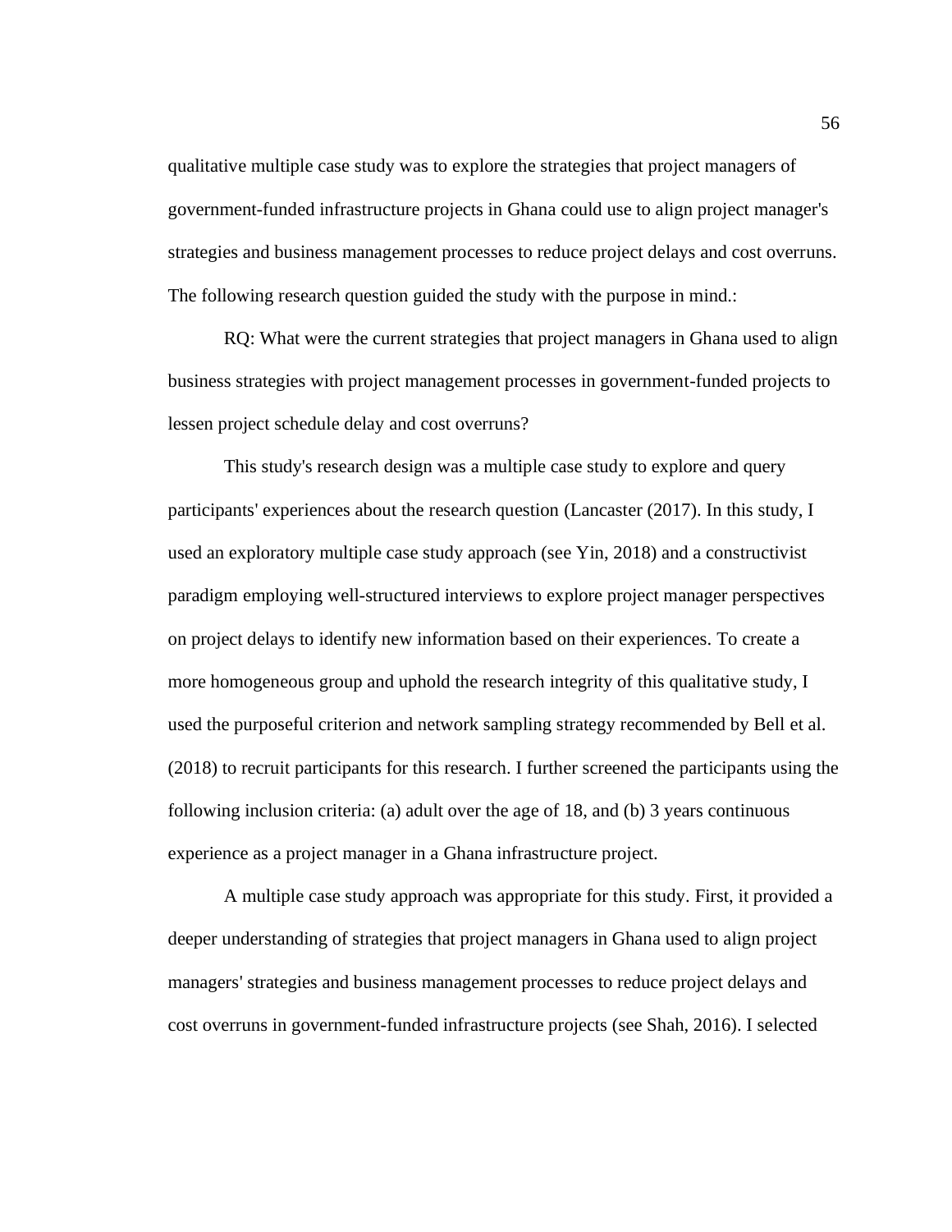qualitative multiple case study was to explore the strategies that project managers of government-funded infrastructure projects in Ghana could use to align project manager's strategies and business management processes to reduce project delays and cost overruns. The following research question guided the study with the purpose in mind.:

RQ: What were the current strategies that project managers in Ghana used to align business strategies with project management processes in government-funded projects to lessen project schedule delay and cost overruns?

This study's research design was a multiple case study to explore and query participants' experiences about the research question (Lancaster (2017). In this study, I used an exploratory multiple case study approach (see Yin, 2018) and a constructivist paradigm employing well-structured interviews to explore project manager perspectives on project delays to identify new information based on their experiences. To create a more homogeneous group and uphold the research integrity of this qualitative study, I used the purposeful criterion and network sampling strategy recommended by Bell et al. (2018) to recruit participants for this research. I further screened the participants using the following inclusion criteria: (a) adult over the age of 18, and (b) 3 years continuous experience as a project manager in a Ghana infrastructure project.

A multiple case study approach was appropriate for this study. First, it provided a deeper understanding of strategies that project managers in Ghana used to align project managers' strategies and business management processes to reduce project delays and cost overruns in government-funded infrastructure projects (see Shah, 2016). I selected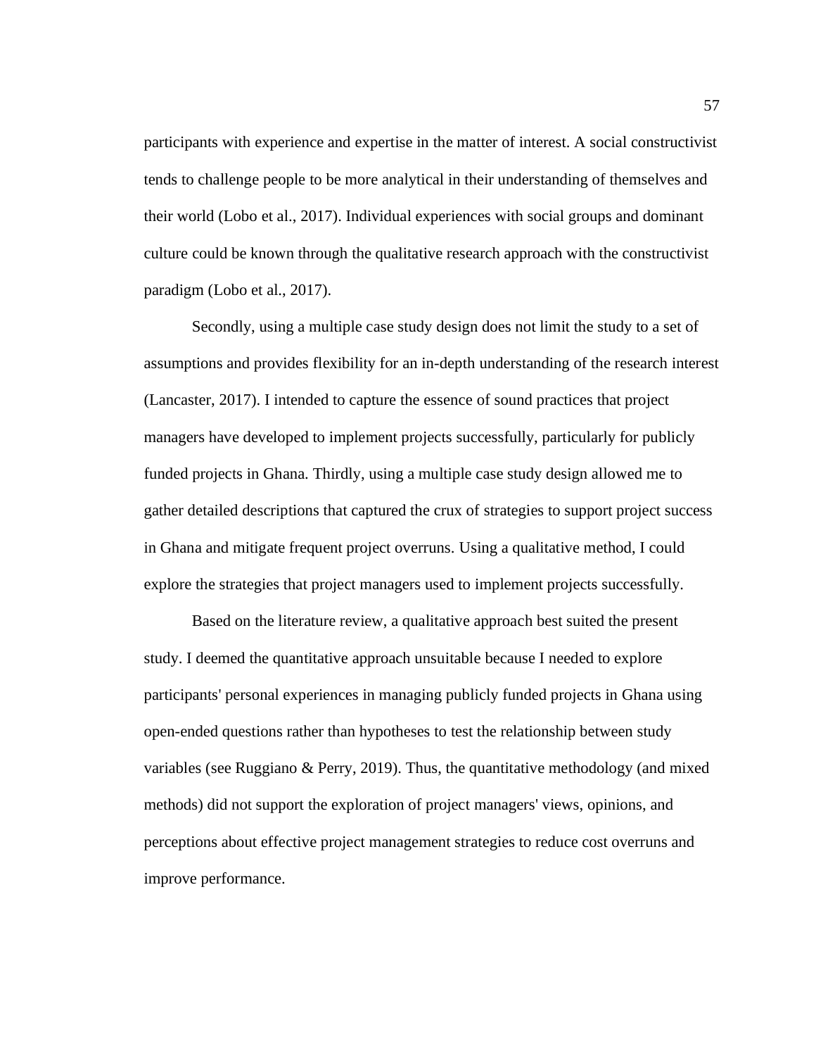participants with experience and expertise in the matter of interest. A social constructivist tends to challenge people to be more analytical in their understanding of themselves and their world (Lobo et al., 2017). Individual experiences with social groups and dominant culture could be known through the qualitative research approach with the constructivist paradigm (Lobo et al., 2017).

Secondly, using a multiple case study design does not limit the study to a set of assumptions and provides flexibility for an in-depth understanding of the research interest (Lancaster, 2017). I intended to capture the essence of sound practices that project managers have developed to implement projects successfully, particularly for publicly funded projects in Ghana. Thirdly, using a multiple case study design allowed me to gather detailed descriptions that captured the crux of strategies to support project success in Ghana and mitigate frequent project overruns. Using a qualitative method, I could explore the strategies that project managers used to implement projects successfully.

Based on the literature review, a qualitative approach best suited the present study. I deemed the quantitative approach unsuitable because I needed to explore participants' personal experiences in managing publicly funded projects in Ghana using open-ended questions rather than hypotheses to test the relationship between study variables (see Ruggiano & Perry, 2019). Thus, the quantitative methodology (and mixed methods) did not support the exploration of project managers' views, opinions, and perceptions about effective project management strategies to reduce cost overruns and improve performance.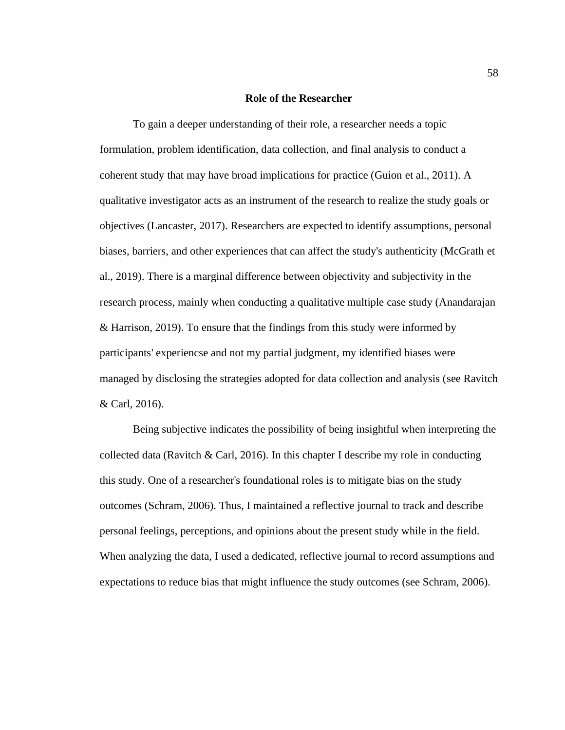## Role of the Researcher

To gain a deeper understanding of their role, a researcher needs a topic formulation, problem identification, data collection, and final analysis to conduct a coherent study that may have broad implications for practice (Guion et al., 2011). A qualitative investigator acts as an instrument of the research to realize the study goals or objectives (Lancaster, 2017). Researchers are expected to identify assumptions, personal biases, barriers, and other experiences that can affect the study's authenticity (McGrath et al., 2019). There is a marginal difference between objectivity and subjectivity in the research process, mainly when conducting a qualitative multiple case study (Anandarajan & Harrison, 2019). To ensure that the findings from this study were informed by participants' experiencse and not my partial judgment, my identified biases were managed by disclosing the strategies adopted for data collection and analysis (see Ravitch & Carl, 2016).

Being subjective indicates the possibility of being insightful when interpreting the collected data (Ravitch & Carl, 2016). In this chapter I describe my role in conducting this study. One of a researcher's foundational roles is to mitigate bias on the study outcomes (Schram, 2006). Thus, I maintained a reflective journal to track and describe personal feelings, perceptions, and opinions about the present study while in the field. When analyzing the data, I used a dedicated, reflective journal to record assumptions and expectations to reduce bias that might influence the study outcomes (see Schram, 2006).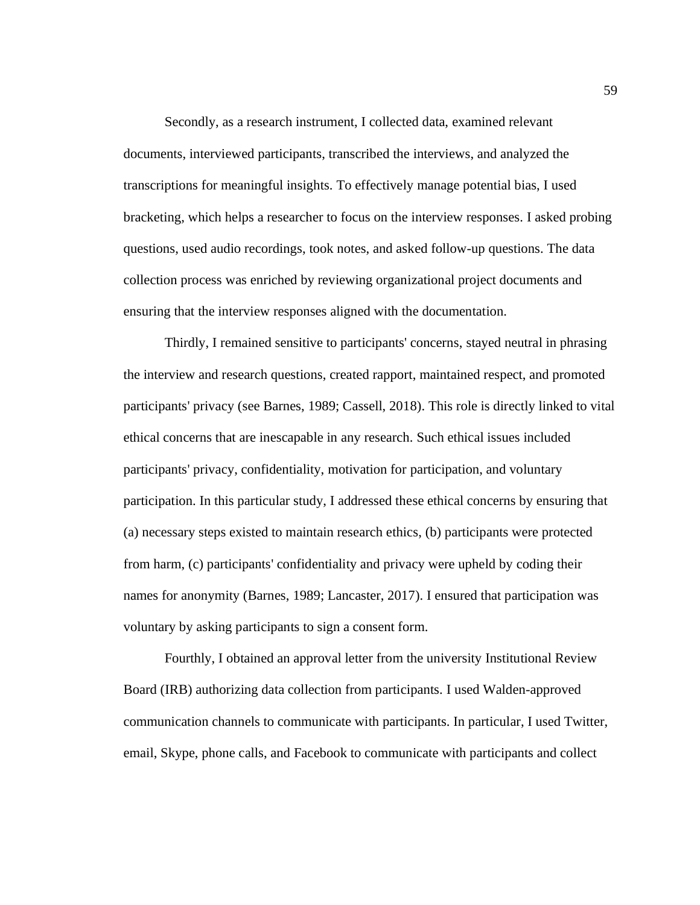Secondly, as a research instrument, I collected data, examined relevant documents, interviewed participants, transcribed the interviews, and analyzed the transcriptions for meaningful insights. To effectively manage potential bias, I used bracketing, which helps a researcher to focus on the interview responses. I asked probing questions, used audio recordings, took notes, and asked follow-up questions. The data collection process was enriched by reviewing organizational project documents and ensuring that the interview responses aligned with the documentation.

Thirdly, I remained sensitive to participants' concerns, stayed neutral in phrasing the interview and research questions, created rapport, maintained respect, and promoted participants' privacy (see Barnes, 1989; Cassell, 2018). This role is directly linked to vital ethical concerns that are inescapable in any research. Such ethical issues included participants' privacy, confidentiality, motivation for participation, and voluntary participation. In this particular study, I addressed these ethical concerns by ensuring that (a) necessary steps existed to maintain research ethics, (b) participants were protected from harm, (c) participants' confidentiality and privacy were upheld by coding their names for anonymity (Barnes, 1989; Lancaster, 2017). I ensured that participation was voluntary by asking participants to sign a consent form.

Fourthly, I obtained an approval letter from the university Institutional Review Board (IRB) authorizing data collection from participants. I used Walden-approved communication channels to communicate with participants. In particular, I used Twitter, email, Skype, phone calls, and Facebook to communicate with participants and collect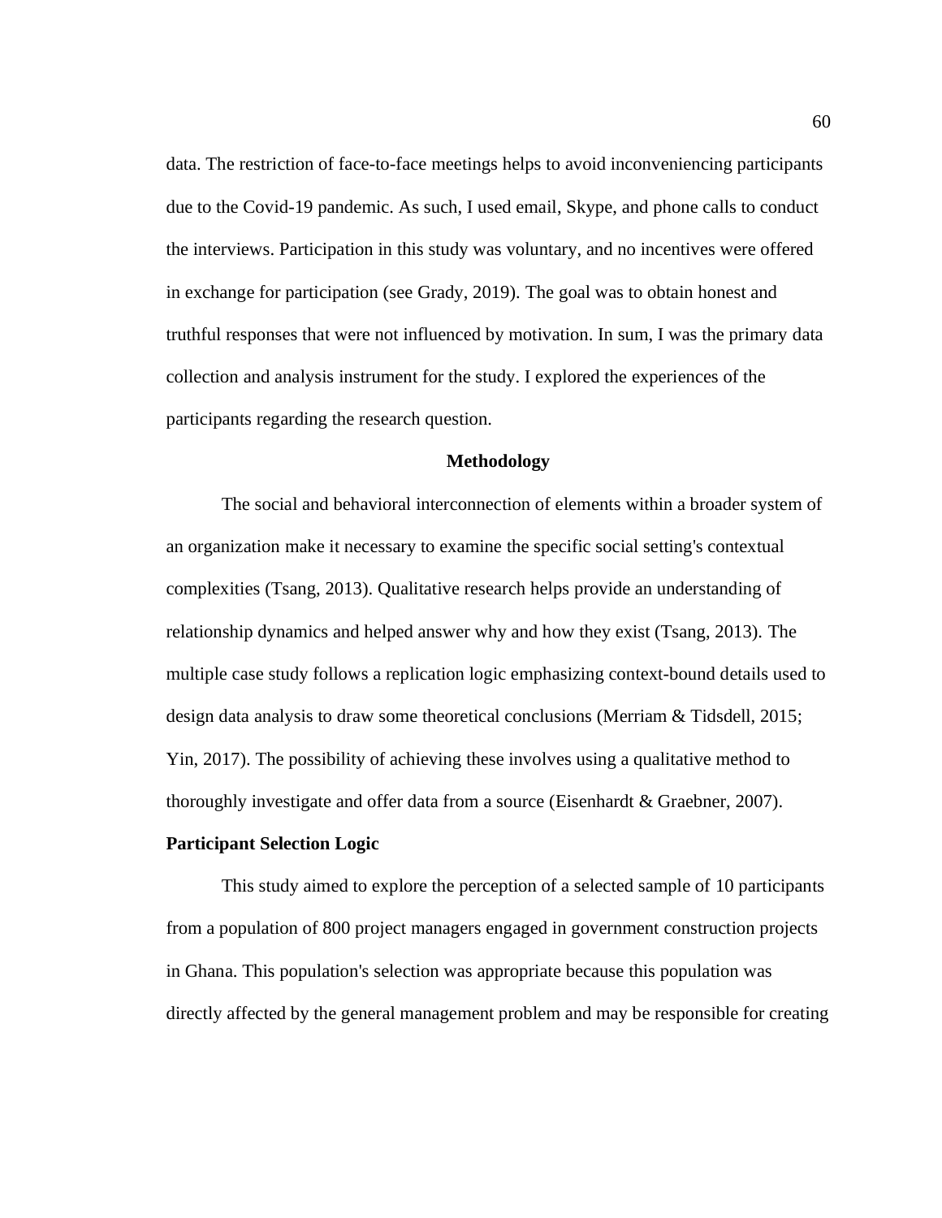data. The restriction of face-to-face meetings helps to avoid inconveniencing participants due to the Covid-19 pandemic. As such, I used email, Skype, and phone calls to conduct the interviews. Participation in this study was voluntary, and no incentives were offered in exchange for participation (see Grady, 2019). The goal was to obtain honest and truthful responses that were not influenced by motivation. In sum, I was the primary data collection and analysis instrument for the study. I explored the experiences of the participants regarding the research question.

## Methodology

The social and behavioral interconnection of elements within a broader system of an organization make it necessary to examine the specific social setting's contextual complexities (Tsang, 2013). Qualitative research helps provide an understanding of relationship dynamics and helped answer why and how they exist (Tsang, 2013). The multiple case study follows a replication logic emphasizing context-bound details used to design data analysis to draw some theoretical conclusions (Merriam & Tidsdell, 2015; Yin, 2017). The possibility of achieving these involves using a qualitative method to thoroughly investigate and offer data from a source (Eisenhardt & Graebner, 2007).

### Participant Selection Logic

This study aimed to explore the perception of a selected sample of 10 participants from a population of 800 project managers engaged in government construction projects in Ghana. This population's selection was appropriate because this population was directly affected by the general management problem and may be responsible for creating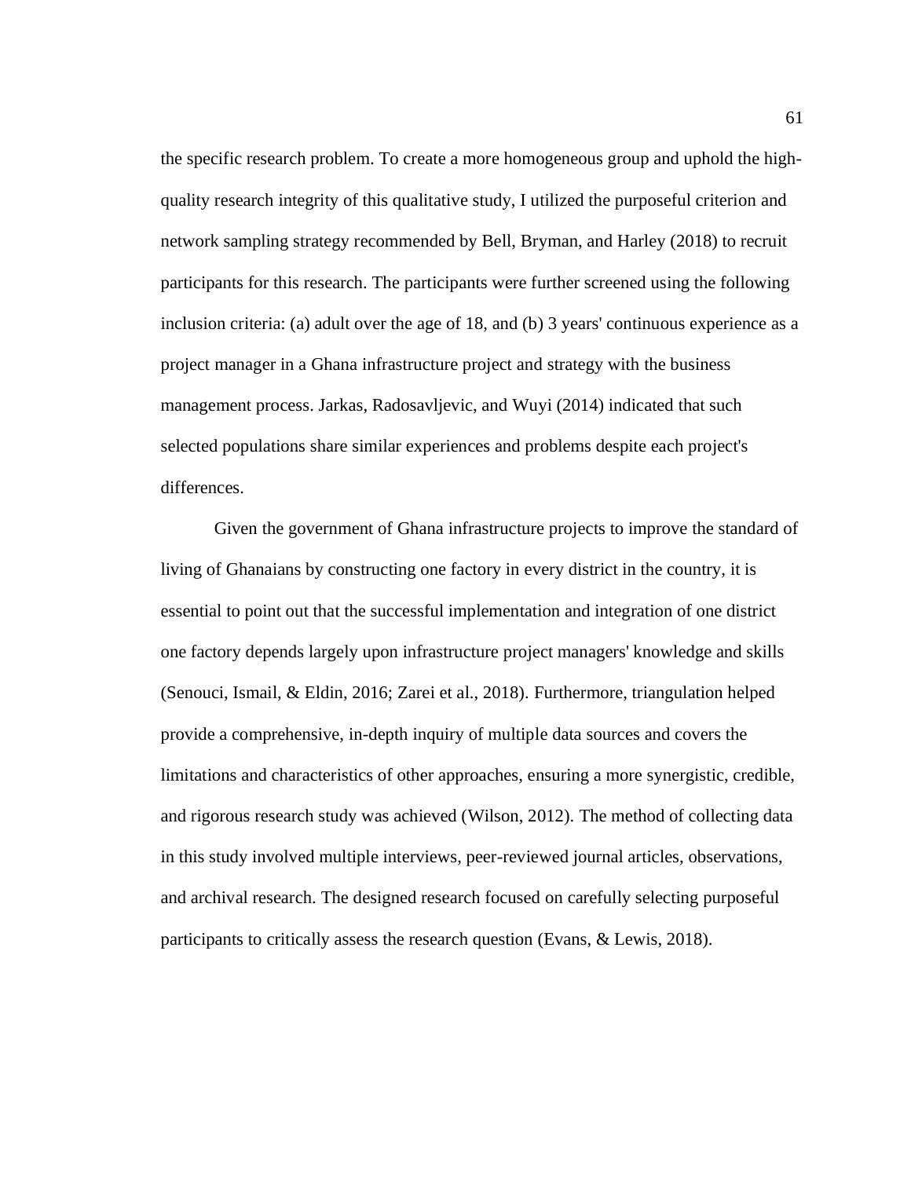the specific research problem. To create a more homogeneous group and uphold the high-quality research integrity of this qualitative study, I utilized the purposeful criterion and network sampling strategy recommended by Bell, Bryman, and Harley (2018) to recruit participants for this research. The participants were further screened using the following inclusion criteria: (a) adult over the age of 18, and (b) 3 years' continuous experience as a project manager in a Ghana infrastructure project and strategy with the business management process. Jarkas, Radosavljevic, and Wuyi (2014) indicated that such selected populations share similar experiences and problems despite each project's differences.

Given the government of Ghana infrastructure projects to improve the standard of living of Ghanaians by constructing one factory in every district in the country, it is essential to point out that the successful implementation and integration of one district one factory depends largely upon infrastructure project managers' knowledge and skills (Senouci, Ismail, & Eldin, 2016; Zarei et al., 2018). Furthermore, triangulation helped provide a comprehensive, in-depth inquiry of multiple data sources and covers the limitations and characteristics of other approaches, ensuring a more synergistic, credible, and rigorous research study was achieved (Wilson, 2012). The method of collecting data in this study involved multiple interviews, peer-reviewed journal articles, observations, and archival research. The designed research focused on carefully selecting purposeful participants to critically assess the research question (Evans, & Lewis, 2018).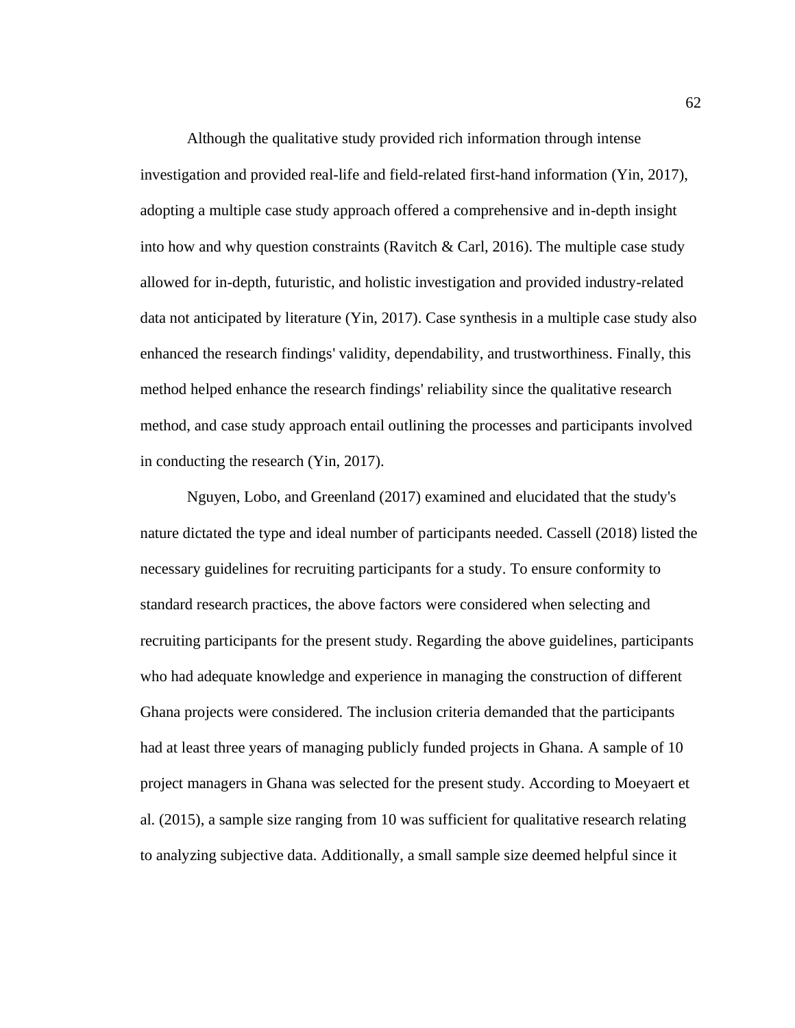Although the qualitative study provided rich information through intense investigation and provided real-life and field-related first-hand information (Yin, 2017), adopting a multiple case study approach offered a comprehensive and in-depth insight into how and why question constraints (Ravitch & Carl, 2016). The multiple case study allowed for in-depth, futuristic, and holistic investigation and provided industry-related data not anticipated by literature (Yin, 2017). Case synthesis in a multiple case study also enhanced the research findings' validity, dependability, and trustworthiness. Finally, this method helped enhance the research findings' reliability since the qualitative research method, and case study approach entail outlining the processes and participants involved in conducting the research (Yin, 2017).

Nguyen, Lobo, and Greenland (2017) examined and elucidated that the study's nature dictated the type and ideal number of participants needed. Cassell (2018) listed the necessary guidelines for recruiting participants for a study. To ensure conformity to standard research practices, the above factors were considered when selecting and recruiting participants for the present study. Regarding the above guidelines, participants who had adequate knowledge and experience in managing the construction of different Ghana projects were considered. The inclusion criteria demanded that the participants had at least three years of managing publicly funded projects in Ghana. A sample of 10 project managers in Ghana was selected for the present study. According to Moeyaert et al. (2015), a sample size ranging from 10 was sufficient for qualitative research relating to analyzing subjective data. Additionally, a small sample size deemed helpful since it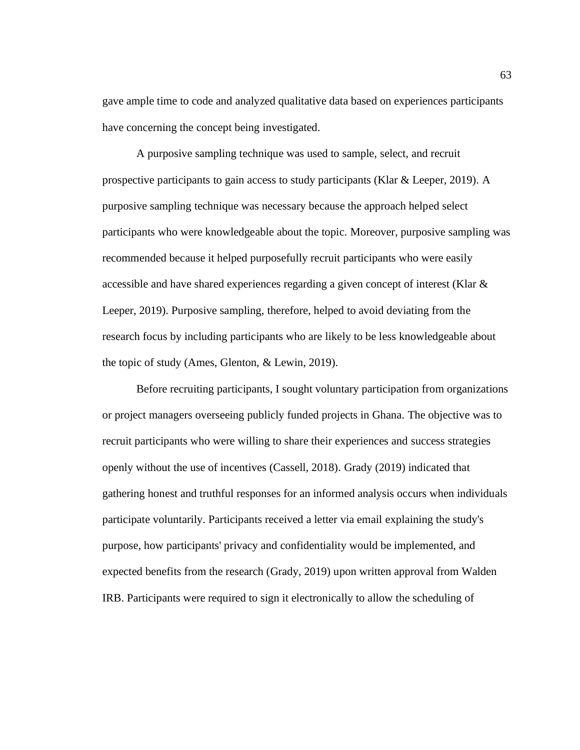gave ample time to code and analyzed qualitative data based on experiences participants have concerning the concept being investigated.

A purposive sampling technique was used to sample, select, and recruit prospective participants to gain access to study participants (Klar & Leeper, 2019). A purposive sampling technique was necessary because the approach helped select participants who were knowledgeable about the topic. Moreover, purposive sampling was recommended because it helped purposefully recruit participants who were easily accessible and have shared experiences regarding a given concept of interest (Klar & Leeper, 2019). Purposive sampling, therefore, helped to avoid deviating from the research focus by including participants who are likely to be less knowledgeable about the topic of study (Ames, Glenton, & Lewin, 2019).

Before recruiting participants, I sought voluntary participation from organizations or project managers overseeing publicly funded projects in Ghana. The objective was to recruit participants who were willing to share their experiences and success strategies openly without the use of incentives (Cassell, 2018). Grady (2019) indicated that gathering honest and truthful responses for an informed analysis occurs when individuals participate voluntarily. Participants received a letter via email explaining the study's purpose, how participants' privacy and confidentiality would be implemented, and expected benefits from the research (Grady, 2019) upon written approval from Walden IRB. Participants were required to sign it electronically to allow the scheduling of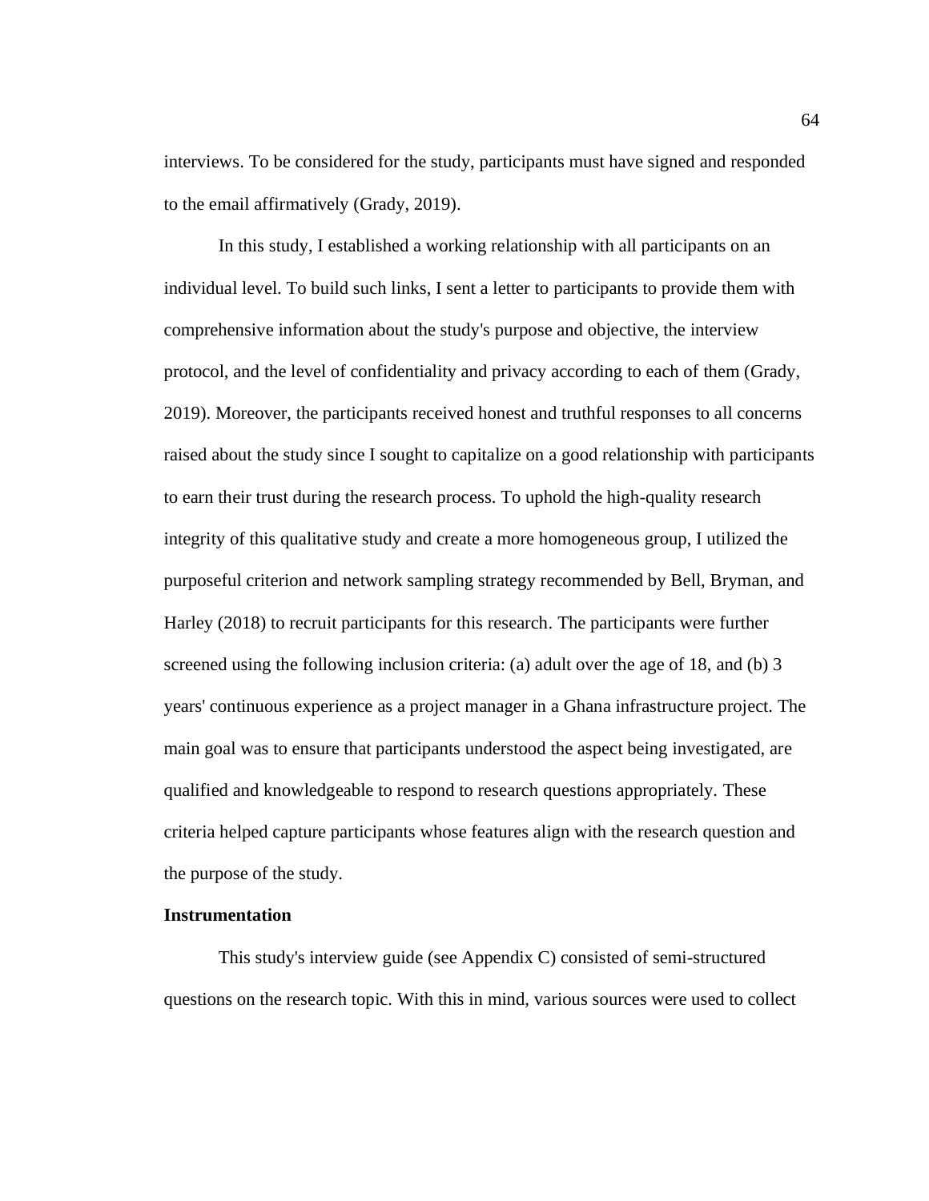interviews. To be considered for the study, participants must have signed and responded to the email affirmatively (Grady, 2019).

In this study, I established a working relationship with all participants on an individual level. To build such links, I sent a letter to participants to provide them with comprehensive information about the study's purpose and objective, the interview protocol, and the level of confidentiality and privacy according to each of them (Grady, 2019). Moreover, the participants received honest and truthful responses to all concerns raised about the study since I sought to capitalize on a good relationship with participants to earn their trust during the research process. To uphold the high-quality research integrity of this qualitative study and create a more homogeneous group, I utilized the purposeful criterion and network sampling strategy recommended by Bell, Bryman, and Harley (2018) to recruit participants for this research. The participants were further screened using the following inclusion criteria: (a) adult over the age of 18, and (b) 3 years' continuous experience as a project manager in a Ghana infrastructure project. The main goal was to ensure that participants understood the aspect being investigated, are qualified and knowledgeable to respond to research questions appropriately. These criteria helped capture participants whose features align with the research question and the purpose of the study.

**Instrumentation**

This study's interview guide (see Appendix C) consisted of semi-structured questions on the research topic. With this in mind, various sources were used to collect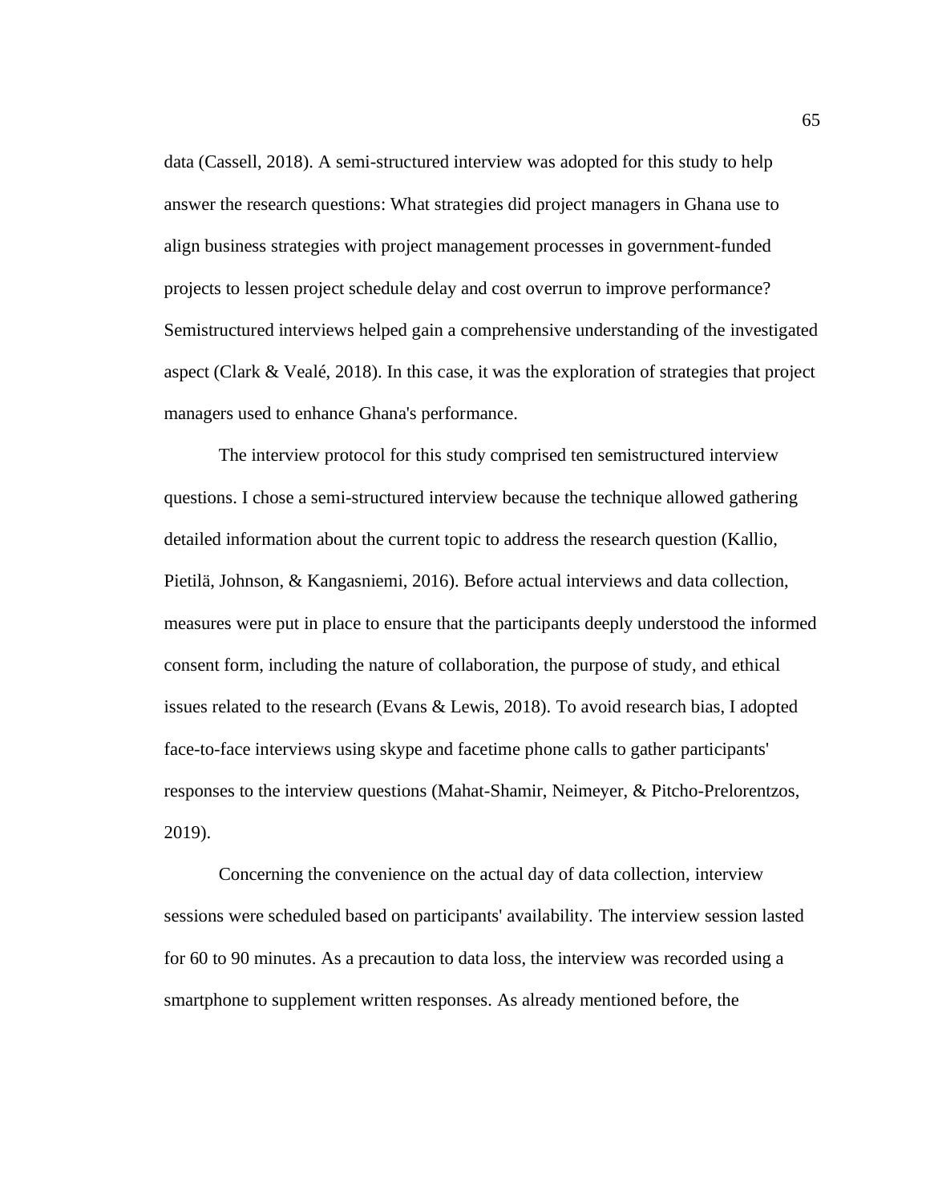data (Cassell, 2018). A semi-structured interview was adopted for this study to help answer the research questions: What strategies did project managers in Ghana use to align business strategies with project management processes in government-funded projects to lessen project schedule delay and cost overrun to improve performance? Semistructured interviews helped gain a comprehensive understanding of the investigated aspect (Clark & Vealé, 2018). In this case, it was the exploration of strategies that project managers used to enhance Ghana's performance.

The interview protocol for this study comprised ten semistructured interview questions. I chose a semi-structured interview because the technique allowed gathering detailed information about the current topic to address the research question (Kallio, Pietilä, Johnson, & Kangasniemi, 2016). Before actual interviews and data collection, measures were put in place to ensure that the participants deeply understood the informed consent form, including the nature of collaboration, the purpose of study, and ethical issues related to the research (Evans & Lewis, 2018). To avoid research bias, I adopted face-to-face interviews using skype and facetime phone calls to gather participants' responses to the interview questions (Mahat-Shamir, Neimeyer, & Pitcho-Prelorentzos, 2019).

Concerning the convenience on the actual day of data collection, interview sessions were scheduled based on participants' availability. The interview session lasted for 60 to 90 minutes. As a precaution to data loss, the interview was recorded using a smartphone to supplement written responses. As already mentioned before, the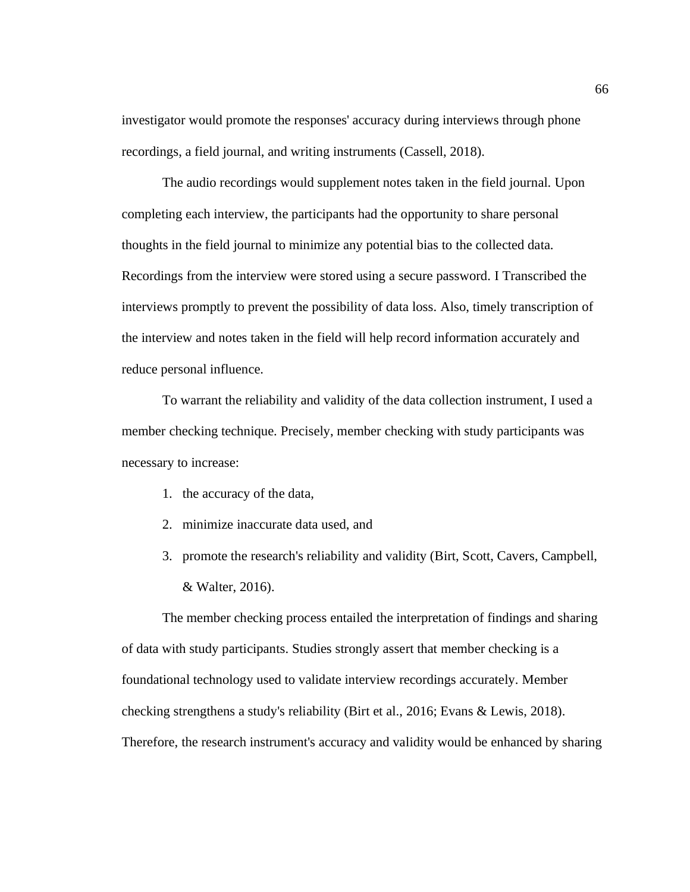investigator would promote the responses' accuracy during interviews through phone recordings, a field journal, and writing instruments (Cassell, 2018).

The audio recordings would supplement notes taken in the field journal. Upon completing each interview, the participants had the opportunity to share personal thoughts in the field journal to minimize any potential bias to the collected data. Recordings from the interview were stored using a secure password. I Transcribed the interviews promptly to prevent the possibility of data loss. Also, timely transcription of the interview and notes taken in the field will help record information accurately and reduce personal influence.

To warrant the reliability and validity of the data collection instrument, I used a member checking technique. Precisely, member checking with study participants was necessary to increase:

1. the accuracy of the data,
2. minimize inaccurate data used, and
3. promote the research's reliability and validity (Birt, Scott, Cavers, Campbell, & Walter, 2016).

The member checking process entailed the interpretation of findings and sharing of data with study participants. Studies strongly assert that member checking is a foundational technology used to validate interview recordings accurately. Member checking strengthens a study's reliability (Birt et al., 2016; Evans & Lewis, 2018). Therefore, the research instrument's accuracy and validity would be enhanced by sharing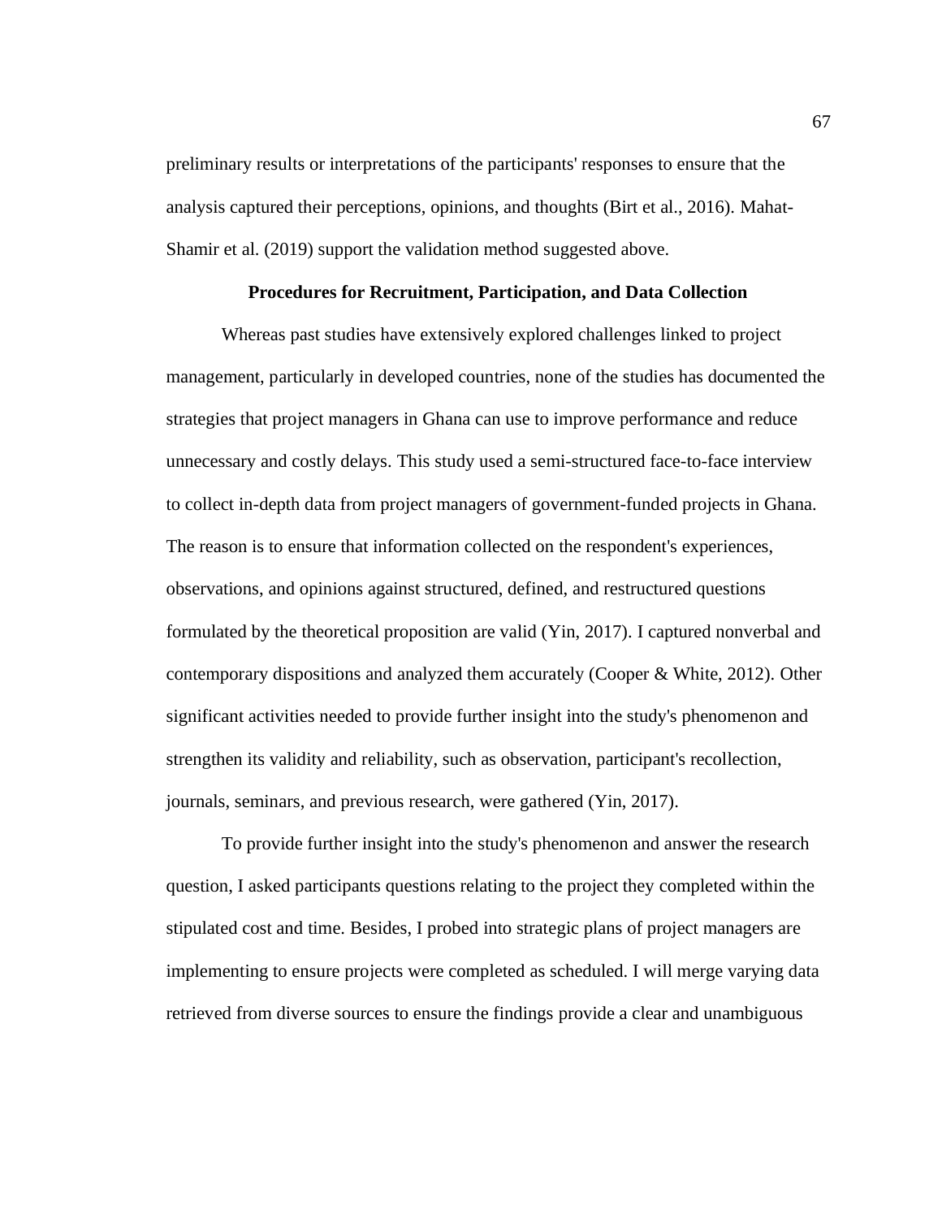preliminary results or interpretations of the participants' responses to ensure that the analysis captured their perceptions, opinions, and thoughts (Birt et al., 2016). Mahat-Shamir et al. (2019) support the validation method suggested above.

## Procedures for Recruitment, Participation, and Data Collection

Whereas past studies have extensively explored challenges linked to project management, particularly in developed countries, none of the studies has documented the strategies that project managers in Ghana can use to improve performance and reduce unnecessary and costly delays. This study used a semi-structured face-to-face interview to collect in-depth data from project managers of government-funded projects in Ghana. The reason is to ensure that information collected on the respondent's experiences, observations, and opinions against structured, defined, and restructured questions formulated by the theoretical proposition are valid (Yin, 2017). I captured nonverbal and contemporary dispositions and analyzed them accurately (Cooper & White, 2012). Other significant activities needed to provide further insight into the study's phenomenon and strengthen its validity and reliability, such as observation, participant's recollection, journals, seminars, and previous research, were gathered (Yin, 2017).

To provide further insight into the study's phenomenon and answer the research question, I asked participants questions relating to the project they completed within the stipulated cost and time. Besides, I probed into strategic plans of project managers are implementing to ensure projects were completed as scheduled. I will merge varying data retrieved from diverse sources to ensure the findings provide a clear and unambiguous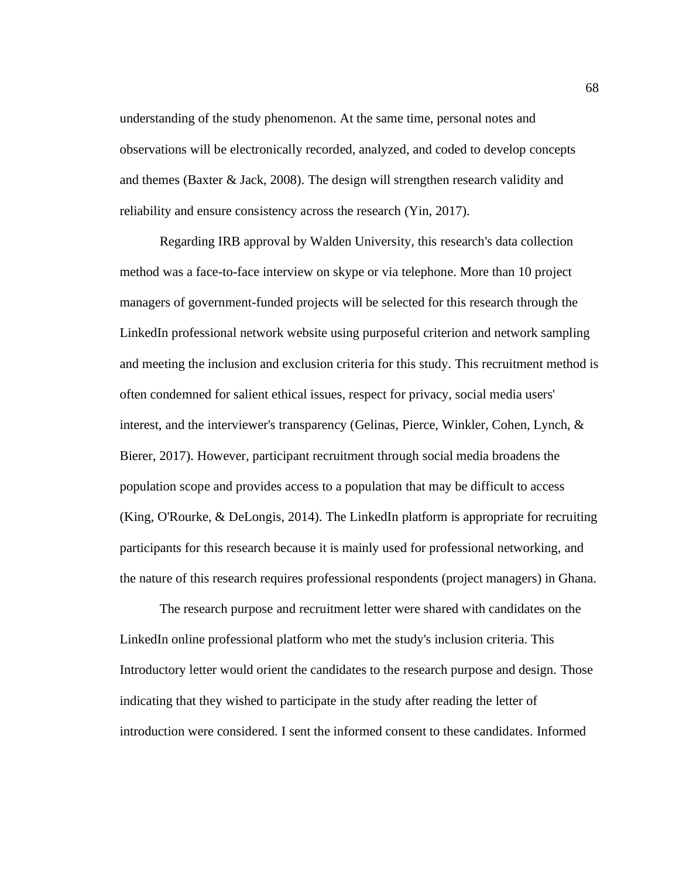understanding of the study phenomenon. At the same time, personal notes and observations will be electronically recorded, analyzed, and coded to develop concepts and themes (Baxter & Jack, 2008). The design will strengthen research validity and reliability and ensure consistency across the research (Yin, 2017).

Regarding IRB approval by Walden University, this research's data collection method was a face-to-face interview on skype or via telephone. More than 10 project managers of government-funded projects will be selected for this research through the LinkedIn professional network website using purposeful criterion and network sampling and meeting the inclusion and exclusion criteria for this study. This recruitment method is often condemned for salient ethical issues, respect for privacy, social media users' interest, and the interviewer's transparency (Gelinas, Pierce, Winkler, Cohen, Lynch, & Bierer, 2017). However, participant recruitment through social media broadens the population scope and provides access to a population that may be difficult to access (King, O'Rourke, & DeLongis, 2014). The LinkedIn platform is appropriate for recruiting participants for this research because it is mainly used for professional networking, and the nature of this research requires professional respondents (project managers) in Ghana.

The research purpose and recruitment letter were shared with candidates on the LinkedIn online professional platform who met the study's inclusion criteria. This Introductory letter would orient the candidates to the research purpose and design. Those indicating that they wished to participate in the study after reading the letter of introduction were considered. I sent the informed consent to these candidates. Informed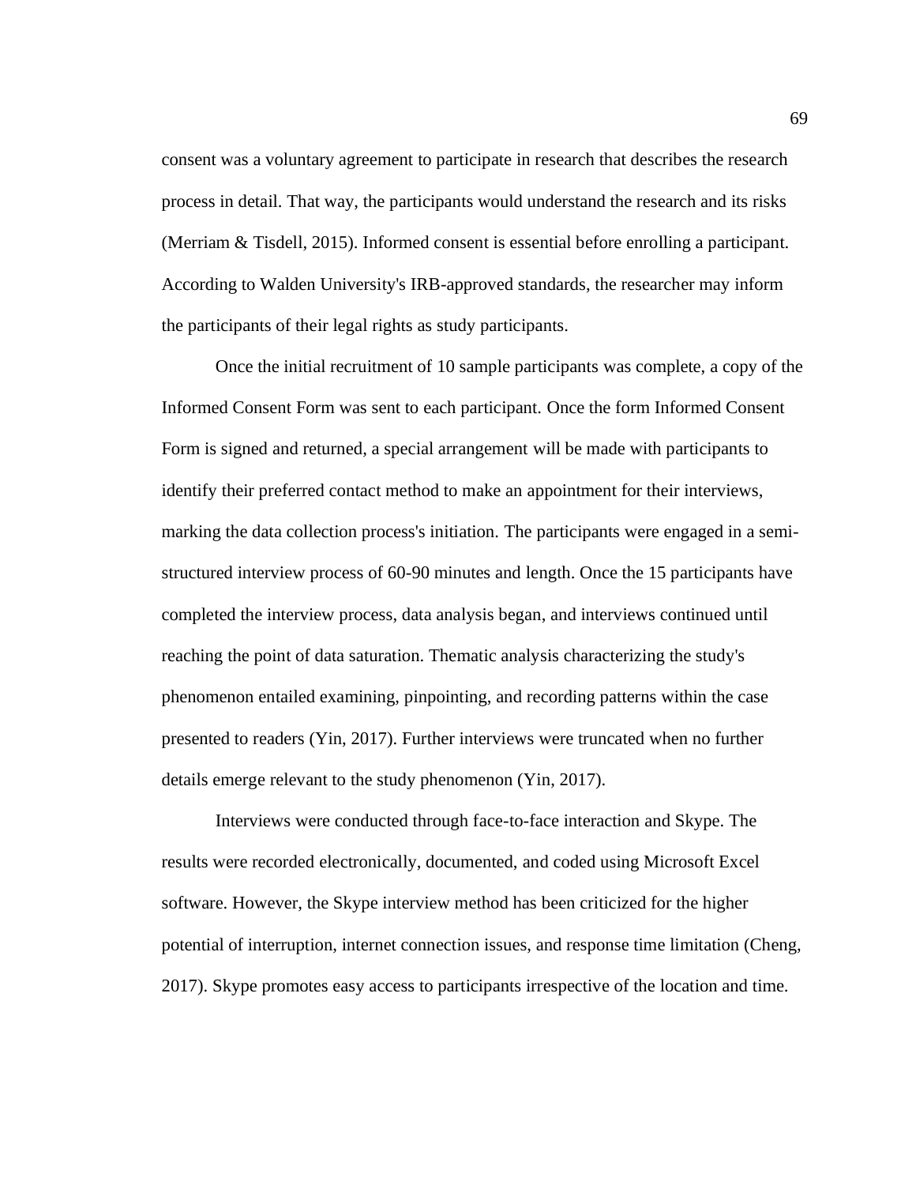consent was a voluntary agreement to participate in research that describes the research process in detail. That way, the participants would understand the research and its risks (Merriam & Tisdell, 2015). Informed consent is essential before enrolling a participant. According to Walden University's IRB-approved standards, the researcher may inform the participants of their legal rights as study participants.

Once the initial recruitment of 10 sample participants was complete, a copy of the Informed Consent Form was sent to each participant. Once the form Informed Consent Form is signed and returned, a special arrangement will be made with participants to identify their preferred contact method to make an appointment for their interviews, marking the data collection process's initiation. The participants were engaged in a semi-structured interview process of 60-90 minutes and length. Once the 15 participants have completed the interview process, data analysis began, and interviews continued until reaching the point of data saturation. Thematic analysis characterizing the study's phenomenon entailed examining, pinpointing, and recording patterns within the case presented to readers (Yin, 2017). Further interviews were truncated when no further details emerge relevant to the study phenomenon (Yin, 2017).

Interviews were conducted through face-to-face interaction and Skype. The results were recorded electronically, documented, and coded using Microsoft Excel software. However, the Skype interview method has been criticized for the higher potential of interruption, internet connection issues, and response time limitation (Cheng, 2017). Skype promotes easy access to participants irrespective of the location and time.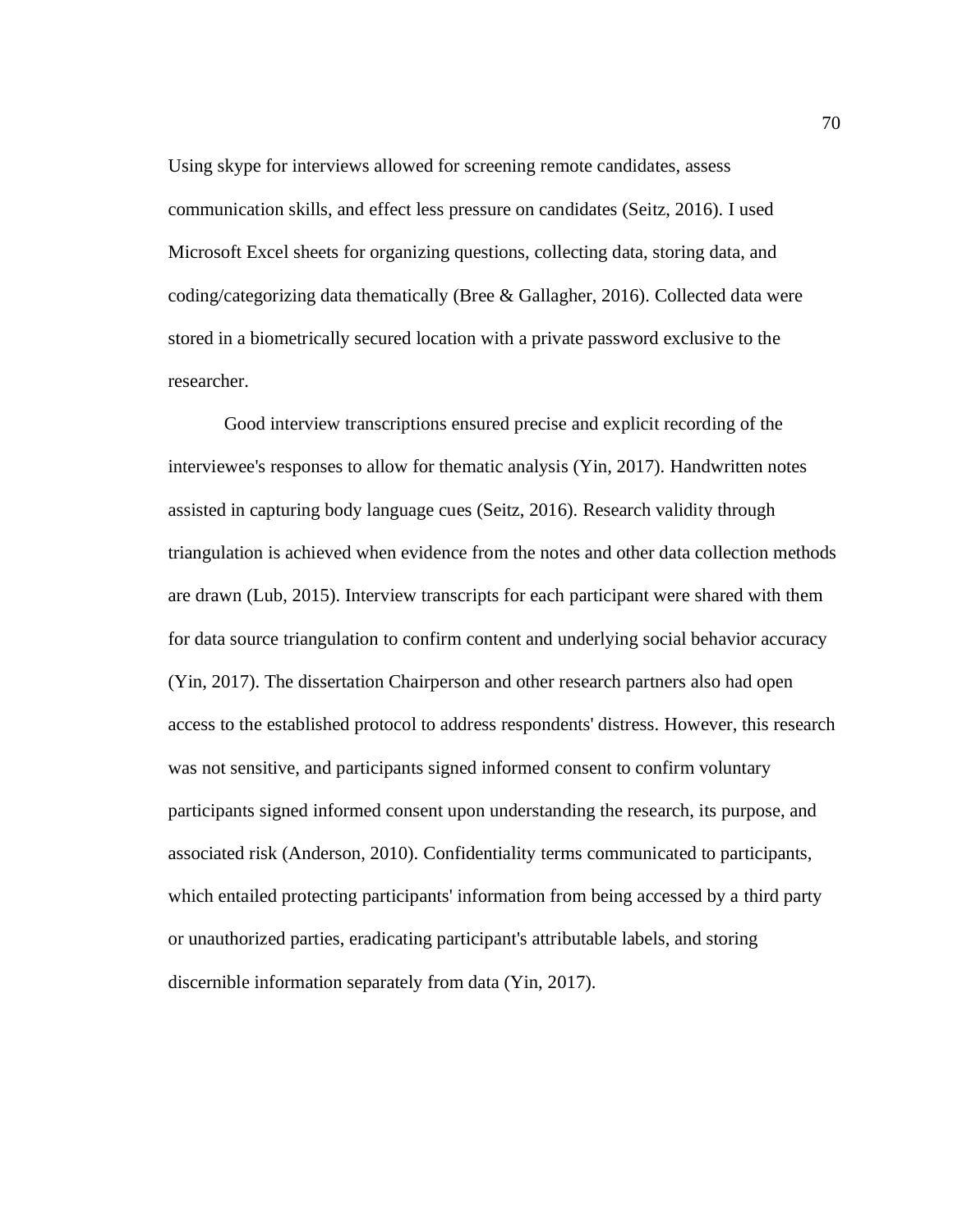Using skype for interviews allowed for screening remote candidates, assess communication skills, and effect less pressure on candidates (Seitz, 2016). I used Microsoft Excel sheets for organizing questions, collecting data, storing data, and coding/categorizing data thematically (Bree & Gallagher, 2016). Collected data were stored in a biometrically secured location with a private password exclusive to the researcher.

Good interview transcriptions ensured precise and explicit recording of the interviewee's responses to allow for thematic analysis (Yin, 2017). Handwritten notes assisted in capturing body language cues (Seitz, 2016). Research validity through triangulation is achieved when evidence from the notes and other data collection methods are drawn (Lub, 2015). Interview transcripts for each participant were shared with them for data source triangulation to confirm content and underlying social behavior accuracy (Yin, 2017). The dissertation Chairperson and other research partners also had open access to the established protocol to address respondents' distress. However, this research was not sensitive, and participants signed informed consent to confirm voluntary participants signed informed consent upon understanding the research, its purpose, and associated risk (Anderson, 2010). Confidentiality terms communicated to participants, which entailed protecting participants' information from being accessed by a third party or unauthorized parties, eradicating participant's attributable labels, and storing discernible information separately from data (Yin, 2017).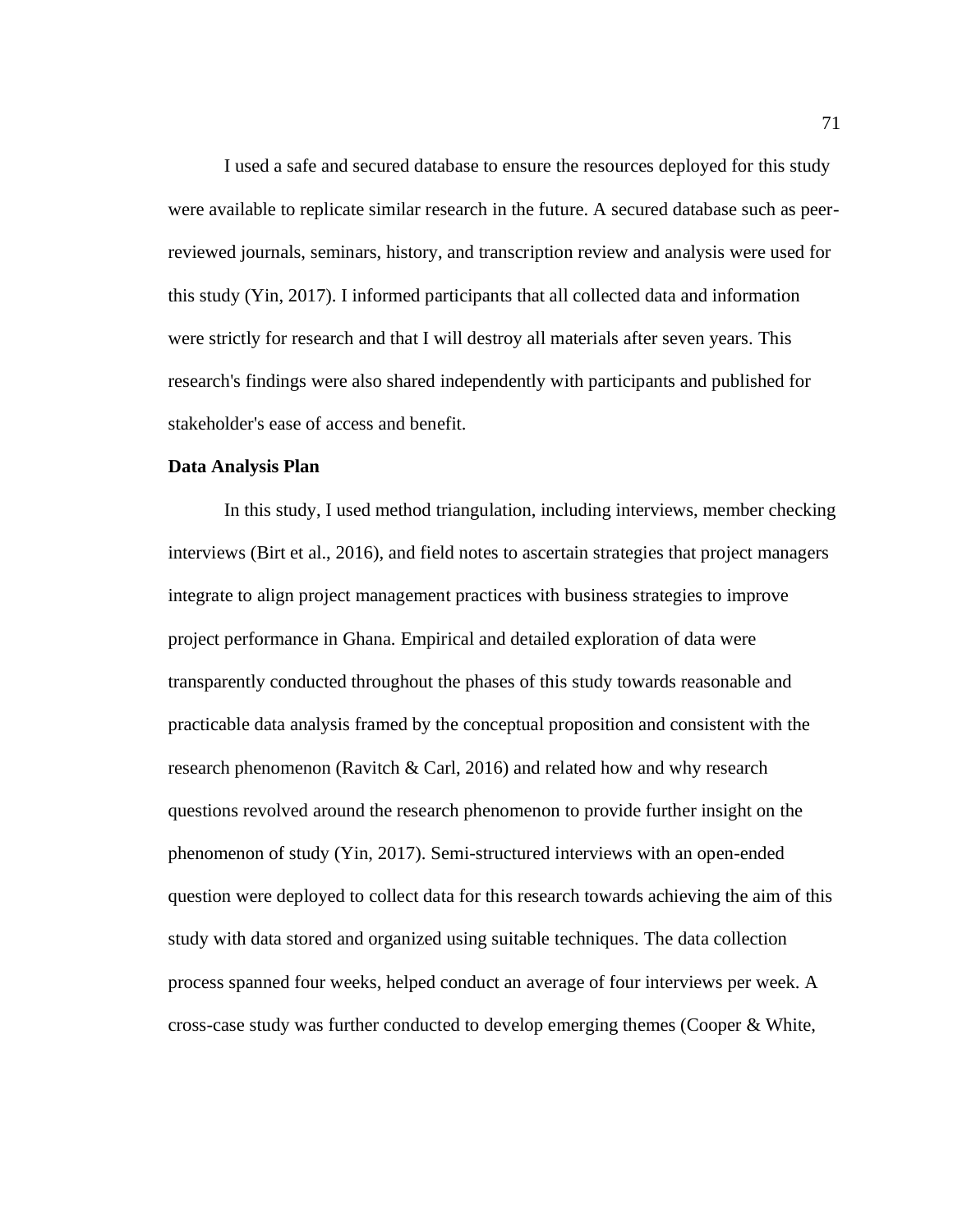I used a safe and secured database to ensure the resources deployed for this study were available to replicate similar research in the future. A secured database such as peer-reviewed journals, seminars, history, and transcription review and analysis were used for this study (Yin, 2017). I informed participants that all collected data and information were strictly for research and that I will destroy all materials after seven years. This research's findings were also shared independently with participants and published for stakeholder's ease of access and benefit.

**Data Analysis Plan**

In this study, I used method triangulation, including interviews, member checking interviews (Birt et al., 2016), and field notes to ascertain strategies that project managers integrate to align project management practices with business strategies to improve project performance in Ghana. Empirical and detailed exploration of data were transparently conducted throughout the phases of this study towards reasonable and practicable data analysis framed by the conceptual proposition and consistent with the research phenomenon (Ravitch & Carl, 2016) and related how and why research questions revolved around the research phenomenon to provide further insight on the phenomenon of study (Yin, 2017). Semi-structured interviews with an open-ended question were deployed to collect data for this research towards achieving the aim of this study with data stored and organized using suitable techniques. The data collection process spanned four weeks, helped conduct an average of four interviews per week. A cross-case study was further conducted to develop emerging themes (Cooper & White,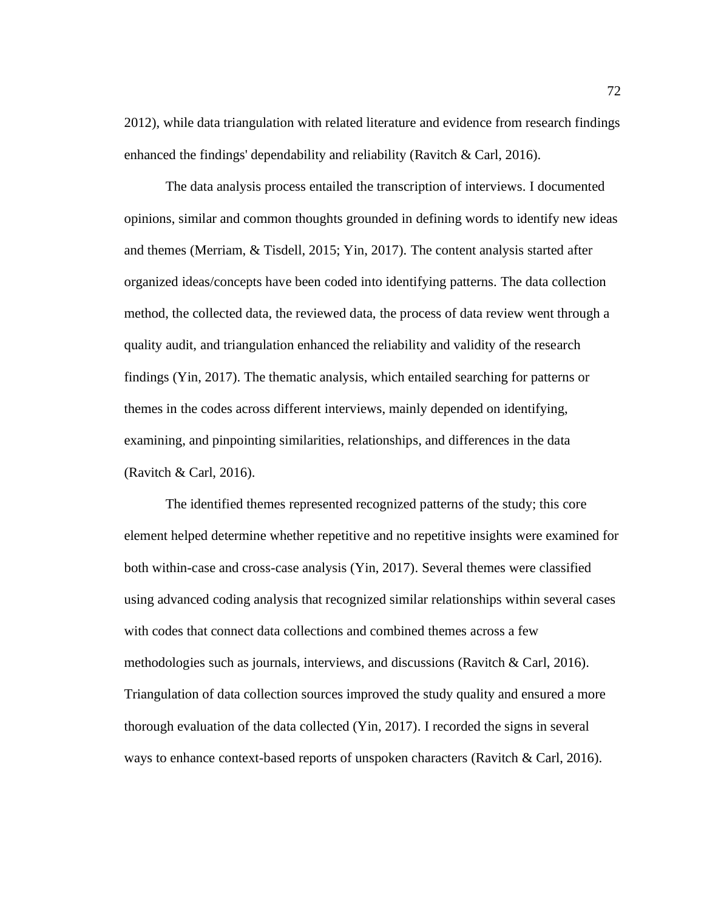2012), while data triangulation with related literature and evidence from research findings enhanced the findings' dependability and reliability (Ravitch & Carl, 2016).

The data analysis process entailed the transcription of interviews. I documented opinions, similar and common thoughts grounded in defining words to identify new ideas and themes (Merriam, & Tisdell, 2015; Yin, 2017). The content analysis started after organized ideas/concepts have been coded into identifying patterns. The data collection method, the collected data, the reviewed data, the process of data review went through a quality audit, and triangulation enhanced the reliability and validity of the research findings (Yin, 2017). The thematic analysis, which entailed searching for patterns or themes in the codes across different interviews, mainly depended on identifying, examining, and pinpointing similarities, relationships, and differences in the data (Ravitch & Carl, 2016).

The identified themes represented recognized patterns of the study; this core element helped determine whether repetitive and no repetitive insights were examined for both within-case and cross-case analysis (Yin, 2017). Several themes were classified using advanced coding analysis that recognized similar relationships within several cases with codes that connect data collections and combined themes across a few methodologies such as journals, interviews, and discussions (Ravitch & Carl, 2016). Triangulation of data collection sources improved the study quality and ensured a more thorough evaluation of the data collected (Yin, 2017). I recorded the signs in several ways to enhance context-based reports of unspoken characters (Ravitch & Carl, 2016).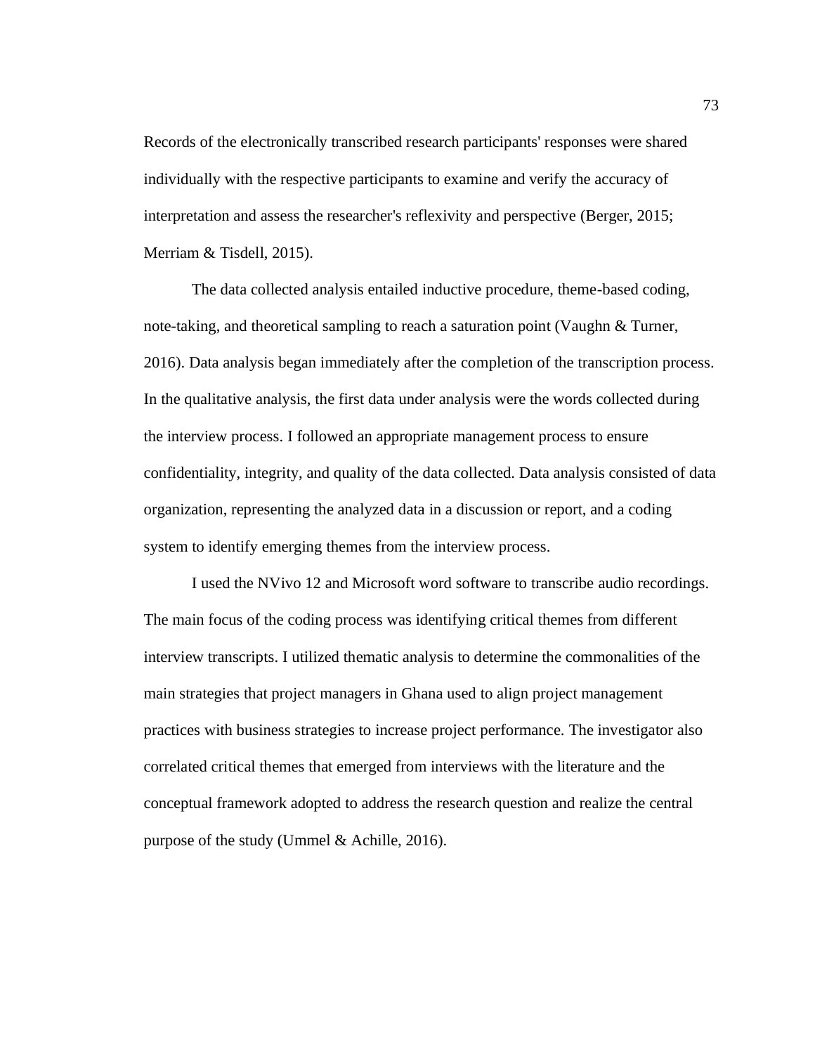Records of the electronically transcribed research participants' responses were shared individually with the respective participants to examine and verify the accuracy of interpretation and assess the researcher's reflexivity and perspective (Berger, 2015; Merriam & Tisdell, 2015).

The data collected analysis entailed inductive procedure, theme-based coding, note-taking, and theoretical sampling to reach a saturation point (Vaughn & Turner, 2016). Data analysis began immediately after the completion of the transcription process. In the qualitative analysis, the first data under analysis were the words collected during the interview process. I followed an appropriate management process to ensure confidentiality, integrity, and quality of the data collected. Data analysis consisted of data organization, representing the analyzed data in a discussion or report, and a coding system to identify emerging themes from the interview process.

I used the NVivo 12 and Microsoft word software to transcribe audio recordings. The main focus of the coding process was identifying critical themes from different interview transcripts. I utilized thematic analysis to determine the commonalities of the main strategies that project managers in Ghana used to align project management practices with business strategies to increase project performance. The investigator also correlated critical themes that emerged from interviews with the literature and the conceptual framework adopted to address the research question and realize the central purpose of the study (Ummel & Achille, 2016).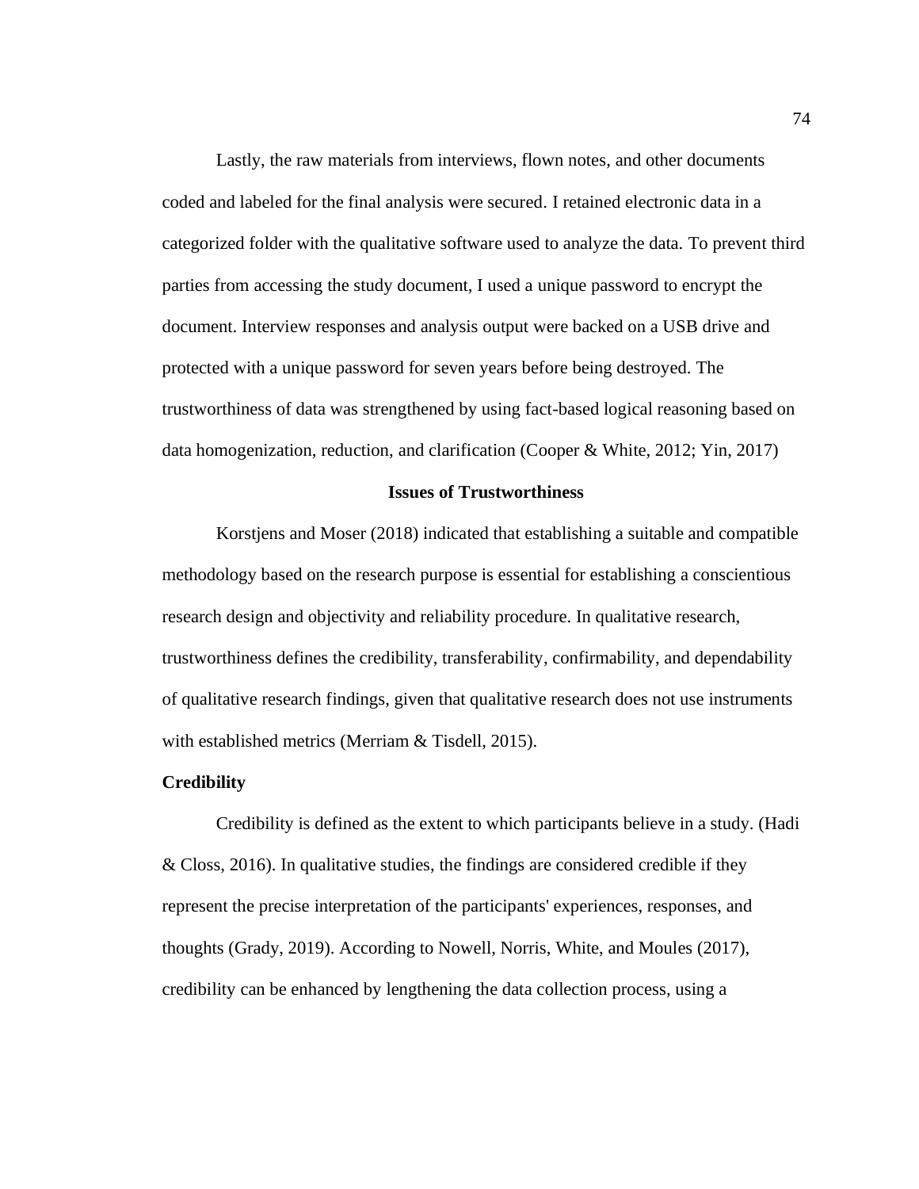Lastly, the raw materials from interviews, flown notes, and other documents coded and labeled for the final analysis were secured. I retained electronic data in a categorized folder with the qualitative software used to analyze the data. To prevent third parties from accessing the study document, I used a unique password to encrypt the document. Interview responses and analysis output were backed on a USB drive and protected with a unique password for seven years before being destroyed. The trustworthiness of data was strengthened by using fact-based logical reasoning based on data homogenization, reduction, and clarification (Cooper & White, 2012; Yin, 2017)

## Issues of Trustworthiness

Korstjens and Moser (2018) indicated that establishing a suitable and compatible methodology based on the research purpose is essential for establishing a conscientious research design and objectivity and reliability procedure. In qualitative research, trustworthiness defines the credibility, transferability, confirmability, and dependability of qualitative research findings, given that qualitative research does not use instruments with established metrics (Merriam & Tisdell, 2015).

### Credibility

Credibility is defined as the extent to which participants believe in a study. (Hadi & Closs, 2016). In qualitative studies, the findings are considered credible if they represent the precise interpretation of the participants' experiences, responses, and thoughts (Grady, 2019). According to Nowell, Norris, White, and Moules (2017), credibility can be enhanced by lengthening the data collection process, using a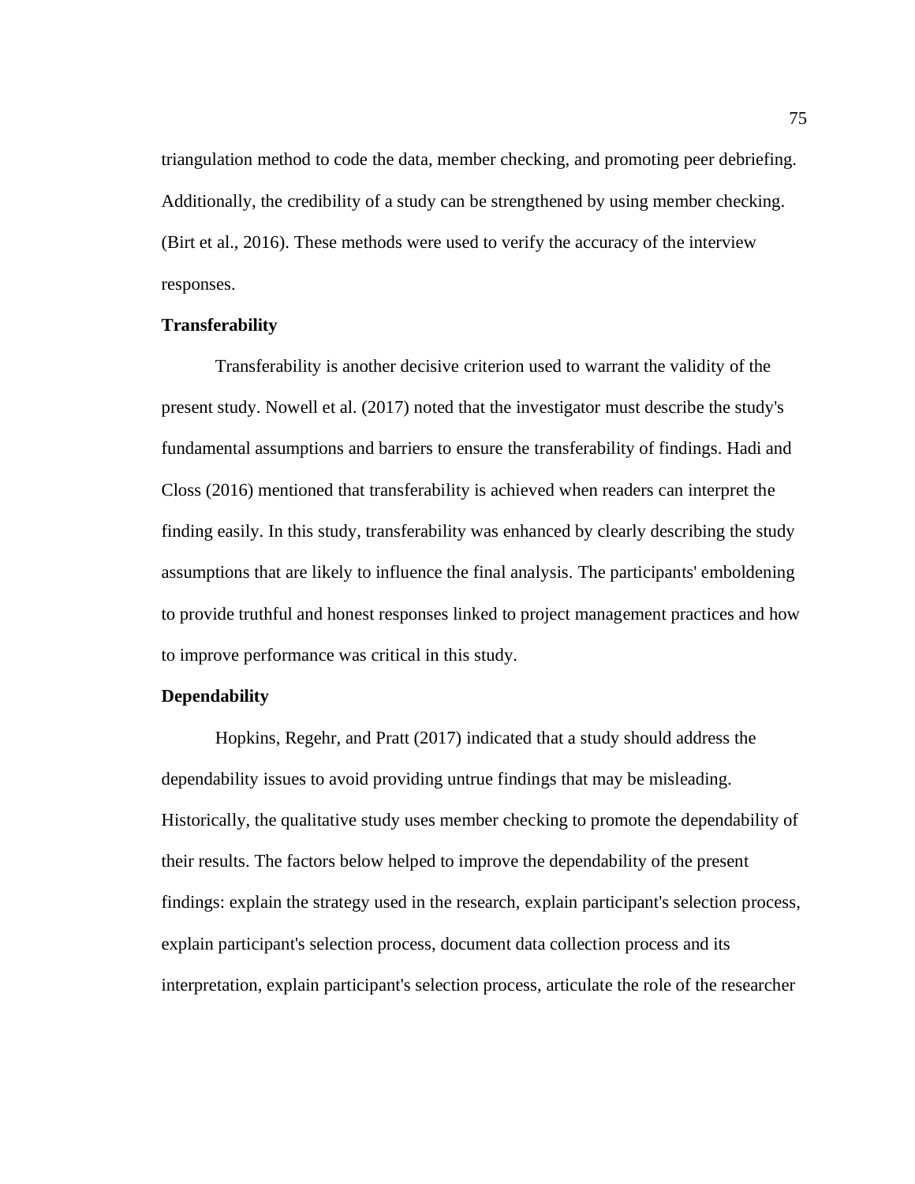triangulation method to code the data, member checking, and promoting peer debriefing. Additionally, the credibility of a study can be strengthened by using member checking. (Birt et al., 2016). These methods were used to verify the accuracy of the interview responses.

### Transferability

Transferability is another decisive criterion used to warrant the validity of the present study. Nowell et al. (2017) noted that the investigator must describe the study's fundamental assumptions and barriers to ensure the transferability of findings. Hadi and Closs (2016) mentioned that transferability is achieved when readers can interpret the finding easily. In this study, transferability was enhanced by clearly describing the study assumptions that are likely to influence the final analysis. The participants' emboldening to provide truthful and honest responses linked to project management practices and how to improve performance was critical in this study.

### Dependability

Hopkins, Regehr, and Pratt (2017) indicated that a study should address the dependability issues to avoid providing untrue findings that may be misleading. Historically, the qualitative study uses member checking to promote the dependability of their results. The factors below helped to improve the dependability of the present findings: explain the strategy used in the research, explain participant's selection process, explain participant's selection process, document data collection process and its interpretation, explain participant's selection process, articulate the role of the researcher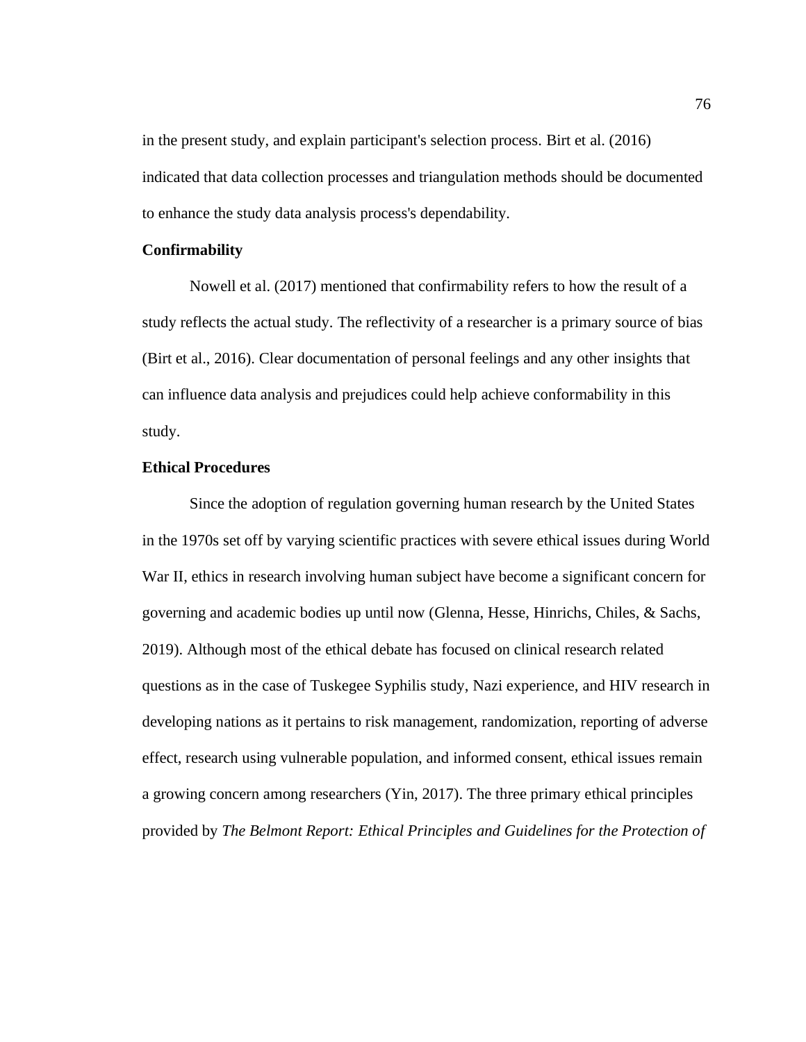in the present study, and explain participant's selection process. Birt et al. (2016) indicated that data collection processes and triangulation methods should be documented to enhance the study data analysis process's dependability.

### Confirmability

Nowell et al. (2017) mentioned that confirmability refers to how the result of a study reflects the actual study. The reflectivity of a researcher is a primary source of bias (Birt et al., 2016). Clear documentation of personal feelings and any other insights that can influence data analysis and prejudices could help achieve conformability in this study.

### Ethical Procedures

Since the adoption of regulation governing human research by the United States in the 1970s set off by varying scientific practices with severe ethical issues during World War II, ethics in research involving human subject have become a significant concern for governing and academic bodies up until now (Glenna, Hesse, Hinrichs, Chiles, & Sachs, 2019). Although most of the ethical debate has focused on clinical research related questions as in the case of Tuskegee Syphilis study, Nazi experience, and HIV research in developing nations as it pertains to risk management, randomization, reporting of adverse effect, research using vulnerable population, and informed consent, ethical issues remain a growing concern among researchers (Yin, 2017). The three primary ethical principles provided by *The Belmont Report: Ethical Principles and Guidelines for the Protection of*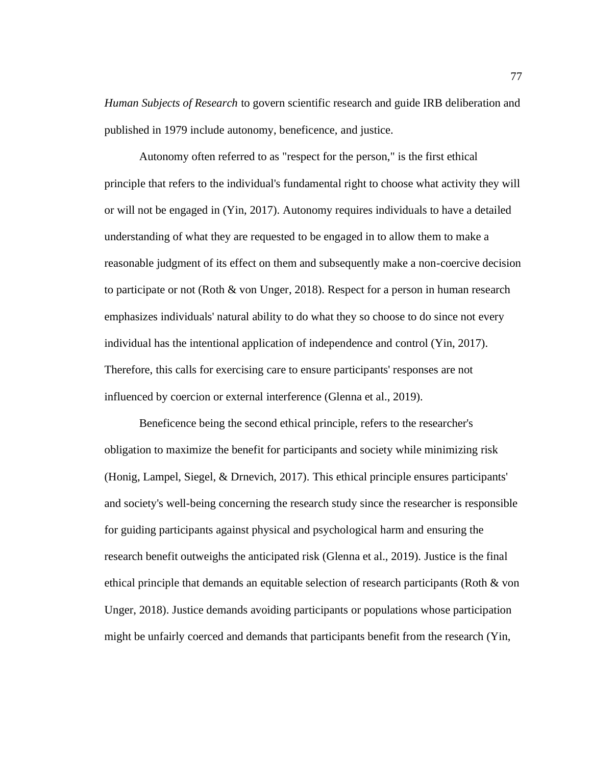*Human Subjects of Research* to govern scientific research and guide IRB deliberation and published in 1979 include autonomy, beneficence, and justice.

Autonomy often referred to as "respect for the person," is the first ethical principle that refers to the individual's fundamental right to choose what activity they will or will not be engaged in (Yin, 2017). Autonomy requires individuals to have a detailed understanding of what they are requested to be engaged in to allow them to make a reasonable judgment of its effect on them and subsequently make a non-coercive decision to participate or not (Roth & von Unger, 2018). Respect for a person in human research emphasizes individuals' natural ability to do what they so choose to do since not every individual has the intentional application of independence and control (Yin, 2017). Therefore, this calls for exercising care to ensure participants' responses are not influenced by coercion or external interference (Glenna et al., 2019).

Beneficence being the second ethical principle, refers to the researcher's obligation to maximize the benefit for participants and society while minimizing risk (Honig, Lampel, Siegel, & Drnevich, 2017). This ethical principle ensures participants' and society's well-being concerning the research study since the researcher is responsible for guiding participants against physical and psychological harm and ensuring the research benefit outweighs the anticipated risk (Glenna et al., 2019). Justice is the final ethical principle that demands an equitable selection of research participants (Roth & von Unger, 2018). Justice demands avoiding participants or populations whose participation might be unfairly coerced and demands that participants benefit from the research (Yin,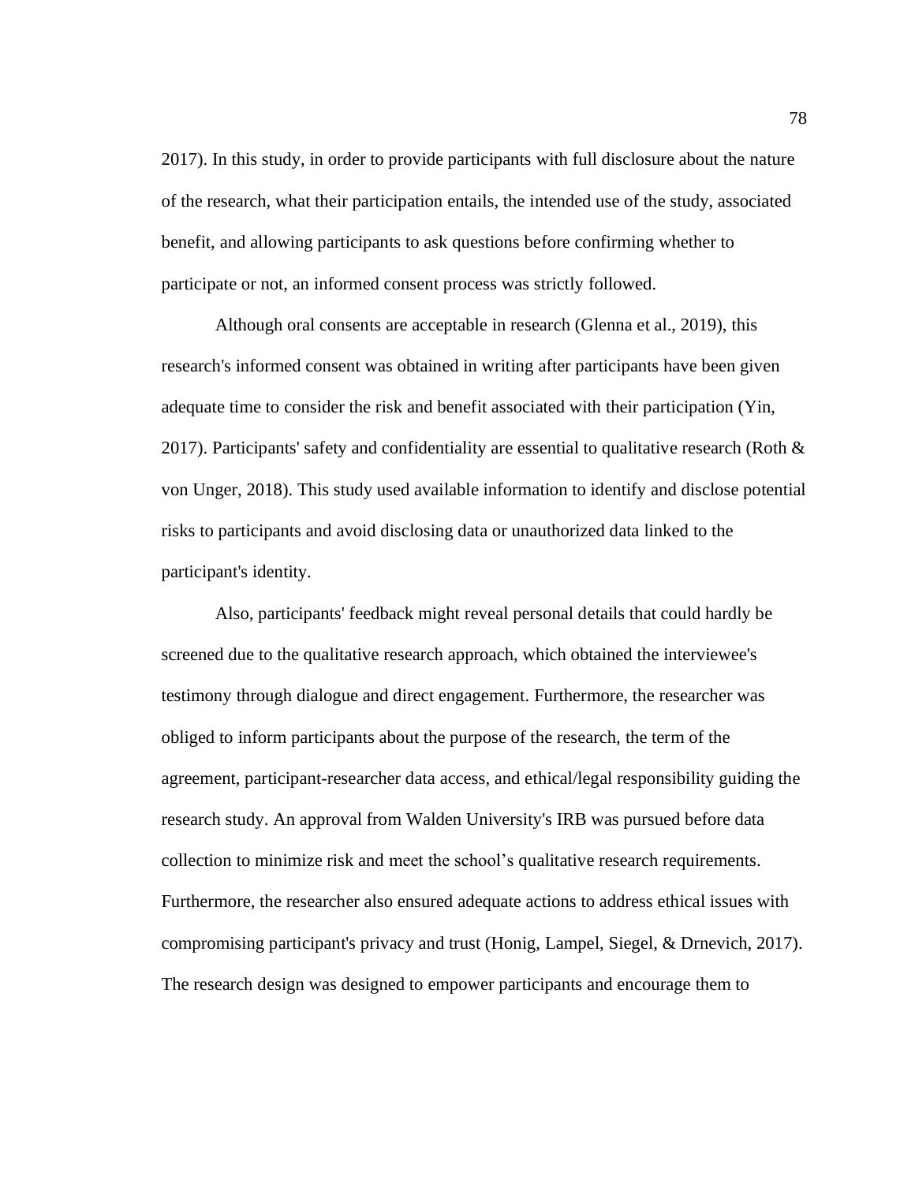2017). In this study, in order to provide participants with full disclosure about the nature of the research, what their participation entails, the intended use of the study, associated benefit, and allowing participants to ask questions before confirming whether to participate or not, an informed consent process was strictly followed.

Although oral consents are acceptable in research (Glenna et al., 2019), this research's informed consent was obtained in writing after participants have been given adequate time to consider the risk and benefit associated with their participation (Yin, 2017). Participants' safety and confidentiality are essential to qualitative research (Roth & von Unger, 2018). This study used available information to identify and disclose potential risks to participants and avoid disclosing data or unauthorized data linked to the participant's identity.

Also, participants' feedback might reveal personal details that could hardly be screened due to the qualitative research approach, which obtained the interviewee's testimony through dialogue and direct engagement. Furthermore, the researcher was obliged to inform participants about the purpose of the research, the term of the agreement, participant-researcher data access, and ethical/legal responsibility guiding the research study. An approval from Walden University's IRB was pursued before data collection to minimize risk and meet the school's qualitative research requirements. Furthermore, the researcher also ensured adequate actions to address ethical issues with compromising participant's privacy and trust (Honig, Lampel, Siegel, & Drnevich, 2017). The research design was designed to empower participants and encourage them to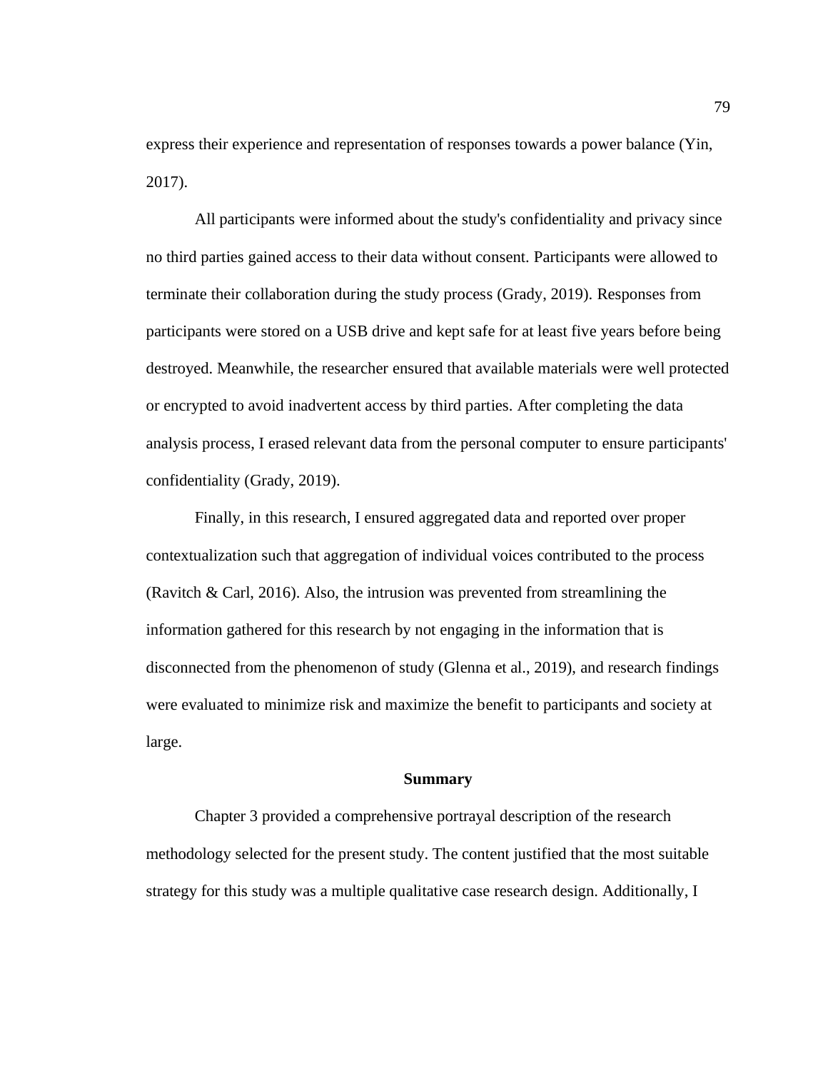express their experience and representation of responses towards a power balance (Yin, 2017).

All participants were informed about the study's confidentiality and privacy since no third parties gained access to their data without consent. Participants were allowed to terminate their collaboration during the study process (Grady, 2019). Responses from participants were stored on a USB drive and kept safe for at least five years before being destroyed. Meanwhile, the researcher ensured that available materials were well protected or encrypted to avoid inadvertent access by third parties. After completing the data analysis process, I erased relevant data from the personal computer to ensure participants' confidentiality (Grady, 2019).

Finally, in this research, I ensured aggregated data and reported over proper contextualization such that aggregation of individual voices contributed to the process (Ravitch & Carl, 2016). Also, the intrusion was prevented from streamlining the information gathered for this research by not engaging in the information that is disconnected from the phenomenon of study (Glenna et al., 2019), and research findings were evaluated to minimize risk and maximize the benefit to participants and society at large.

## Summary

Chapter 3 provided a comprehensive portrayal description of the research methodology selected for the present study. The content justified that the most suitable strategy for this study was a multiple qualitative case research design. Additionally, I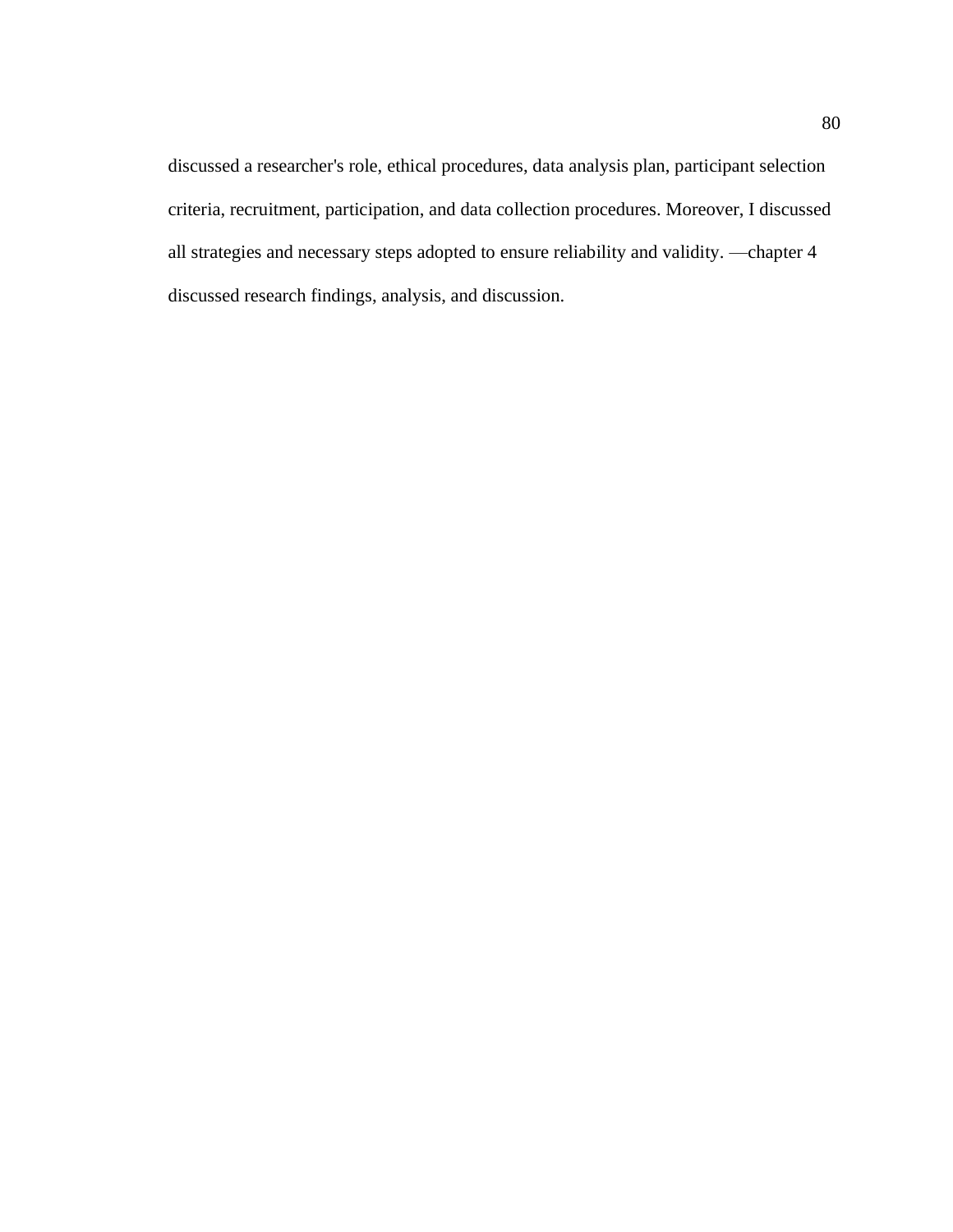discussed a researcher's role, ethical procedures, data analysis plan, participant selection criteria, recruitment, participation, and data collection procedures. Moreover, I discussed all strategies and necessary steps adopted to ensure reliability and validity. —chapter 4 discussed research findings, analysis, and discussion.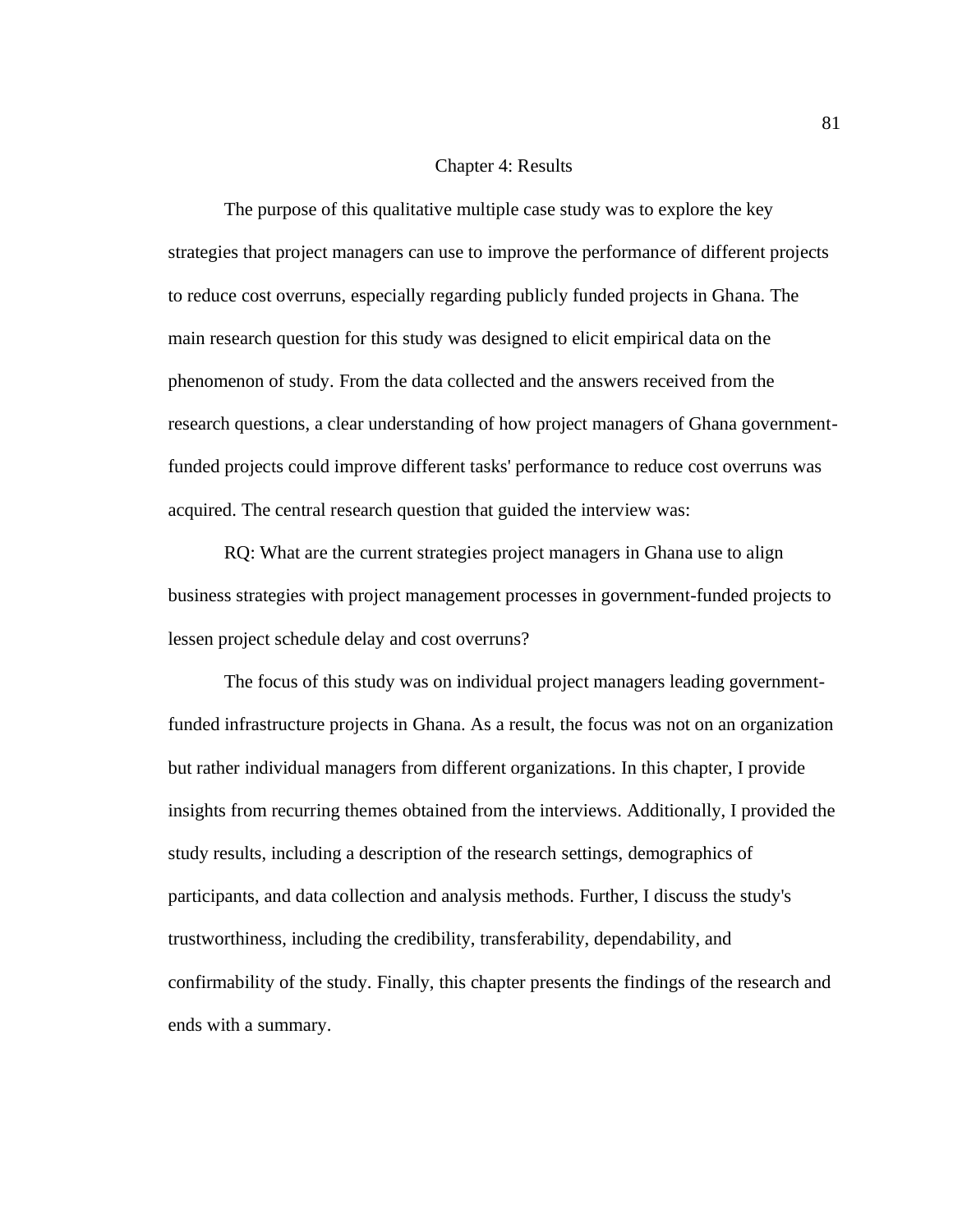# Chapter 4: Results

The purpose of this qualitative multiple case study was to explore the key strategies that project managers can use to improve the performance of different projects to reduce cost overruns, especially regarding publicly funded projects in Ghana. The main research question for this study was designed to elicit empirical data on the phenomenon of study. From the data collected and the answers received from the research questions, a clear understanding of how project managers of Ghana government-funded projects could improve different tasks' performance to reduce cost overruns was acquired. The central research question that guided the interview was:

RQ: What are the current strategies project managers in Ghana use to align business strategies with project management processes in government-funded projects to lessen project schedule delay and cost overruns?

The focus of this study was on individual project managers leading government-funded infrastructure projects in Ghana. As a result, the focus was not on an organization but rather individual managers from different organizations. In this chapter, I provide insights from recurring themes obtained from the interviews. Additionally, I provided the study results, including a description of the research settings, demographics of participants, and data collection and analysis methods. Further, I discuss the study's trustworthiness, including the credibility, transferability, dependability, and confirmability of the study. Finally, this chapter presents the findings of the research and ends with a summary.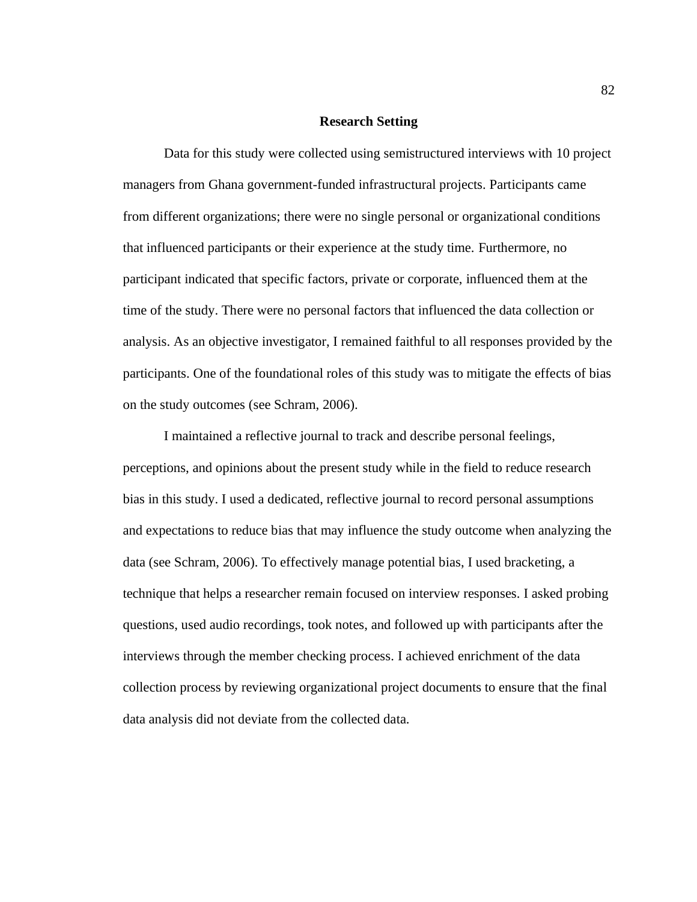## Research Setting

Data for this study were collected using semistructured interviews with 10 project managers from Ghana government-funded infrastructural projects. Participants came from different organizations; there were no single personal or organizational conditions that influenced participants or their experience at the study time. Furthermore, no participant indicated that specific factors, private or corporate, influenced them at the time of the study. There were no personal factors that influenced the data collection or analysis. As an objective investigator, I remained faithful to all responses provided by the participants. One of the foundational roles of this study was to mitigate the effects of bias on the study outcomes (see Schram, 2006).

I maintained a reflective journal to track and describe personal feelings, perceptions, and opinions about the present study while in the field to reduce research bias in this study. I used a dedicated, reflective journal to record personal assumptions and expectations to reduce bias that may influence the study outcome when analyzing the data (see Schram, 2006). To effectively manage potential bias, I used bracketing, a technique that helps a researcher remain focused on interview responses. I asked probing questions, used audio recordings, took notes, and followed up with participants after the interviews through the member checking process. I achieved enrichment of the data collection process by reviewing organizational project documents to ensure that the final data analysis did not deviate from the collected data.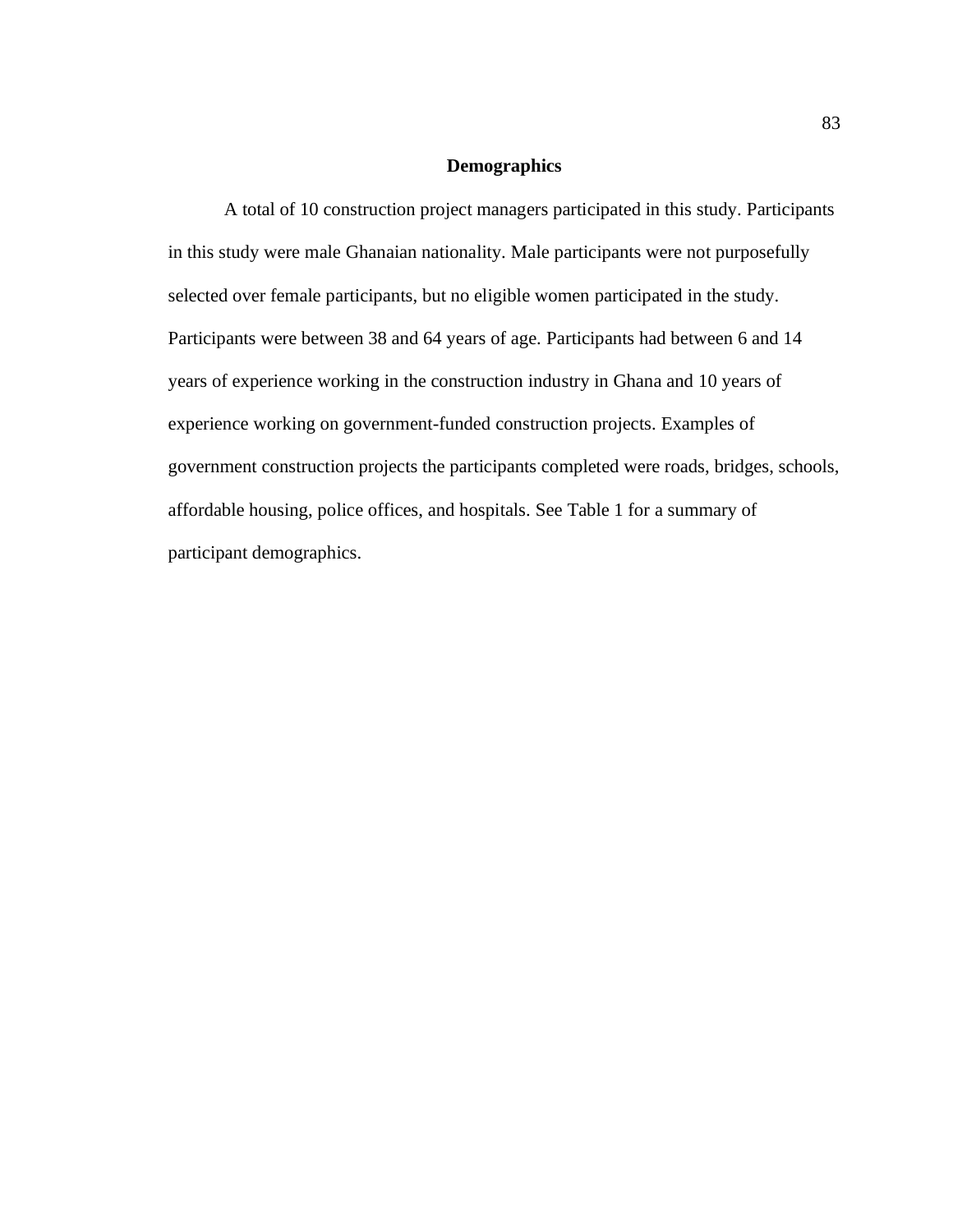## Demographics

A total of 10 construction project managers participated in this study. Participants in this study were male Ghanaian nationality. Male participants were not purposefully selected over female participants, but no eligible women participated in the study. Participants were between 38 and 64 years of age. Participants had between 6 and 14 years of experience working in the construction industry in Ghana and 10 years of experience working on government-funded construction projects. Examples of government construction projects the participants completed were roads, bridges, schools, affordable housing, police offices, and hospitals. See Table 1 for a summary of participant demographics.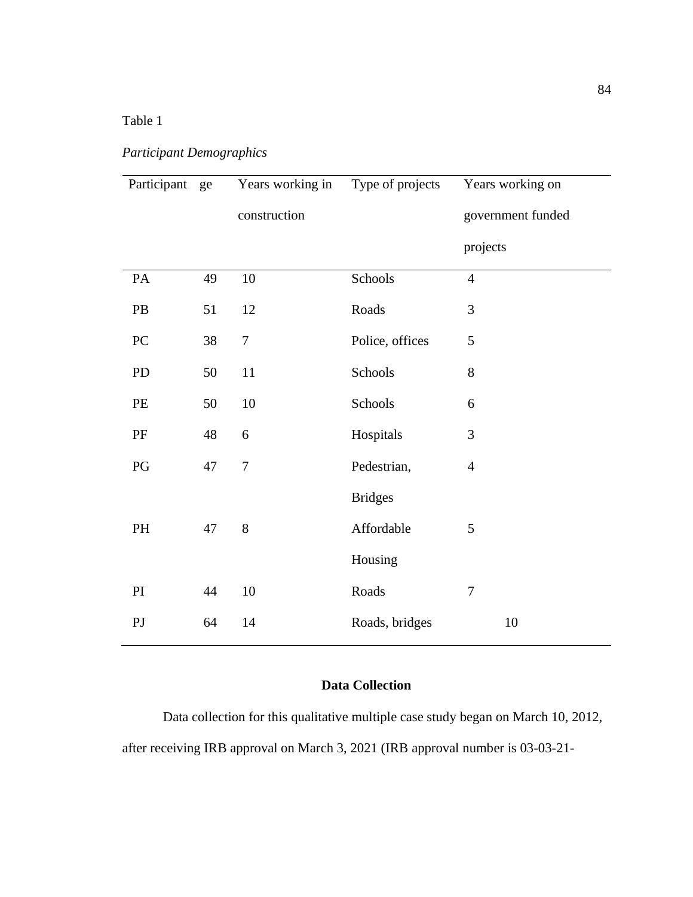Table 1

*Participant Demographics*

| Participant | ge | Years working in construction | Type of projects | Years working on government funded projects |
|---|---|---|---|---|
| PA | 49 | 10 | Schools | 4 |
| PB | 51 | 12 | Roads | 3 |
| PC | 38 | 7 | Police, offices | 5 |
| PD | 50 | 11 | Schools | 8 |
| PE | 50 | 10 | Schools | 6 |
| PF | 48 | 6 | Hospitals | 3 |
| PG | 47 | 7 | Pedestrian, Bridges | 4 |
| PH | 47 | 8 | Affordable Housing | 5 |
| PI | 44 | 10 | Roads | 7 |
| PJ | 64 | 14 | Roads, bridges | 10 |

## Data Collection

Data collection for this qualitative multiple case study began on March 10, 2012, after receiving IRB approval on March 3, 2021 (IRB approval number is 03-03-21-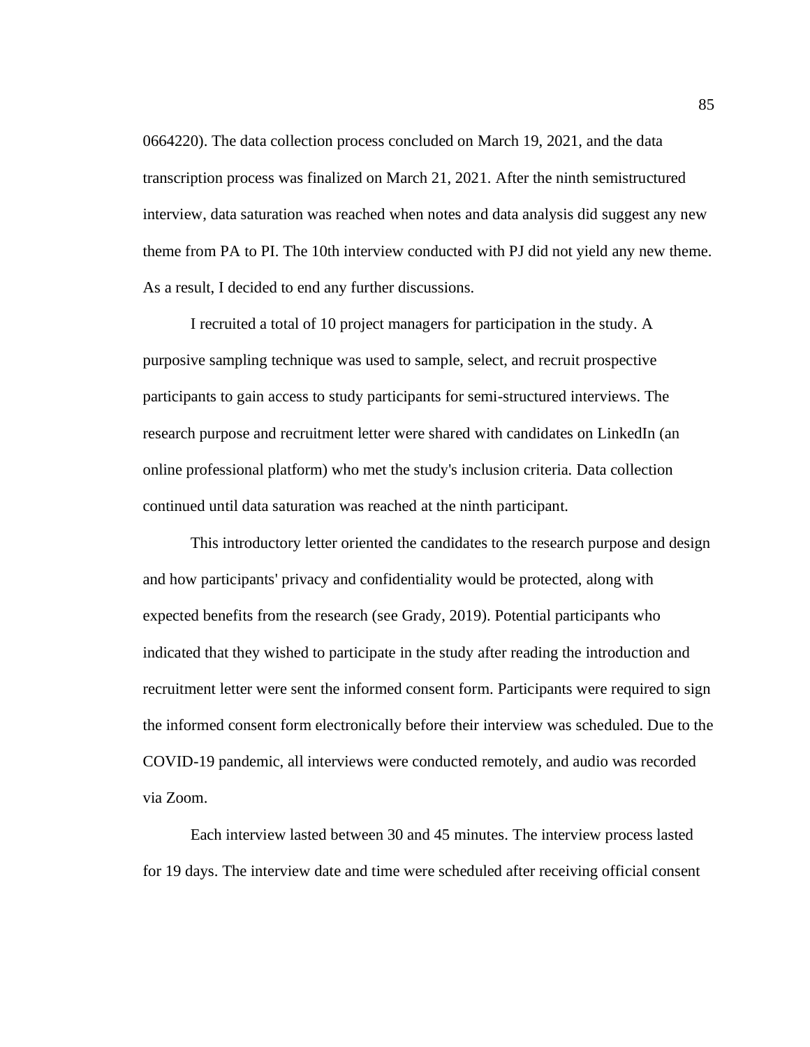0664220). The data collection process concluded on March 19, 2021, and the data transcription process was finalized on March 21, 2021. After the ninth semistructured interview, data saturation was reached when notes and data analysis did suggest any new theme from PA to PI. The 10th interview conducted with PJ did not yield any new theme. As a result, I decided to end any further discussions.

I recruited a total of 10 project managers for participation in the study. A purposive sampling technique was used to sample, select, and recruit prospective participants to gain access to study participants for semi-structured interviews. The research purpose and recruitment letter were shared with candidates on LinkedIn (an online professional platform) who met the study's inclusion criteria. Data collection continued until data saturation was reached at the ninth participant.

This introductory letter oriented the candidates to the research purpose and design and how participants' privacy and confidentiality would be protected, along with expected benefits from the research (see Grady, 2019). Potential participants who indicated that they wished to participate in the study after reading the introduction and recruitment letter were sent the informed consent form. Participants were required to sign the informed consent form electronically before their interview was scheduled. Due to the COVID-19 pandemic, all interviews were conducted remotely, and audio was recorded via Zoom.

Each interview lasted between 30 and 45 minutes. The interview process lasted for 19 days. The interview date and time were scheduled after receiving official consent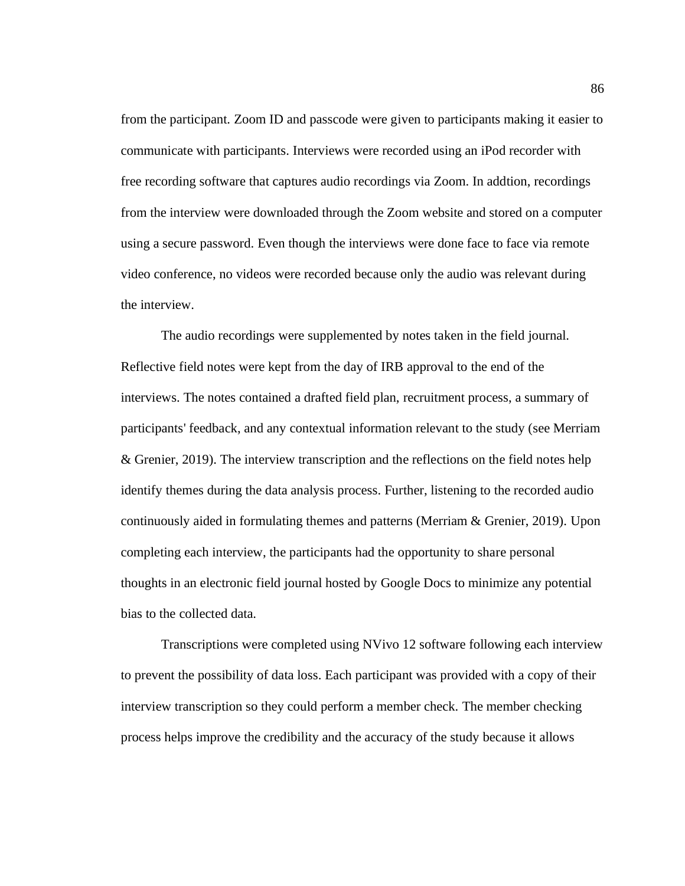from the participant. Zoom ID and passcode were given to participants making it easier to communicate with participants. Interviews were recorded using an iPod recorder with free recording software that captures audio recordings via Zoom. In addtion, recordings from the interview were downloaded through the Zoom website and stored on a computer using a secure password. Even though the interviews were done face to face via remote video conference, no videos were recorded because only the audio was relevant during the interview.

The audio recordings were supplemented by notes taken in the field journal. Reflective field notes were kept from the day of IRB approval to the end of the interviews. The notes contained a drafted field plan, recruitment process, a summary of participants' feedback, and any contextual information relevant to the study (see Merriam & Grenier, 2019). The interview transcription and the reflections on the field notes help identify themes during the data analysis process. Further, listening to the recorded audio continuously aided in formulating themes and patterns (Merriam & Grenier, 2019). Upon completing each interview, the participants had the opportunity to share personal thoughts in an electronic field journal hosted by Google Docs to minimize any potential bias to the collected data.

Transcriptions were completed using NVivo 12 software following each interview to prevent the possibility of data loss. Each participant was provided with a copy of their interview transcription so they could perform a member check. The member checking process helps improve the credibility and the accuracy of the study because it allows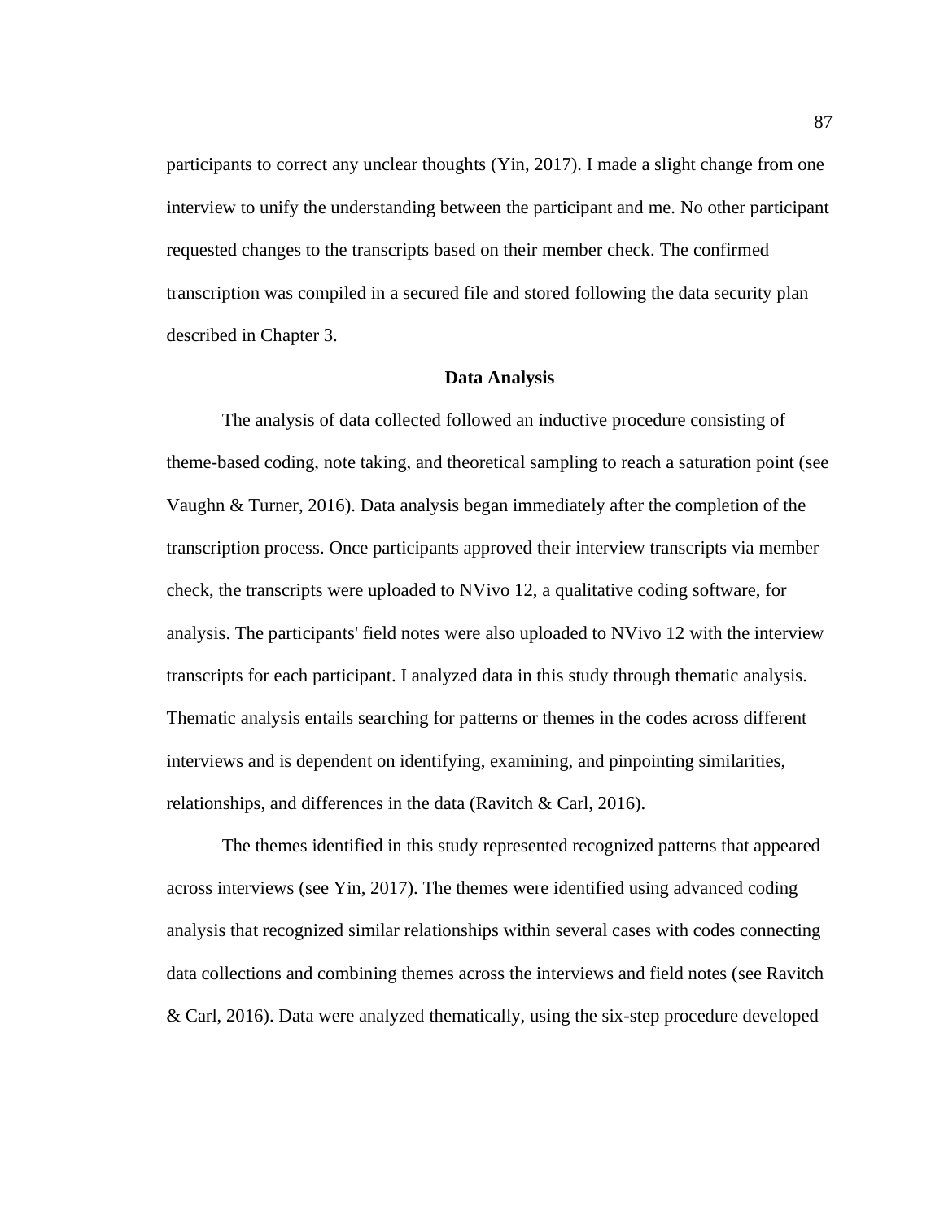participants to correct any unclear thoughts (Yin, 2017). I made a slight change from one interview to unify the understanding between the participant and me. No other participant requested changes to the transcripts based on their member check. The confirmed transcription was compiled in a secured file and stored following the data security plan described in Chapter 3.

## Data Analysis

The analysis of data collected followed an inductive procedure consisting of theme-based coding, note taking, and theoretical sampling to reach a saturation point (see Vaughn & Turner, 2016). Data analysis began immediately after the completion of the transcription process. Once participants approved their interview transcripts via member check, the transcripts were uploaded to NVivo 12, a qualitative coding software, for analysis. The participants' field notes were also uploaded to NVivo 12 with the interview transcripts for each participant. I analyzed data in this study through thematic analysis. Thematic analysis entails searching for patterns or themes in the codes across different interviews and is dependent on identifying, examining, and pinpointing similarities, relationships, and differences in the data (Ravitch & Carl, 2016).

The themes identified in this study represented recognized patterns that appeared across interviews (see Yin, 2017). The themes were identified using advanced coding analysis that recognized similar relationships within several cases with codes connecting data collections and combining themes across the interviews and field notes (see Ravitch & Carl, 2016). Data were analyzed thematically, using the six-step procedure developed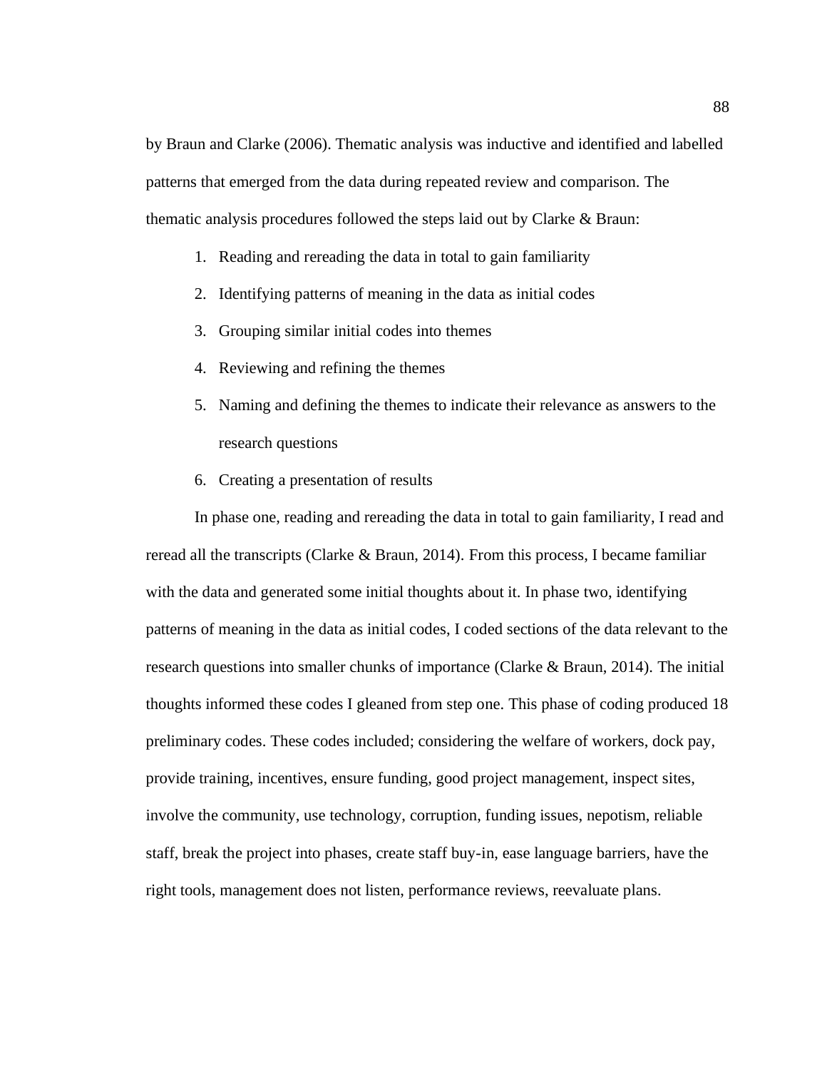by Braun and Clarke (2006). Thematic analysis was inductive and identified and labelled patterns that emerged from the data during repeated review and comparison. The thematic analysis procedures followed the steps laid out by Clarke & Braun:

1. Reading and rereading the data in total to gain familiarity
2. Identifying patterns of meaning in the data as initial codes
3. Grouping similar initial codes into themes
4. Reviewing and refining the themes
5. Naming and defining the themes to indicate their relevance as answers to the research questions
6. Creating a presentation of results

In phase one, reading and rereading the data in total to gain familiarity, I read and reread all the transcripts (Clarke & Braun, 2014). From this process, I became familiar with the data and generated some initial thoughts about it. In phase two, identifying patterns of meaning in the data as initial codes, I coded sections of the data relevant to the research questions into smaller chunks of importance (Clarke & Braun, 2014). The initial thoughts informed these codes I gleaned from step one. This phase of coding produced 18 preliminary codes. These codes included; considering the welfare of workers, dock pay, provide training, incentives, ensure funding, good project management, inspect sites, involve the community, use technology, corruption, funding issues, nepotism, reliable staff, break the project into phases, create staff buy-in, ease language barriers, have the right tools, management does not listen, performance reviews, reevaluate plans.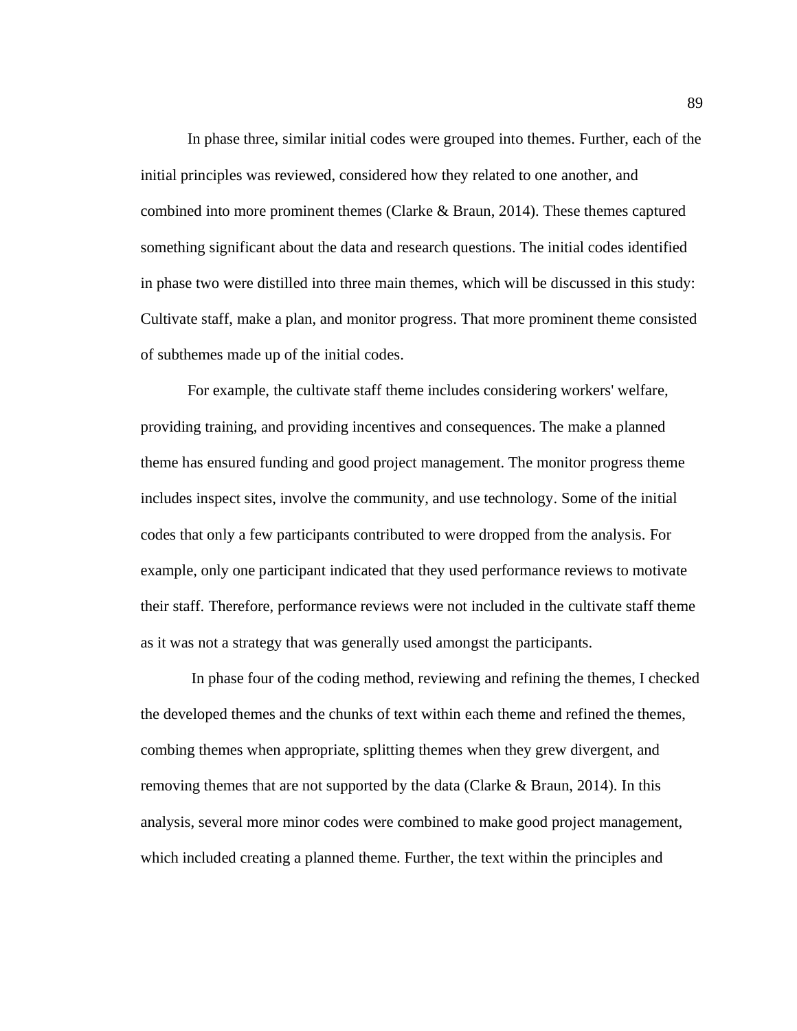In phase three, similar initial codes were grouped into themes. Further, each of the initial principles was reviewed, considered how they related to one another, and combined into more prominent themes (Clarke & Braun, 2014). These themes captured something significant about the data and research questions. The initial codes identified in phase two were distilled into three main themes, which will be discussed in this study: Cultivate staff, make a plan, and monitor progress. That more prominent theme consisted of subthemes made up of the initial codes.

For example, the cultivate staff theme includes considering workers' welfare, providing training, and providing incentives and consequences. The make a planned theme has ensured funding and good project management. The monitor progress theme includes inspect sites, involve the community, and use technology. Some of the initial codes that only a few participants contributed to were dropped from the analysis. For example, only one participant indicated that they used performance reviews to motivate their staff. Therefore, performance reviews were not included in the cultivate staff theme as it was not a strategy that was generally used amongst the participants.

In phase four of the coding method, reviewing and refining the themes, I checked the developed themes and the chunks of text within each theme and refined the themes, combing themes when appropriate, splitting themes when they grew divergent, and removing themes that are not supported by the data (Clarke & Braun, 2014). In this analysis, several more minor codes were combined to make good project management, which included creating a planned theme. Further, the text within the principles and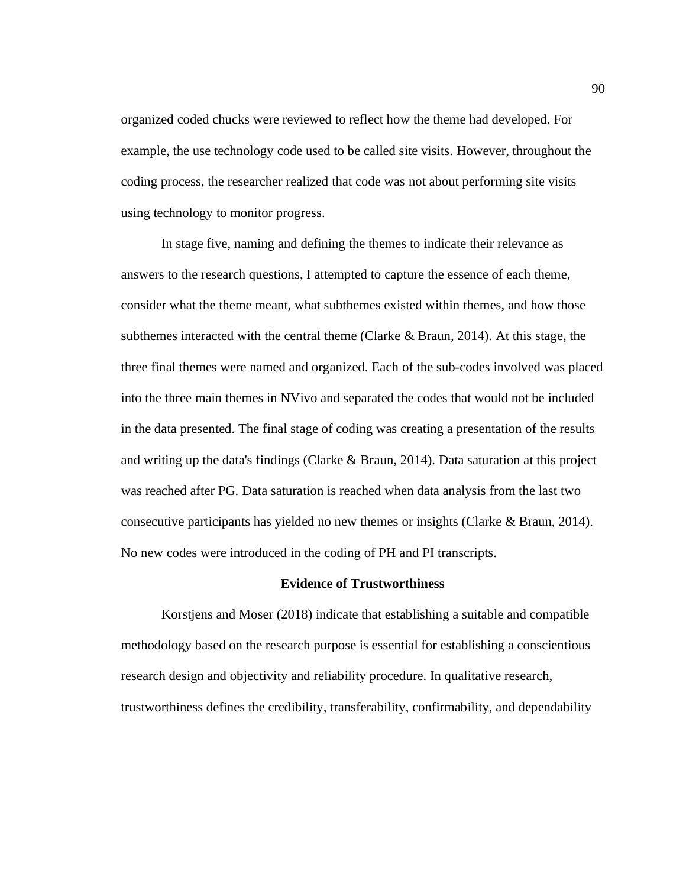organized coded chucks were reviewed to reflect how the theme had developed. For example, the use technology code used to be called site visits. However, throughout the coding process, the researcher realized that code was not about performing site visits using technology to monitor progress.

In stage five, naming and defining the themes to indicate their relevance as answers to the research questions, I attempted to capture the essence of each theme, consider what the theme meant, what subthemes existed within themes, and how those subthemes interacted with the central theme (Clarke & Braun, 2014). At this stage, the three final themes were named and organized. Each of the sub-codes involved was placed into the three main themes in NVivo and separated the codes that would not be included in the data presented. The final stage of coding was creating a presentation of the results and writing up the data's findings (Clarke & Braun, 2014). Data saturation at this project was reached after PG. Data saturation is reached when data analysis from the last two consecutive participants has yielded no new themes or insights (Clarke & Braun, 2014). No new codes were introduced in the coding of PH and PI transcripts.

## Evidence of Trustworthiness

Korstjens and Moser (2018) indicate that establishing a suitable and compatible methodology based on the research purpose is essential for establishing a conscientious research design and objectivity and reliability procedure. In qualitative research, trustworthiness defines the credibility, transferability, confirmability, and dependability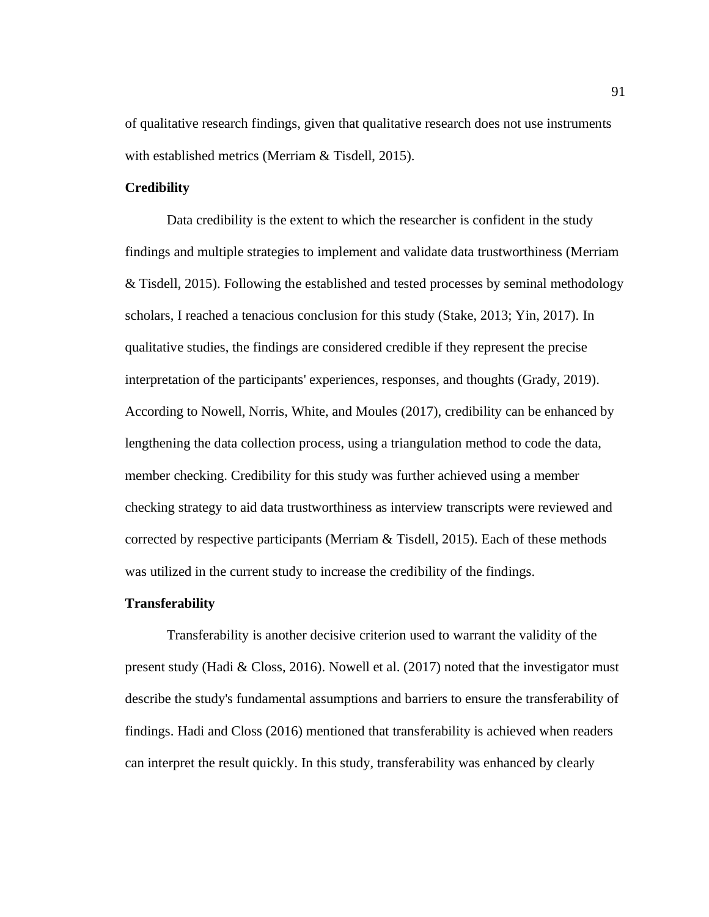of qualitative research findings, given that qualitative research does not use instruments with established metrics (Merriam & Tisdell, 2015).

**Credibility**

Data credibility is the extent to which the researcher is confident in the study findings and multiple strategies to implement and validate data trustworthiness (Merriam & Tisdell, 2015). Following the established and tested processes by seminal methodology scholars, I reached a tenacious conclusion for this study (Stake, 2013; Yin, 2017). In qualitative studies, the findings are considered credible if they represent the precise interpretation of the participants' experiences, responses, and thoughts (Grady, 2019). According to Nowell, Norris, White, and Moules (2017), credibility can be enhanced by lengthening the data collection process, using a triangulation method to code the data, member checking. Credibility for this study was further achieved using a member checking strategy to aid data trustworthiness as interview transcripts were reviewed and corrected by respective participants (Merriam & Tisdell, 2015). Each of these methods was utilized in the current study to increase the credibility of the findings.

**Transferability**

Transferability is another decisive criterion used to warrant the validity of the present study (Hadi & Closs, 2016). Nowell et al. (2017) noted that the investigator must describe the study's fundamental assumptions and barriers to ensure the transferability of findings. Hadi and Closs (2016) mentioned that transferability is achieved when readers can interpret the result quickly. In this study, transferability was enhanced by clearly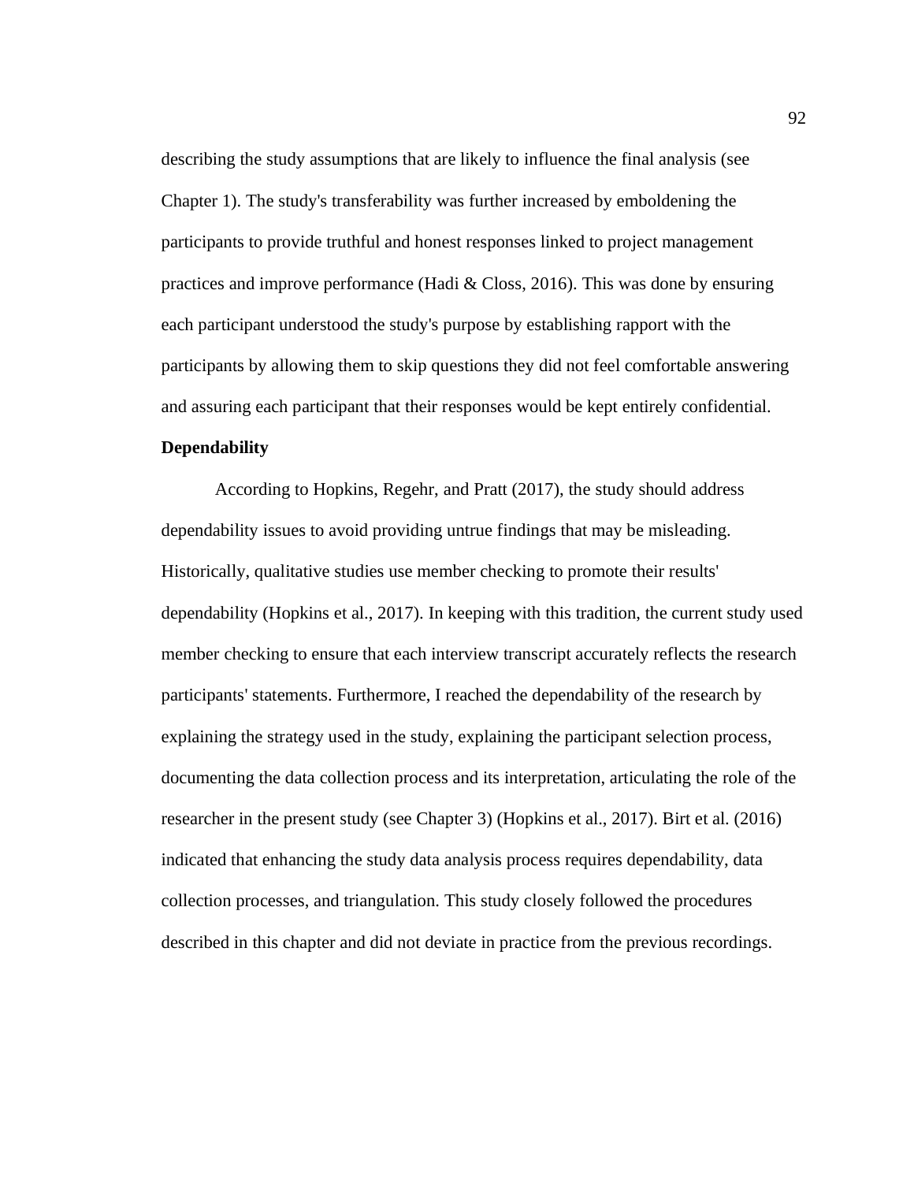describing the study assumptions that are likely to influence the final analysis (see Chapter 1). The study's transferability was further increased by emboldening the participants to provide truthful and honest responses linked to project management practices and improve performance (Hadi & Closs, 2016). This was done by ensuring each participant understood the study's purpose by establishing rapport with the participants by allowing them to skip questions they did not feel comfortable answering and assuring each participant that their responses would be kept entirely confidential.

**Dependability**

According to Hopkins, Regehr, and Pratt (2017), the study should address dependability issues to avoid providing untrue findings that may be misleading. Historically, qualitative studies use member checking to promote their results' dependability (Hopkins et al., 2017). In keeping with this tradition, the current study used member checking to ensure that each interview transcript accurately reflects the research participants' statements. Furthermore, I reached the dependability of the research by explaining the strategy used in the study, explaining the participant selection process, documenting the data collection process and its interpretation, articulating the role of the researcher in the present study (see Chapter 3) (Hopkins et al., 2017). Birt et al. (2016) indicated that enhancing the study data analysis process requires dependability, data collection processes, and triangulation. This study closely followed the procedures described in this chapter and did not deviate in practice from the previous recordings.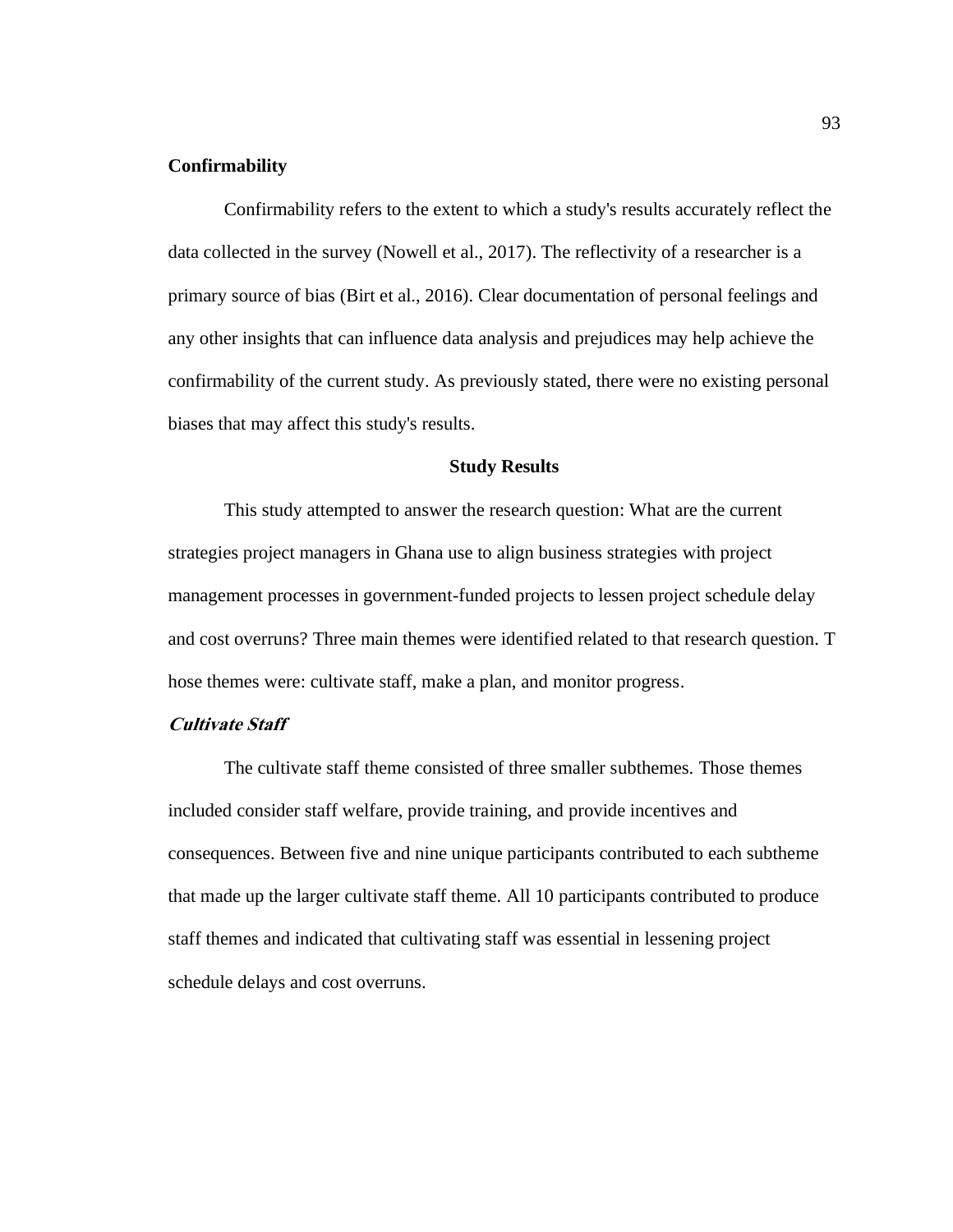### Confirmability

Confirmability refers to the extent to which a study's results accurately reflect the data collected in the survey (Nowell et al., 2017). The reflectivity of a researcher is a primary source of bias (Birt et al., 2016). Clear documentation of personal feelings and any other insights that can influence data analysis and prejudices may help achieve the confirmability of the current study. As previously stated, there were no existing personal biases that may affect this study's results.

## Study Results

This study attempted to answer the research question: What are the current strategies project managers in Ghana use to align business strategies with project management processes in government-funded projects to lessen project schedule delay and cost overruns? Three main themes were identified related to that research question. T hose themes were: cultivate staff, make a plan, and monitor progress.

### *Cultivate Staff*

The cultivate staff theme consisted of three smaller subthemes. Those themes included consider staff welfare, provide training, and provide incentives and consequences. Between five and nine unique participants contributed to each subtheme that made up the larger cultivate staff theme. All 10 participants contributed to produce staff themes and indicated that cultivating staff was essential in lessening project schedule delays and cost overruns.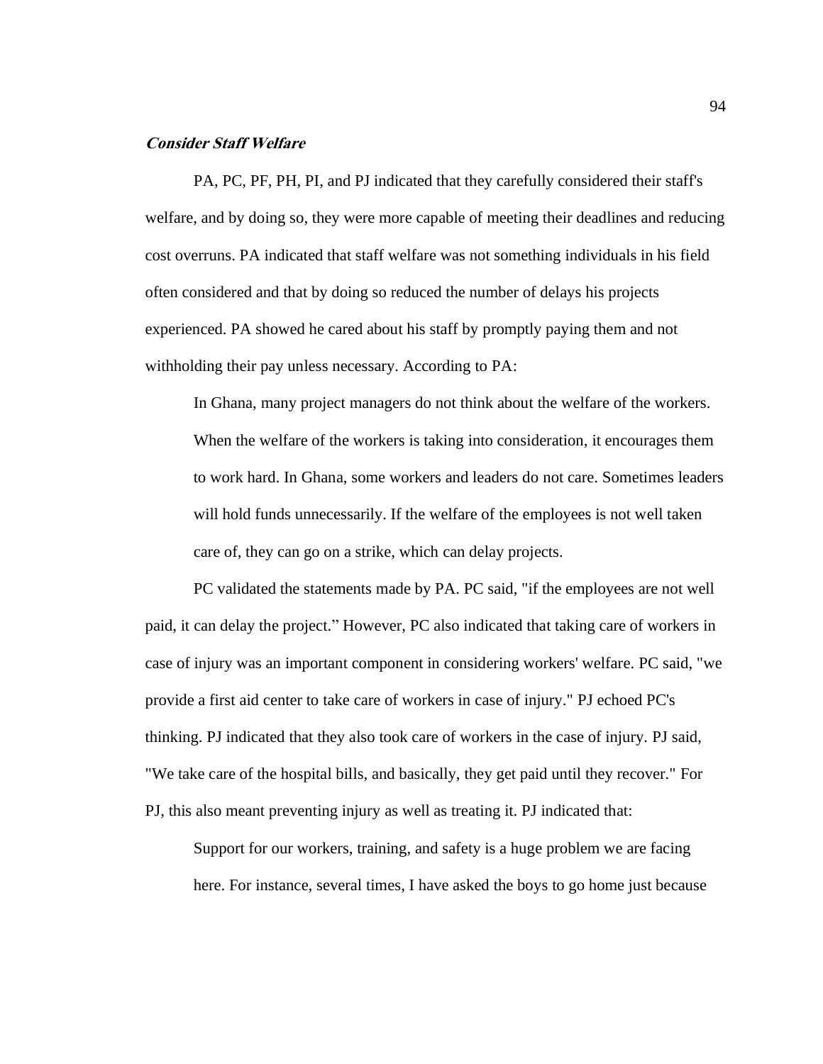***Consider Staff Welfare***

PA, PC, PF, PH, PI, and PJ indicated that they carefully considered their staff's welfare, and by doing so, they were more capable of meeting their deadlines and reducing cost overruns. PA indicated that staff welfare was not something individuals in his field often considered and that by doing so reduced the number of delays his projects experienced. PA showed he cared about his staff by promptly paying them and not withholding their pay unless necessary. According to PA:

> In Ghana, many project managers do not think about the welfare of the workers. When the welfare of the workers is taking into consideration, it encourages them to work hard. In Ghana, some workers and leaders do not care. Sometimes leaders will hold funds unnecessarily. If the welfare of the employees is not well taken care of, they can go on a strike, which can delay projects.

PC validated the statements made by PA. PC said, "if the employees are not well paid, it can delay the project." However, PC also indicated that taking care of workers in case of injury was an important component in considering workers' welfare. PC said, "we provide a first aid center to take care of workers in case of injury." PJ echoed PC's thinking. PJ indicated that they also took care of workers in the case of injury. PJ said, "We take care of the hospital bills, and basically, they get paid until they recover." For PJ, this also meant preventing injury as well as treating it. PJ indicated that:

> Support for our workers, training, and safety is a huge problem we are facing here. For instance, several times, I have asked the boys to go home just because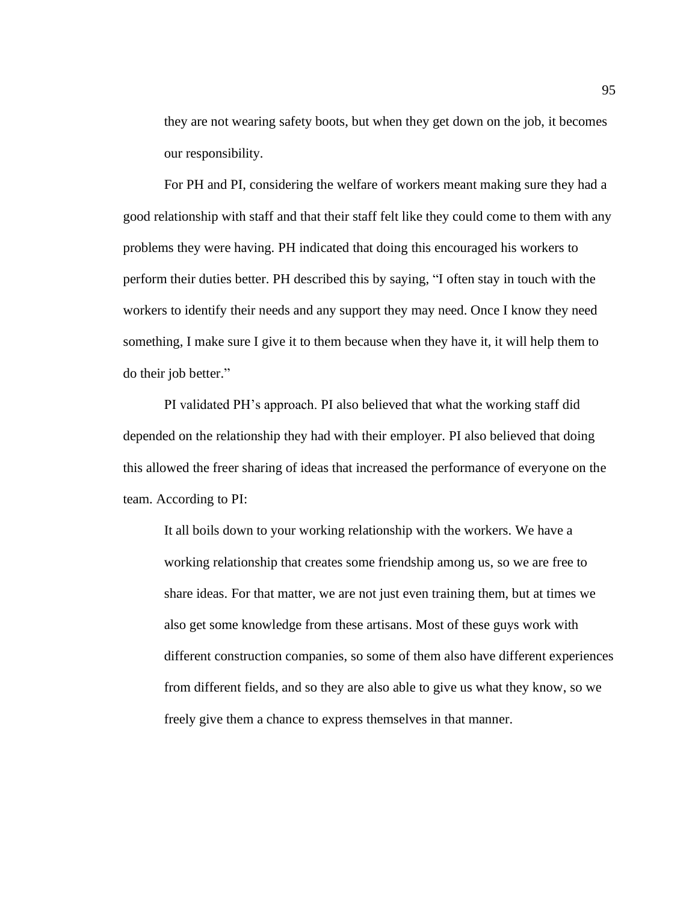> they are not wearing safety boots, but when they get down on the job, it becomes our responsibility.

For PH and PI, considering the welfare of workers meant making sure they had a good relationship with staff and that their staff felt like they could come to them with any problems they were having. PH indicated that doing this encouraged his workers to perform their duties better. PH described this by saying, "I often stay in touch with the workers to identify their needs and any support they may need. Once I know they need something, I make sure I give it to them because when they have it, it will help them to do their job better."

PI validated PH's approach. PI also believed that what the working staff did depended on the relationship they had with their employer. PI also believed that doing this allowed the freer sharing of ideas that increased the performance of everyone on the team. According to PI:

> It all boils down to your working relationship with the workers. We have a working relationship that creates some friendship among us, so we are free to share ideas. For that matter, we are not just even training them, but at times we also get some knowledge from these artisans. Most of these guys work with different construction companies, so some of them also have different experiences from different fields, and so they are also able to give us what they know, so we freely give them a chance to express themselves in that manner.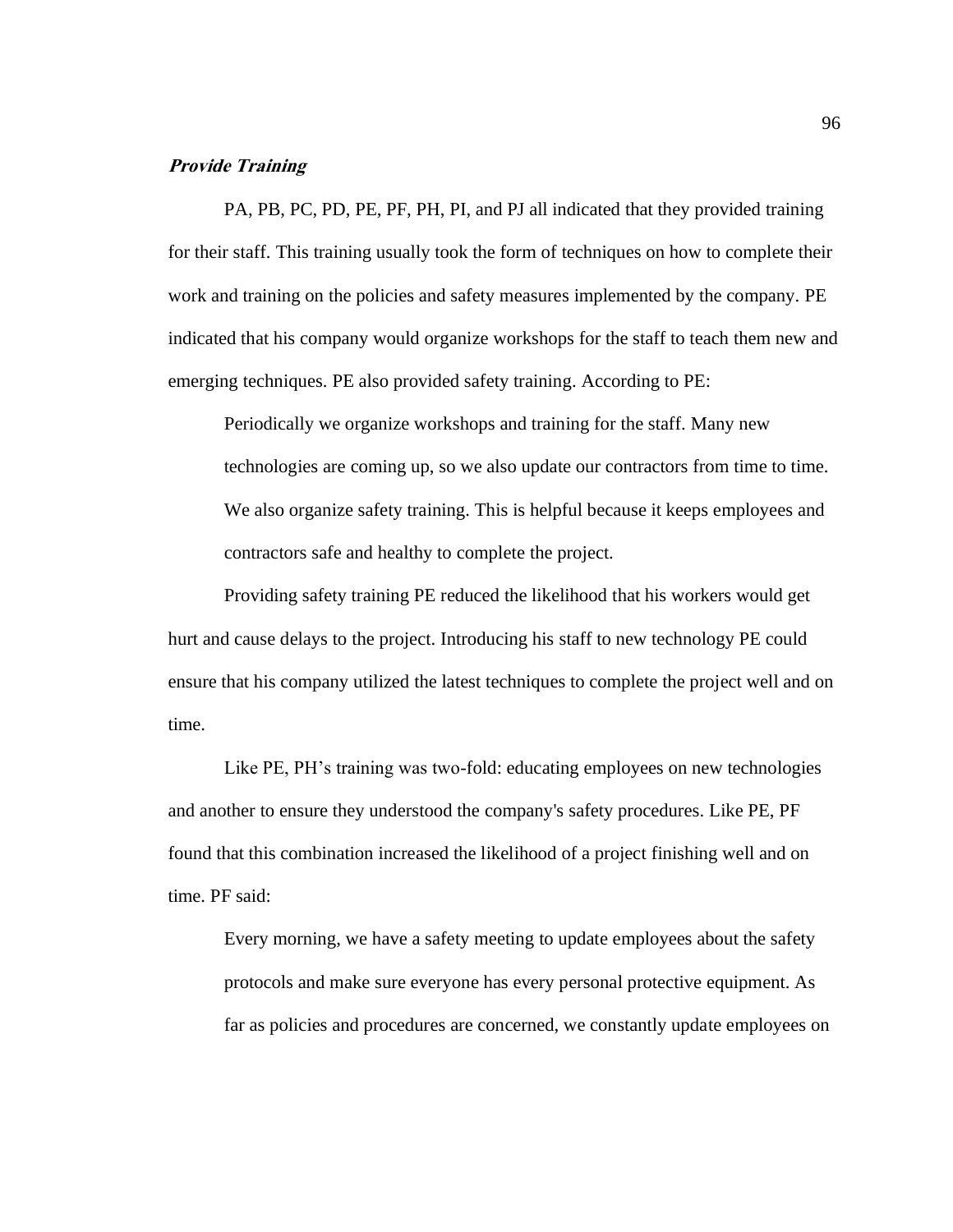### *Provide Training*

PA, PB, PC, PD, PE, PF, PH, PI, and PJ all indicated that they provided training for their staff. This training usually took the form of techniques on how to complete their work and training on the policies and safety measures implemented by the company. PE indicated that his company would organize workshops for the staff to teach them new and emerging techniques. PE also provided safety training. According to PE:

> Periodically we organize workshops and training for the staff. Many new technologies are coming up, so we also update our contractors from time to time. We also organize safety training. This is helpful because it keeps employees and contractors safe and healthy to complete the project.

Providing safety training PE reduced the likelihood that his workers would get hurt and cause delays to the project. Introducing his staff to new technology PE could ensure that his company utilized the latest techniques to complete the project well and on time.

Like PE, PH's training was two-fold: educating employees on new technologies and another to ensure they understood the company's safety procedures. Like PE, PF found that this combination increased the likelihood of a project finishing well and on time. PF said:

> Every morning, we have a safety meeting to update employees about the safety protocols and make sure everyone has every personal protective equipment. As far as policies and procedures are concerned, we constantly update employees on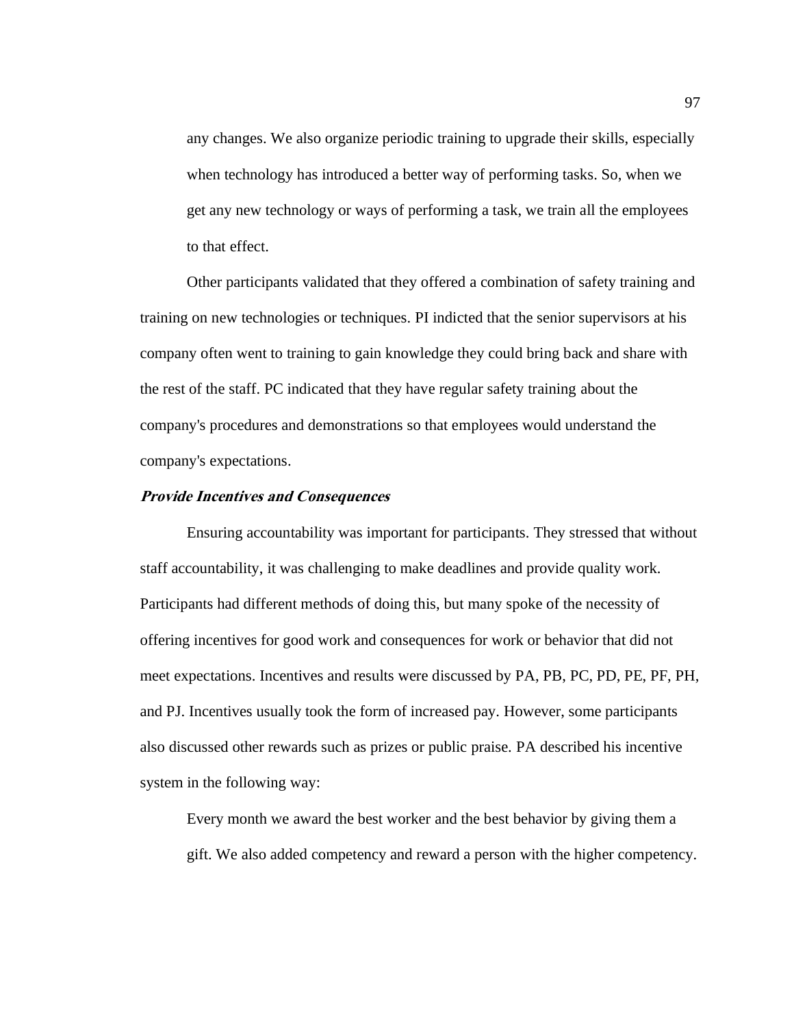> any changes. We also organize periodic training to upgrade their skills, especially when technology has introduced a better way of performing tasks. So, when we get any new technology or ways of performing a task, we train all the employees to that effect.

Other participants validated that they offered a combination of safety training and training on new technologies or techniques. PI indicted that the senior supervisors at his company often went to training to gain knowledge they could bring back and share with the rest of the staff. PC indicated that they have regular safety training about the company's procedures and demonstrations so that employees would understand the company's expectations.

### *Provide Incentives and Consequences*

Ensuring accountability was important for participants. They stressed that without staff accountability, it was challenging to make deadlines and provide quality work. Participants had different methods of doing this, but many spoke of the necessity of offering incentives for good work and consequences for work or behavior that did not meet expectations. Incentives and results were discussed by PA, PB, PC, PD, PE, PF, PH, and PJ. Incentives usually took the form of increased pay. However, some participants also discussed other rewards such as prizes or public praise. PA described his incentive system in the following way:

> Every month we award the best worker and the best behavior by giving them a gift. We also added competency and reward a person with the higher competency.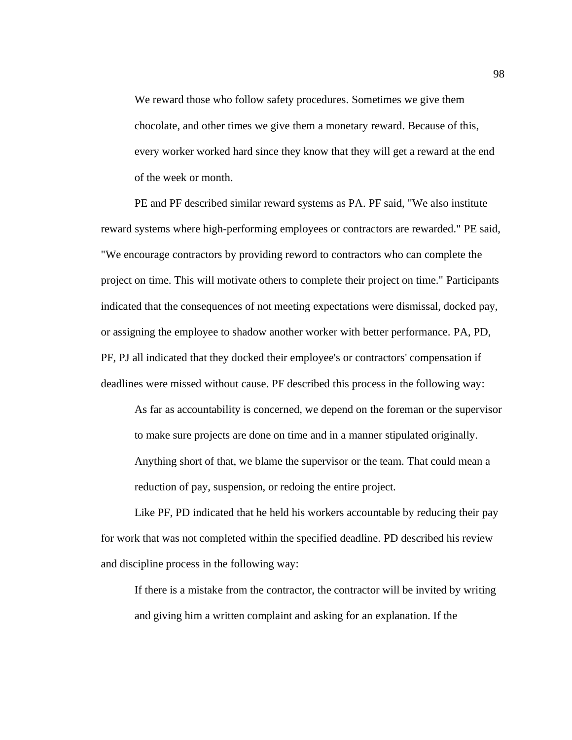> We reward those who follow safety procedures. Sometimes we give them chocolate, and other times we give them a monetary reward. Because of this, every worker worked hard since they know that they will get a reward at the end of the week or month.

PE and PF described similar reward systems as PA. PF said, "We also institute reward systems where high-performing employees or contractors are rewarded." PE said, "We encourage contractors by providing reword to contractors who can complete the project on time. This will motivate others to complete their project on time." Participants indicated that the consequences of not meeting expectations were dismissal, docked pay, or assigning the employee to shadow another worker with better performance. PA, PD, PF, PJ all indicated that they docked their employee's or contractors' compensation if deadlines were missed without cause. PF described this process in the following way:

> As far as accountability is concerned, we depend on the foreman or the supervisor to make sure projects are done on time and in a manner stipulated originally. Anything short of that, we blame the supervisor or the team. That could mean a reduction of pay, suspension, or redoing the entire project.

Like PF, PD indicated that he held his workers accountable by reducing their pay for work that was not completed within the specified deadline. PD described his review and discipline process in the following way:

> If there is a mistake from the contractor, the contractor will be invited by writing and giving him a written complaint and asking for an explanation. If the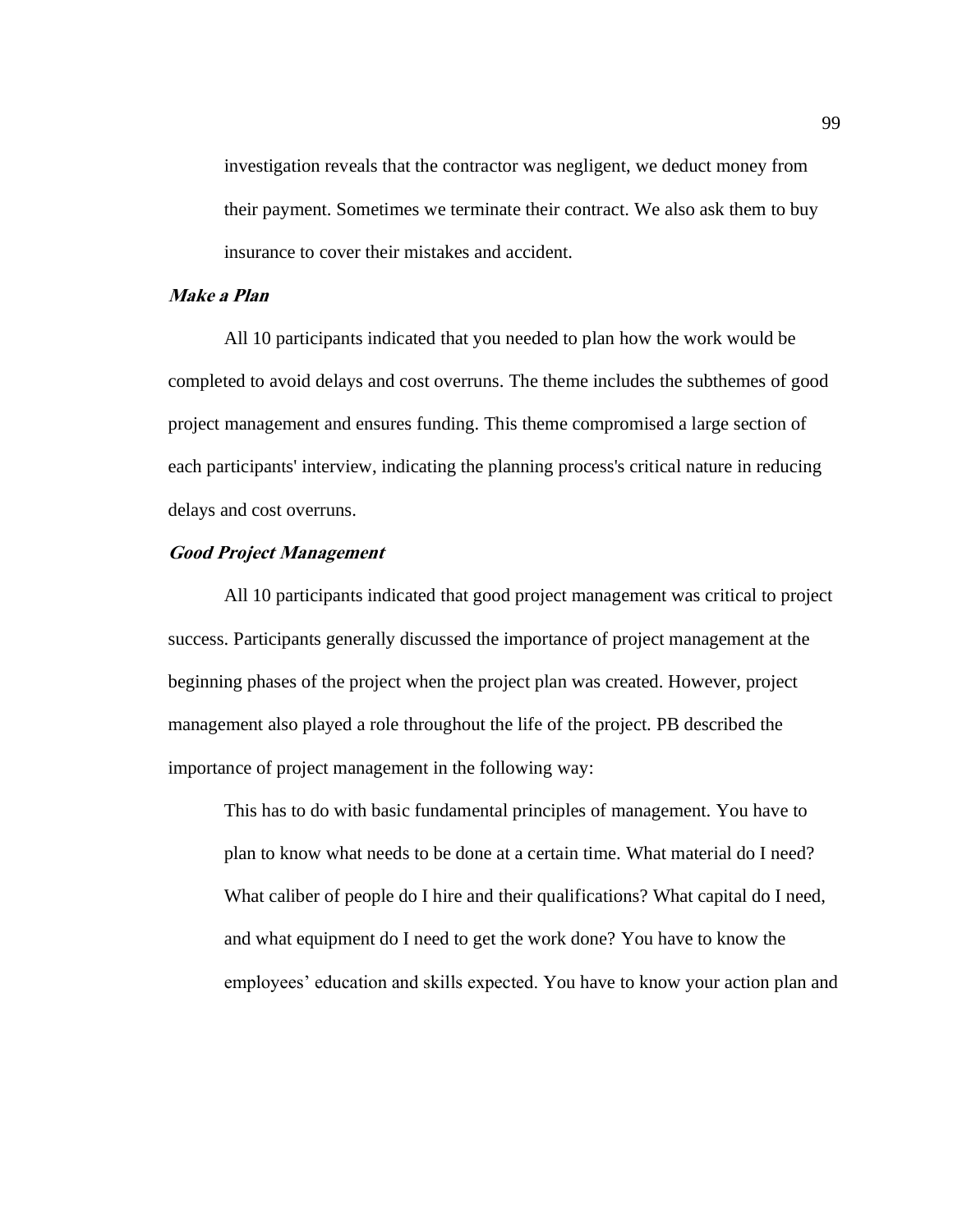> investigation reveals that the contractor was negligent, we deduct money from their payment. Sometimes we terminate their contract. We also ask them to buy insurance to cover their mistakes and accident.

***Make a Plan***

All 10 participants indicated that you needed to plan how the work would be completed to avoid delays and cost overruns. The theme includes the subthemes of good project management and ensures funding. This theme compromised a large section of each participants' interview, indicating the planning process's critical nature in reducing delays and cost overruns.

***Good Project Management***

All 10 participants indicated that good project management was critical to project success. Participants generally discussed the importance of project management at the beginning phases of the project when the project plan was created. However, project management also played a role throughout the life of the project. PB described the importance of project management in the following way:

> This has to do with basic fundamental principles of management. You have to plan to know what needs to be done at a certain time. What material do I need? What caliber of people do I hire and their qualifications? What capital do I need, and what equipment do I need to get the work done? You have to know the employees' education and skills expected. You have to know your action plan and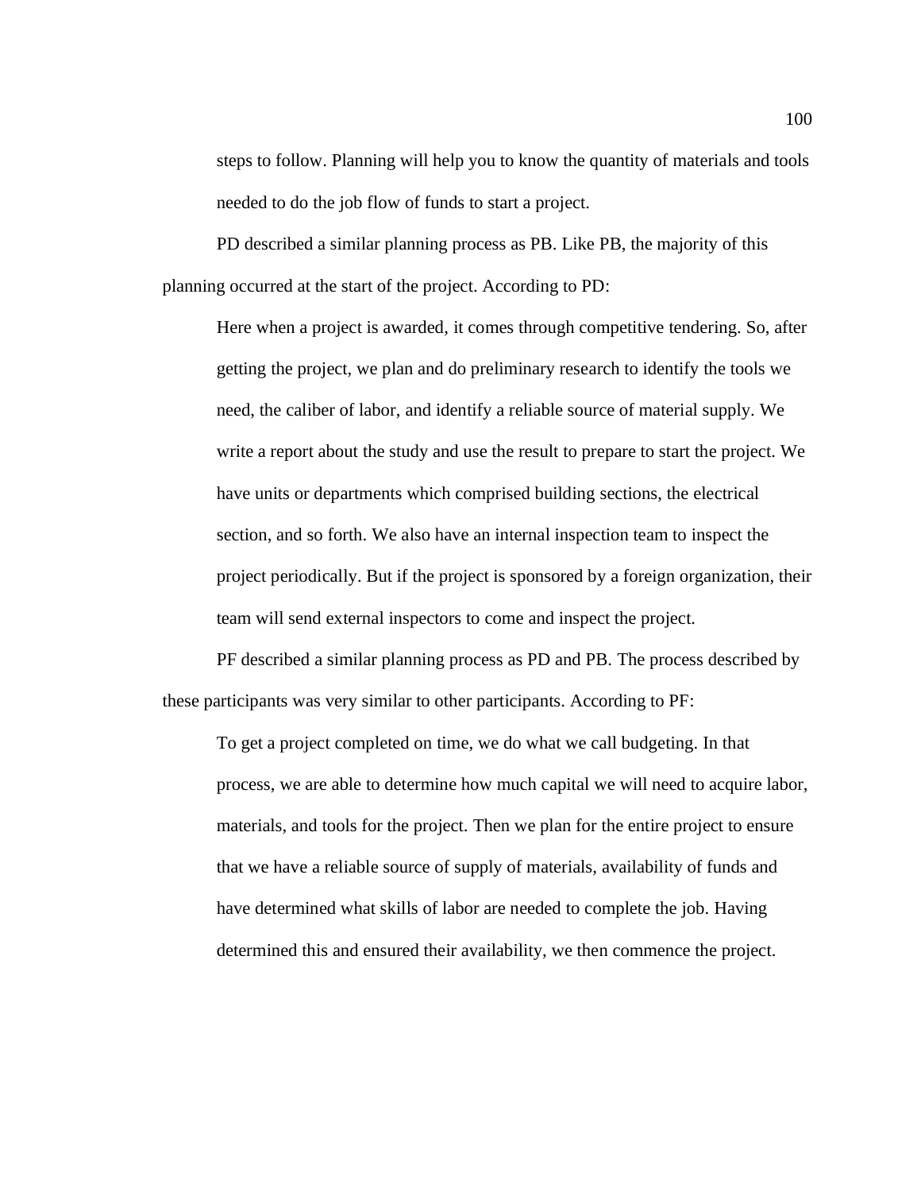steps to follow. Planning will help you to know the quantity of materials and tools needed to do the job flow of funds to start a project.

PD described a similar planning process as PB. Like PB, the majority of this planning occurred at the start of the project. According to PD:

> Here when a project is awarded, it comes through competitive tendering. So, after getting the project, we plan and do preliminary research to identify the tools we need, the caliber of labor, and identify a reliable source of material supply. We write a report about the study and use the result to prepare to start the project. We have units or departments which comprised building sections, the electrical section, and so forth. We also have an internal inspection team to inspect the project periodically. But if the project is sponsored by a foreign organization, their team will send external inspectors to come and inspect the project.

PF described a similar planning process as PD and PB. The process described by these participants was very similar to other participants. According to PF:

> To get a project completed on time, we do what we call budgeting. In that process, we are able to determine how much capital we will need to acquire labor, materials, and tools for the project. Then we plan for the entire project to ensure that we have a reliable source of supply of materials, availability of funds and have determined what skills of labor are needed to complete the job. Having determined this and ensured their availability, we then commence the project.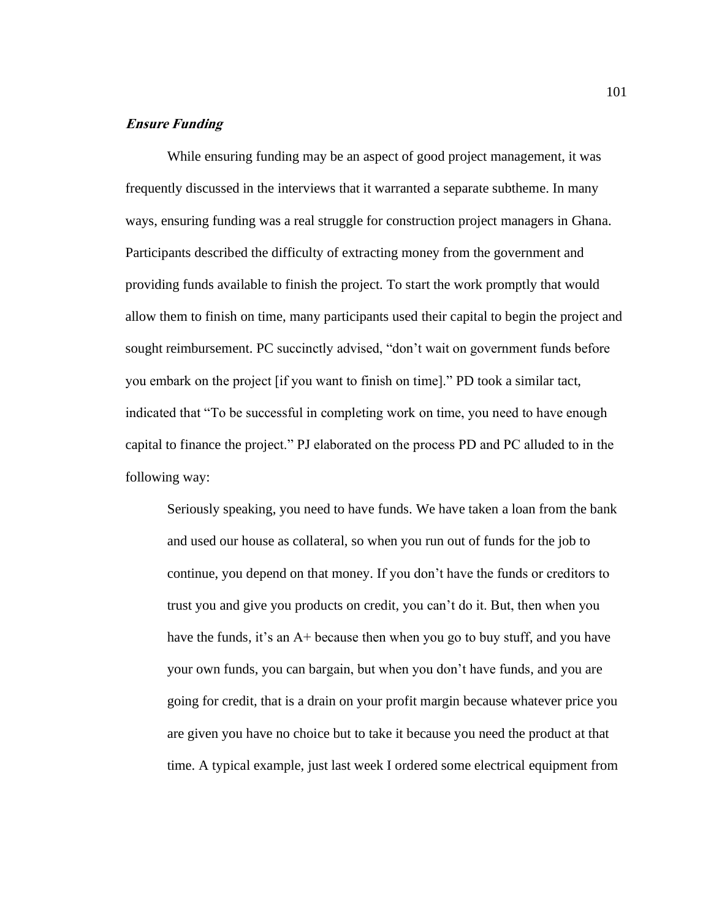### ***Ensure Funding***

While ensuring funding may be an aspect of good project management, it was frequently discussed in the interviews that it warranted a separate subtheme. In many ways, ensuring funding was a real struggle for construction project managers in Ghana. Participants described the difficulty of extracting money from the government and providing funds available to finish the project. To start the work promptly that would allow them to finish on time, many participants used their capital to begin the project and sought reimbursement. PC succinctly advised, "don't wait on government funds before you embark on the project [if you want to finish on time]." PD took a similar tact, indicated that "To be successful in completing work on time, you need to have enough capital to finance the project." PJ elaborated on the process PD and PC alluded to in the following way:

> Seriously speaking, you need to have funds. We have taken a loan from the bank and used our house as collateral, so when you run out of funds for the job to continue, you depend on that money. If you don't have the funds or creditors to trust you and give you products on credit, you can't do it. But, then when you have the funds, it's an A+ because then when you go to buy stuff, and you have your own funds, you can bargain, but when you don't have funds, and you are going for credit, that is a drain on your profit margin because whatever price you are given you have no choice but to take it because you need the product at that time. A typical example, just last week I ordered some electrical equipment from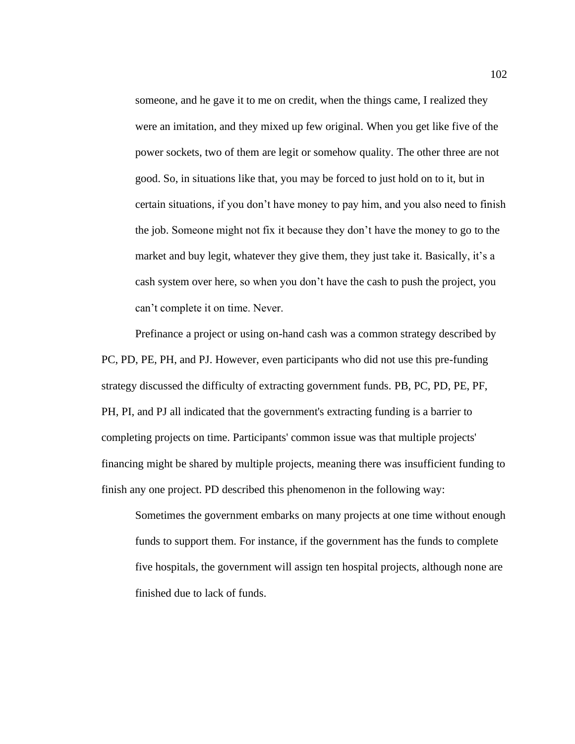> someone, and he gave it to me on credit, when the things came, I realized they were an imitation, and they mixed up few original. When you get like five of the power sockets, two of them are legit or somehow quality. The other three are not good. So, in situations like that, you may be forced to just hold on to it, but in certain situations, if you don't have money to pay him, and you also need to finish the job. Someone might not fix it because they don't have the money to go to the market and buy legit, whatever they give them, they just take it. Basically, it's a cash system over here, so when you don't have the cash to push the project, you can't complete it on time. Never.

Prefinance a project or using on-hand cash was a common strategy described by PC, PD, PE, PH, and PJ. However, even participants who did not use this pre-funding strategy discussed the difficulty of extracting government funds. PB, PC, PD, PE, PF, PH, PI, and PJ all indicated that the government's extracting funding is a barrier to completing projects on time. Participants' common issue was that multiple projects' financing might be shared by multiple projects, meaning there was insufficient funding to finish any one project. PD described this phenomenon in the following way:

> Sometimes the government embarks on many projects at one time without enough funds to support them. For instance, if the government has the funds to complete five hospitals, the government will assign ten hospital projects, although none are finished due to lack of funds.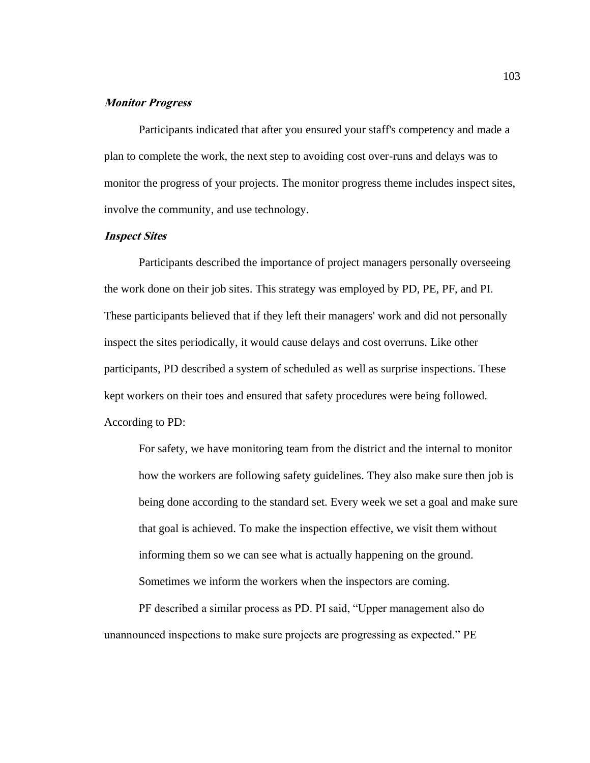### ***Monitor Progress***

Participants indicated that after you ensured your staff's competency and made a plan to complete the work, the next step to avoiding cost over-runs and delays was to monitor the progress of your projects. The monitor progress theme includes inspect sites, involve the community, and use technology.

### ***Inspect Sites***

Participants described the importance of project managers personally overseeing the work done on their job sites. This strategy was employed by PD, PE, PF, and PI. These participants believed that if they left their managers' work and did not personally inspect the sites periodically, it would cause delays and cost overruns. Like other participants, PD described a system of scheduled as well as surprise inspections. These kept workers on their toes and ensured that safety procedures were being followed. According to PD:

> For safety, we have monitoring team from the district and the internal to monitor how the workers are following safety guidelines. They also make sure then job is being done according to the standard set. Every week we set a goal and make sure that goal is achieved. To make the inspection effective, we visit them without informing them so we can see what is actually happening on the ground. Sometimes we inform the workers when the inspectors are coming.

PF described a similar process as PD. PI said, "Upper management also do unannounced inspections to make sure projects are progressing as expected." PE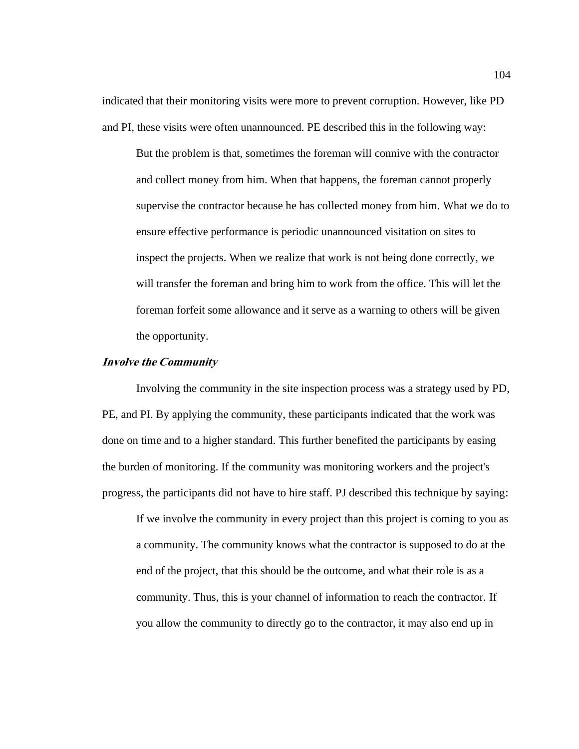indicated that their monitoring visits were more to prevent corruption. However, like PD and PI, these visits were often unannounced. PE described this in the following way:

> But the problem is that, sometimes the foreman will connive with the contractor and collect money from him. When that happens, the foreman cannot properly supervise the contractor because he has collected money from him. What we do to ensure effective performance is periodic unannounced visitation on sites to inspect the projects. When we realize that work is not being done correctly, we will transfer the foreman and bring him to work from the office. This will let the foreman forfeit some allowance and it serve as a warning to others will be given the opportunity.

### *Involve the Community*

Involving the community in the site inspection process was a strategy used by PD, PE, and PI. By applying the community, these participants indicated that the work was done on time and to a higher standard. This further benefited the participants by easing the burden of monitoring. If the community was monitoring workers and the project's progress, the participants did not have to hire staff. PJ described this technique by saying:

> If we involve the community in every project than this project is coming to you as a community. The community knows what the contractor is supposed to do at the end of the project, that this should be the outcome, and what their role is as a community. Thus, this is your channel of information to reach the contractor. If you allow the community to directly go to the contractor, it may also end up in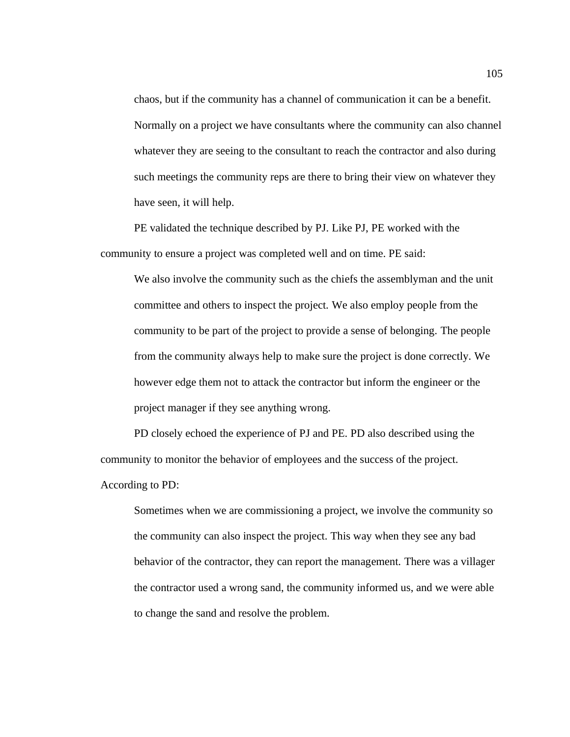> chaos, but if the community has a channel of communication it can be a benefit. Normally on a project we have consultants where the community can also channel whatever they are seeing to the consultant to reach the contractor and also during such meetings the community reps are there to bring their view on whatever they have seen, it will help.

PE validated the technique described by PJ. Like PJ, PE worked with the community to ensure a project was completed well and on time. PE said:

> We also involve the community such as the chiefs the assemblyman and the unit committee and others to inspect the project. We also employ people from the community to be part of the project to provide a sense of belonging. The people from the community always help to make sure the project is done correctly. We however edge them not to attack the contractor but inform the engineer or the project manager if they see anything wrong.

PD closely echoed the experience of PJ and PE. PD also described using the community to monitor the behavior of employees and the success of the project. According to PD:

> Sometimes when we are commissioning a project, we involve the community so the community can also inspect the project. This way when they see any bad behavior of the contractor, they can report the management. There was a villager the contractor used a wrong sand, the community informed us, and we were able to change the sand and resolve the problem.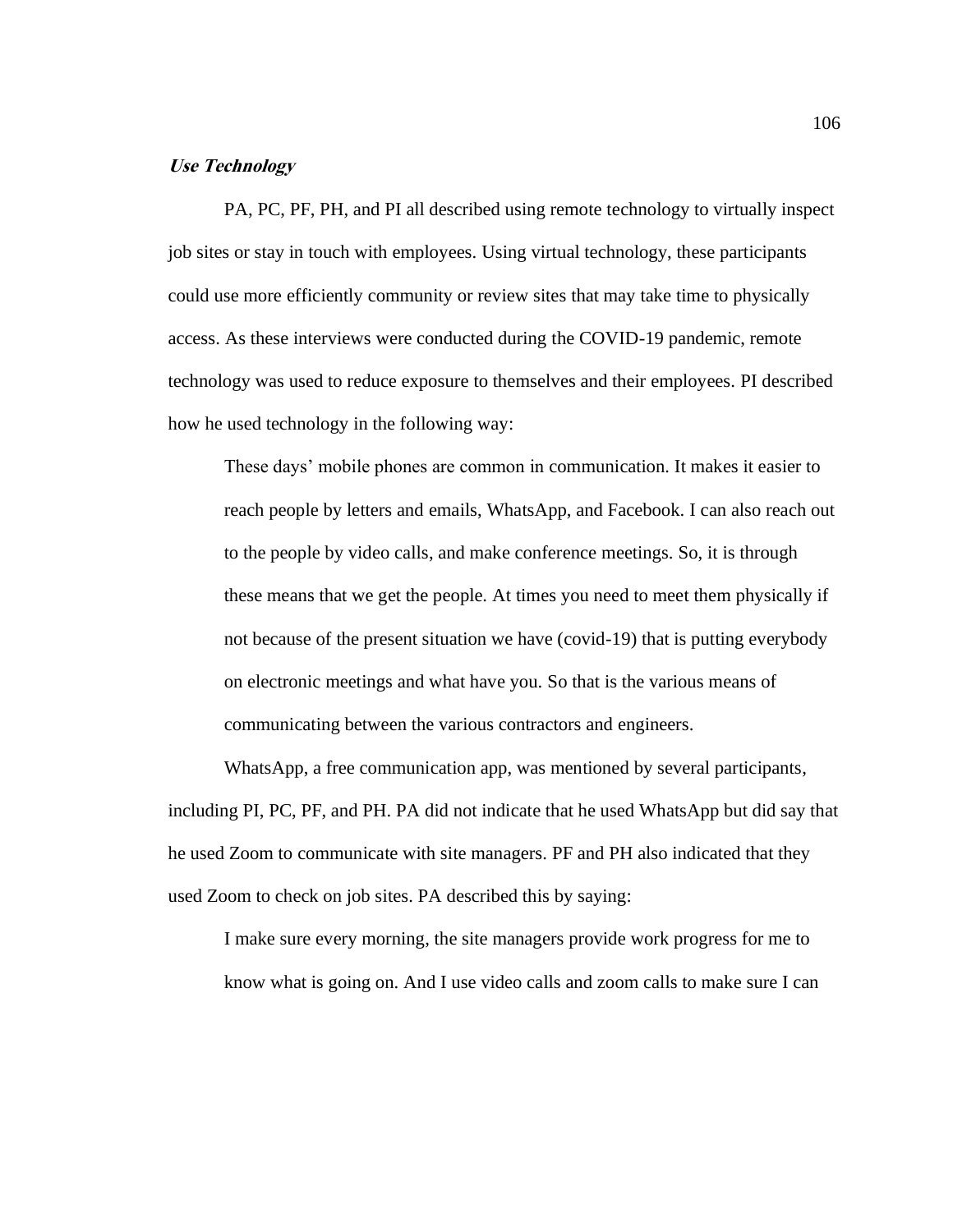### ***Use Technology***

PA, PC, PF, PH, and PI all described using remote technology to virtually inspect job sites or stay in touch with employees. Using virtual technology, these participants could use more efficiently community or review sites that may take time to physically access. As these interviews were conducted during the COVID-19 pandemic, remote technology was used to reduce exposure to themselves and their employees. PI described how he used technology in the following way:

> These days' mobile phones are common in communication. It makes it easier to reach people by letters and emails, WhatsApp, and Facebook. I can also reach out to the people by video calls, and make conference meetings. So, it is through these means that we get the people. At times you need to meet them physically if not because of the present situation we have (covid-19) that is putting everybody on electronic meetings and what have you. So that is the various means of communicating between the various contractors and engineers.

WhatsApp, a free communication app, was mentioned by several participants, including PI, PC, PF, and PH. PA did not indicate that he used WhatsApp but did say that he used Zoom to communicate with site managers. PF and PH also indicated that they used Zoom to check on job sites. PA described this by saying:

> I make sure every morning, the site managers provide work progress for me to know what is going on. And I use video calls and zoom calls to make sure I can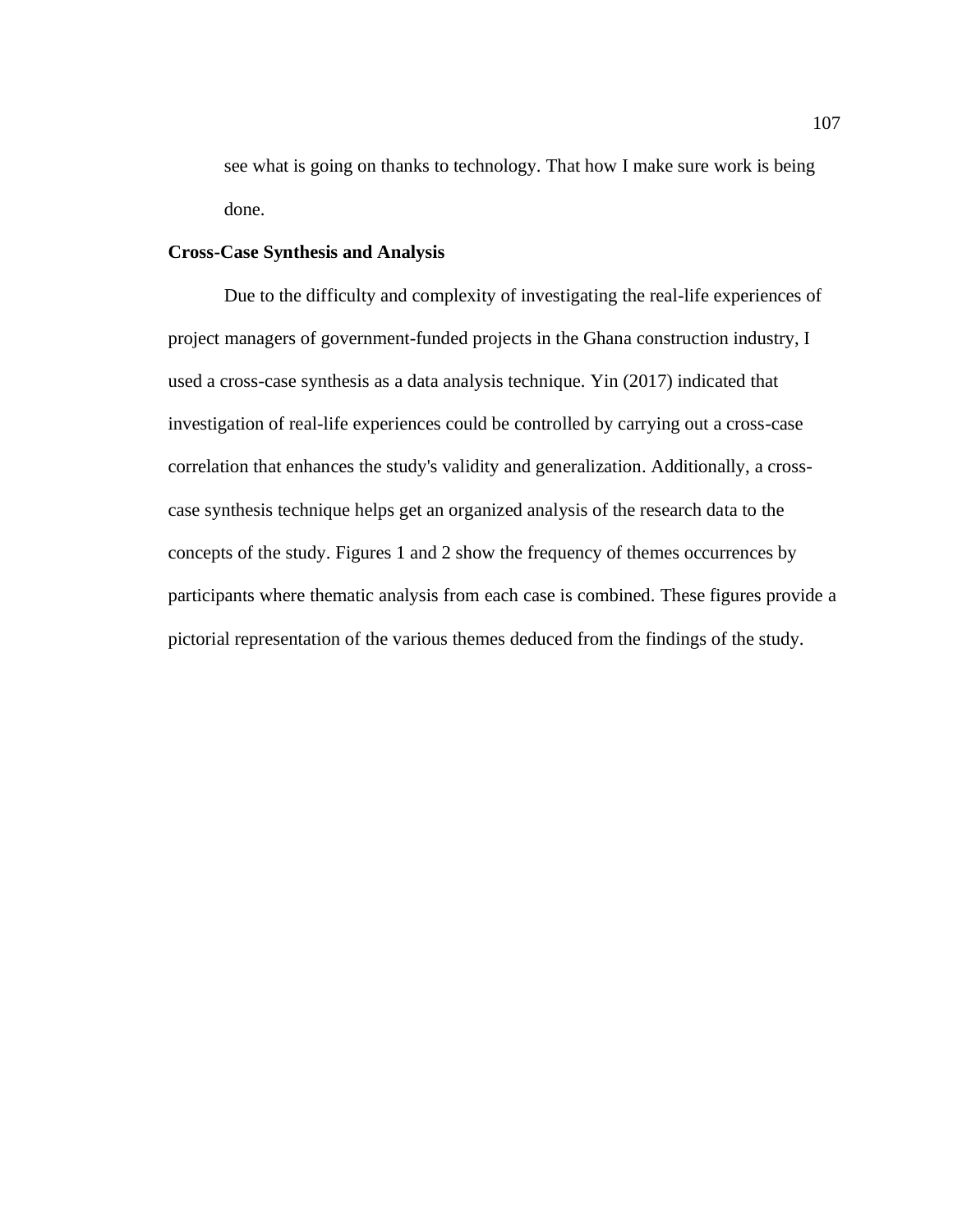see what is going on thanks to technology. That how I make sure work is being done.

**Cross-Case Synthesis and Analysis**

Due to the difficulty and complexity of investigating the real-life experiences of project managers of government-funded projects in the Ghana construction industry, I used a cross-case synthesis as a data analysis technique. Yin (2017) indicated that investigation of real-life experiences could be controlled by carrying out a cross-case correlation that enhances the study's validity and generalization. Additionally, a cross-case synthesis technique helps get an organized analysis of the research data to the concepts of the study. Figures 1 and 2 show the frequency of themes occurrences by participants where thematic analysis from each case is combined. These figures provide a pictorial representation of the various themes deduced from the findings of the study.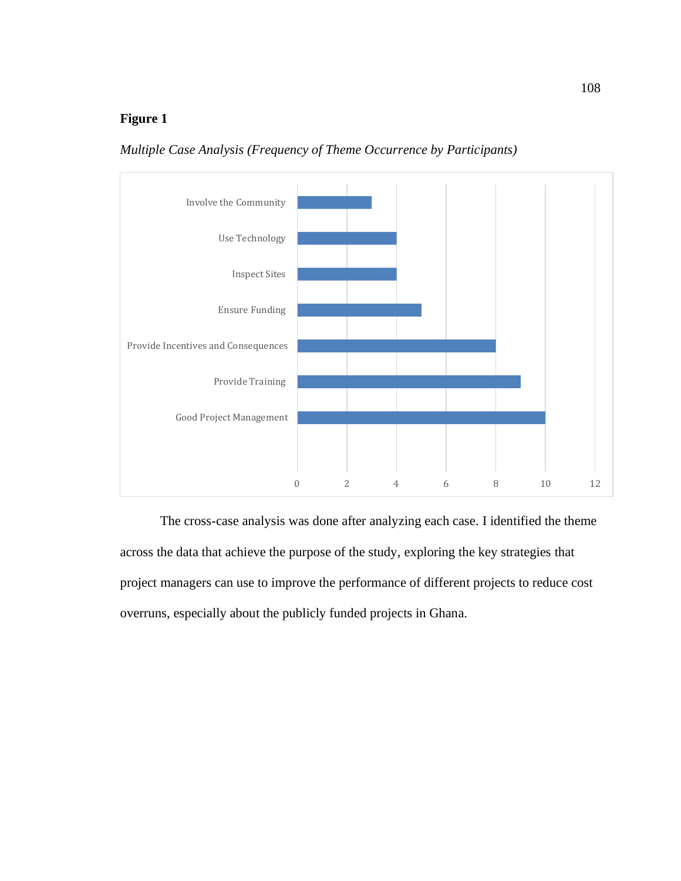**Figure 1**

*Multiple Case Analysis (Frequency of Theme Occurrence by Participants)*

| Theme | Frequency |
|---|---|
| Involve the Community | 3 |
| Use Technology | 4 |
| Inspect Sites | 4 |
| Ensure Funding | 5 |
| Provide Incentives and Consequences | 8 |
| Provide Training | 9 |
| Good Project Management | 10 |

The cross-case analysis was done after analyzing each case. I identified the theme across the data that achieve the purpose of the study, exploring the key strategies that project managers can use to improve the performance of different projects to reduce cost overruns, especially about the publicly funded projects in Ghana.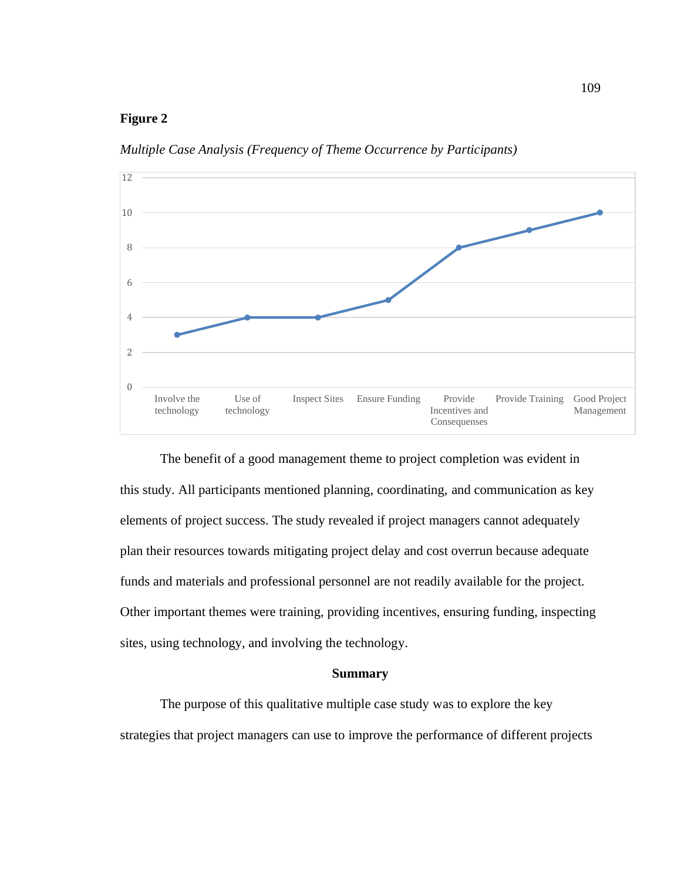**Figure 2**

*Multiple Case Analysis (Frequency of Theme Occurrence by Participants)*

| Theme | Frequency |
|---|---|
| Involve the technology | 3 |
| Use of technology | 4 |
| Inspect Sites | 4 |
| Ensure Funding | 5 |
| Provide Incentives and Consequenses | 8 |
| Provide Training | 9 |
| Good Project Management | 10 |

The benefit of a good management theme to project completion was evident in this study. All participants mentioned planning, coordinating, and communication as key elements of project success. The study revealed if project managers cannot adequately plan their resources towards mitigating project delay and cost overrun because adequate funds and materials and professional personnel are not readily available for the project. Other important themes were training, providing incentives, ensuring funding, inspecting sites, using technology, and involving the technology.

## Summary

The purpose of this qualitative multiple case study was to explore the key strategies that project managers can use to improve the performance of different projects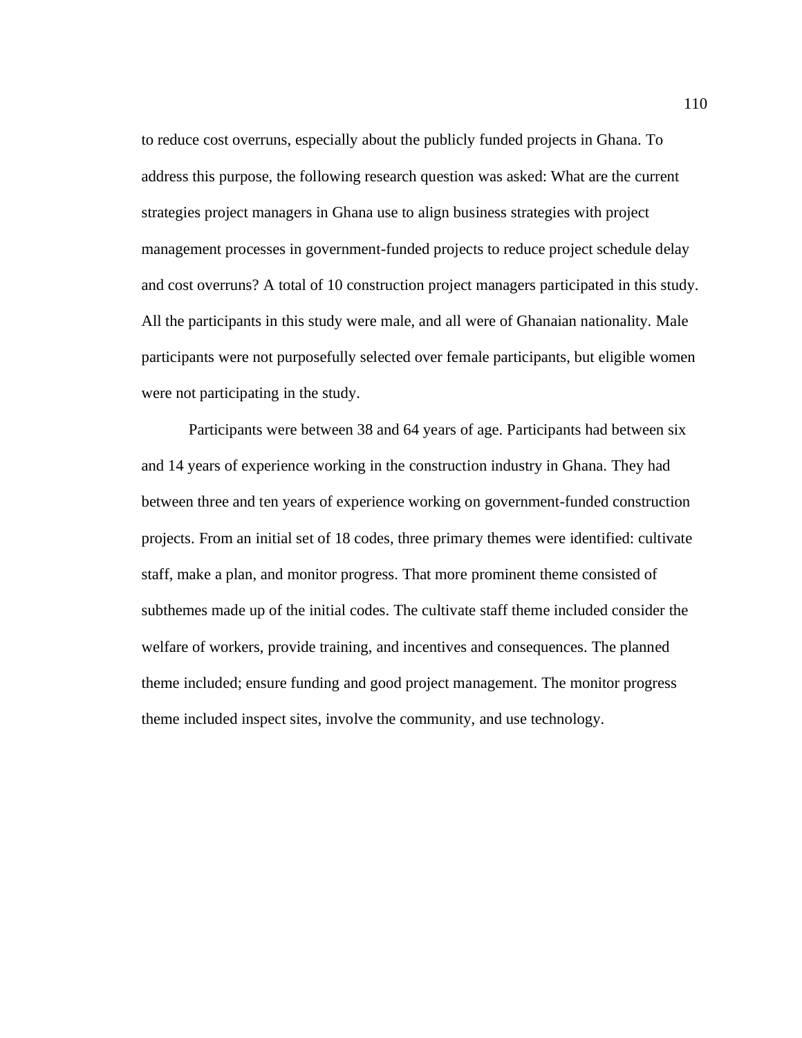to reduce cost overruns, especially about the publicly funded projects in Ghana. To address this purpose, the following research question was asked: What are the current strategies project managers in Ghana use to align business strategies with project management processes in government-funded projects to reduce project schedule delay and cost overruns? A total of 10 construction project managers participated in this study. All the participants in this study were male, and all were of Ghanaian nationality. Male participants were not purposefully selected over female participants, but eligible women were not participating in the study.

Participants were between 38 and 64 years of age. Participants had between six and 14 years of experience working in the construction industry in Ghana. They had between three and ten years of experience working on government-funded construction projects. From an initial set of 18 codes, three primary themes were identified: cultivate staff, make a plan, and monitor progress. That more prominent theme consisted of subthemes made up of the initial codes. The cultivate staff theme included consider the welfare of workers, provide training, and incentives and consequences. The planned theme included; ensure funding and good project management. The monitor progress theme included inspect sites, involve the community, and use technology.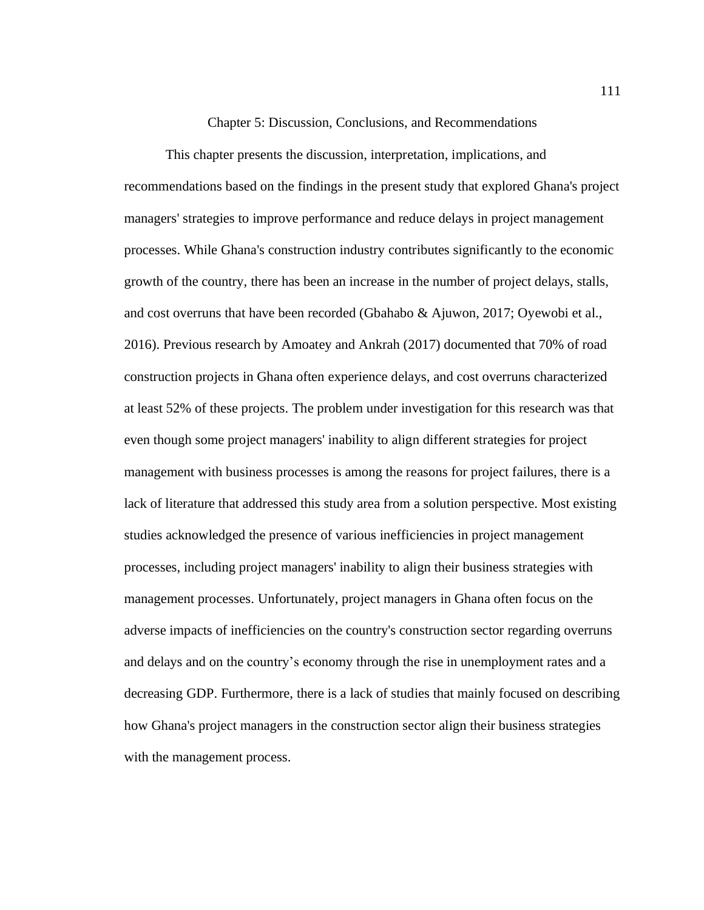# Chapter 5: Discussion, Conclusions, and Recommendations

This chapter presents the discussion, interpretation, implications, and recommendations based on the findings in the present study that explored Ghana's project managers' strategies to improve performance and reduce delays in project management processes. While Ghana's construction industry contributes significantly to the economic growth of the country, there has been an increase in the number of project delays, stalls, and cost overruns that have been recorded (Gbahabo & Ajuwon, 2017; Oyewobi et al., 2016). Previous research by Amoatey and Ankrah (2017) documented that 70% of road construction projects in Ghana often experience delays, and cost overruns characterized at least 52% of these projects. The problem under investigation for this research was that even though some project managers' inability to align different strategies for project management with business processes is among the reasons for project failures, there is a lack of literature that addressed this study area from a solution perspective. Most existing studies acknowledged the presence of various inefficiencies in project management processes, including project managers' inability to align their business strategies with management processes. Unfortunately, project managers in Ghana often focus on the adverse impacts of inefficiencies on the country's construction sector regarding overruns and delays and on the country's economy through the rise in unemployment rates and a decreasing GDP. Furthermore, there is a lack of studies that mainly focused on describing how Ghana's project managers in the construction sector align their business strategies with the management process.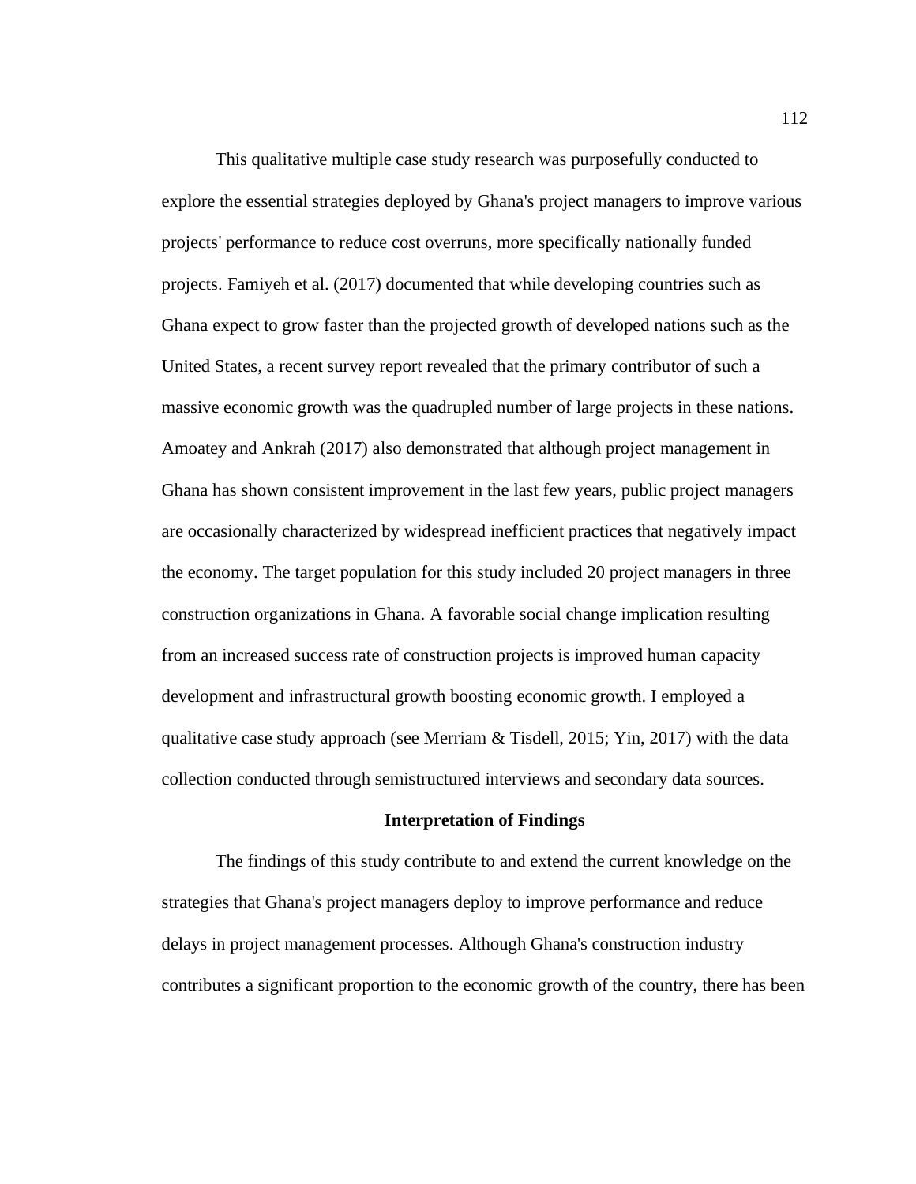This qualitative multiple case study research was purposefully conducted to explore the essential strategies deployed by Ghana's project managers to improve various projects' performance to reduce cost overruns, more specifically nationally funded projects. Famiyeh et al. (2017) documented that while developing countries such as Ghana expect to grow faster than the projected growth of developed nations such as the United States, a recent survey report revealed that the primary contributor of such a massive economic growth was the quadrupled number of large projects in these nations. Amoatey and Ankrah (2017) also demonstrated that although project management in Ghana has shown consistent improvement in the last few years, public project managers are occasionally characterized by widespread inefficient practices that negatively impact the economy. The target population for this study included 20 project managers in three construction organizations in Ghana. A favorable social change implication resulting from an increased success rate of construction projects is improved human capacity development and infrastructural growth boosting economic growth. I employed a qualitative case study approach (see Merriam & Tisdell, 2015; Yin, 2017) with the data collection conducted through semistructured interviews and secondary data sources.

## Interpretation of Findings

The findings of this study contribute to and extend the current knowledge on the strategies that Ghana's project managers deploy to improve performance and reduce delays in project management processes. Although Ghana's construction industry contributes a significant proportion to the economic growth of the country, there has been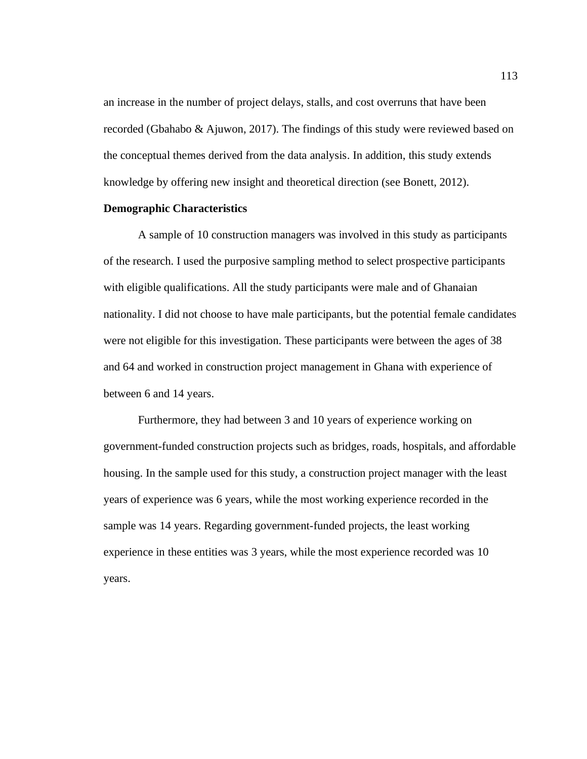an increase in the number of project delays, stalls, and cost overruns that have been recorded (Gbahabo & Ajuwon, 2017). The findings of this study were reviewed based on the conceptual themes derived from the data analysis. In addition, this study extends knowledge by offering new insight and theoretical direction (see Bonett, 2012).

**Demographic Characteristics**

A sample of 10 construction managers was involved in this study as participants of the research. I used the purposive sampling method to select prospective participants with eligible qualifications. All the study participants were male and of Ghanaian nationality. I did not choose to have male participants, but the potential female candidates were not eligible for this investigation. These participants were between the ages of 38 and 64 and worked in construction project management in Ghana with experience of between 6 and 14 years.

Furthermore, they had between 3 and 10 years of experience working on government-funded construction projects such as bridges, roads, hospitals, and affordable housing. In the sample used for this study, a construction project manager with the least years of experience was 6 years, while the most working experience recorded in the sample was 14 years. Regarding government-funded projects, the least working experience in these entities was 3 years, while the most experience recorded was 10 years.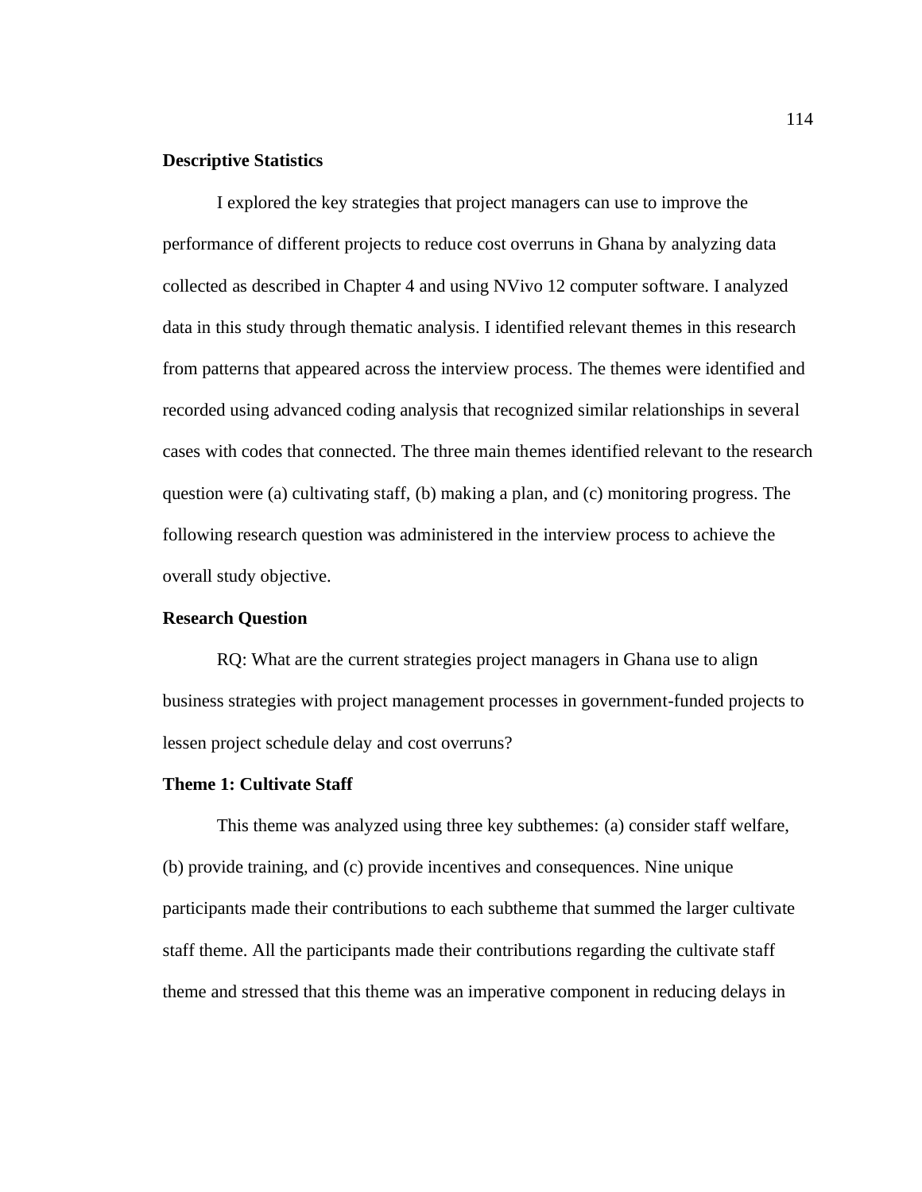### Descriptive Statistics

I explored the key strategies that project managers can use to improve the performance of different projects to reduce cost overruns in Ghana by analyzing data collected as described in Chapter 4 and using NVivo 12 computer software. I analyzed data in this study through thematic analysis. I identified relevant themes in this research from patterns that appeared across the interview process. The themes were identified and recorded using advanced coding analysis that recognized similar relationships in several cases with codes that connected. The three main themes identified relevant to the research question were (a) cultivating staff, (b) making a plan, and (c) monitoring progress. The following research question was administered in the interview process to achieve the overall study objective.

### Research Question

RQ: What are the current strategies project managers in Ghana use to align business strategies with project management processes in government-funded projects to lessen project schedule delay and cost overruns?

### Theme 1: Cultivate Staff

This theme was analyzed using three key subthemes: (a) consider staff welfare, (b) provide training, and (c) provide incentives and consequences. Nine unique participants made their contributions to each subtheme that summed the larger cultivate staff theme. All the participants made their contributions regarding the cultivate staff theme and stressed that this theme was an imperative component in reducing delays in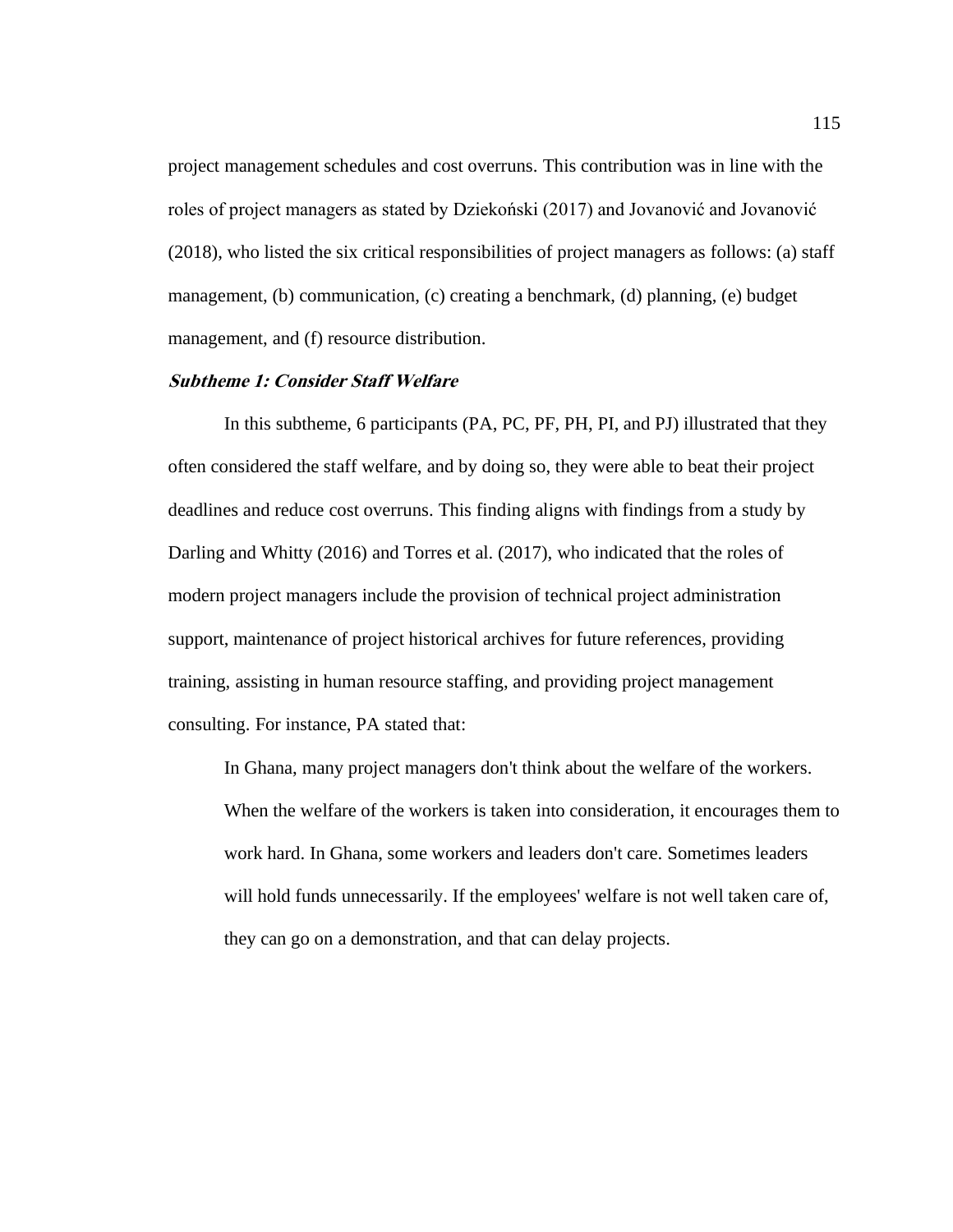project management schedules and cost overruns. This contribution was in line with the roles of project managers as stated by Dziekoński (2017) and Jovanović and Jovanović (2018), who listed the six critical responsibilities of project managers as follows: (a) staff management, (b) communication, (c) creating a benchmark, (d) planning, (e) budget management, and (f) resource distribution.

### *Subtheme 1: Consider Staff Welfare*

In this subtheme, 6 participants (PA, PC, PF, PH, PI, and PJ) illustrated that they often considered the staff welfare, and by doing so, they were able to beat their project deadlines and reduce cost overruns. This finding aligns with findings from a study by Darling and Whitty (2016) and Torres et al. (2017), who indicated that the roles of modern project managers include the provision of technical project administration support, maintenance of project historical archives for future references, providing training, assisting in human resource staffing, and providing project management consulting. For instance, PA stated that:

> In Ghana, many project managers don't think about the welfare of the workers. When the welfare of the workers is taken into consideration, it encourages them to work hard. In Ghana, some workers and leaders don't care. Sometimes leaders will hold funds unnecessarily. If the employees' welfare is not well taken care of, they can go on a demonstration, and that can delay projects.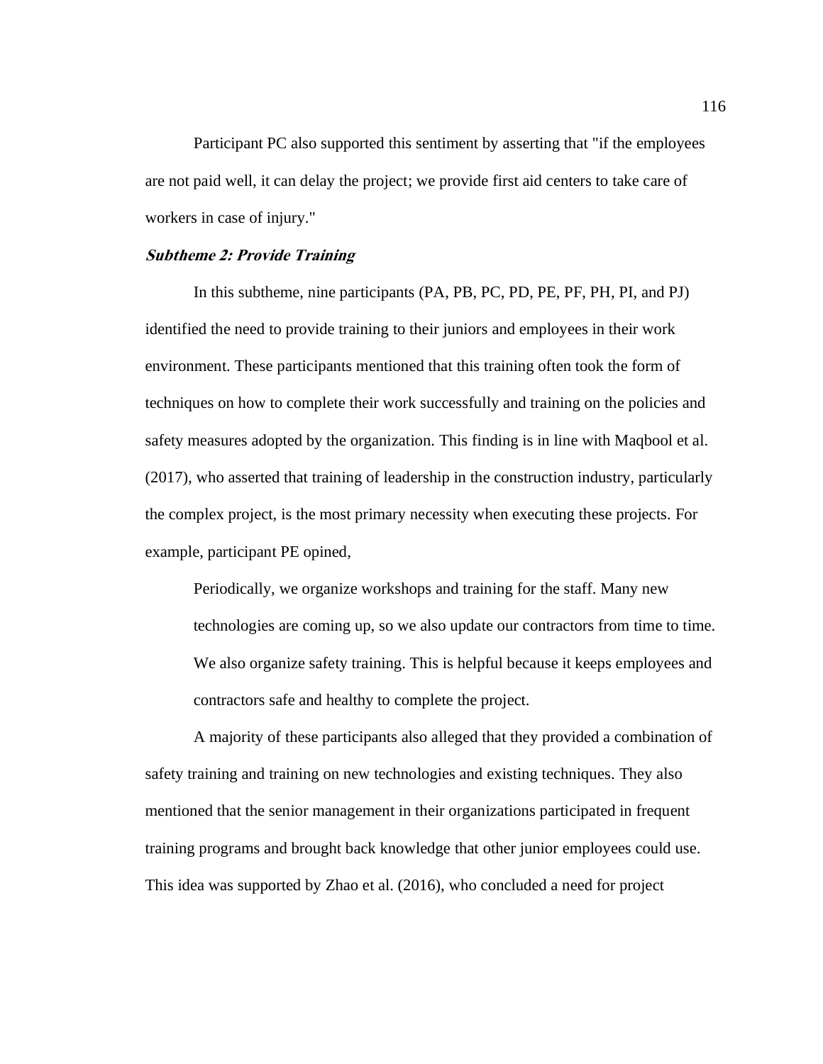Participant PC also supported this sentiment by asserting that "if the employees are not paid well, it can delay the project; we provide first aid centers to take care of workers in case of injury."

### ***Subtheme 2: Provide Training***

In this subtheme, nine participants (PA, PB, PC, PD, PE, PF, PH, PI, and PJ) identified the need to provide training to their juniors and employees in their work environment. These participants mentioned that this training often took the form of techniques on how to complete their work successfully and training on the policies and safety measures adopted by the organization. This finding is in line with Maqbool et al. (2017), who asserted that training of leadership in the construction industry, particularly the complex project, is the most primary necessity when executing these projects. For example, participant PE opined,

> Periodically, we organize workshops and training for the staff. Many new technologies are coming up, so we also update our contractors from time to time. We also organize safety training. This is helpful because it keeps employees and contractors safe and healthy to complete the project.

A majority of these participants also alleged that they provided a combination of safety training and training on new technologies and existing techniques. They also mentioned that the senior management in their organizations participated in frequent training programs and brought back knowledge that other junior employees could use. This idea was supported by Zhao et al. (2016), who concluded a need for project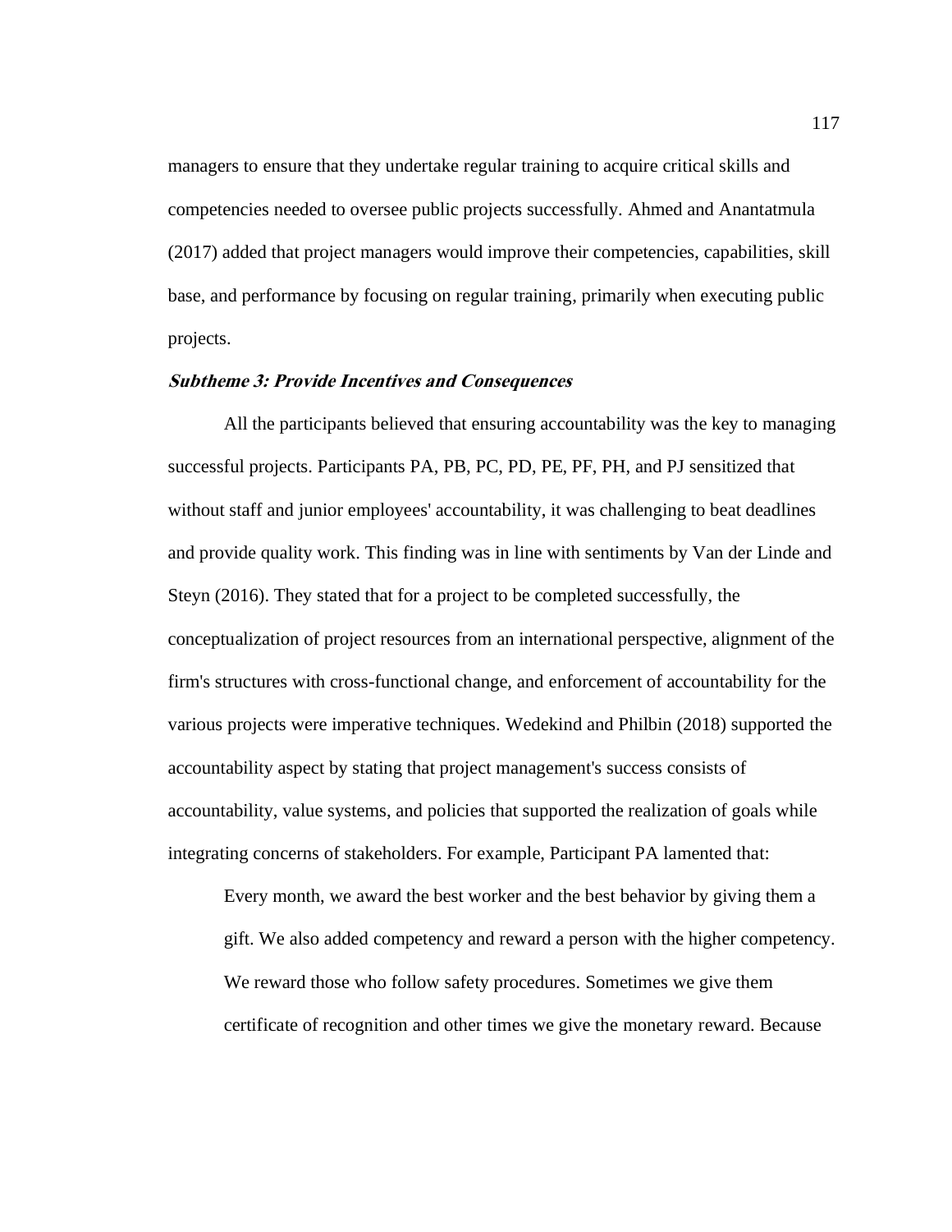managers to ensure that they undertake regular training to acquire critical skills and competencies needed to oversee public projects successfully. Ahmed and Anantatmula (2017) added that project managers would improve their competencies, capabilities, skill base, and performance by focusing on regular training, primarily when executing public projects.

#### ***Subtheme 3: Provide Incentives and Consequences***

All the participants believed that ensuring accountability was the key to managing successful projects. Participants PA, PB, PC, PD, PE, PF, PH, and PJ sensitized that without staff and junior employees' accountability, it was challenging to beat deadlines and provide quality work. This finding was in line with sentiments by Van der Linde and Steyn (2016). They stated that for a project to be completed successfully, the conceptualization of project resources from an international perspective, alignment of the firm's structures with cross-functional change, and enforcement of accountability for the various projects were imperative techniques. Wedekind and Philbin (2018) supported the accountability aspect by stating that project management's success consists of accountability, value systems, and policies that supported the realization of goals while integrating concerns of stakeholders. For example, Participant PA lamented that:

> Every month, we award the best worker and the best behavior by giving them a gift. We also added competency and reward a person with the higher competency. We reward those who follow safety procedures. Sometimes we give them certificate of recognition and other times we give the monetary reward. Because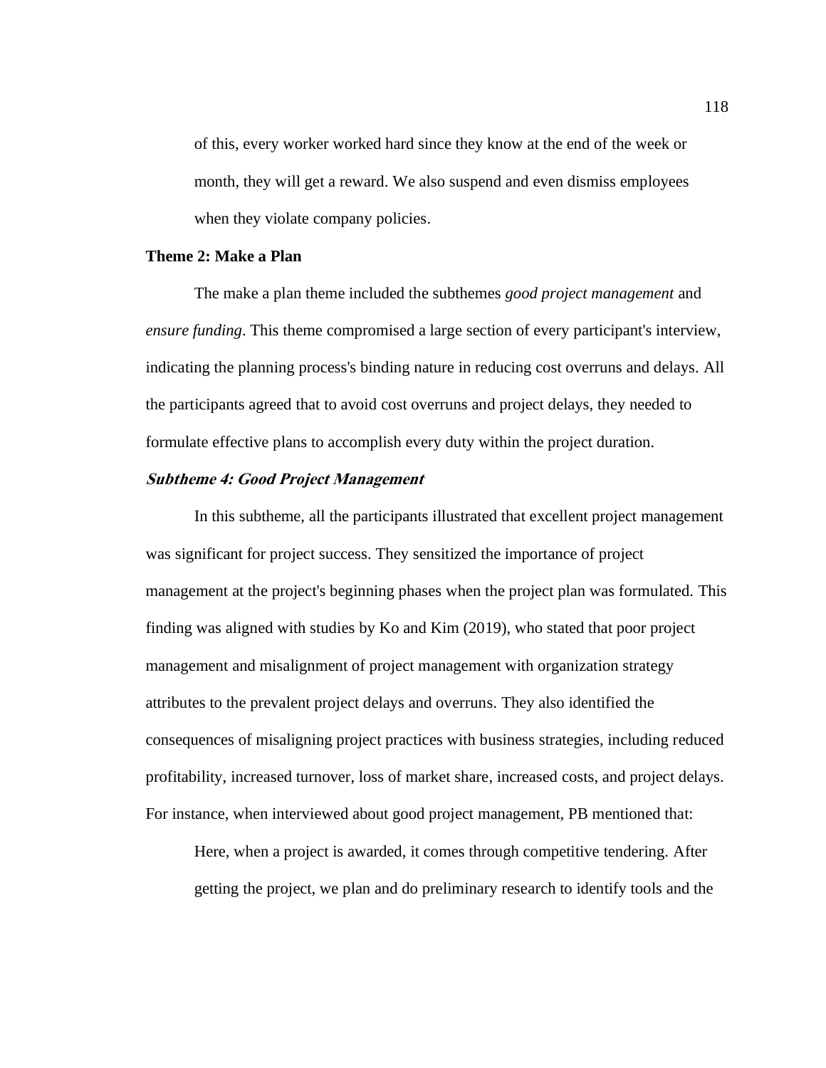of this, every worker worked hard since they know at the end of the week or month, they will get a reward. We also suspend and even dismiss employees when they violate company policies.

## Theme 2: Make a Plan

The make a plan theme included the subthemes *good project management* and *ensure funding*. This theme compromised a large section of every participant's interview, indicating the planning process's binding nature in reducing cost overruns and delays. All the participants agreed that to avoid cost overruns and project delays, they needed to formulate effective plans to accomplish every duty within the project duration.

### *Subtheme 4: Good Project Management*

In this subtheme, all the participants illustrated that excellent project management was significant for project success. They sensitized the importance of project management at the project's beginning phases when the project plan was formulated. This finding was aligned with studies by Ko and Kim (2019), who stated that poor project management and misalignment of project management with organization strategy attributes to the prevalent project delays and overruns. They also identified the consequences of misaligning project practices with business strategies, including reduced profitability, increased turnover, loss of market share, increased costs, and project delays. For instance, when interviewed about good project management, PB mentioned that:

> Here, when a project is awarded, it comes through competitive tendering. After getting the project, we plan and do preliminary research to identify tools and the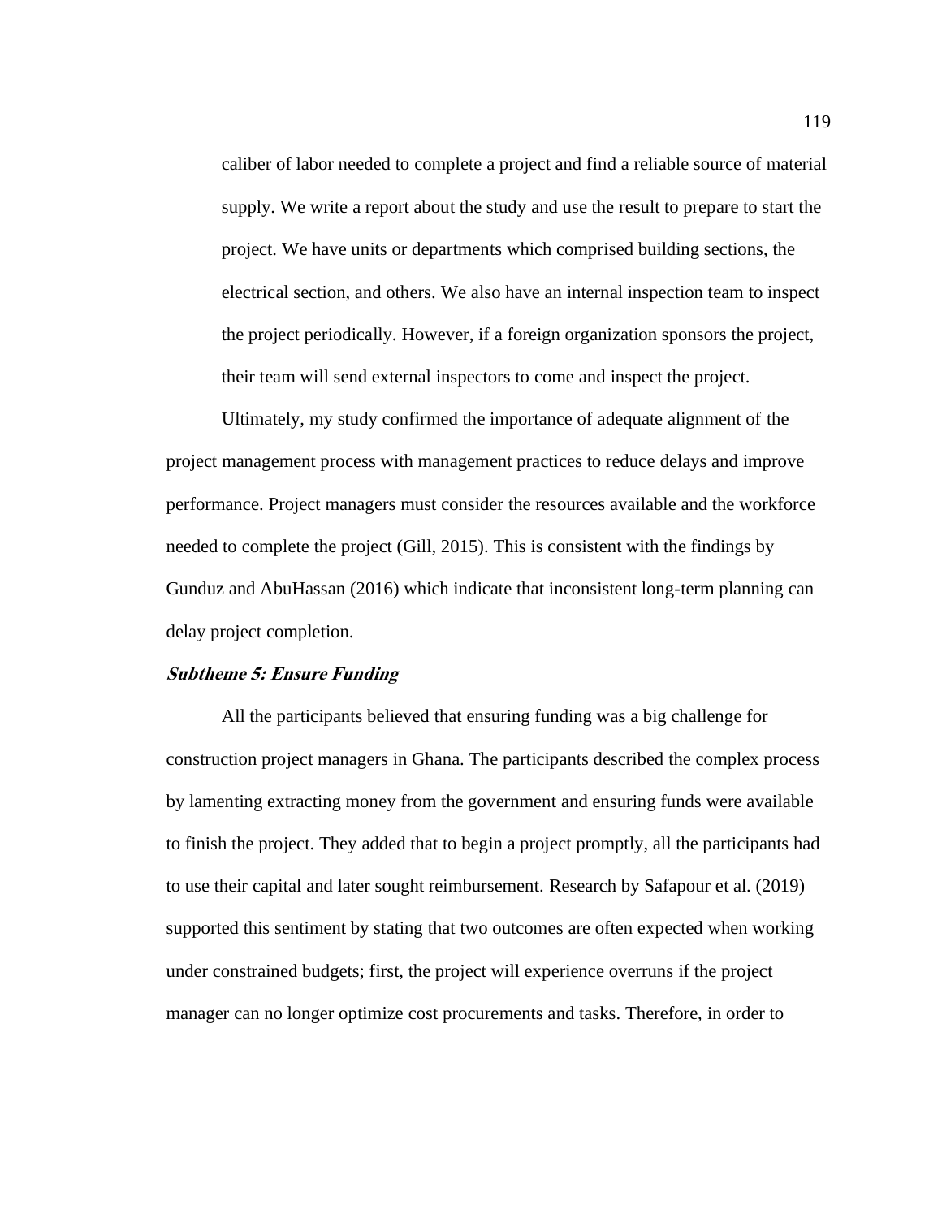> caliber of labor needed to complete a project and find a reliable source of material supply. We write a report about the study and use the result to prepare to start the project. We have units or departments which comprised building sections, the electrical section, and others. We also have an internal inspection team to inspect the project periodically. However, if a foreign organization sponsors the project, their team will send external inspectors to come and inspect the project.

Ultimately, my study confirmed the importance of adequate alignment of the project management process with management practices to reduce delays and improve performance. Project managers must consider the resources available and the workforce needed to complete the project (Gill, 2015). This is consistent with the findings by Gunduz and AbuHassan (2016) which indicate that inconsistent long-term planning can delay project completion.

#### ***Subtheme 5: Ensure Funding***

All the participants believed that ensuring funding was a big challenge for construction project managers in Ghana. The participants described the complex process by lamenting extracting money from the government and ensuring funds were available to finish the project. They added that to begin a project promptly, all the participants had to use their capital and later sought reimbursement. Research by Safapour et al. (2019) supported this sentiment by stating that two outcomes are often expected when working under constrained budgets; first, the project will experience overruns if the project manager can no longer optimize cost procurements and tasks. Therefore, in order to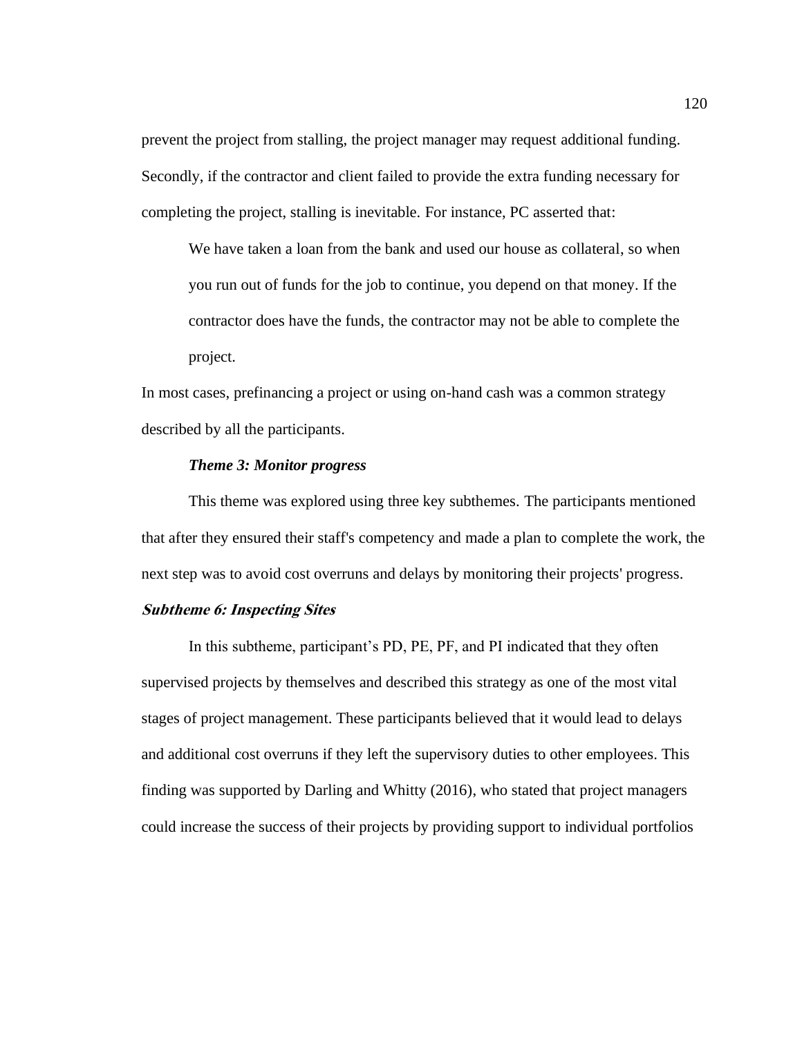prevent the project from stalling, the project manager may request additional funding. Secondly, if the contractor and client failed to provide the extra funding necessary for completing the project, stalling is inevitable. For instance, PC asserted that:

> We have taken a loan from the bank and used our house as collateral, so when you run out of funds for the job to continue, you depend on that money. If the contractor does have the funds, the contractor may not be able to complete the project.

In most cases, prefinancing a project or using on-hand cash was a common strategy described by all the participants.

***Theme 3: Monitor progress***

This theme was explored using three key subthemes. The participants mentioned that after they ensured their staff's competency and made a plan to complete the work, the next step was to avoid cost overruns and delays by monitoring their projects' progress.

***Subtheme 6: Inspecting Sites***

In this subtheme, participant's PD, PE, PF, and PI indicated that they often supervised projects by themselves and described this strategy as one of the most vital stages of project management. These participants believed that it would lead to delays and additional cost overruns if they left the supervisory duties to other employees. This finding was supported by Darling and Whitty (2016), who stated that project managers could increase the success of their projects by providing support to individual portfolios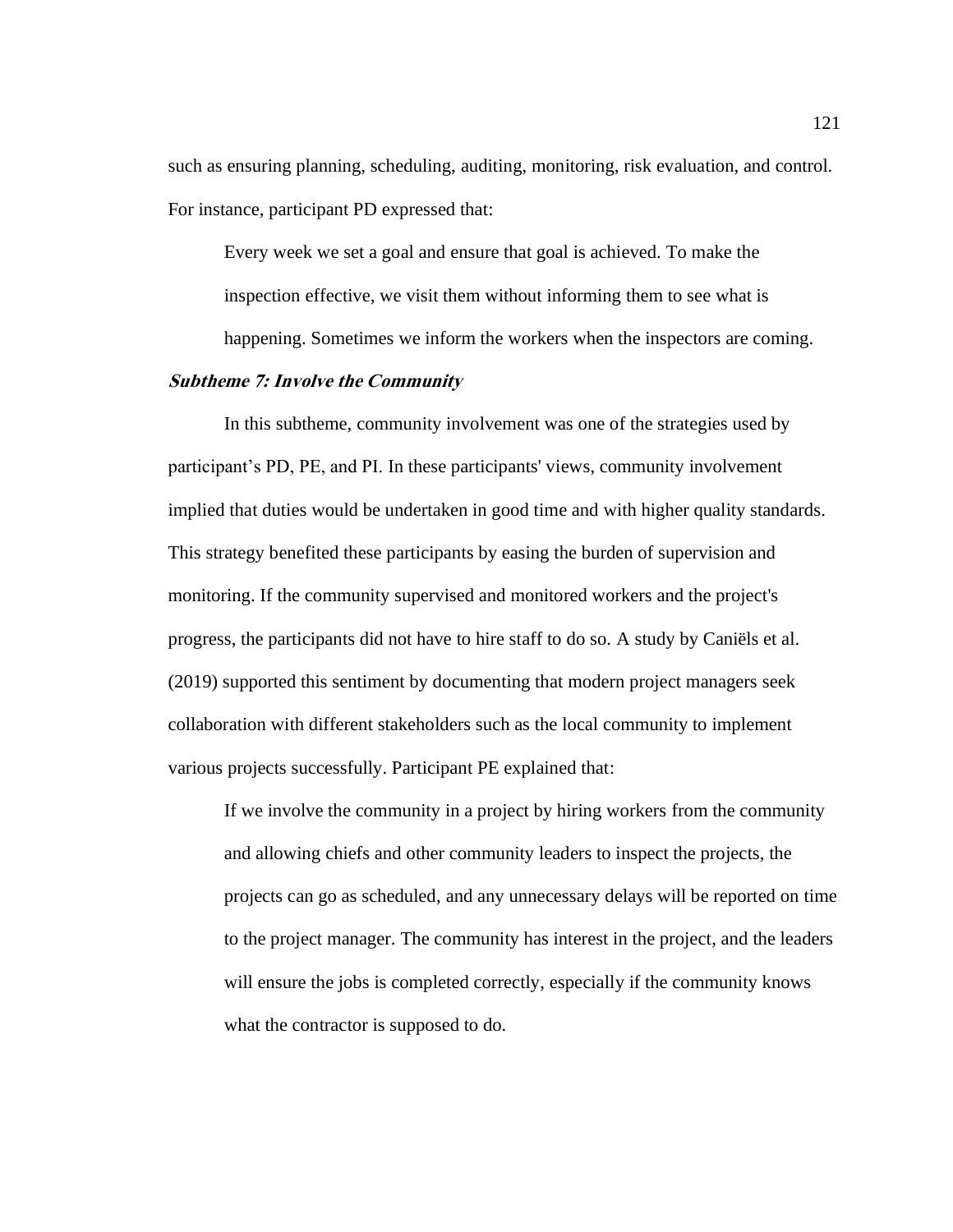such as ensuring planning, scheduling, auditing, monitoring, risk evaluation, and control. For instance, participant PD expressed that:

> Every week we set a goal and ensure that goal is achieved. To make the inspection effective, we visit them without informing them to see what is happening. Sometimes we inform the workers when the inspectors are coming.

#### ***Subtheme 7: Involve the Community***

In this subtheme, community involvement was one of the strategies used by participant's PD, PE, and PI. In these participants' views, community involvement implied that duties would be undertaken in good time and with higher quality standards. This strategy benefited these participants by easing the burden of supervision and monitoring. If the community supervised and monitored workers and the project's progress, the participants did not have to hire staff to do so. A study by Caniëls et al. (2019) supported this sentiment by documenting that modern project managers seek collaboration with different stakeholders such as the local community to implement various projects successfully. Participant PE explained that:

> If we involve the community in a project by hiring workers from the community and allowing chiefs and other community leaders to inspect the projects, the projects can go as scheduled, and any unnecessary delays will be reported on time to the project manager. The community has interest in the project, and the leaders will ensure the jobs is completed correctly, especially if the community knows what the contractor is supposed to do.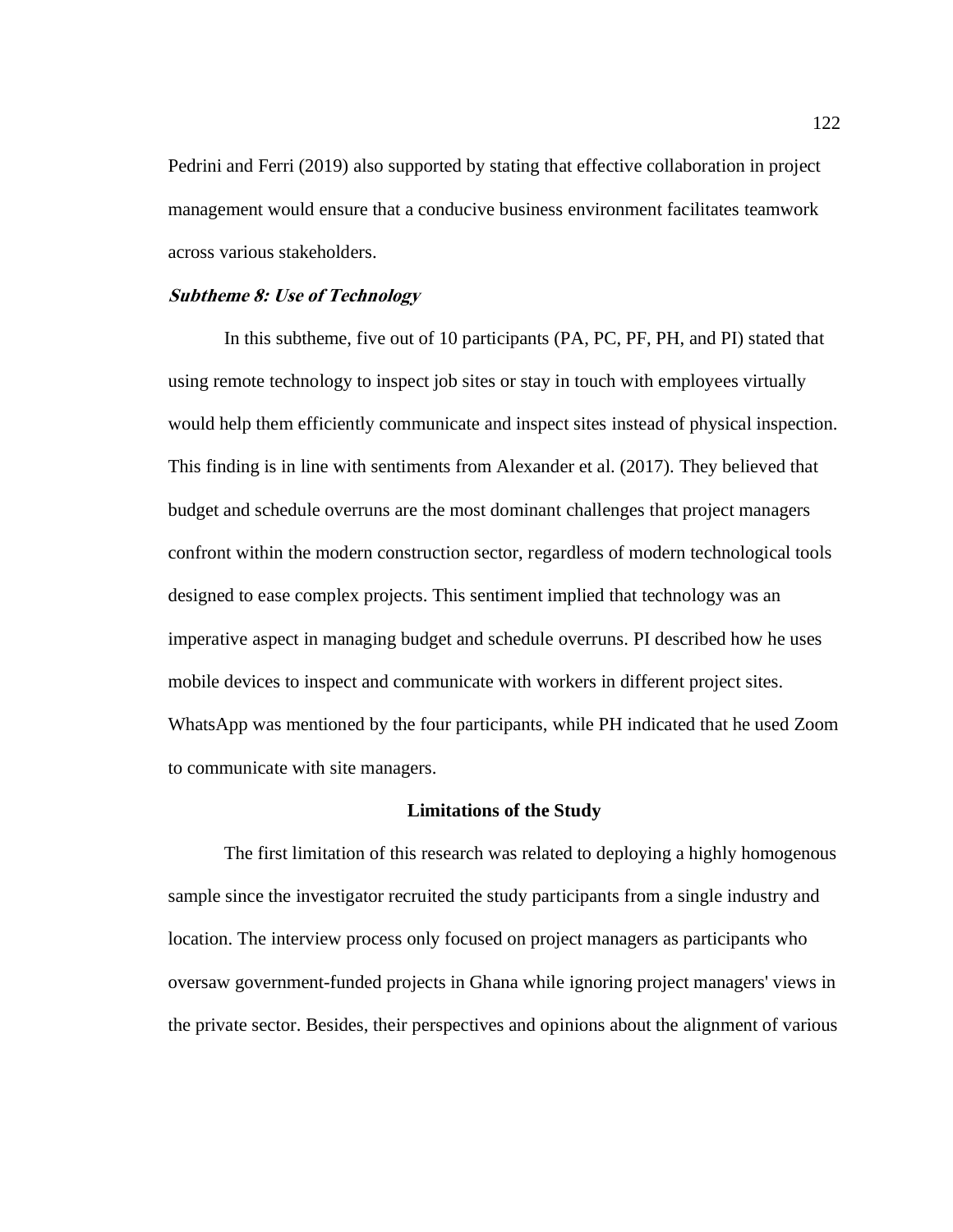Pedrini and Ferri (2019) also supported by stating that effective collaboration in project management would ensure that a conducive business environment facilitates teamwork across various stakeholders.

#### ***Subtheme 8: Use of Technology***

In this subtheme, five out of 10 participants (PA, PC, PF, PH, and PI) stated that using remote technology to inspect job sites or stay in touch with employees virtually would help them efficiently communicate and inspect sites instead of physical inspection. This finding is in line with sentiments from Alexander et al. (2017). They believed that budget and schedule overruns are the most dominant challenges that project managers confront within the modern construction sector, regardless of modern technological tools designed to ease complex projects. This sentiment implied that technology was an imperative aspect in managing budget and schedule overruns. PI described how he uses mobile devices to inspect and communicate with workers in different project sites. WhatsApp was mentioned by the four participants, while PH indicated that he used Zoom to communicate with site managers.

## Limitations of the Study

The first limitation of this research was related to deploying a highly homogenous sample since the investigator recruited the study participants from a single industry and location. The interview process only focused on project managers as participants who oversaw government-funded projects in Ghana while ignoring project managers' views in the private sector. Besides, their perspectives and opinions about the alignment of various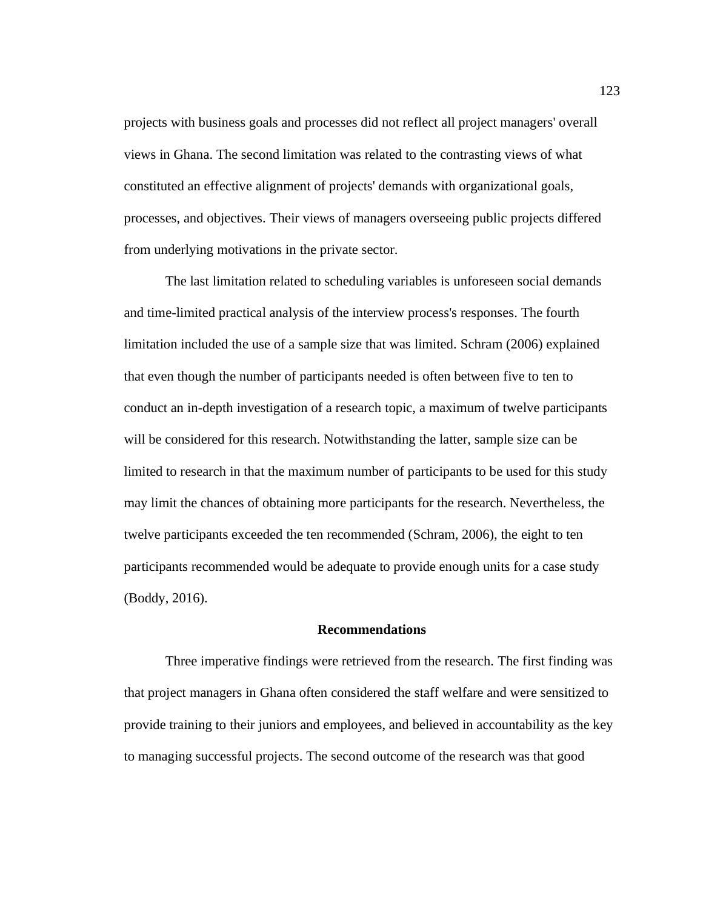projects with business goals and processes did not reflect all project managers' overall views in Ghana. The second limitation was related to the contrasting views of what constituted an effective alignment of projects' demands with organizational goals, processes, and objectives. Their views of managers overseeing public projects differed from underlying motivations in the private sector.

The last limitation related to scheduling variables is unforeseen social demands and time-limited practical analysis of the interview process's responses. The fourth limitation included the use of a sample size that was limited. Schram (2006) explained that even though the number of participants needed is often between five to ten to conduct an in-depth investigation of a research topic, a maximum of twelve participants will be considered for this research. Notwithstanding the latter, sample size can be limited to research in that the maximum number of participants to be used for this study may limit the chances of obtaining more participants for the research. Nevertheless, the twelve participants exceeded the ten recommended (Schram, 2006), the eight to ten participants recommended would be adequate to provide enough units for a case study (Boddy, 2016).

## Recommendations

Three imperative findings were retrieved from the research. The first finding was that project managers in Ghana often considered the staff welfare and were sensitized to provide training to their juniors and employees, and believed in accountability as the key to managing successful projects. The second outcome of the research was that good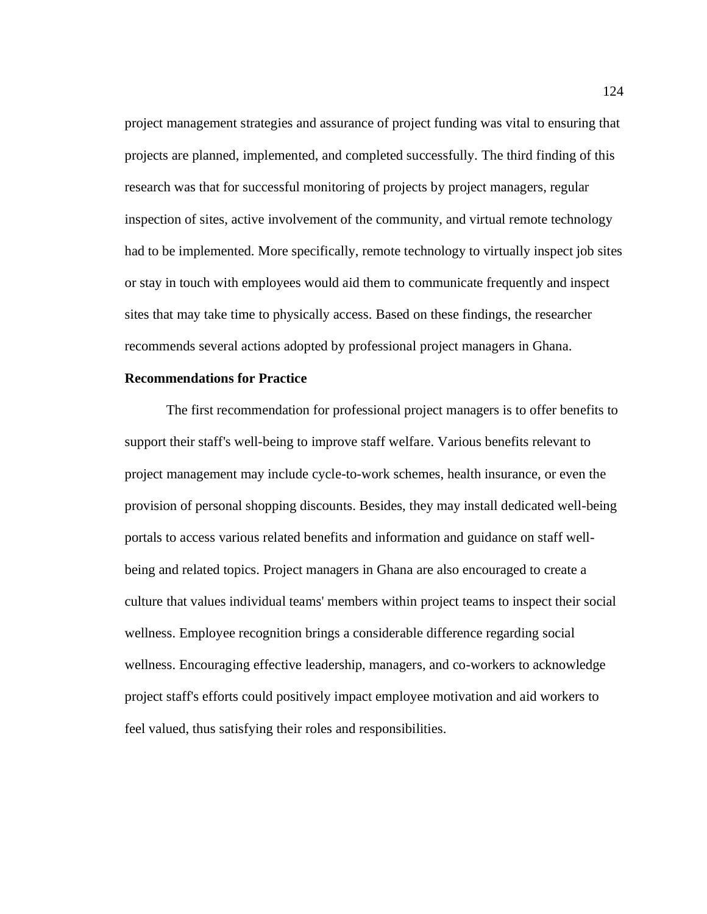project management strategies and assurance of project funding was vital to ensuring that projects are planned, implemented, and completed successfully. The third finding of this research was that for successful monitoring of projects by project managers, regular inspection of sites, active involvement of the community, and virtual remote technology had to be implemented. More specifically, remote technology to virtually inspect job sites or stay in touch with employees would aid them to communicate frequently and inspect sites that may take time to physically access. Based on these findings, the researcher recommends several actions adopted by professional project managers in Ghana.

## Recommendations for Practice

The first recommendation for professional project managers is to offer benefits to support their staff's well-being to improve staff welfare. Various benefits relevant to project management may include cycle-to-work schemes, health insurance, or even the provision of personal shopping discounts. Besides, they may install dedicated well-being portals to access various related benefits and information and guidance on staff well-being and related topics. Project managers in Ghana are also encouraged to create a culture that values individual teams' members within project teams to inspect their social wellness. Employee recognition brings a considerable difference regarding social wellness. Encouraging effective leadership, managers, and co-workers to acknowledge project staff's efforts could positively impact employee motivation and aid workers to feel valued, thus satisfying their roles and responsibilities.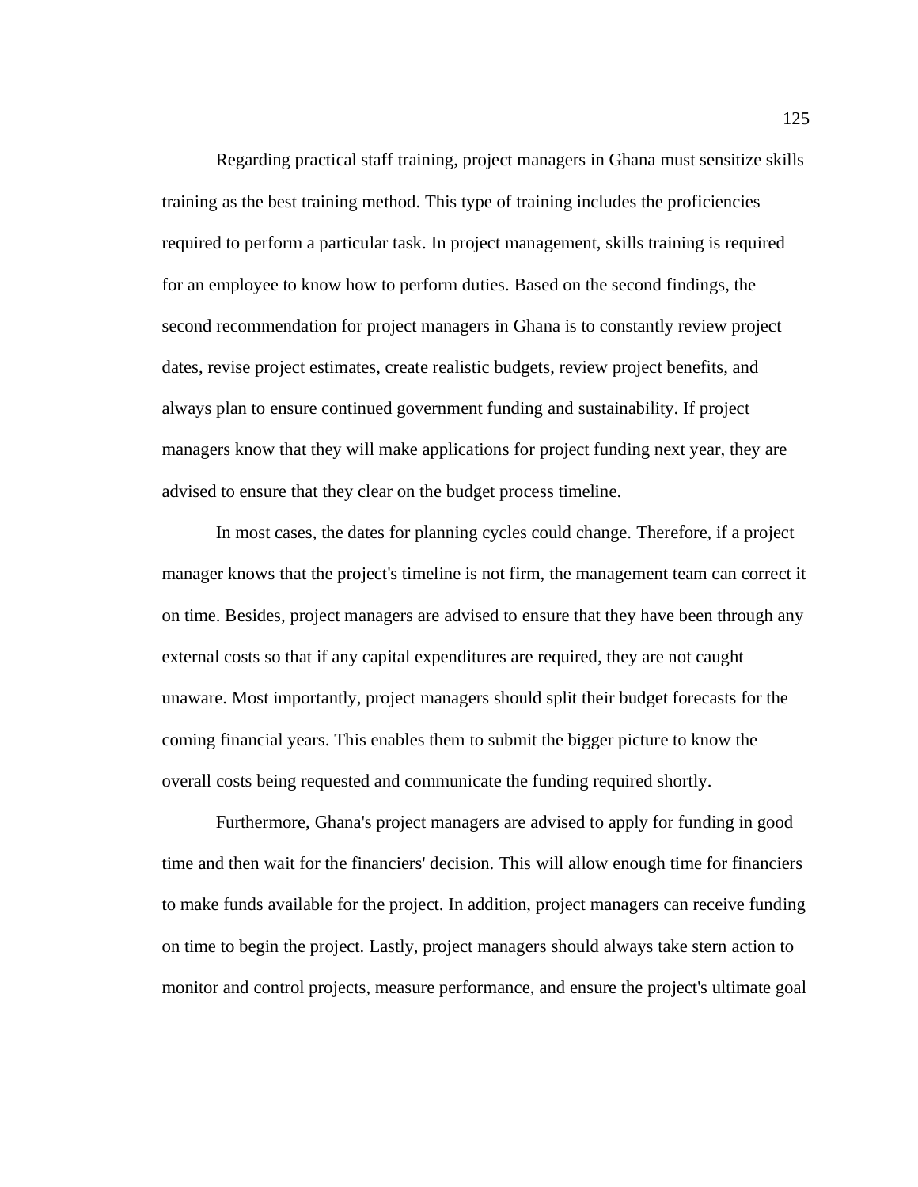Regarding practical staff training, project managers in Ghana must sensitize skills training as the best training method. This type of training includes the proficiencies required to perform a particular task. In project management, skills training is required for an employee to know how to perform duties. Based on the second findings, the second recommendation for project managers in Ghana is to constantly review project dates, revise project estimates, create realistic budgets, review project benefits, and always plan to ensure continued government funding and sustainability. If project managers know that they will make applications for project funding next year, they are advised to ensure that they clear on the budget process timeline.

In most cases, the dates for planning cycles could change. Therefore, if a project manager knows that the project's timeline is not firm, the management team can correct it on time. Besides, project managers are advised to ensure that they have been through any external costs so that if any capital expenditures are required, they are not caught unaware. Most importantly, project managers should split their budget forecasts for the coming financial years. This enables them to submit the bigger picture to know the overall costs being requested and communicate the funding required shortly.

Furthermore, Ghana's project managers are advised to apply for funding in good time and then wait for the financiers' decision. This will allow enough time for financiers to make funds available for the project. In addition, project managers can receive funding on time to begin the project. Lastly, project managers should always take stern action to monitor and control projects, measure performance, and ensure the project's ultimate goal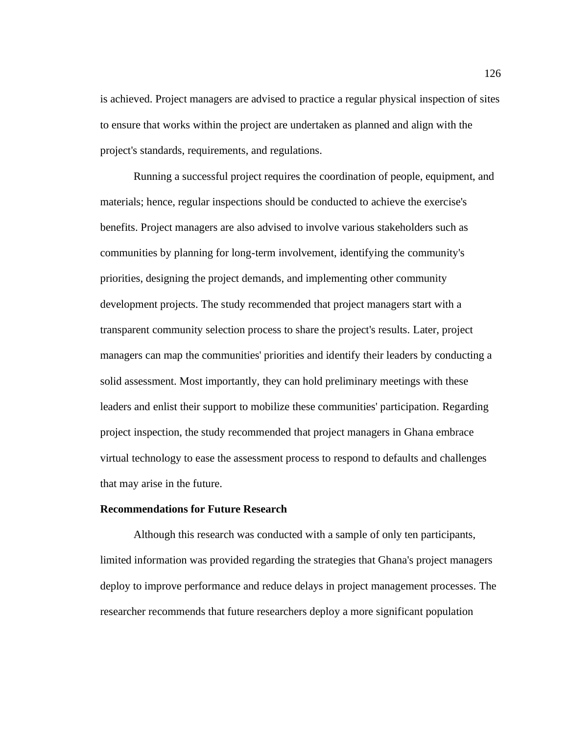is achieved. Project managers are advised to practice a regular physical inspection of sites to ensure that works within the project are undertaken as planned and align with the project's standards, requirements, and regulations.

Running a successful project requires the coordination of people, equipment, and materials; hence, regular inspections should be conducted to achieve the exercise's benefits. Project managers are also advised to involve various stakeholders such as communities by planning for long-term involvement, identifying the community's priorities, designing the project demands, and implementing other community development projects. The study recommended that project managers start with a transparent community selection process to share the project's results. Later, project managers can map the communities' priorities and identify their leaders by conducting a solid assessment. Most importantly, they can hold preliminary meetings with these leaders and enlist their support to mobilize these communities' participation. Regarding project inspection, the study recommended that project managers in Ghana embrace virtual technology to ease the assessment process to respond to defaults and challenges that may arise in the future.

**Recommendations for Future Research**

Although this research was conducted with a sample of only ten participants, limited information was provided regarding the strategies that Ghana's project managers deploy to improve performance and reduce delays in project management processes. The researcher recommends that future researchers deploy a more significant population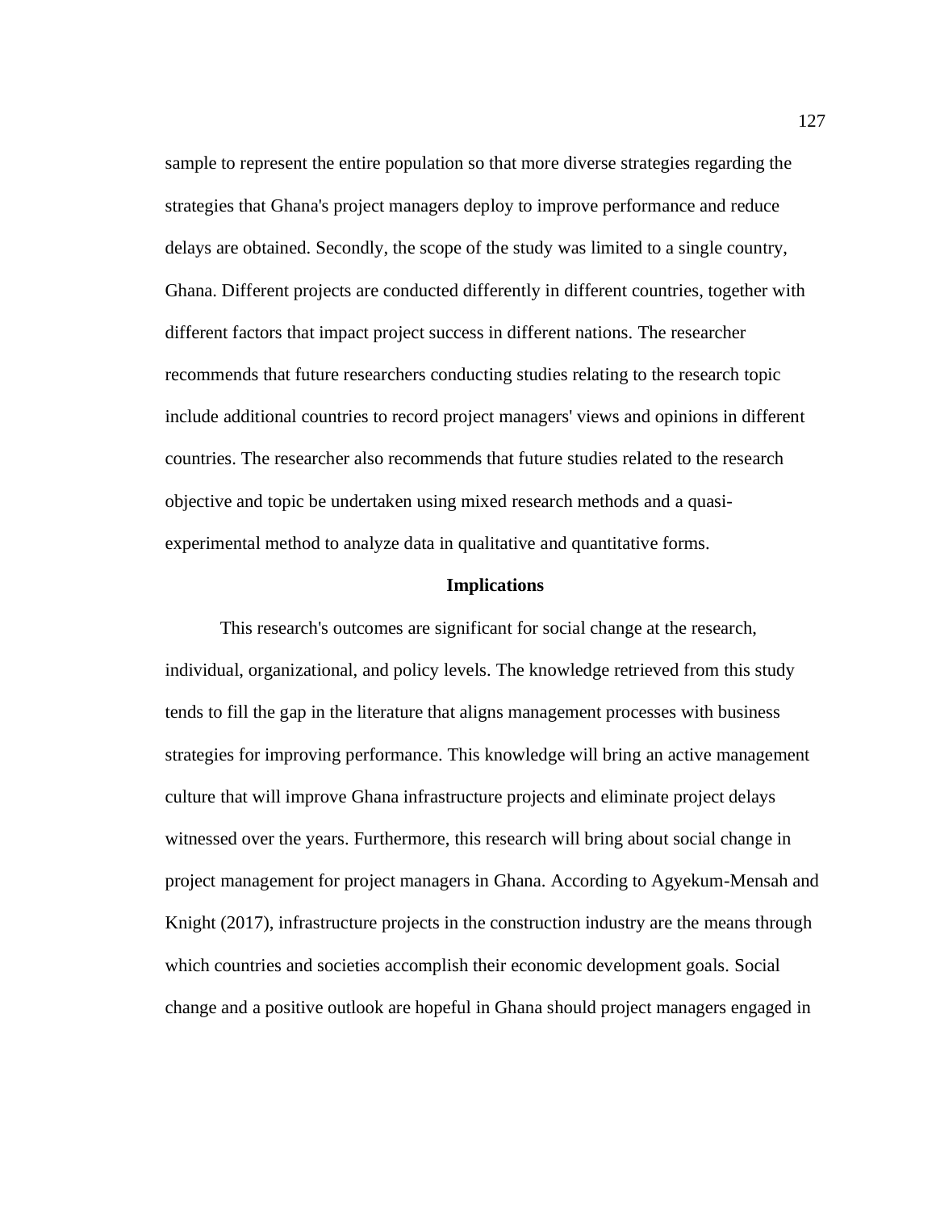sample to represent the entire population so that more diverse strategies regarding the strategies that Ghana's project managers deploy to improve performance and reduce delays are obtained. Secondly, the scope of the study was limited to a single country, Ghana. Different projects are conducted differently in different countries, together with different factors that impact project success in different nations. The researcher recommends that future researchers conducting studies relating to the research topic include additional countries to record project managers' views and opinions in different countries. The researcher also recommends that future studies related to the research objective and topic be undertaken using mixed research methods and a quasi-experimental method to analyze data in qualitative and quantitative forms.

## Implications

This research's outcomes are significant for social change at the research, individual, organizational, and policy levels. The knowledge retrieved from this study tends to fill the gap in the literature that aligns management processes with business strategies for improving performance. This knowledge will bring an active management culture that will improve Ghana infrastructure projects and eliminate project delays witnessed over the years. Furthermore, this research will bring about social change in project management for project managers in Ghana. According to Agyekum-Mensah and Knight (2017), infrastructure projects in the construction industry are the means through which countries and societies accomplish their economic development goals. Social change and a positive outlook are hopeful in Ghana should project managers engaged in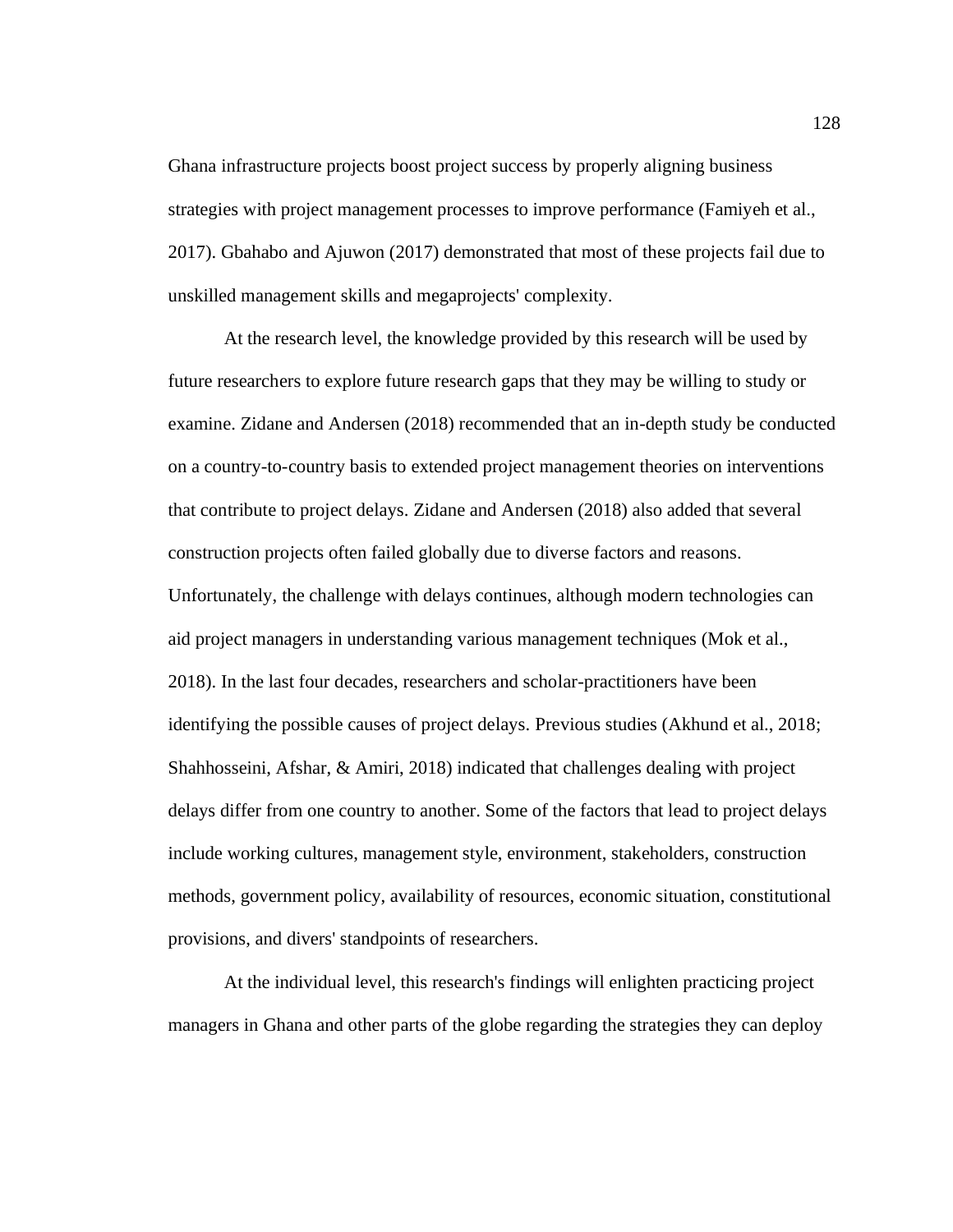Ghana infrastructure projects boost project success by properly aligning business strategies with project management processes to improve performance (Famiyeh et al., 2017). Gbahabo and Ajuwon (2017) demonstrated that most of these projects fail due to unskilled management skills and megaprojects' complexity.

At the research level, the knowledge provided by this research will be used by future researchers to explore future research gaps that they may be willing to study or examine. Zidane and Andersen (2018) recommended that an in-depth study be conducted on a country-to-country basis to extended project management theories on interventions that contribute to project delays. Zidane and Andersen (2018) also added that several construction projects often failed globally due to diverse factors and reasons. Unfortunately, the challenge with delays continues, although modern technologies can aid project managers in understanding various management techniques (Mok et al., 2018). In the last four decades, researchers and scholar-practitioners have been identifying the possible causes of project delays. Previous studies (Akhund et al., 2018; Shahhosseini, Afshar, & Amiri, 2018) indicated that challenges dealing with project delays differ from one country to another. Some of the factors that lead to project delays include working cultures, management style, environment, stakeholders, construction methods, government policy, availability of resources, economic situation, constitutional provisions, and divers' standpoints of researchers.

At the individual level, this research's findings will enlighten practicing project managers in Ghana and other parts of the globe regarding the strategies they can deploy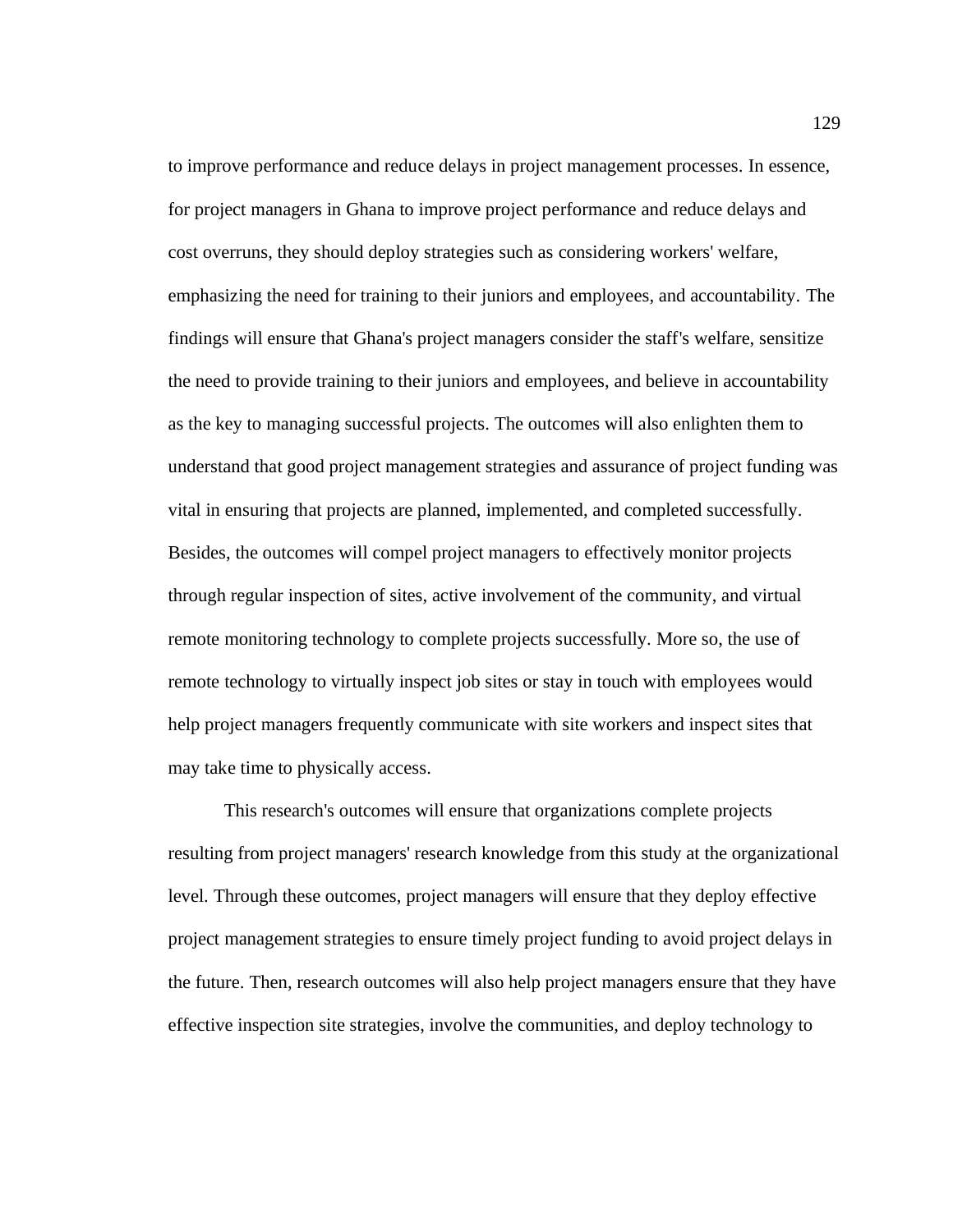to improve performance and reduce delays in project management processes. In essence, for project managers in Ghana to improve project performance and reduce delays and cost overruns, they should deploy strategies such as considering workers' welfare, emphasizing the need for training to their juniors and employees, and accountability. The findings will ensure that Ghana's project managers consider the staff's welfare, sensitize the need to provide training to their juniors and employees, and believe in accountability as the key to managing successful projects. The outcomes will also enlighten them to understand that good project management strategies and assurance of project funding was vital in ensuring that projects are planned, implemented, and completed successfully. Besides, the outcomes will compel project managers to effectively monitor projects through regular inspection of sites, active involvement of the community, and virtual remote monitoring technology to complete projects successfully. More so, the use of remote technology to virtually inspect job sites or stay in touch with employees would help project managers frequently communicate with site workers and inspect sites that may take time to physically access.

This research's outcomes will ensure that organizations complete projects resulting from project managers' research knowledge from this study at the organizational level. Through these outcomes, project managers will ensure that they deploy effective project management strategies to ensure timely project funding to avoid project delays in the future. Then, research outcomes will also help project managers ensure that they have effective inspection site strategies, involve the communities, and deploy technology to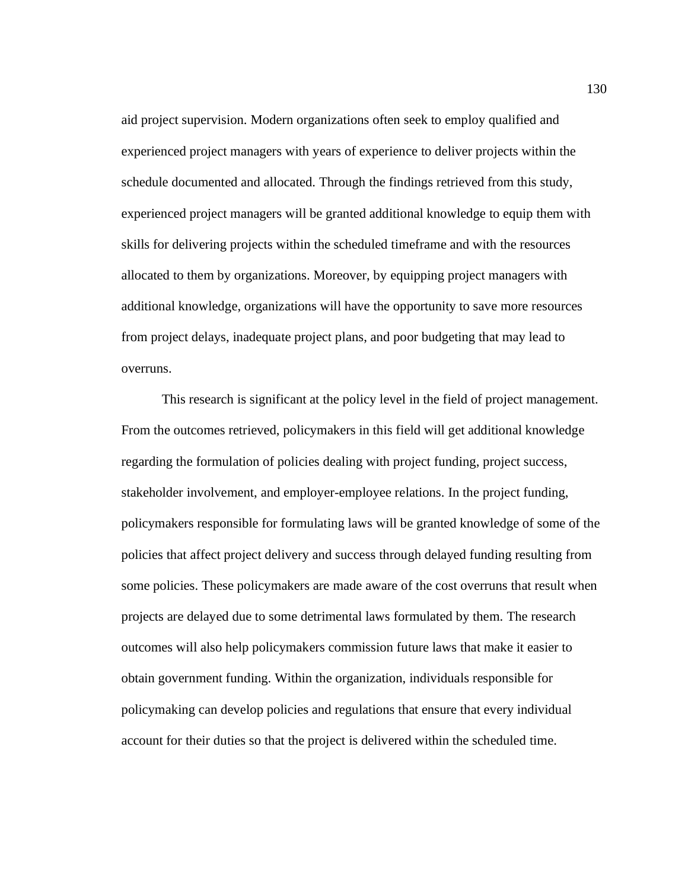aid project supervision. Modern organizations often seek to employ qualified and experienced project managers with years of experience to deliver projects within the schedule documented and allocated. Through the findings retrieved from this study, experienced project managers will be granted additional knowledge to equip them with skills for delivering projects within the scheduled timeframe and with the resources allocated to them by organizations. Moreover, by equipping project managers with additional knowledge, organizations will have the opportunity to save more resources from project delays, inadequate project plans, and poor budgeting that may lead to overruns.

This research is significant at the policy level in the field of project management. From the outcomes retrieved, policymakers in this field will get additional knowledge regarding the formulation of policies dealing with project funding, project success, stakeholder involvement, and employer-employee relations. In the project funding, policymakers responsible for formulating laws will be granted knowledge of some of the policies that affect project delivery and success through delayed funding resulting from some policies. These policymakers are made aware of the cost overruns that result when projects are delayed due to some detrimental laws formulated by them. The research outcomes will also help policymakers commission future laws that make it easier to obtain government funding. Within the organization, individuals responsible for policymaking can develop policies and regulations that ensure that every individual account for their duties so that the project is delivered within the scheduled time.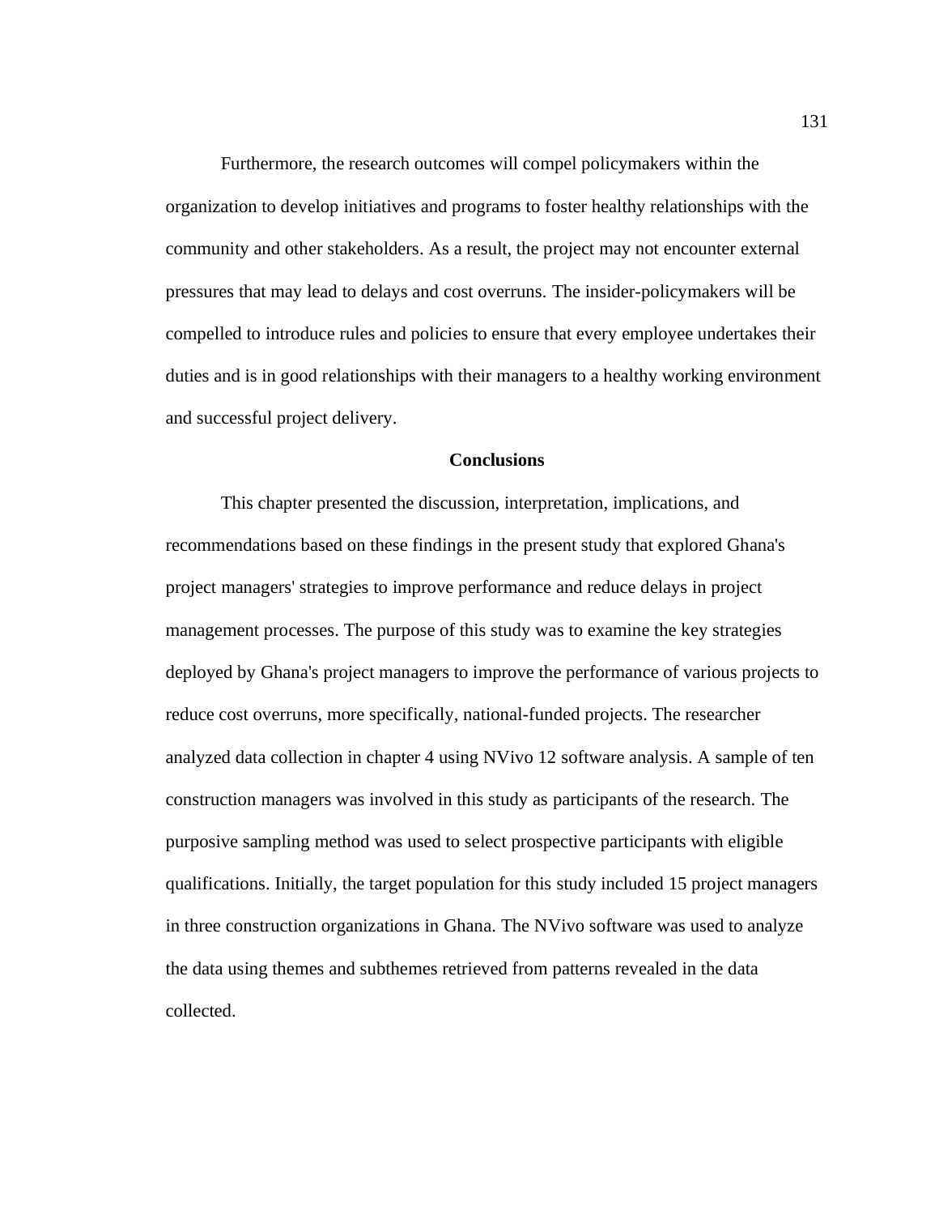Furthermore, the research outcomes will compel policymakers within the organization to develop initiatives and programs to foster healthy relationships with the community and other stakeholders. As a result, the project may not encounter external pressures that may lead to delays and cost overruns. The insider-policymakers will be compelled to introduce rules and policies to ensure that every employee undertakes their duties and is in good relationships with their managers to a healthy working environment and successful project delivery.

## Conclusions

This chapter presented the discussion, interpretation, implications, and recommendations based on these findings in the present study that explored Ghana's project managers' strategies to improve performance and reduce delays in project management processes. The purpose of this study was to examine the key strategies deployed by Ghana's project managers to improve the performance of various projects to reduce cost overruns, more specifically, national-funded projects. The researcher analyzed data collection in chapter 4 using NVivo 12 software analysis. A sample of ten construction managers was involved in this study as participants of the research. The purposive sampling method was used to select prospective participants with eligible qualifications. Initially, the target population for this study included 15 project managers in three construction organizations in Ghana. The NVivo software was used to analyze the data using themes and subthemes retrieved from patterns revealed in the data collected.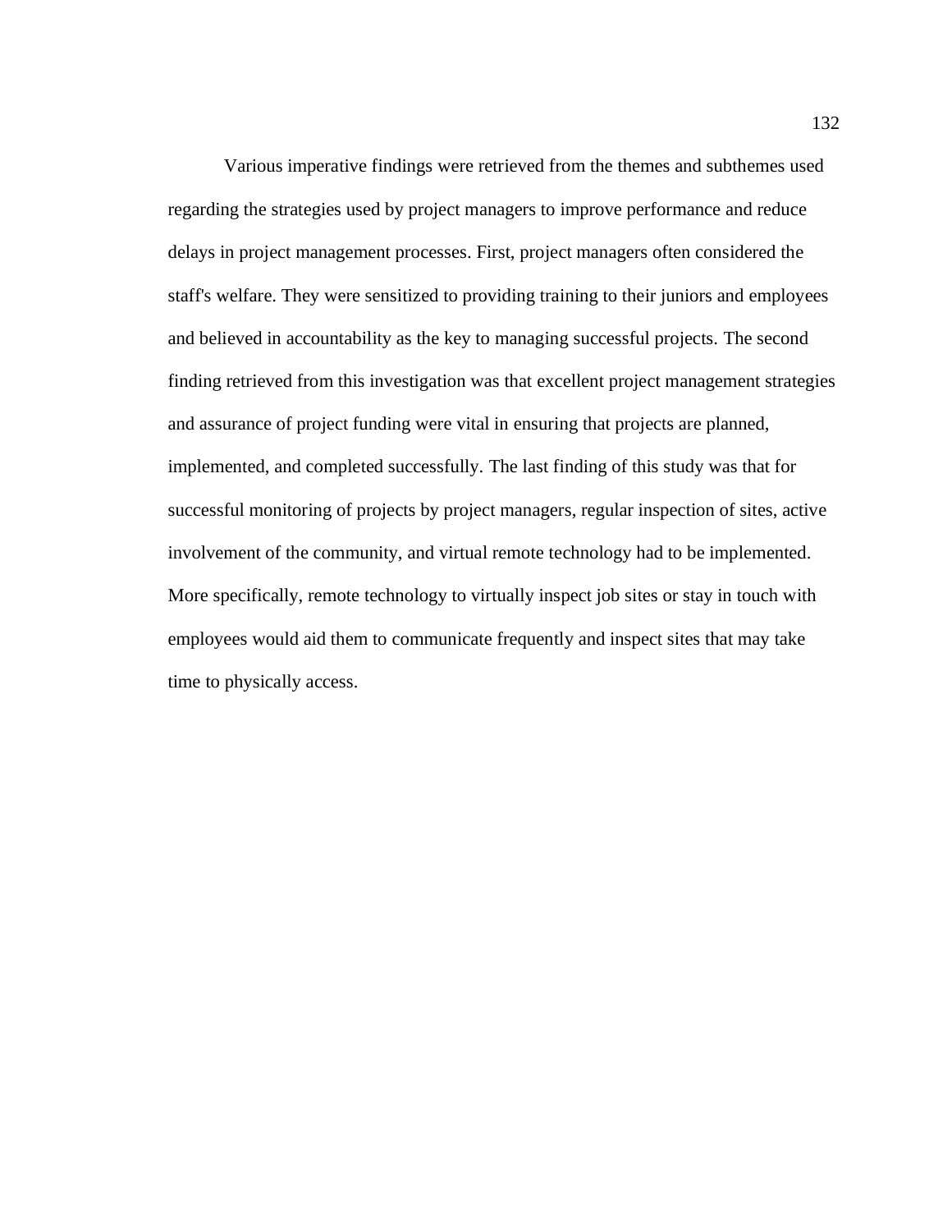Various imperative findings were retrieved from the themes and subthemes used regarding the strategies used by project managers to improve performance and reduce delays in project management processes. First, project managers often considered the staff's welfare. They were sensitized to providing training to their juniors and employees and believed in accountability as the key to managing successful projects. The second finding retrieved from this investigation was that excellent project management strategies and assurance of project funding were vital in ensuring that projects are planned, implemented, and completed successfully. The last finding of this study was that for successful monitoring of projects by project managers, regular inspection of sites, active involvement of the community, and virtual remote technology had to be implemented. More specifically, remote technology to virtually inspect job sites or stay in touch with employees would aid them to communicate frequently and inspect sites that may take time to physically access.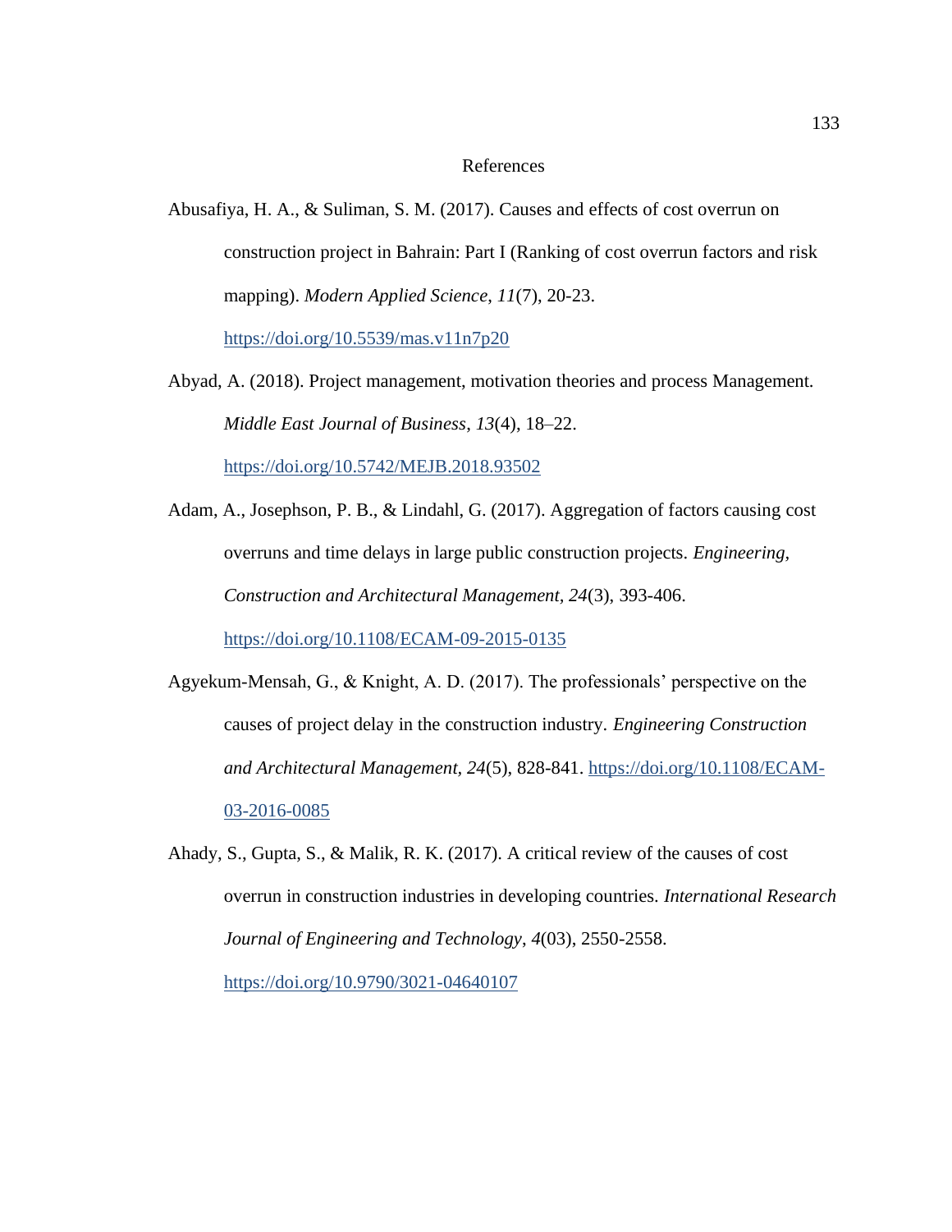# References

Abusafiya, H. A., & Suliman, S. M. (2017). Causes and effects of cost overrun on construction project in Bahrain: Part I (Ranking of cost overrun factors and risk mapping). *Modern Applied Science*, *11*(7), 20-23. https://doi.org/10.5539/mas.v11n7p20

Abyad, A. (2018). Project management, motivation theories and process Management. *Middle East Journal of Business*, *13*(4), 18–22. https://doi.org/10.5742/MEJB.2018.93502

Adam, A., Josephson, P. B., & Lindahl, G. (2017). Aggregation of factors causing cost overruns and time delays in large public construction projects. *Engineering, Construction and Architectural Management*, *24*(3), 393-406. https://doi.org/10.1108/ECAM-09-2015-0135

Agyekum-Mensah, G., & Knight, A. D. (2017). The professionals' perspective on the causes of project delay in the construction industry. *Engineering Construction and Architectural Management*, *24*(5), 828-841. https://doi.org/10.1108/ECAM-03-2016-0085

Ahady, S., Gupta, S., & Malik, R. K. (2017). A critical review of the causes of cost overrun in construction industries in developing countries. *International Research Journal of Engineering and Technology*, *4*(03), 2550-2558. https://doi.org/10.9790/3021-04640107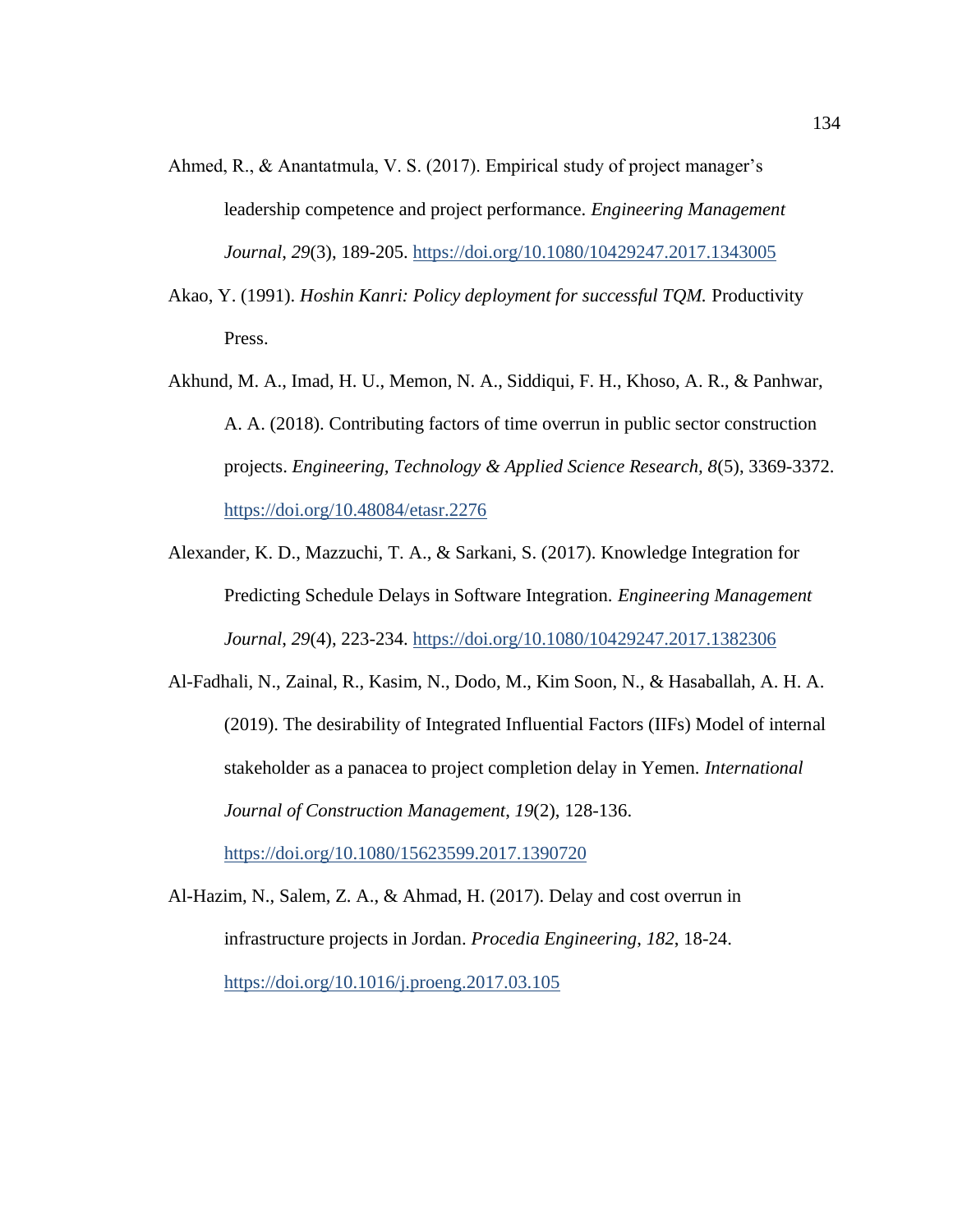Ahmed, R., & Anantatmula, V. S. (2017). Empirical study of project manager's leadership competence and project performance. *Engineering Management Journal*, *29*(3), 189-205. https://doi.org/10.1080/10429247.2017.1343005

Akao, Y. (1991). *Hoshin Kanri: Policy deployment for successful TQM.* Productivity Press.

Akhund, M. A., Imad, H. U., Memon, N. A., Siddiqui, F. H., Khoso, A. R., & Panhwar, A. A. (2018). Contributing factors of time overrun in public sector construction projects. *Engineering, Technology & Applied Science Research*, *8*(5), 3369-3372. https://doi.org/10.48084/etasr.2276

Alexander, K. D., Mazzuchi, T. A., & Sarkani, S. (2017). Knowledge Integration for Predicting Schedule Delays in Software Integration. *Engineering Management Journal*, *29*(4), 223-234. https://doi.org/10.1080/10429247.2017.1382306

Al-Fadhali, N., Zainal, R., Kasim, N., Dodo, M., Kim Soon, N., & Hasaballah, A. H. A. (2019). The desirability of Integrated Influential Factors (IIFs) Model of internal stakeholder as a panacea to project completion delay in Yemen. *International Journal of Construction Management*, *19*(2), 128-136. https://doi.org/10.1080/15623599.2017.1390720

Al-Hazim, N., Salem, Z. A., & Ahmad, H. (2017). Delay and cost overrun in infrastructure projects in Jordan. *Procedia Engineering*, *182*, 18-24. https://doi.org/10.1016/j.proeng.2017.03.105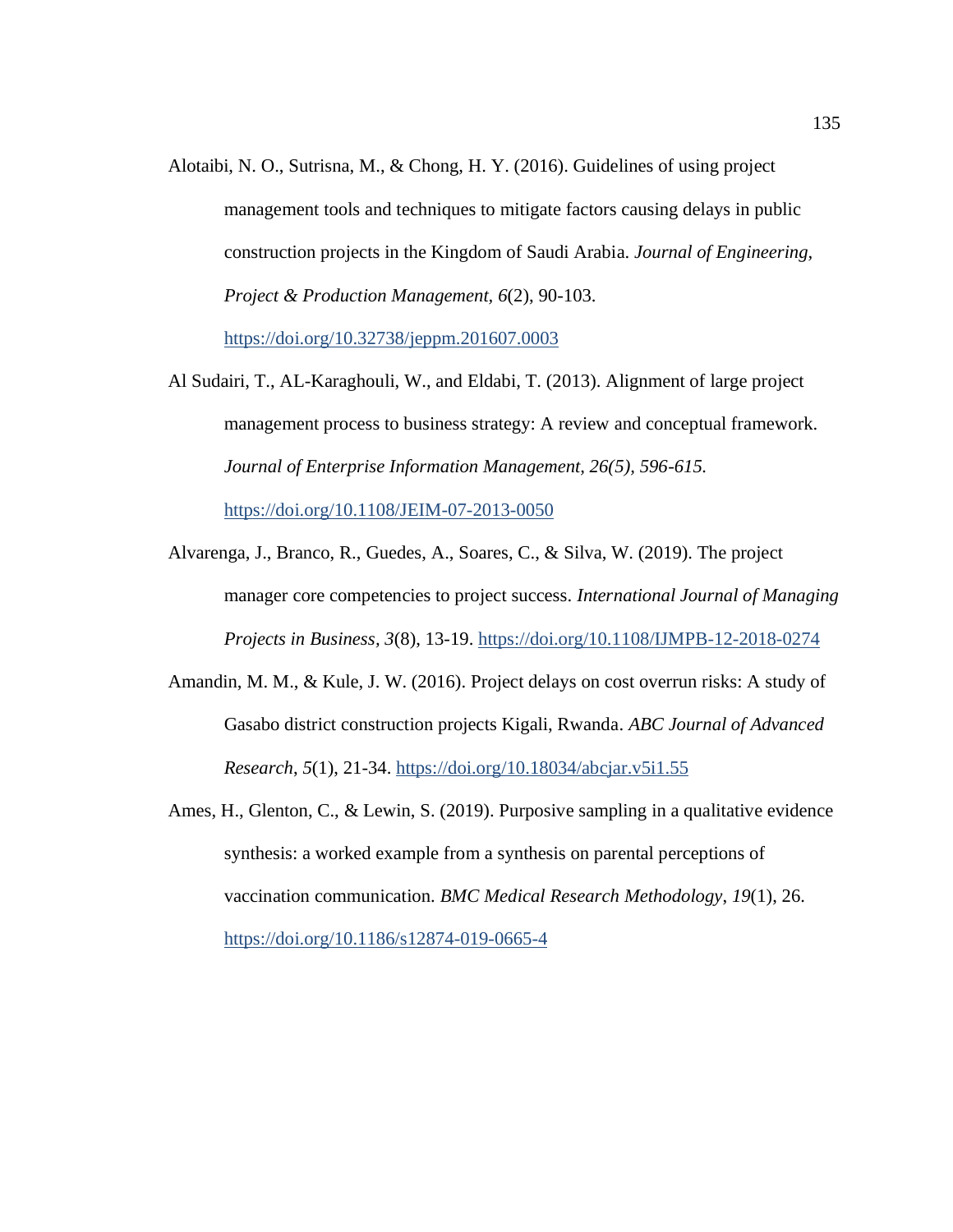Alotaibi, N. O., Sutrisna, M., & Chong, H. Y. (2016). Guidelines of using project management tools and techniques to mitigate factors causing delays in public construction projects in the Kingdom of Saudi Arabia. *Journal of Engineering, Project & Production Management*, *6*(2), 90-103. https://doi.org/10.32738/jeppm.201607.0003

Al Sudairi, T., AL-Karaghouli, W., and Eldabi, T. (2013). Alignment of large project management process to business strategy: A review and conceptual framework. *Journal of Enterprise Information Management, 26(5), 596-615.* https://doi.org/10.1108/JEIM-07-2013-0050

Alvarenga, J., Branco, R., Guedes, A., Soares, C., & Silva, W. (2019). The project manager core competencies to project success. *International Journal of Managing Projects in Business*, *3*(8), 13-19. https://doi.org/10.1108/IJMPB-12-2018-0274

Amandin, M. M., & Kule, J. W. (2016). Project delays on cost overrun risks: A study of Gasabo district construction projects Kigali, Rwanda. *ABC Journal of Advanced Research*, *5*(1), 21-34. https://doi.org/10.18034/abcjar.v5i1.55

Ames, H., Glenton, C., & Lewin, S. (2019). Purposive sampling in a qualitative evidence synthesis: a worked example from a synthesis on parental perceptions of vaccination communication. *BMC Medical Research Methodology*, *19*(1), 26. https://doi.org/10.1186/s12874-019-0665-4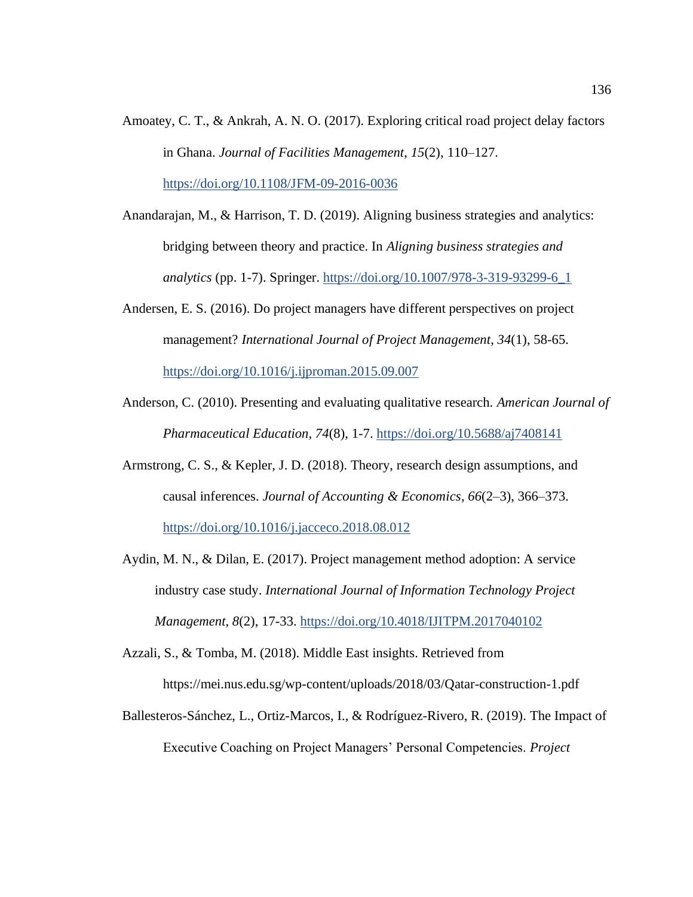Amoatey, C. T., & Ankrah, A. N. O. (2017). Exploring critical road project delay factors in Ghana. *Journal of Facilities Management*, *15*(2), 110–127. https://doi.org/10.1108/JFM-09-2016-0036

Anandarajan, M., & Harrison, T. D. (2019). Aligning business strategies and analytics: bridging between theory and practice. In *Aligning business strategies and analytics* (pp. 1-7). Springer. https://doi.org/10.1007/978-3-319-93299-6_1

Andersen, E. S. (2016). Do project managers have different perspectives on project management? *International Journal of Project Management*, *34*(1), 58-65. https://doi.org/10.1016/j.ijproman.2015.09.007

Anderson, C. (2010). Presenting and evaluating qualitative research. *American Journal of Pharmaceutical Education*, *74*(8), 1-7. https://doi.org/10.5688/aj7408141

Armstrong, C. S., & Kepler, J. D. (2018). Theory, research design assumptions, and causal inferences. *Journal of Accounting & Economics*, *66*(2–3), 366–373. https://doi.org/10.1016/j.jacceco.2018.08.012

Aydin, M. N., & Dilan, E. (2017). Project management method adoption: A service industry case study. *International Journal of Information Technology Project Management*, *8*(2), 17-33. https://doi.org/10.4018/IJITPM.2017040102

Azzali, S., & Tomba, M. (2018). Middle East insights. Retrieved from https://mei.nus.edu.sg/wp-content/uploads/2018/03/Qatar-construction-1.pdf

Ballesteros-Sánchez, L., Ortiz-Marcos, I., & Rodríguez-Rivero, R. (2019). The Impact of Executive Coaching on Project Managers' Personal Competencies. *Project*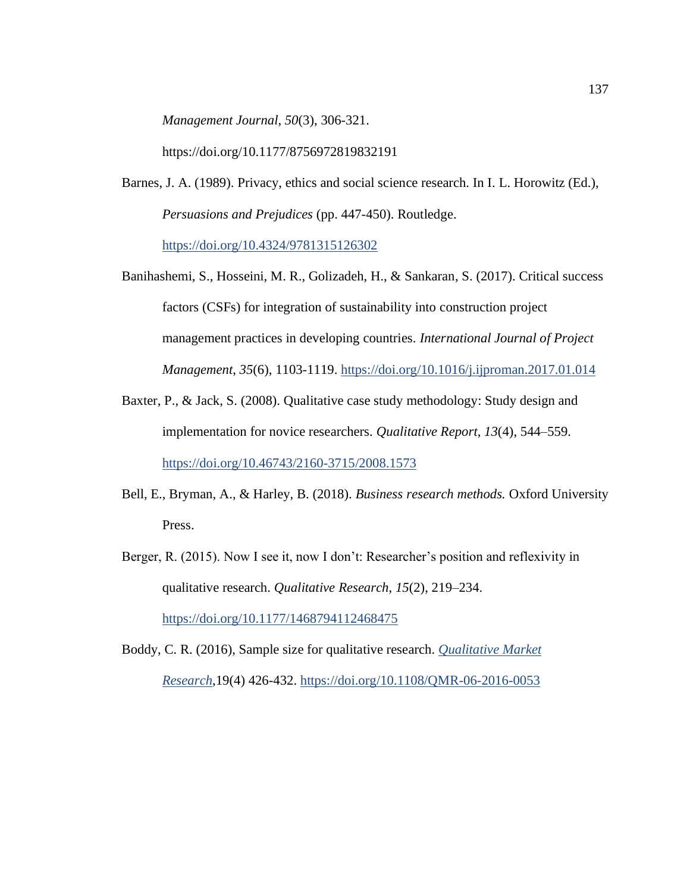*Management Journal*, *50*(3), 306-321. https://doi.org/10.1177/8756972819832191

Barnes, J. A. (1989). Privacy, ethics and social science research. In I. L. Horowitz (Ed.), *Persuasions and Prejudices* (pp. 447-450). Routledge. https://doi.org/10.4324/9781315126302

Banihashemi, S., Hosseini, M. R., Golizadeh, H., & Sankaran, S. (2017). Critical success factors (CSFs) for integration of sustainability into construction project management practices in developing countries. *International Journal of Project Management*, *35*(6), 1103-1119. https://doi.org/10.1016/j.ijproman.2017.01.014

Baxter, P., & Jack, S. (2008). Qualitative case study methodology: Study design and implementation for novice researchers. *Qualitative Report*, *13*(4), 544–559. https://doi.org/10.46743/2160-3715/2008.1573

Bell, E., Bryman, A., & Harley, B. (2018). *Business research methods.* Oxford University Press.

Berger, R. (2015). Now I see it, now I don't: Researcher's position and reflexivity in qualitative research. *Qualitative Research*, *15*(2), 219–234. https://doi.org/10.1177/1468794112468475

Boddy, C. R. (2016), Sample size for qualitative research. *Qualitative Market Research*,19(4) 426-432. https://doi.org/10.1108/QMR-06-2016-0053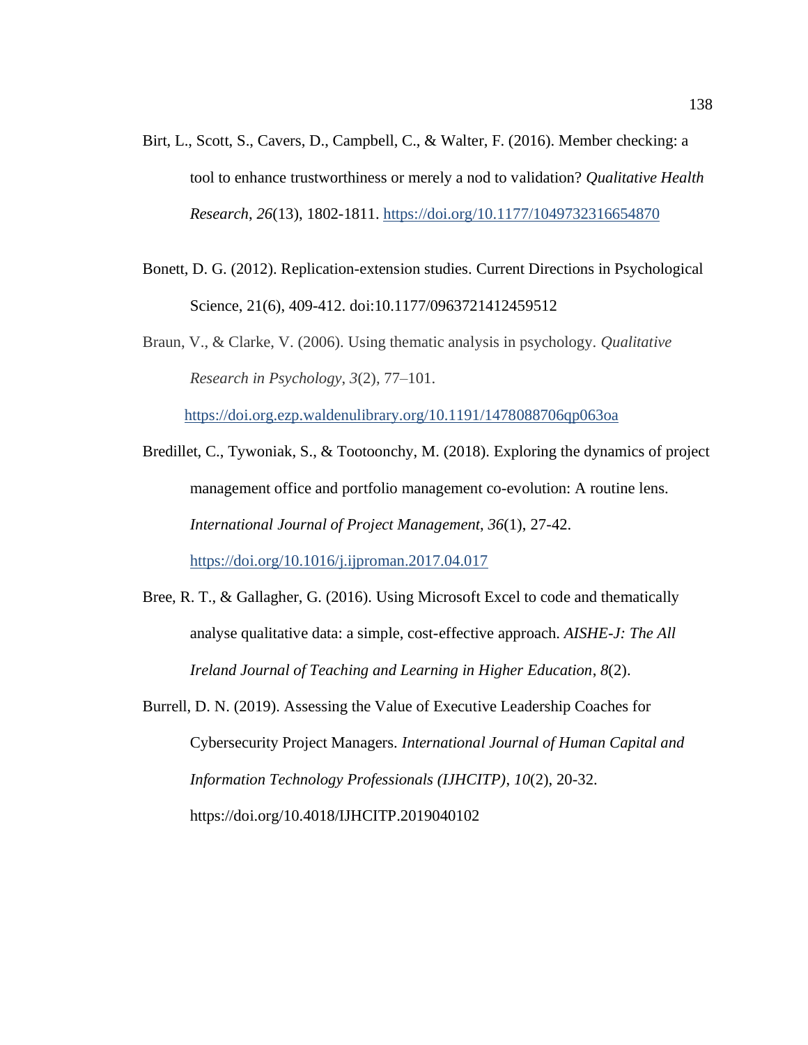Birt, L., Scott, S., Cavers, D., Campbell, C., & Walter, F. (2016). Member checking: a tool to enhance trustworthiness or merely a nod to validation? *Qualitative Health Research*, *26*(13), 1802-1811. https://doi.org/10.1177/1049732316654870

Bonett, D. G. (2012). Replication-extension studies. Current Directions in Psychological Science, 21(6), 409-412. doi:10.1177/0963721412459512

Braun, V., & Clarke, V. (2006). Using thematic analysis in psychology. *Qualitative Research in Psychology*, *3*(2), 77–101. https://doi.org.ezp.waldenulibrary.org/10.1191/1478088706qp063oa

Bredillet, C., Tywoniak, S., & Tootoonchy, M. (2018). Exploring the dynamics of project management office and portfolio management co-evolution: A routine lens. *International Journal of Project Management*, *36*(1), 27-42. https://doi.org/10.1016/j.ijproman.2017.04.017

Bree, R. T., & Gallagher, G. (2016). Using Microsoft Excel to code and thematically analyse qualitative data: a simple, cost-effective approach. *AISHE-J: The All Ireland Journal of Teaching and Learning in Higher Education*, *8*(2).

Burrell, D. N. (2019). Assessing the Value of Executive Leadership Coaches for Cybersecurity Project Managers. *International Journal of Human Capital and Information Technology Professionals (IJHCITP)*, *10*(2), 20-32. https://doi.org/10.4018/IJHCITP.2019040102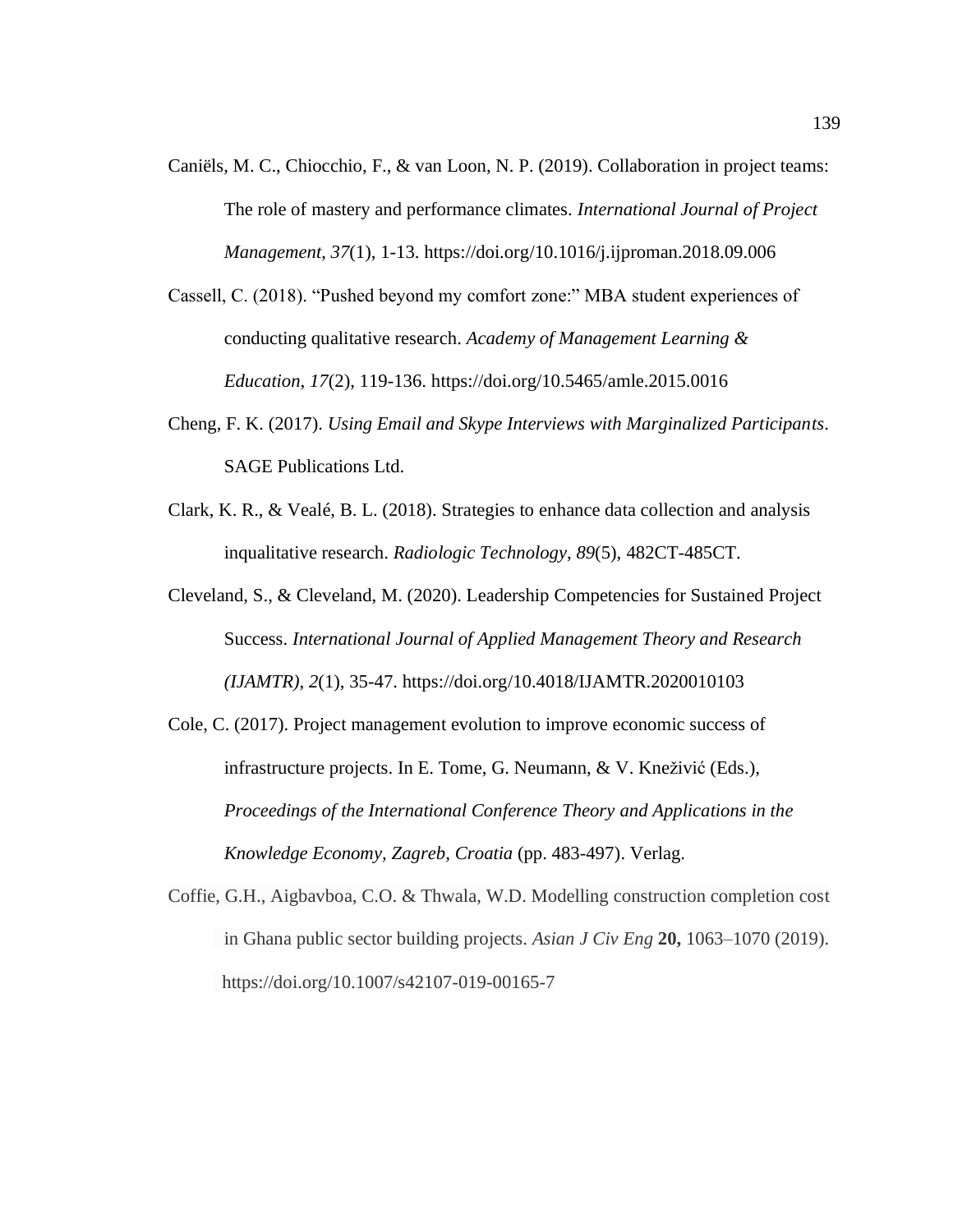Caniëls, M. C., Chiocchio, F., & van Loon, N. P. (2019). Collaboration in project teams: The role of mastery and performance climates. *International Journal of Project Management*, *37*(1), 1-13. https://doi.org/10.1016/j.ijproman.2018.09.006

Cassell, C. (2018). "Pushed beyond my comfort zone:" MBA student experiences of conducting qualitative research. *Academy of Management Learning & Education*, *17*(2), 119-136. https://doi.org/10.5465/amle.2015.0016

Cheng, F. K. (2017). *Using Email and Skype Interviews with Marginalized Participants*. SAGE Publications Ltd.

Clark, K. R., & Vealé, B. L. (2018). Strategies to enhance data collection and analysis inqualitative research. *Radiologic Technology*, *89*(5), 482CT-485CT.

Cleveland, S., & Cleveland, M. (2020). Leadership Competencies for Sustained Project Success. *International Journal of Applied Management Theory and Research (IJAMTR)*, *2*(1), 35-47. https://doi.org/10.4018/IJAMTR.2020010103

Cole, C. (2017). Project management evolution to improve economic success of infrastructure projects. In E. Tome, G. Neumann, & V. Kneživić (Eds.), *Proceedings of the International Conference Theory and Applications in the Knowledge Economy, Zagreb, Croatia* (pp. 483-497). Verlag.

Coffie, G.H., Aigbavboa, C.O. & Thwala, W.D. Modelling construction completion cost in Ghana public sector building projects. *Asian J Civ Eng* **20,** 1063–1070 (2019). https://doi.org/10.1007/s42107-019-00165-7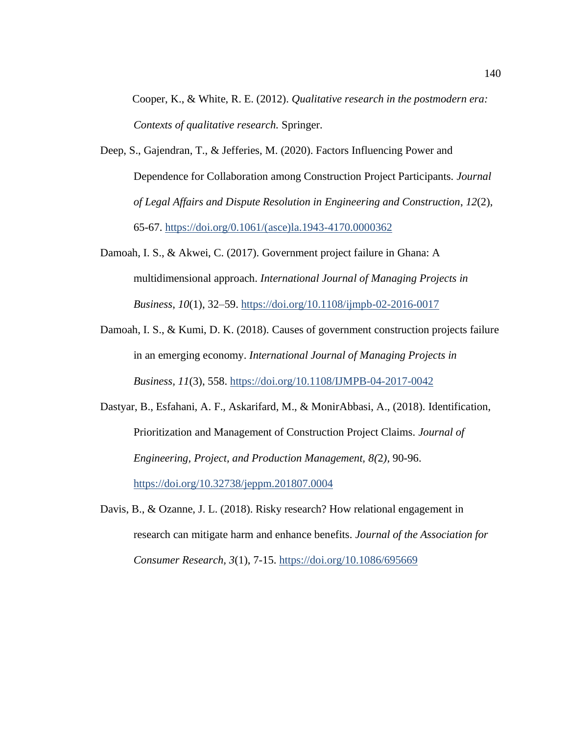Cooper, K., & White, R. E. (2012). *Qualitative research in the postmodern era: Contexts of qualitative research.* Springer.

Deep, S., Gajendran, T., & Jefferies, M. (2020). Factors Influencing Power and Dependence for Collaboration among Construction Project Participants. *Journal of Legal Affairs and Dispute Resolution in Engineering and Construction*, *12*(2), 65-67. https://doi.org/0.1061/(asce)la.1943-4170.0000362

Damoah, I. S., & Akwei, C. (2017). Government project failure in Ghana: A multidimensional approach. *International Journal of Managing Projects in Business*, *10*(1), 32–59. https://doi.org/10.1108/ijmpb-02-2016-0017

Damoah, I. S., & Kumi, D. K. (2018). Causes of government construction projects failure in an emerging economy. *International Journal of Managing Projects in Business*, *11*(3), 558. https://doi.org/10.1108/IJMPB-04-2017-0042

Dastyar, B., Esfahani, A. F., Askarifard, M., & MonirAbbasi, A., (2018). Identification, Prioritization and Management of Construction Project Claims. *Journal of Engineering, Project, and Production Management, 8(*2*),* 90-96. https://doi.org/10.32738/jeppm.201807.0004

Davis, B., & Ozanne, J. L. (2018). Risky research? How relational engagement in research can mitigate harm and enhance benefits. *Journal of the Association for Consumer Research*, *3*(1), 7-15. https://doi.org/10.1086/695669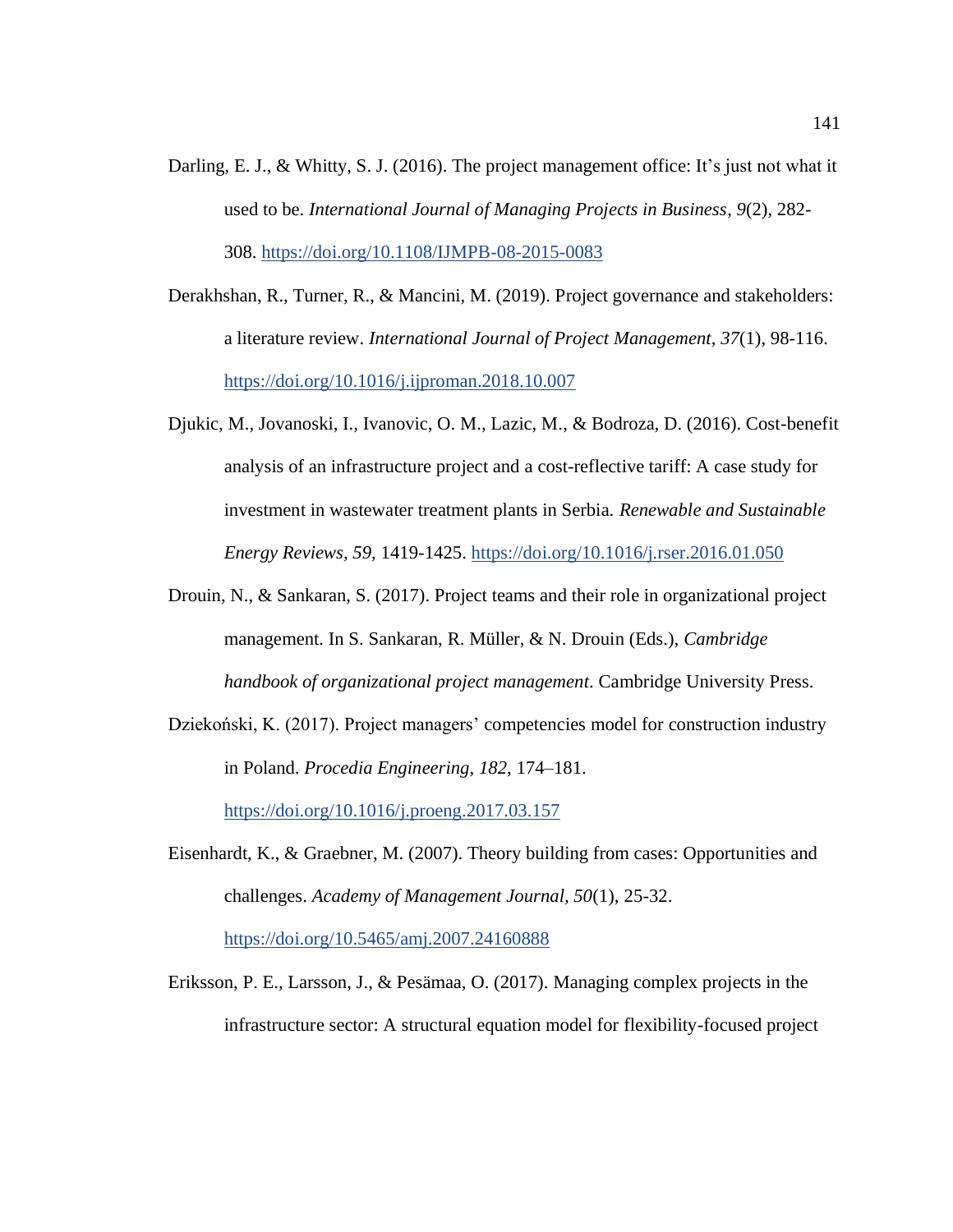Darling, E. J., & Whitty, S. J. (2016). The project management office: It's just not what it used to be. *International Journal of Managing Projects in Business*, *9*(2), 282-308. https://doi.org/10.1108/IJMPB-08-2015-0083

Derakhshan, R., Turner, R., & Mancini, M. (2019). Project governance and stakeholders: a literature review. *International Journal of Project Management*, *37*(1), 98-116. https://doi.org/10.1016/j.ijproman.2018.10.007

Djukic, M., Jovanoski, I., Ivanovic, O. M., Lazic, M., & Bodroza, D. (2016). Cost-benefit analysis of an infrastructure project and a cost-reflective tariff: A case study for investment in wastewater treatment plants in Serbia. *Renewable and Sustainable Energy Reviews*, *59*, 1419-1425. https://doi.org/10.1016/j.rser.2016.01.050

Drouin, N., & Sankaran, S. (2017). Project teams and their role in organizational project management. In S. Sankaran, R. Müller, & N. Drouin (Eds.), *Cambridge handbook of organizational project management*. Cambridge University Press.

Dziekoński, K. (2017). Project managers' competencies model for construction industry in Poland. *Procedia Engineering*, *182*, 174–181. https://doi.org/10.1016/j.proeng.2017.03.157

Eisenhardt, K., & Graebner, M. (2007). Theory building from cases: Opportunities and challenges. *Academy of Management Journal*, *50*(1), 25-32. https://doi.org/10.5465/amj.2007.24160888

Eriksson, P. E., Larsson, J., & Pesämaa, O. (2017). Managing complex projects in the infrastructure sector: A structural equation model for flexibility-focused project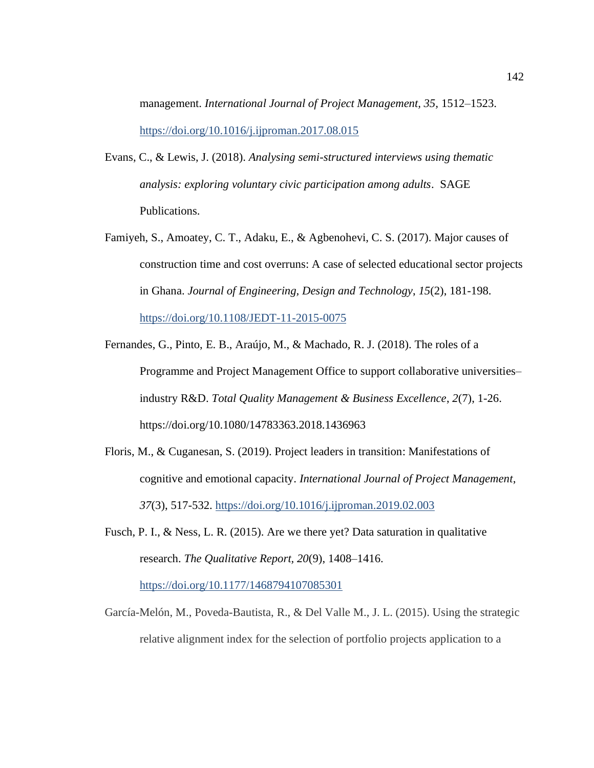management. *International Journal of Project Management, 35*, 1512–1523. https://doi.org/10.1016/j.ijproman.2017.08.015

Evans, C., & Lewis, J. (2018). *Analysing semi-structured interviews using thematic analysis: exploring voluntary civic participation among adults*. SAGE Publications.

Famiyeh, S., Amoatey, C. T., Adaku, E., & Agbenohevi, C. S. (2017). Major causes of construction time and cost overruns: A case of selected educational sector projects in Ghana. *Journal of Engineering, Design and Technology*, *15*(2), 181-198. https://doi.org/10.1108/JEDT-11-2015-0075

Fernandes, G., Pinto, E. B., Araújo, M., & Machado, R. J. (2018). The roles of a Programme and Project Management Office to support collaborative universities–industry R&D. *Total Quality Management & Business Excellence*, *2*(7), 1-26. https://doi.org/10.1080/14783363.2018.1436963

Floris, M., & Cuganesan, S. (2019). Project leaders in transition: Manifestations of cognitive and emotional capacity. *International Journal of Project Management*, *37*(3), 517-532. https://doi.org/10.1016/j.ijproman.2019.02.003

Fusch, P. I., & Ness, L. R. (2015). Are we there yet? Data saturation in qualitative research. *The Qualitative Report, 20*(9), 1408–1416. https://doi.org/10.1177/1468794107085301

García-Melón, M., Poveda-Bautista, R., & Del Valle M., J. L. (2015). Using the strategic relative alignment index for the selection of portfolio projects application to a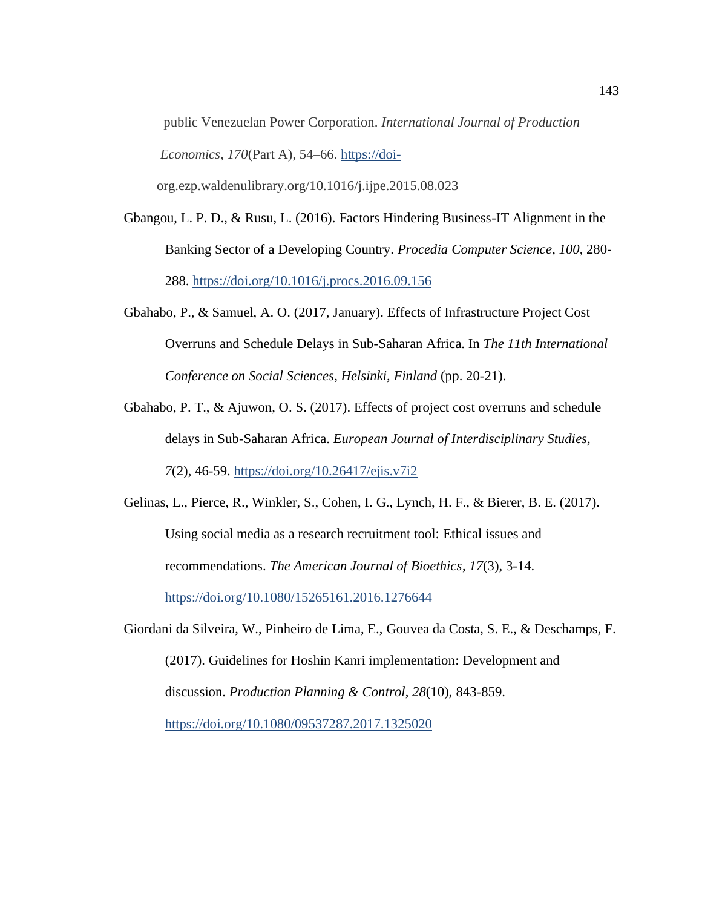public Venezuelan Power Corporation. *International Journal of Production Economics*, *170*(Part A), 54–66. https://doi-org.ezp.waldenulibrary.org/10.1016/j.ijpe.2015.08.023

Gbangou, L. P. D., & Rusu, L. (2016). Factors Hindering Business-IT Alignment in the Banking Sector of a Developing Country. *Procedia Computer Science*, *100*, 280-288. https://doi.org/10.1016/j.procs.2016.09.156

Gbahabo, P., & Samuel, A. O. (2017, January). Effects of Infrastructure Project Cost Overruns and Schedule Delays in Sub-Saharan Africa. In *The 11th International Conference on Social Sciences, Helsinki, Finland* (pp. 20-21).

Gbahabo, P. T., & Ajuwon, O. S. (2017). Effects of project cost overruns and schedule delays in Sub-Saharan Africa. *European Journal of Interdisciplinary Studies, 7*(2), 46-59. https://doi.org/10.26417/ejis.v7i2

Gelinas, L., Pierce, R., Winkler, S., Cohen, I. G., Lynch, H. F., & Bierer, B. E. (2017). Using social media as a research recruitment tool: Ethical issues and recommendations. *The American Journal of Bioethics*, *17*(3), 3-14. https://doi.org/10.1080/15265161.2016.1276644

Giordani da Silveira, W., Pinheiro de Lima, E., Gouvea da Costa, S. E., & Deschamps, F. (2017). Guidelines for Hoshin Kanri implementation: Development and discussion. *Production Planning & Control*, *28*(10), 843-859. https://doi.org/10.1080/09537287.2017.1325020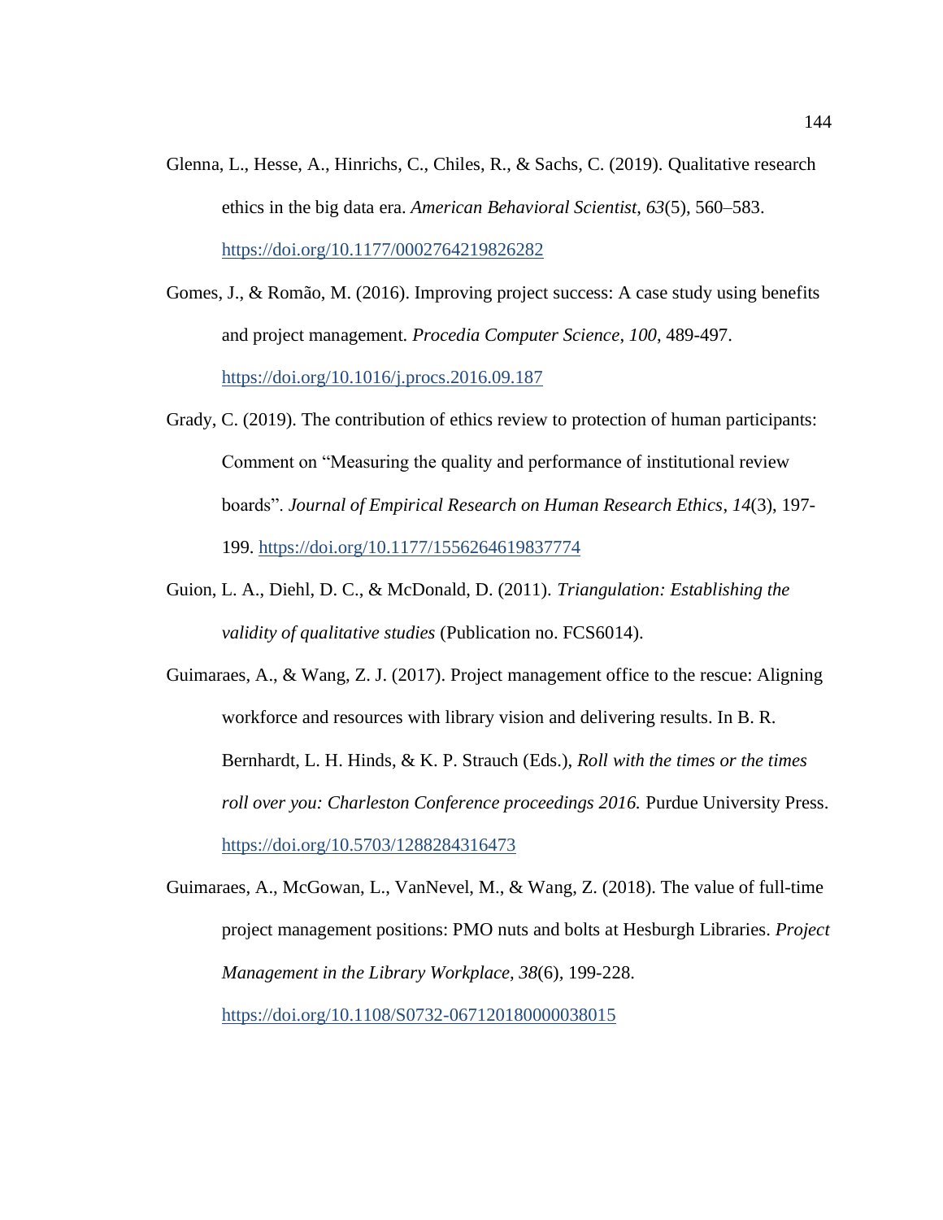Glenna, L., Hesse, A., Hinrichs, C., Chiles, R., & Sachs, C. (2019). Qualitative research ethics in the big data era. *American Behavioral Scientist*, *63*(5), 560–583. https://doi.org/10.1177/0002764219826282

Gomes, J., & Romão, M. (2016). Improving project success: A case study using benefits and project management. *Procedia Computer Science*, *100*, 489-497. https://doi.org/10.1016/j.procs.2016.09.187

Grady, C. (2019). The contribution of ethics review to protection of human participants: Comment on "Measuring the quality and performance of institutional review boards". *Journal of Empirical Research on Human Research Ethics*, *14*(3), 197-199. https://doi.org/10.1177/1556264619837774

Guion, L. A., Diehl, D. C., & McDonald, D. (2011). *Triangulation: Establishing the validity of qualitative studies* (Publication no. FCS6014).

Guimaraes, A., & Wang, Z. J. (2017). Project management office to the rescue: Aligning workforce and resources with library vision and delivering results. In B. R. Bernhardt, L. H. Hinds, & K. P. Strauch (Eds.), *Roll with the times or the times roll over you: Charleston Conference proceedings 2016.* Purdue University Press. https://doi.org/10.5703/1288284316473

Guimaraes, A., McGowan, L., VanNevel, M., & Wang, Z. (2018). The value of full-time project management positions: PMO nuts and bolts at Hesburgh Libraries. *Project Management in the Library Workplace, 38*(6), 199-228. https://doi.org/10.1108/S0732-067120180000038015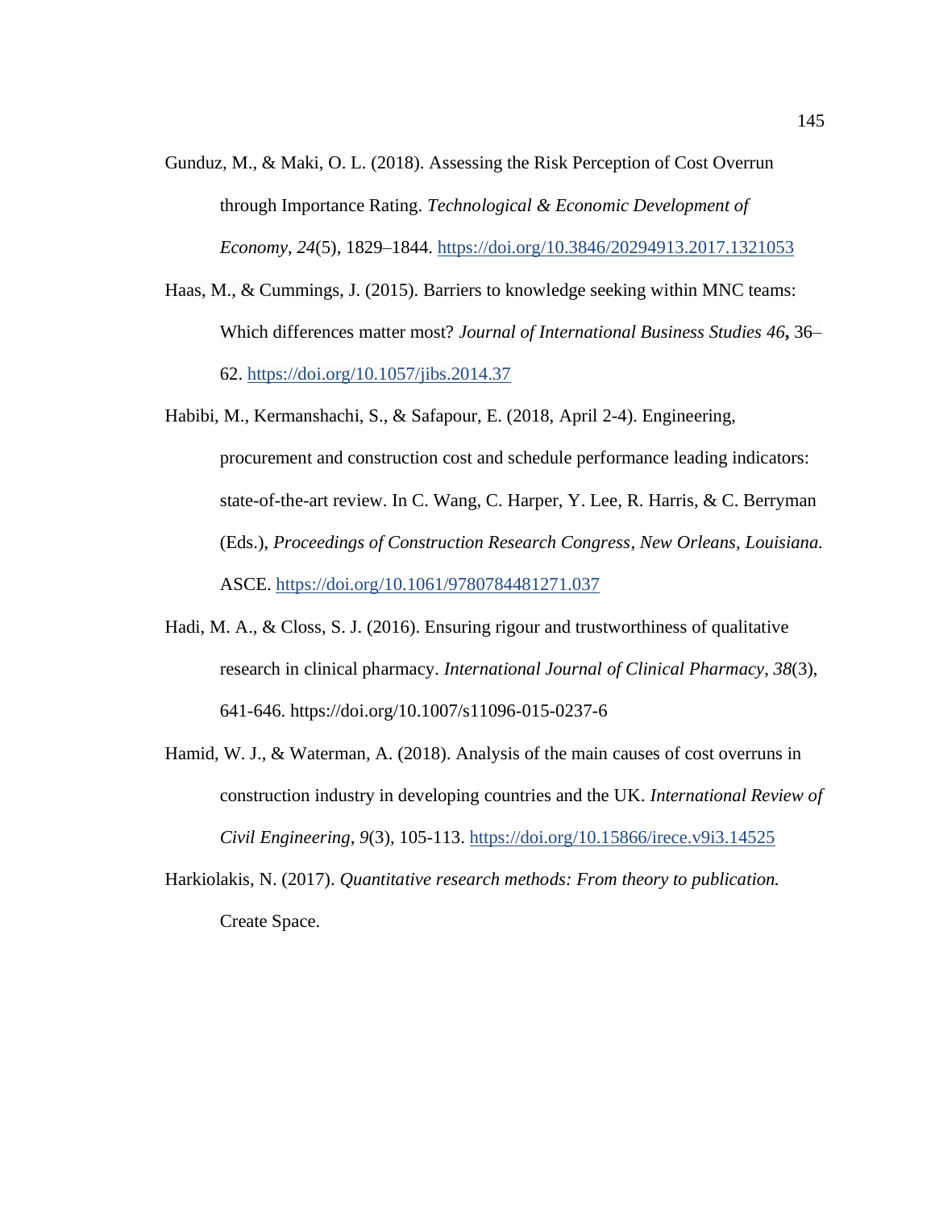Gunduz, M., & Maki, O. L. (2018). Assessing the Risk Perception of Cost Overrun through Importance Rating. *Technological & Economic Development of Economy*, *24*(5), 1829–1844. https://doi.org/10.3846/20294913.2017.1321053

Haas, M., & Cummings, J. (2015). Barriers to knowledge seeking within MNC teams: Which differences matter most? *Journal of International Business Studies 46***,** 36–62. https://doi.org/10.1057/jibs.2014.37

Habibi, M., Kermanshachi, S., & Safapour, E. (2018, April 2-4). Engineering, procurement and construction cost and schedule performance leading indicators: state-of-the-art review. In C. Wang, C. Harper, Y. Lee, R. Harris, & C. Berryman (Eds.), *Proceedings of Construction Research Congress*, *New Orleans, Louisiana.* ASCE. https://doi.org/10.1061/9780784481271.037

Hadi, M. A., & Closs, S. J. (2016). Ensuring rigour and trustworthiness of qualitative research in clinical pharmacy. *International Journal of Clinical Pharmacy*, *38*(3), 641-646. https://doi.org/10.1007/s11096-015-0237-6

Hamid, W. J., & Waterman, A. (2018). Analysis of the main causes of cost overruns in construction industry in developing countries and the UK. *International Review of Civil Engineering*, *9*(3), 105-113. https://doi.org/10.15866/irece.v9i3.14525

Harkiolakis, N. (2017). *Quantitative research methods: From theory to publication.* Create Space.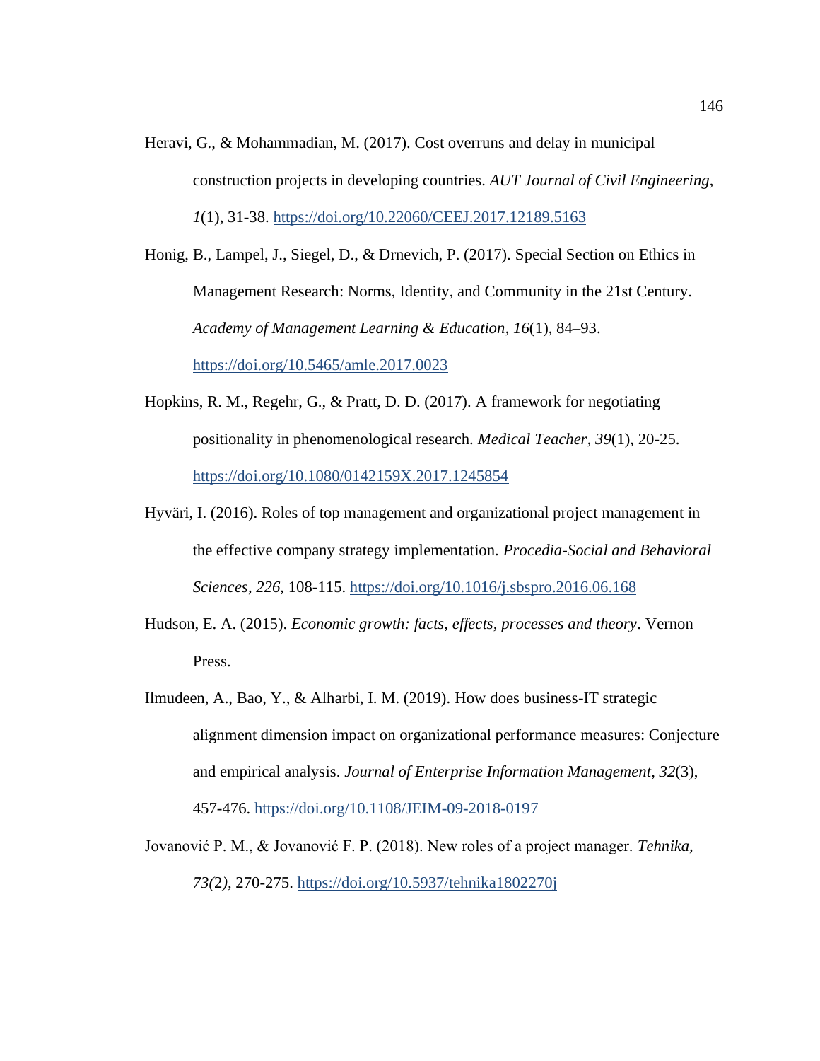Heravi, G., & Mohammadian, M. (2017). Cost overruns and delay in municipal construction projects in developing countries. *AUT Journal of Civil Engineering*, *1*(1), 31-38. https://doi.org/10.22060/CEEJ.2017.12189.5163

Honig, B., Lampel, J., Siegel, D., & Drnevich, P. (2017). Special Section on Ethics in Management Research: Norms, Identity, and Community in the 21st Century. *Academy of Management Learning & Education*, *16*(1), 84–93. https://doi.org/10.5465/amle.2017.0023

Hopkins, R. M., Regehr, G., & Pratt, D. D. (2017). A framework for negotiating positionality in phenomenological research. *Medical Teacher*, *39*(1), 20-25. https://doi.org/10.1080/0142159X.2017.1245854

Hyväri, I. (2016). Roles of top management and organizational project management in the effective company strategy implementation. *Procedia-Social and Behavioral Sciences*, *226*, 108-115. https://doi.org/10.1016/j.sbspro.2016.06.168

Hudson, E. A. (2015). *Economic growth: facts, effects, processes and theory*. Vernon Press.

Ilmudeen, A., Bao, Y., & Alharbi, I. M. (2019). How does business-IT strategic alignment dimension impact on organizational performance measures: Conjecture and empirical analysis. *Journal of Enterprise Information Management*, *32*(3), 457-476. https://doi.org/10.1108/JEIM-09-2018-0197

Jovanović P. M., & Jovanović F. P. (2018). New roles of a project manager. *Tehnika*, *73(*2*)*, 270-275. https://doi.org/10.5937/tehnika1802270j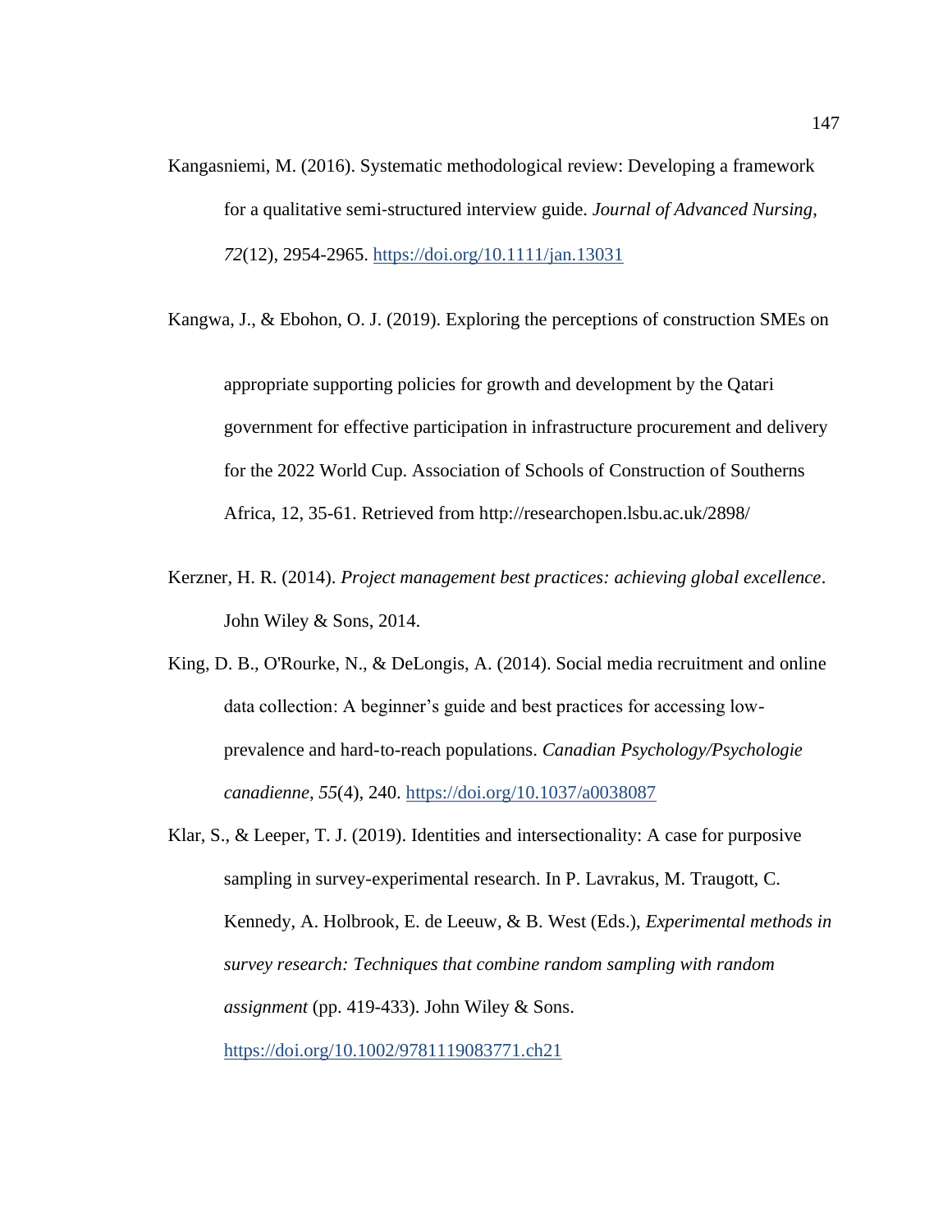Kangasniemi, M. (2016). Systematic methodological review: Developing a framework for a qualitative semi-structured interview guide. *Journal of Advanced Nursing*, *72*(12), 2954-2965. https://doi.org/10.1111/jan.13031

Kangwa, J., & Ebohon, O. J. (2019). Exploring the perceptions of construction SMEs on appropriate supporting policies for growth and development by the Qatari government for effective participation in infrastructure procurement and delivery for the 2022 World Cup. Association of Schools of Construction of Southerns Africa, 12, 35-61. Retrieved from http://researchopen.lsbu.ac.uk/2898/

Kerzner, H. R. (2014). *Project management best practices: achieving global excellence*. John Wiley & Sons, 2014.

King, D. B., O'Rourke, N., & DeLongis, A. (2014). Social media recruitment and online data collection: A beginner's guide and best practices for accessing low-prevalence and hard-to-reach populations. *Canadian Psychology/Psychologie canadienne*, *55*(4), 240. https://doi.org/10.1037/a0038087

Klar, S., & Leeper, T. J. (2019). Identities and intersectionality: A case for purposive sampling in survey-experimental research. In P. Lavrakus, M. Traugott, C. Kennedy, A. Holbrook, E. de Leeuw, & B. West (Eds.), *Experimental methods in survey research: Techniques that combine random sampling with random assignment* (pp. 419-433). John Wiley & Sons. https://doi.org/10.1002/9781119083771.ch21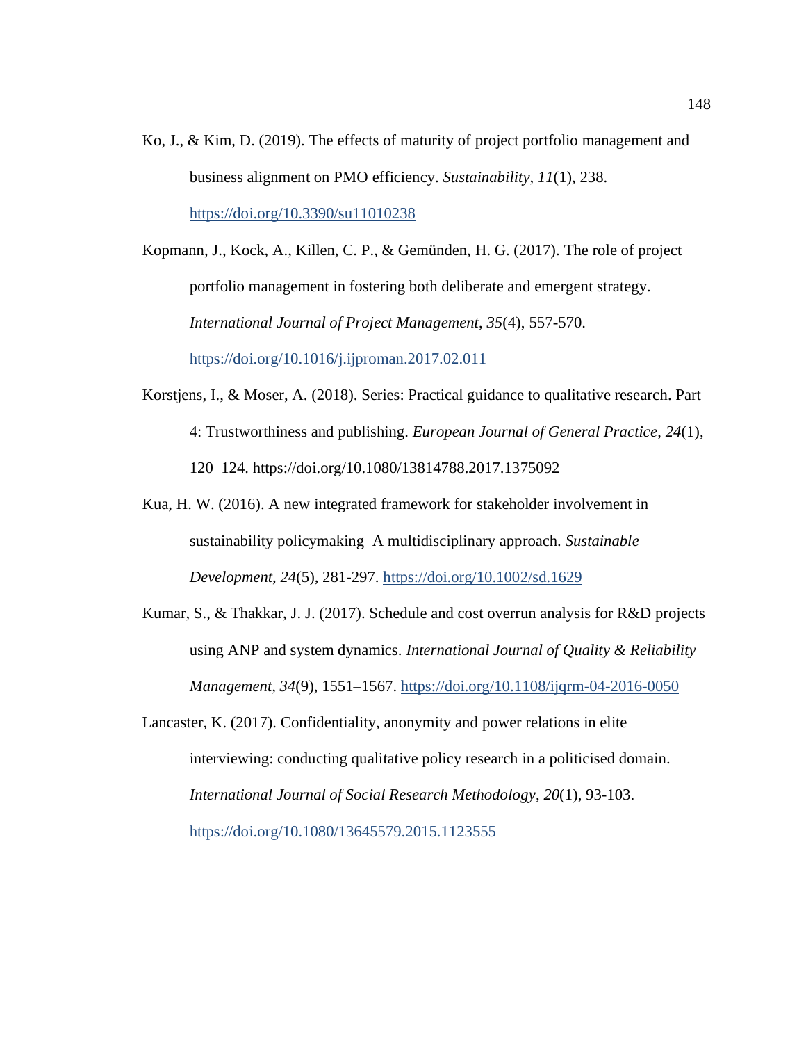Ko, J., & Kim, D. (2019). The effects of maturity of project portfolio management and business alignment on PMO efficiency. *Sustainability*, *11*(1), 238. https://doi.org/10.3390/su11010238

Kopmann, J., Kock, A., Killen, C. P., & Gemünden, H. G. (2017). The role of project portfolio management in fostering both deliberate and emergent strategy. *International Journal of Project Management*, *35*(4), 557-570. https://doi.org/10.1016/j.ijproman.2017.02.011

Korstjens, I., & Moser, A. (2018). Series: Practical guidance to qualitative research. Part 4: Trustworthiness and publishing. *European Journal of General Practice*, *24*(1), 120–124. https://doi.org/10.1080/13814788.2017.1375092

Kua, H. W. (2016). A new integrated framework for stakeholder involvement in sustainability policymaking–A multidisciplinary approach. *Sustainable Development*, *24*(5), 281-297. https://doi.org/10.1002/sd.1629

Kumar, S., & Thakkar, J. J. (2017). Schedule and cost overrun analysis for R&D projects using ANP and system dynamics. *International Journal of Quality & Reliability Management*, *34*(9), 1551–1567. https://doi.org/10.1108/ijqrm-04-2016-0050

Lancaster, K. (2017). Confidentiality, anonymity and power relations in elite interviewing: conducting qualitative policy research in a politicised domain. *International Journal of Social Research Methodology*, *20*(1), 93-103. https://doi.org/10.1080/13645579.2015.1123555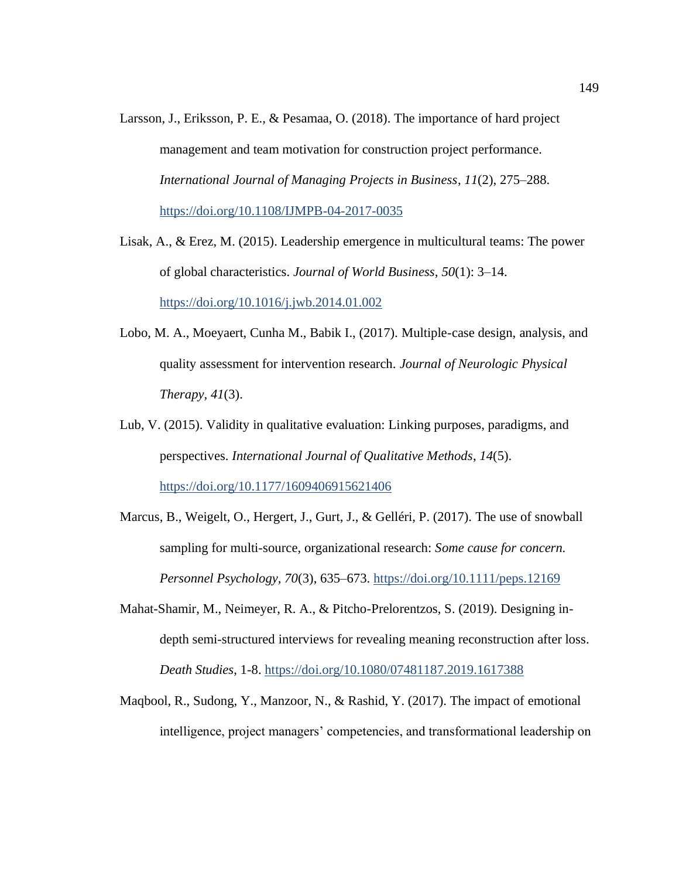Larsson, J., Eriksson, P. E., & Pesamaa, O. (2018). The importance of hard project management and team motivation for construction project performance. *International Journal of Managing Projects in Business*, *11*(2), 275–288. https://doi.org/10.1108/IJMPB-04-2017-0035

Lisak, A., & Erez, M. (2015). Leadership emergence in multicultural teams: The power of global characteristics. *Journal of World Business, 50*(1): 3–14. https://doi.org/10.1016/j.jwb.2014.01.002

Lobo, M. A., Moeyaert, Cunha M., Babik I., (2017). Multiple-case design, analysis, and quality assessment for intervention research. *Journal of Neurologic Physical Therapy*, *41*(3).

Lub, V. (2015). Validity in qualitative evaluation: Linking purposes, paradigms, and perspectives. *International Journal of Qualitative Methods*, *14*(5). https://doi.org/10.1177/1609406915621406

Marcus, B., Weigelt, O., Hergert, J., Gurt, J., & Gelléri, P. (2017). The use of snowball sampling for multi-source, organizational research: *Some cause for concern. Personnel Psychology*, *70*(3), 635–673. https://doi.org/10.1111/peps.12169

Mahat-Shamir, M., Neimeyer, R. A., & Pitcho-Prelorentzos, S. (2019). Designing in-depth semi-structured interviews for revealing meaning reconstruction after loss. *Death Studies*, 1-8. https://doi.org/10.1080/07481187.2019.1617388

Maqbool, R., Sudong, Y., Manzoor, N., & Rashid, Y. (2017). The impact of emotional intelligence, project managers' competencies, and transformational leadership on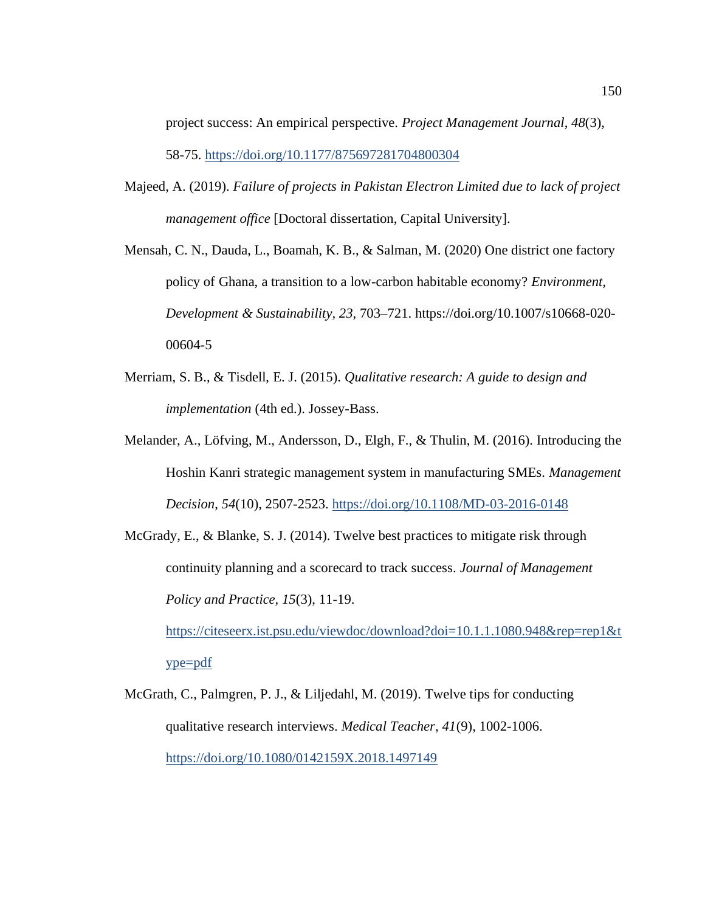project success: An empirical perspective. *Project Management Journal*, *48*(3), 58-75. https://doi.org/10.1177/875697281704800304

Majeed, A. (2019). *Failure of projects in Pakistan Electron Limited due to lack of project management office* [Doctoral dissertation, Capital University].

Mensah, C. N., Dauda, L., Boamah, K. B., & Salman, M. (2020) One district one factory policy of Ghana, a transition to a low-carbon habitable economy? *Environment, Development & Sustainability, 23,* 703–721. https://doi.org/10.1007/s10668-020-00604-5

Merriam, S. B., & Tisdell, E. J. (2015). *Qualitative research: A guide to design and implementation* (4th ed.). Jossey-Bass.

Melander, A., Löfving, M., Andersson, D., Elgh, F., & Thulin, M. (2016). Introducing the Hoshin Kanri strategic management system in manufacturing SMEs. *Management Decision*, *54*(10), 2507-2523. https://doi.org/10.1108/MD-03-2016-0148

McGrady, E., & Blanke, S. J. (2014). Twelve best practices to mitigate risk through continuity planning and a scorecard to track success. *Journal of Management Policy and Practice*, *15*(3), 11-19. https://citeseerx.ist.psu.edu/viewdoc/download?doi=10.1.1.1080.948&rep=rep1&type=pdf

McGrath, C., Palmgren, P. J., & Liljedahl, M. (2019). Twelve tips for conducting qualitative research interviews. *Medical Teacher*, *41*(9), 1002-1006. https://doi.org/10.1080/0142159X.2018.1497149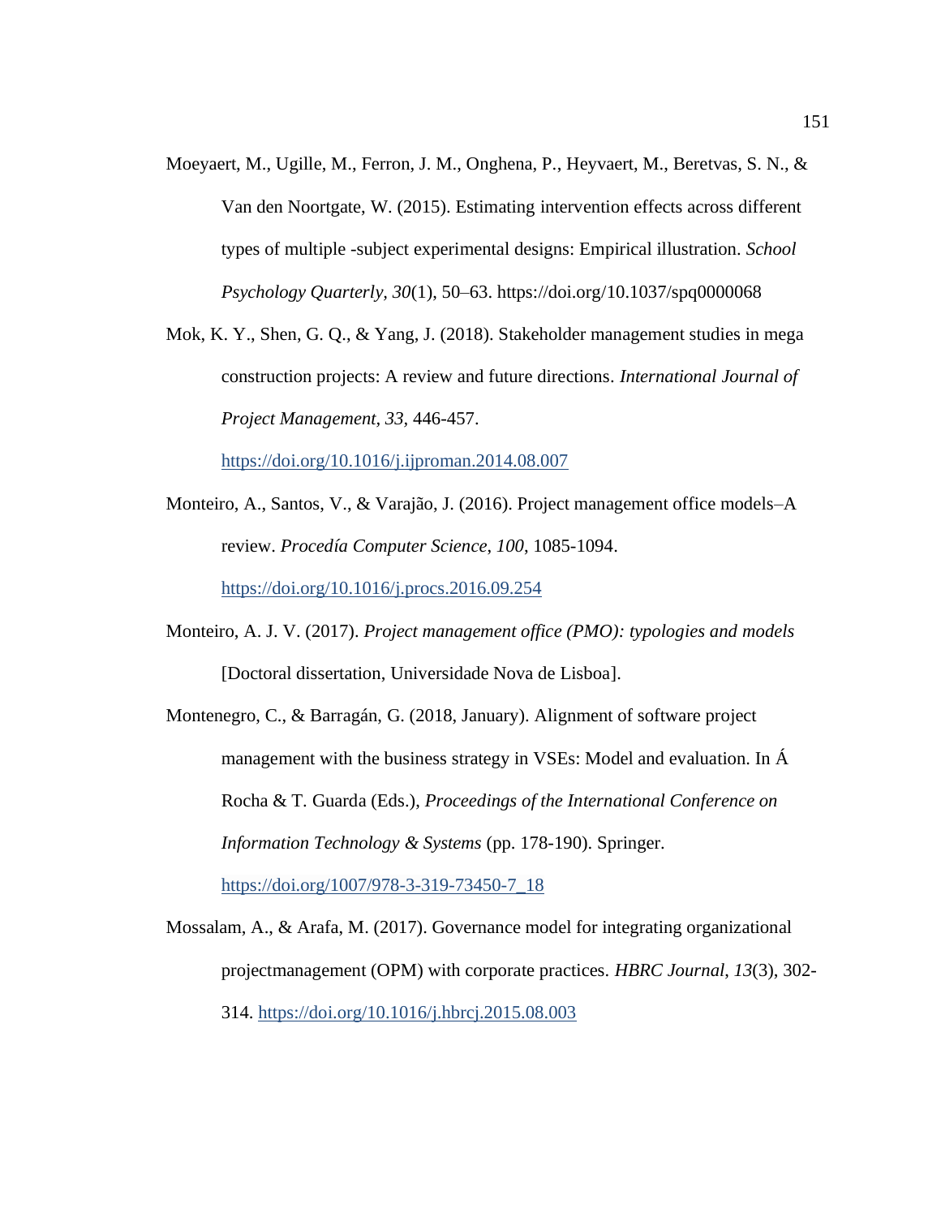Moeyaert, M., Ugille, M., Ferron, J. M., Onghena, P., Heyvaert, M., Beretvas, S. N., & Van den Noortgate, W. (2015). Estimating intervention effects across different types of multiple -subject experimental designs: Empirical illustration. *School Psychology Quarterly, 30*(1), 50–63. https://doi.org/10.1037/spq0000068

Mok, K. Y., Shen, G. Q., & Yang, J. (2018). Stakeholder management studies in mega construction projects: A review and future directions. *International Journal of Project Management, 33,* 446-457. https://doi.org/10.1016/j.ijproman.2014.08.007

Monteiro, A., Santos, V., & Varajão, J. (2016). Project management office models–A review. *Procedía Computer Science*, *100*, 1085-1094. https://doi.org/10.1016/j.procs.2016.09.254

Monteiro, A. J. V. (2017). *Project management office (PMO): typologies and models* [Doctoral dissertation, Universidade Nova de Lisboa].

Montenegro, C., & Barragán, G. (2018, January). Alignment of software project management with the business strategy in VSEs: Model and evaluation. In Á Rocha & T. Guarda (Eds.), *Proceedings of the International Conference on Information Technology & Systems* (pp. 178-190). Springer. https://doi.org/1007/978-3-319-73450-7_18

Mossalam, A., & Arafa, M. (2017). Governance model for integrating organizational projectmanagement (OPM) with corporate practices. *HBRC Journal*, *13*(3), 302-314. https://doi.org/10.1016/j.hbrcj.2015.08.003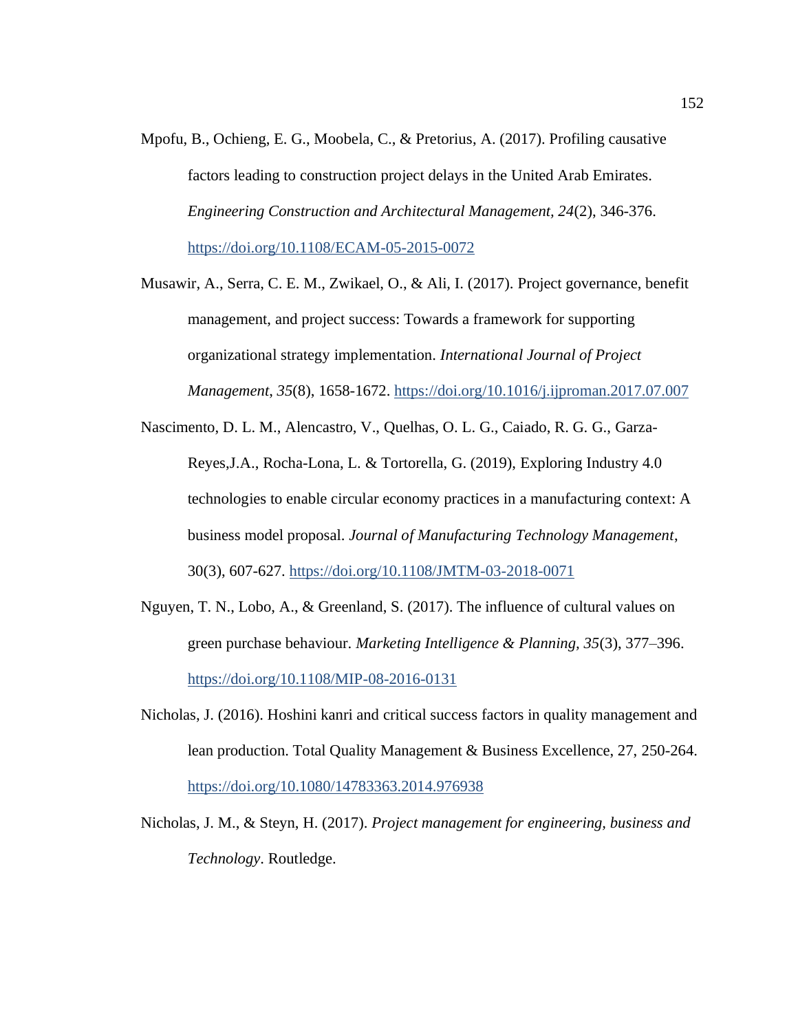Mpofu, B., Ochieng, E. G., Moobela, C., & Pretorius, A. (2017). Profiling causative factors leading to construction project delays in the United Arab Emirates. *Engineering Construction and Architectural Management, 24*(2), 346-376. https://doi.org/10.1108/ECAM-05-2015-0072

Musawir, A., Serra, C. E. M., Zwikael, O., & Ali, I. (2017). Project governance, benefit management, and project success: Towards a framework for supporting organizational strategy implementation. *International Journal of Project Management, 35*(8), 1658-1672. https://doi.org/10.1016/j.ijproman.2017.07.007

Nascimento, D. L. M., Alencastro, V., Quelhas, O. L. G., Caiado, R. G. G., Garza-Reyes,J.A., Rocha-Lona, L. & Tortorella, G. (2019), Exploring Industry 4.0 technologies to enable circular economy practices in a manufacturing context: A business model proposal. *Journal of Manufacturing Technology Management*, 30(3), 607-627. https://doi.org/10.1108/JMTM-03-2018-0071

Nguyen, T. N., Lobo, A., & Greenland, S. (2017). The influence of cultural values on green purchase behaviour. *Marketing Intelligence & Planning, 35*(3), 377–396. https://doi.org/10.1108/MIP-08-2016-0131

Nicholas, J. (2016). Hoshini kanri and critical success factors in quality management and lean production. Total Quality Management & Business Excellence, 27, 250-264. https://doi.org/10.1080/14783363.2014.976938

Nicholas, J. M., & Steyn, H. (2017). *Project management for engineering, business and Technology*. Routledge.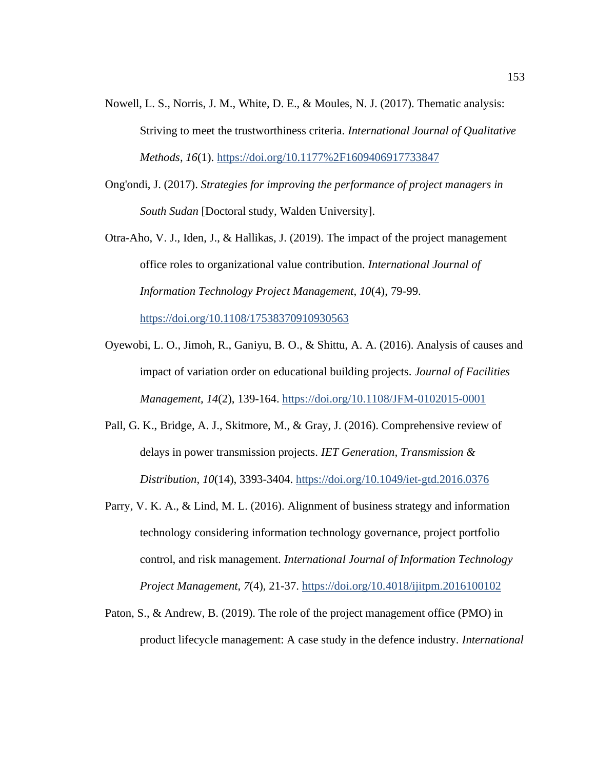Nowell, L. S., Norris, J. M., White, D. E., & Moules, N. J. (2017). Thematic analysis: Striving to meet the trustworthiness criteria. *International Journal of Qualitative Methods*, *16*(1). https://doi.org/10.1177%2F1609406917733847

Ong'ondi, J. (2017). *Strategies for improving the performance of project managers in South Sudan* [Doctoral study, Walden University].

Otra-Aho, V. J., Iden, J., & Hallikas, J. (2019). The impact of the project management office roles to organizational value contribution. *International Journal of Information Technology Project Management*, *10*(4), 79-99. https://doi.org/10.1108/17538370910930563

Oyewobi, L. O., Jimoh, R., Ganiyu, B. O., & Shittu, A. A. (2016). Analysis of causes and impact of variation order on educational building projects. *Journal of Facilities Management, 14*(2), 139-164. https://doi.org/10.1108/JFM-0102015-0001

Pall, G. K., Bridge, A. J., Skitmore, M., & Gray, J. (2016). Comprehensive review of delays in power transmission projects. *IET Generation, Transmission & Distribution*, *10*(14), 3393-3404. https://doi.org/10.1049/iet-gtd.2016.0376

Parry, V. K. A., & Lind, M. L. (2016). Alignment of business strategy and information technology considering information technology governance, project portfolio control, and risk management. *International Journal of Information Technology Project Management*, *7*(4), 21-37. https://doi.org/10.4018/ijitpm.2016100102

Paton, S., & Andrew, B. (2019). The role of the project management office (PMO) in product lifecycle management: A case study in the defence industry. *International*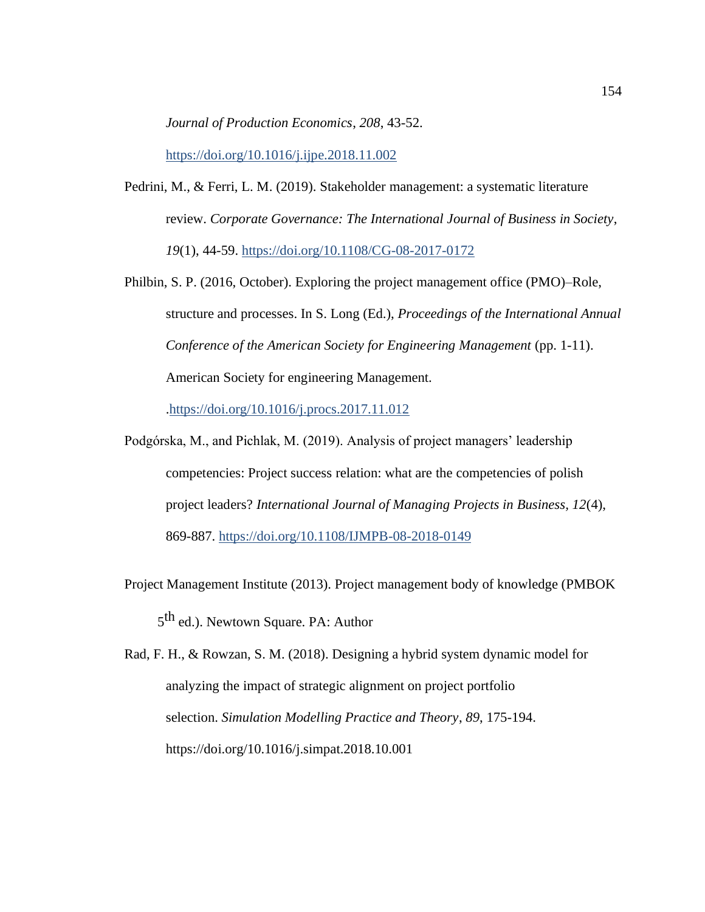*Journal of Production Economics*, *208*, 43-52. https://doi.org/10.1016/j.ijpe.2018.11.002

Pedrini, M., & Ferri, L. M. (2019). Stakeholder management: a systematic literature review. *Corporate Governance: The International Journal of Business in Society*, *19*(1), 44-59. https://doi.org/10.1108/CG-08-2017-0172

Philbin, S. P. (2016, October). Exploring the project management office (PMO)–Role, structure and processes. In S. Long (Ed.), *Proceedings of the International Annual Conference of the American Society for Engineering Management* (pp. 1-11). American Society for engineering Management. .https://doi.org/10.1016/j.procs.2017.11.012

Podgórska, M., and Pichlak, M. (2019). Analysis of project managers' leadership competencies: Project success relation: what are the competencies of polish project leaders? *International Journal of Managing Projects in Business*, *12*(4), 869-887. https://doi.org/10.1108/IJMPB-08-2018-0149

Project Management Institute (2013). Project management body of knowledge (PMBOK 5th ed.). Newtown Square. PA: Author

Rad, F. H., & Rowzan, S. M. (2018). Designing a hybrid system dynamic model for analyzing the impact of strategic alignment on project portfolio selection. *Simulation Modelling Practice and Theory*, *89*, 175-194. https://doi.org/10.1016/j.simpat.2018.10.001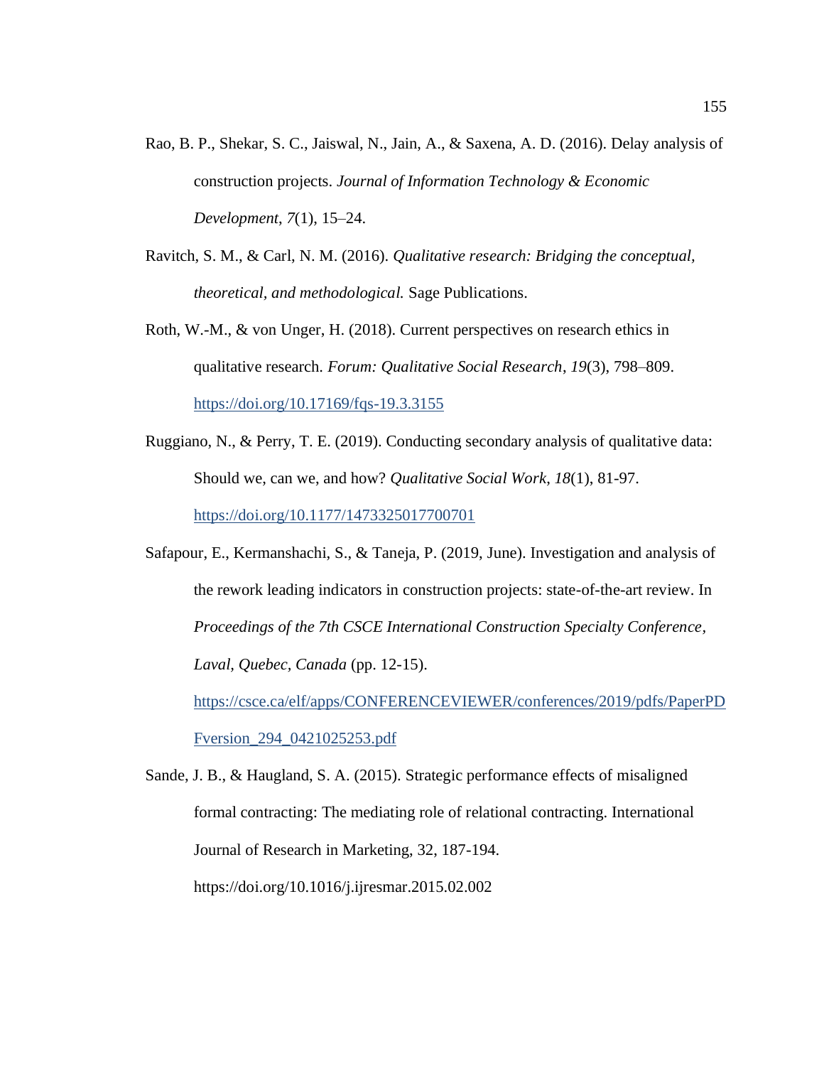Rao, B. P., Shekar, S. C., Jaiswal, N., Jain, A., & Saxena, A. D. (2016). Delay analysis of construction projects. *Journal of Information Technology & Economic Development*, *7*(1), 15–24.

Ravitch, S. M., & Carl, N. M. (2016). *Qualitative research: Bridging the conceptual, theoretical, and methodological.* Sage Publications.

Roth, W.-M., & von Unger, H. (2018). Current perspectives on research ethics in qualitative research. *Forum: Qualitative Social Research*, *19*(3), 798–809. https://doi.org/10.17169/fqs-19.3.3155

Ruggiano, N., & Perry, T. E. (2019). Conducting secondary analysis of qualitative data: Should we, can we, and how? *Qualitative Social Work*, *18*(1), 81-97. https://doi.org/10.1177/1473325017700701

Safapour, E., Kermanshachi, S., & Taneja, P. (2019, June). Investigation and analysis of the rework leading indicators in construction projects: state-of-the-art review. In *Proceedings of the 7th CSCE International Construction Specialty Conference, Laval, Quebec, Canada* (pp. 12-15). https://csce.ca/elf/apps/CONFERENCEVIEWER/conferences/2019/pdfs/PaperPDFversion_294_0421025253.pdf

Sande, J. B., & Haugland, S. A. (2015). Strategic performance effects of misaligned formal contracting: The mediating role of relational contracting. International Journal of Research in Marketing, 32, 187-194. https://doi.org/10.1016/j.ijresmar.2015.02.002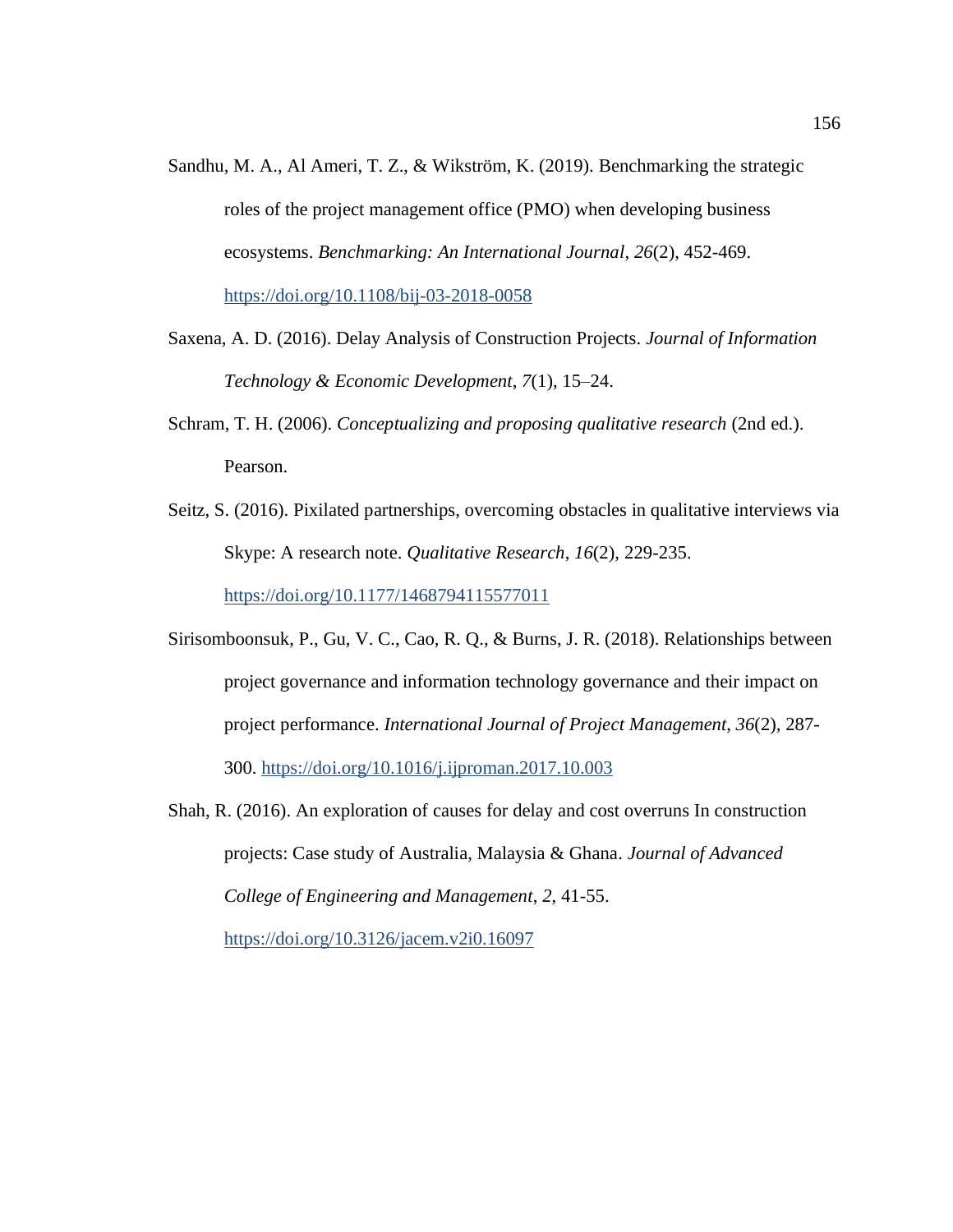Sandhu, M. A., Al Ameri, T. Z., & Wikström, K. (2019). Benchmarking the strategic roles of the project management office (PMO) when developing business ecosystems. *Benchmarking: An International Journal*, *26*(2), 452-469. https://doi.org/10.1108/bij-03-2018-0058

Saxena, A. D. (2016). Delay Analysis of Construction Projects. *Journal of Information Technology & Economic Development*, *7*(1), 15–24.

Schram, T. H. (2006). *Conceptualizing and proposing qualitative research* (2nd ed.). Pearson.

Seitz, S. (2016). Pixilated partnerships, overcoming obstacles in qualitative interviews via Skype: A research note. *Qualitative Research*, *16*(2), 229-235. https://doi.org/10.1177/1468794115577011

Sirisomboonsuk, P., Gu, V. C., Cao, R. Q., & Burns, J. R. (2018). Relationships between project governance and information technology governance and their impact on project performance. *International Journal of Project Management*, *36*(2), 287-300. https://doi.org/10.1016/j.ijproman.2017.10.003

Shah, R. (2016). An exploration of causes for delay and cost overruns In construction projects: Case study of Australia, Malaysia & Ghana. *Journal of Advanced College of Engineering and Management*, *2*, 41-55. https://doi.org/10.3126/jacem.v2i0.16097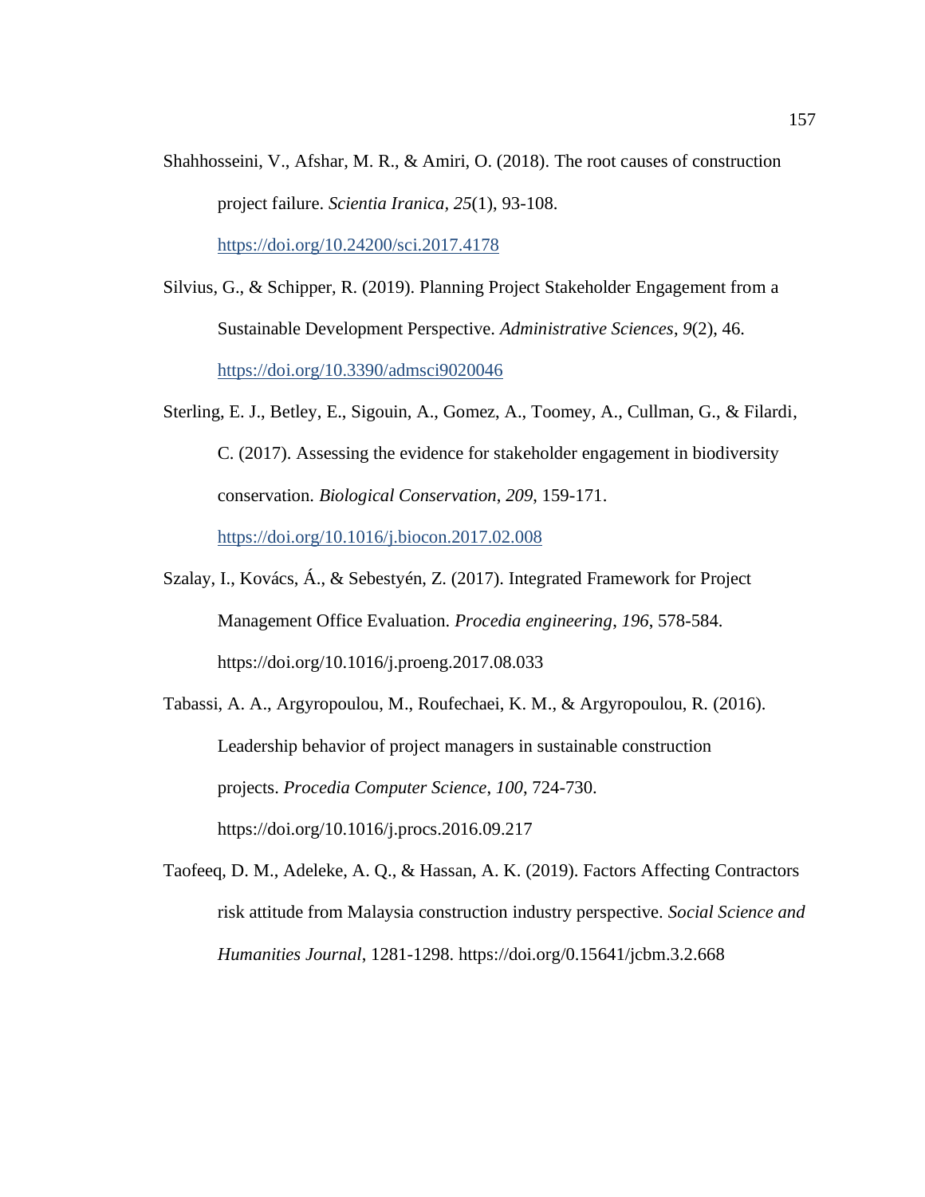Shahhosseini, V., Afshar, M. R., & Amiri, O. (2018). The root causes of construction project failure. *Scientia Iranica*, *25*(1), 93-108. https://doi.org/10.24200/sci.2017.4178

Silvius, G., & Schipper, R. (2019). Planning Project Stakeholder Engagement from a Sustainable Development Perspective. *Administrative Sciences*, *9*(2), 46. https://doi.org/10.3390/admsci9020046

Sterling, E. J., Betley, E., Sigouin, A., Gomez, A., Toomey, A., Cullman, G., & Filardi, C. (2017). Assessing the evidence for stakeholder engagement in biodiversity conservation. *Biological Conservation*, *209*, 159-171. https://doi.org/10.1016/j.biocon.2017.02.008

Szalay, I., Kovács, Á., & Sebestyén, Z. (2017). Integrated Framework for Project Management Office Evaluation. *Procedia engineering*, *196*, 578-584. https://doi.org/10.1016/j.proeng.2017.08.033

Tabassi, A. A., Argyropoulou, M., Roufechaei, K. M., & Argyropoulou, R. (2016). Leadership behavior of project managers in sustainable construction projects. *Procedia Computer Science*, *100*, 724-730. https://doi.org/10.1016/j.procs.2016.09.217

Taofeeq, D. M., Adeleke, A. Q., & Hassan, A. K. (2019). Factors Affecting Contractors risk attitude from Malaysia construction industry perspective. *Social Science and Humanities Journal*, 1281-1298. https://doi.org/0.15641/jcbm.3.2.668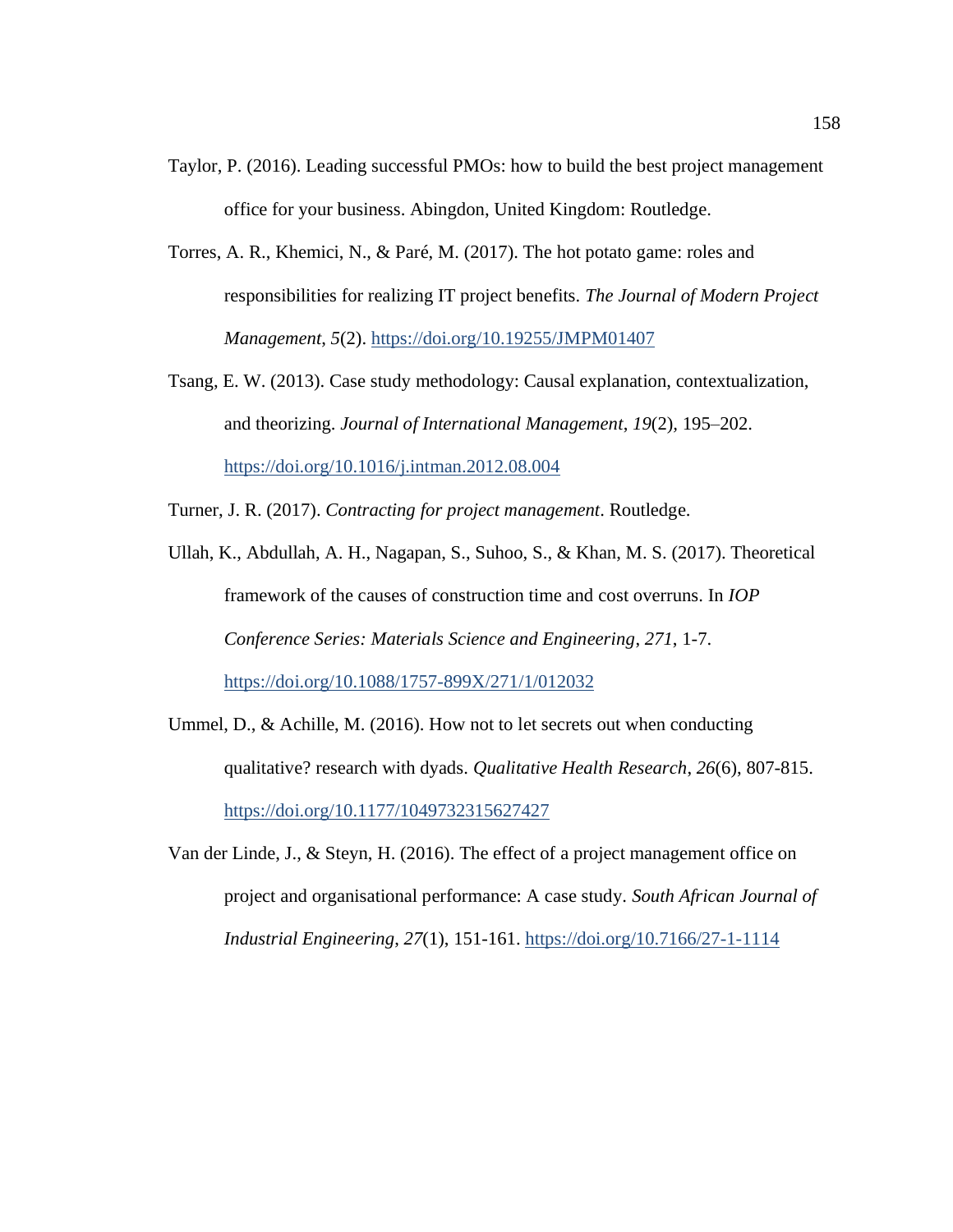Taylor, P. (2016). Leading successful PMOs: how to build the best project management office for your business. Abingdon, United Kingdom: Routledge.

Torres, A. R., Khemici, N., & Paré, M. (2017). The hot potato game: roles and responsibilities for realizing IT project benefits. *The Journal of Modern Project Management*, *5*(2). https://doi.org/10.19255/JMPM01407

Tsang, E. W. (2013). Case study methodology: Causal explanation, contextualization, and theorizing. *Journal of International Management*, *19*(2), 195–202. https://doi.org/10.1016/j.intman.2012.08.004

Turner, J. R. (2017). *Contracting for project management*. Routledge.

Ullah, K., Abdullah, A. H., Nagapan, S., Suhoo, S., & Khan, M. S. (2017). Theoretical framework of the causes of construction time and cost overruns. In *IOP Conference Series: Materials Science and Engineering*, *271*, 1-7. https://doi.org/10.1088/1757-899X/271/1/012032

Ummel, D., & Achille, M. (2016). How not to let secrets out when conducting qualitative? research with dyads. *Qualitative Health Research*, *26*(6), 807-815. https://doi.org/10.1177/1049732315627427

Van der Linde, J., & Steyn, H. (2016). The effect of a project management office on project and organisational performance: A case study. *South African Journal of Industrial Engineering*, *27*(1), 151-161. https://doi.org/10.7166/27-1-1114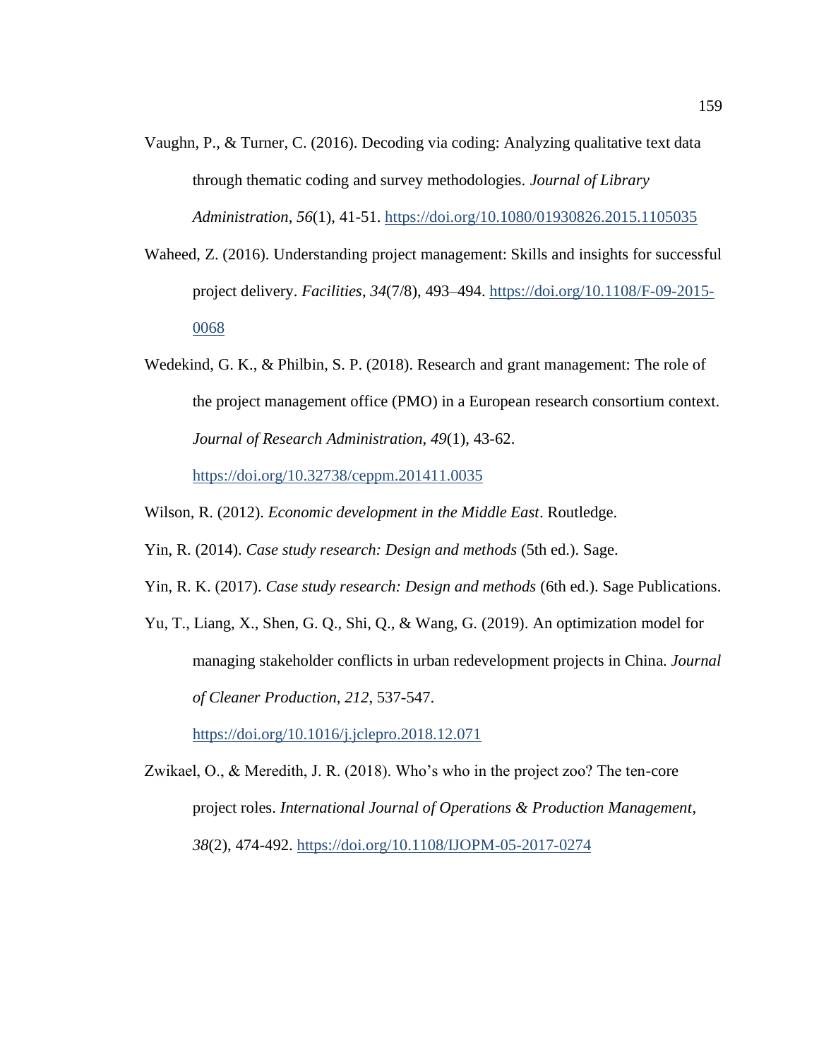Vaughn, P., & Turner, C. (2016). Decoding via coding: Analyzing qualitative text data through thematic coding and survey methodologies. *Journal of Library Administration*, *56*(1), 41-51. https://doi.org/10.1080/01930826.2015.1105035

Waheed, Z. (2016). Understanding project management: Skills and insights for successful project delivery. *Facilities*, *34*(7/8), 493–494. https://doi.org/10.1108/F-09-2015-0068

Wedekind, G. K., & Philbin, S. P. (2018). Research and grant management: The role of the project management office (PMO) in a European research consortium context. *Journal of Research Administration*, *49*(1), 43-62. https://doi.org/10.32738/ceppm.201411.0035

Wilson, R. (2012). *Economic development in the Middle East*. Routledge.

Yin, R. (2014). *Case study research: Design and methods* (5th ed.). Sage.

Yin, R. K. (2017). *Case study research: Design and methods* (6th ed.). Sage Publications.

Yu, T., Liang, X., Shen, G. Q., Shi, Q., & Wang, G. (2019). An optimization model for managing stakeholder conflicts in urban redevelopment projects in China. *Journal of Cleaner Production*, *212*, 537-547. https://doi.org/10.1016/j.jclepro.2018.12.071

Zwikael, O., & Meredith, J. R. (2018). Who's who in the project zoo? The ten-core project roles. *International Journal of Operations & Production Management*, *38*(2), 474-492. https://doi.org/10.1108/IJOPM-05-2017-0274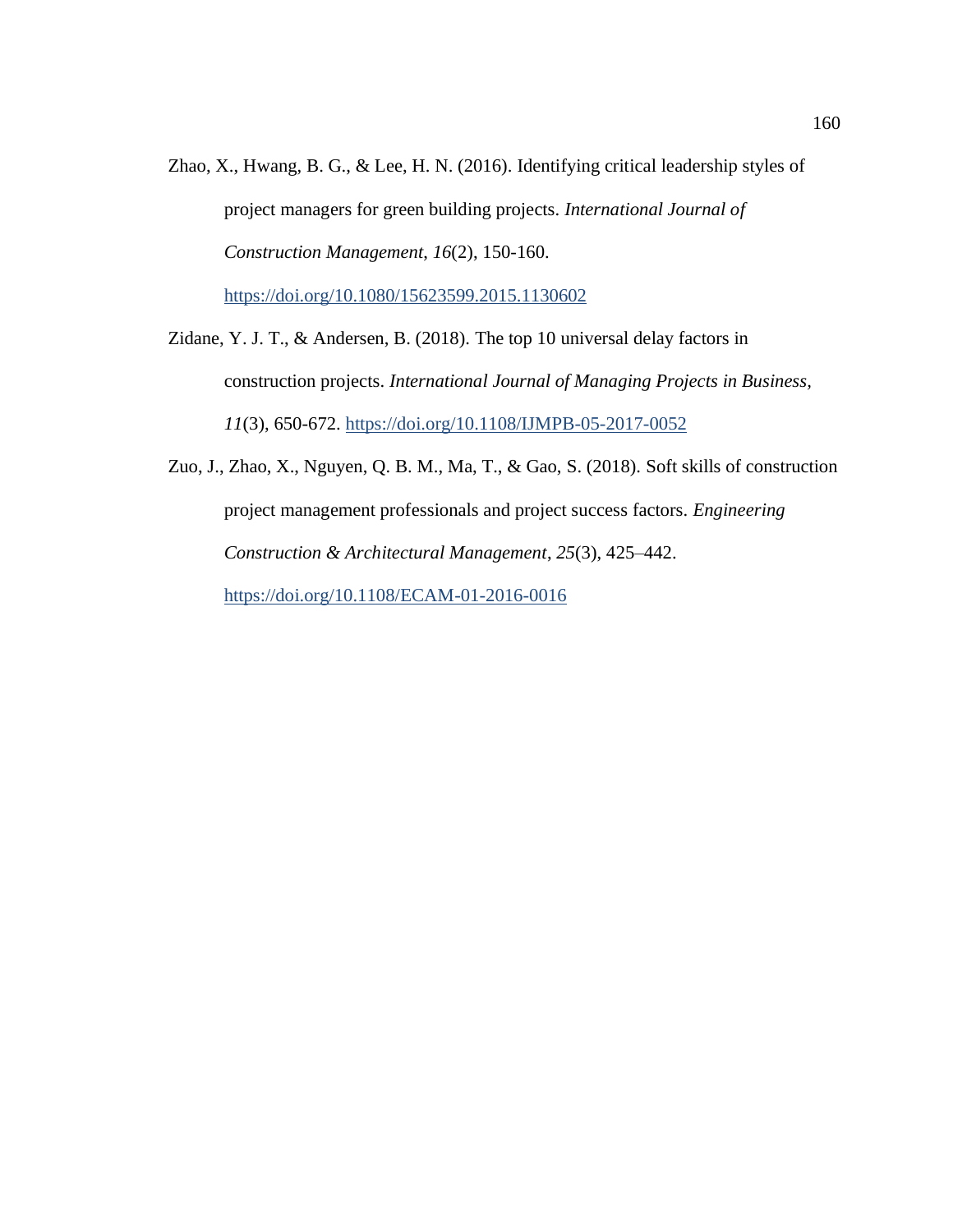Zhao, X., Hwang, B. G., & Lee, H. N. (2016). Identifying critical leadership styles of project managers for green building projects. *International Journal of Construction Management*, *16*(2), 150-160. https://doi.org/10.1080/15623599.2015.1130602

Zidane, Y. J. T., & Andersen, B. (2018). The top 10 universal delay factors in construction projects. *International Journal of Managing Projects in Business, 11*(3), 650-672. https://doi.org/10.1108/IJMPB-05-2017-0052

Zuo, J., Zhao, X., Nguyen, Q. B. M., Ma, T., & Gao, S. (2018). Soft skills of construction project management professionals and project success factors. *Engineering Construction & Architectural Management*, *25*(3), 425–442. https://doi.org/10.1108/ECAM-01-2016-0016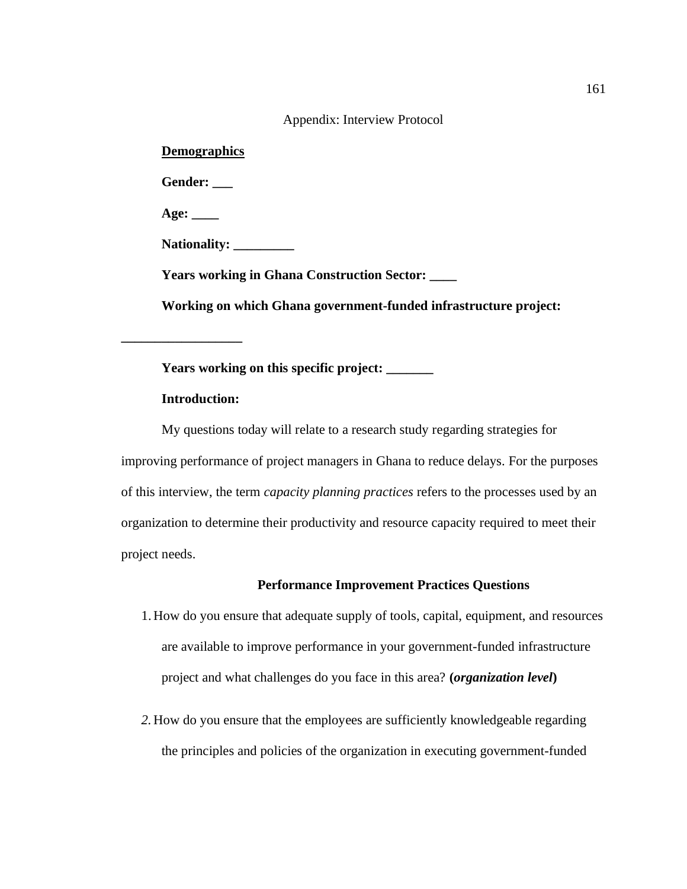Appendix: Interview Protocol

**Demographics**

**Gender: ___**

**Age: ____**

**Nationality: _________**

**Years working in Ghana Construction Sector: ____**

**Working on which Ghana government-funded infrastructure project:**

**__________________**

**Years working on this specific project: _______**

**Introduction:**

My questions today will relate to a research study regarding strategies for improving performance of project managers in Ghana to reduce delays. For the purposes of this interview, the term *capacity planning practices* refers to the processes used by an organization to determine their productivity and resource capacity required to meet their project needs.

**Performance Improvement Practices Questions**

1. How do you ensure that adequate supply of tools, capital, equipment, and resources are available to improve performance in your government-funded infrastructure project and what challenges do you face in this area? **(*organization level*)**

2. How do you ensure that the employees are sufficiently knowledgeable regarding the principles and policies of the organization in executing government-funded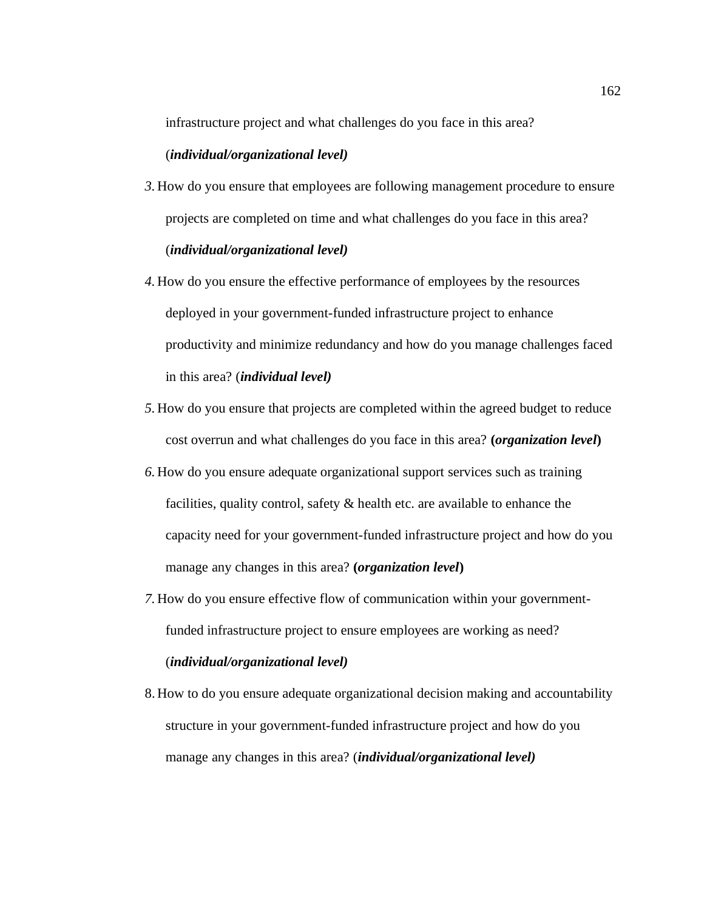infrastructure project and what challenges do you face in this area? (***individual/organizational level)***

3. How do you ensure that employees are following management procedure to ensure projects are completed on time and what challenges do you face in this area? (***individual/organizational level)***
4. How do you ensure the effective performance of employees by the resources deployed in your government-funded infrastructure project to enhance productivity and minimize redundancy and how do you manage challenges faced in this area? (***individual level)***
5. How do you ensure that projects are completed within the agreed budget to reduce cost overrun and what challenges do you face in this area? **(*organization level*)**
6. How do you ensure adequate organizational support services such as training facilities, quality control, safety & health etc. are available to enhance the capacity need for your government-funded infrastructure project and how do you manage any changes in this area? **(*organization level*)**
7. How do you ensure effective flow of communication within your government-funded infrastructure project to ensure employees are working as need? (***individual/organizational level)***
8. How to do you ensure adequate organizational decision making and accountability structure in your government-funded infrastructure project and how do you manage any changes in this area? (***individual/organizational level)***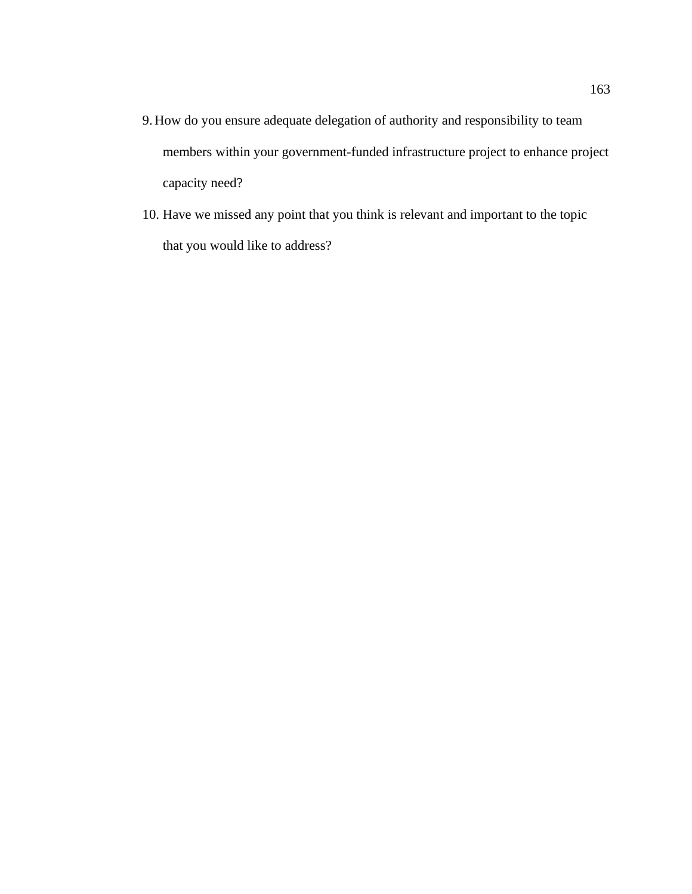9. How do you ensure adequate delegation of authority and responsibility to team members within your government-funded infrastructure project to enhance project capacity need?
10. Have we missed any point that you think is relevant and important to the topic that you would like to address?